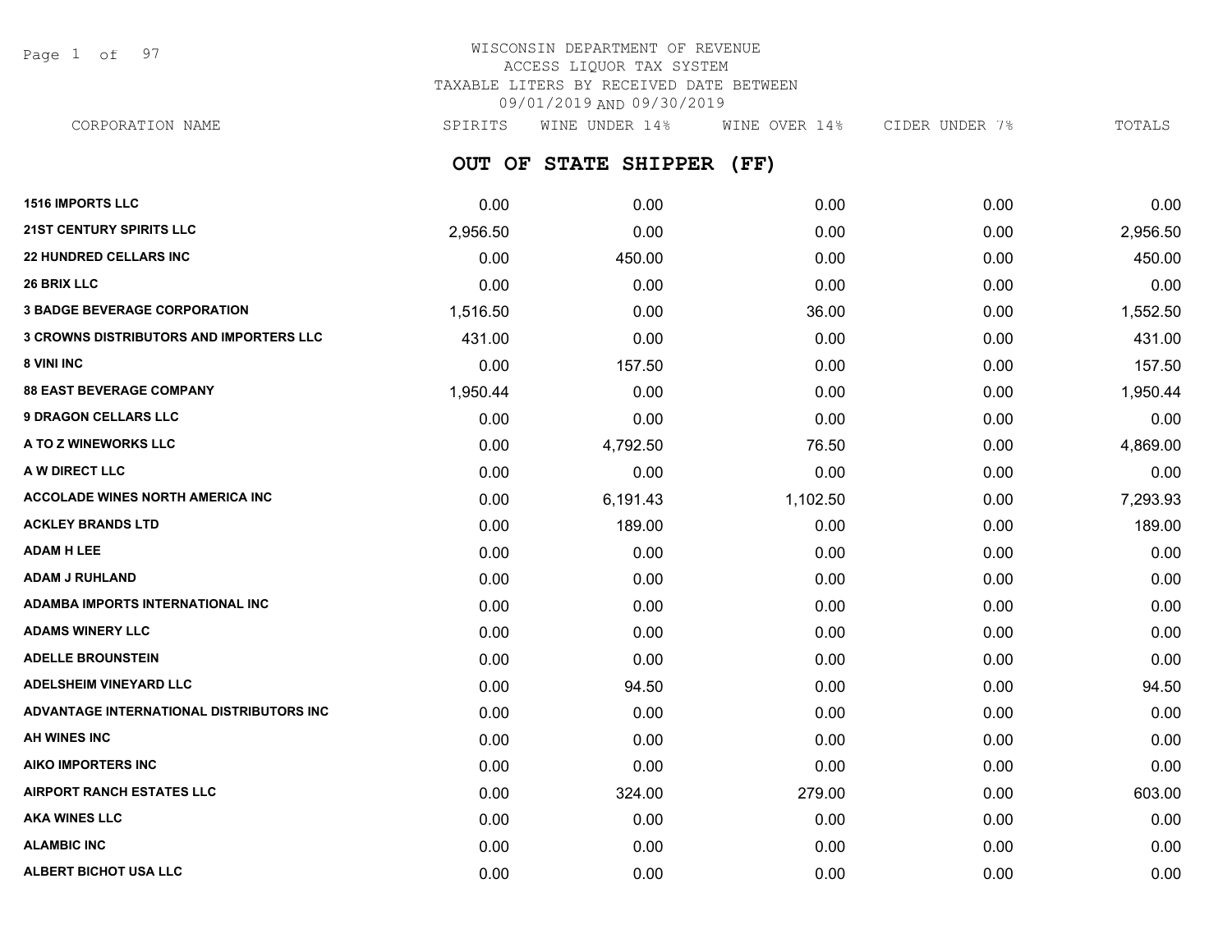# WISCONSIN DEPARTMENT OF REVENUE
## ACCESS LIQUOR TAX SYSTEM
## TAXABLE LITERS BY RECEIVED DATE BETWEEN 09/01/2019 AND 09/30/2019

## OUT OF STATE SHIPPER (FF)

| CORPORATION NAME | SPIRITS | WINE UNDER 14% | WINE OVER 14% | CIDER UNDER 7% | TOTALS |
|---|---|---|---|---|---|
| 1516 IMPORTS LLC | 0.00 | 0.00 | 0.00 | 0.00 | 0.00 |
| 21ST CENTURY SPIRITS LLC | 2,956.50 | 0.00 | 0.00 | 0.00 | 2,956.50 |
| 22 HUNDRED CELLARS INC | 0.00 | 450.00 | 0.00 | 0.00 | 450.00 |
| 26 BRIX LLC | 0.00 | 0.00 | 0.00 | 0.00 | 0.00 |
| 3 BADGE BEVERAGE CORPORATION | 1,516.50 | 0.00 | 36.00 | 0.00 | 1,552.50 |
| 3 CROWNS DISTRIBUTORS AND IMPORTERS LLC | 431.00 | 0.00 | 0.00 | 0.00 | 431.00 |
| 8 VINI INC | 0.00 | 157.50 | 0.00 | 0.00 | 157.50 |
| 88 EAST BEVERAGE COMPANY | 1,950.44 | 0.00 | 0.00 | 0.00 | 1,950.44 |
| 9 DRAGON CELLARS LLC | 0.00 | 0.00 | 0.00 | 0.00 | 0.00 |
| A TO Z WINEWORKS LLC | 0.00 | 4,792.50 | 76.50 | 0.00 | 4,869.00 |
| A W DIRECT LLC | 0.00 | 0.00 | 0.00 | 0.00 | 0.00 |
| ACCOLADE WINES NORTH AMERICA INC | 0.00 | 6,191.43 | 1,102.50 | 0.00 | 7,293.93 |
| ACKLEY BRANDS LTD | 0.00 | 189.00 | 0.00 | 0.00 | 189.00 |
| ADAM H LEE | 0.00 | 0.00 | 0.00 | 0.00 | 0.00 |
| ADAM J RUHLAND | 0.00 | 0.00 | 0.00 | 0.00 | 0.00 |
| ADAMBA IMPORTS INTERNATIONAL INC | 0.00 | 0.00 | 0.00 | 0.00 | 0.00 |
| ADAMS WINERY LLC | 0.00 | 0.00 | 0.00 | 0.00 | 0.00 |
| ADELLE BROUNSTEIN | 0.00 | 0.00 | 0.00 | 0.00 | 0.00 |
| ADELSHEIM VINEYARD LLC | 0.00 | 94.50 | 0.00 | 0.00 | 94.50 |
| ADVANTAGE INTERNATIONAL DISTRIBUTORS INC | 0.00 | 0.00 | 0.00 | 0.00 | 0.00 |
| AH WINES INC | 0.00 | 0.00 | 0.00 | 0.00 | 0.00 |
| AIKO IMPORTERS INC | 0.00 | 0.00 | 0.00 | 0.00 | 0.00 |
| AIRPORT RANCH ESTATES LLC | 0.00 | 324.00 | 279.00 | 0.00 | 603.00 |
| AKA WINES LLC | 0.00 | 0.00 | 0.00 | 0.00 | 0.00 |
| ALAMBIC INC | 0.00 | 0.00 | 0.00 | 0.00 | 0.00 |
| ALBERT BICHOT USA LLC | 0.00 | 0.00 | 0.00 | 0.00 | 0.00 |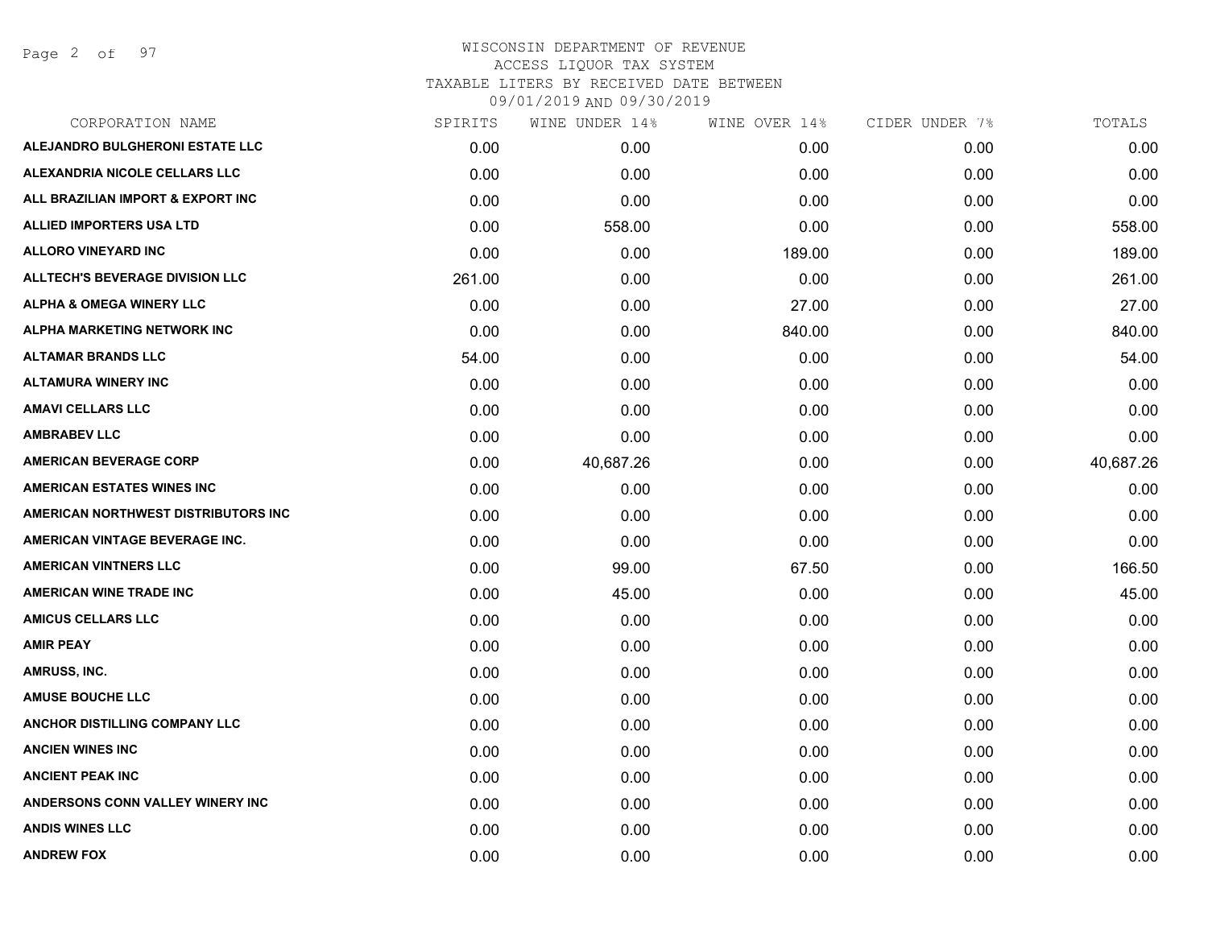# WISCONSIN DEPARTMENT OF REVENUE
## ACCESS LIQUOR TAX SYSTEM
### TAXABLE LITERS BY RECEIVED DATE BETWEEN 09/01/2019 AND 09/30/2019

| CORPORATION NAME | SPIRITS | WINE UNDER 14% | WINE OVER 14% | CIDER UNDER 7% | TOTALS |
|---|---|---|---|---|---|
| ALEJANDRO BULGHERONI ESTATE LLC | 0.00 | 0.00 | 0.00 | 0.00 | 0.00 |
| ALEXANDRIA NICOLE CELLARS LLC | 0.00 | 0.00 | 0.00 | 0.00 | 0.00 |
| ALL BRAZILIAN IMPORT & EXPORT INC | 0.00 | 0.00 | 0.00 | 0.00 | 0.00 |
| ALLIED IMPORTERS USA LTD | 0.00 | 558.00 | 0.00 | 0.00 | 558.00 |
| ALLORO VINEYARD INC | 0.00 | 0.00 | 189.00 | 0.00 | 189.00 |
| ALLTECH'S BEVERAGE DIVISION LLC | 261.00 | 0.00 | 0.00 | 0.00 | 261.00 |
| ALPHA & OMEGA WINERY LLC | 0.00 | 0.00 | 27.00 | 0.00 | 27.00 |
| ALPHA MARKETING NETWORK INC | 0.00 | 0.00 | 840.00 | 0.00 | 840.00 |
| ALTAMAR BRANDS LLC | 54.00 | 0.00 | 0.00 | 0.00 | 54.00 |
| ALTAMURA WINERY INC | 0.00 | 0.00 | 0.00 | 0.00 | 0.00 |
| AMAVI CELLARS LLC | 0.00 | 0.00 | 0.00 | 0.00 | 0.00 |
| AMBRABEV LLC | 0.00 | 0.00 | 0.00 | 0.00 | 0.00 |
| AMERICAN BEVERAGE CORP | 0.00 | 40,687.26 | 0.00 | 0.00 | 40,687.26 |
| AMERICAN ESTATES WINES INC | 0.00 | 0.00 | 0.00 | 0.00 | 0.00 |
| AMERICAN NORTHWEST DISTRIBUTORS INC | 0.00 | 0.00 | 0.00 | 0.00 | 0.00 |
| AMERICAN VINTAGE BEVERAGE INC. | 0.00 | 0.00 | 0.00 | 0.00 | 0.00 |
| AMERICAN VINTNERS LLC | 0.00 | 99.00 | 67.50 | 0.00 | 166.50 |
| AMERICAN WINE TRADE INC | 0.00 | 45.00 | 0.00 | 0.00 | 45.00 |
| AMICUS CELLARS LLC | 0.00 | 0.00 | 0.00 | 0.00 | 0.00 |
| AMIR PEAY | 0.00 | 0.00 | 0.00 | 0.00 | 0.00 |
| AMRUSS, INC. | 0.00 | 0.00 | 0.00 | 0.00 | 0.00 |
| AMUSE BOUCHE LLC | 0.00 | 0.00 | 0.00 | 0.00 | 0.00 |
| ANCHOR DISTILLING COMPANY LLC | 0.00 | 0.00 | 0.00 | 0.00 | 0.00 |
| ANCIEN WINES INC | 0.00 | 0.00 | 0.00 | 0.00 | 0.00 |
| ANCIENT PEAK INC | 0.00 | 0.00 | 0.00 | 0.00 | 0.00 |
| ANDERSONS CONN VALLEY WINERY INC | 0.00 | 0.00 | 0.00 | 0.00 | 0.00 |
| ANDIS WINES LLC | 0.00 | 0.00 | 0.00 | 0.00 | 0.00 |
| ANDREW FOX | 0.00 | 0.00 | 0.00 | 0.00 | 0.00 |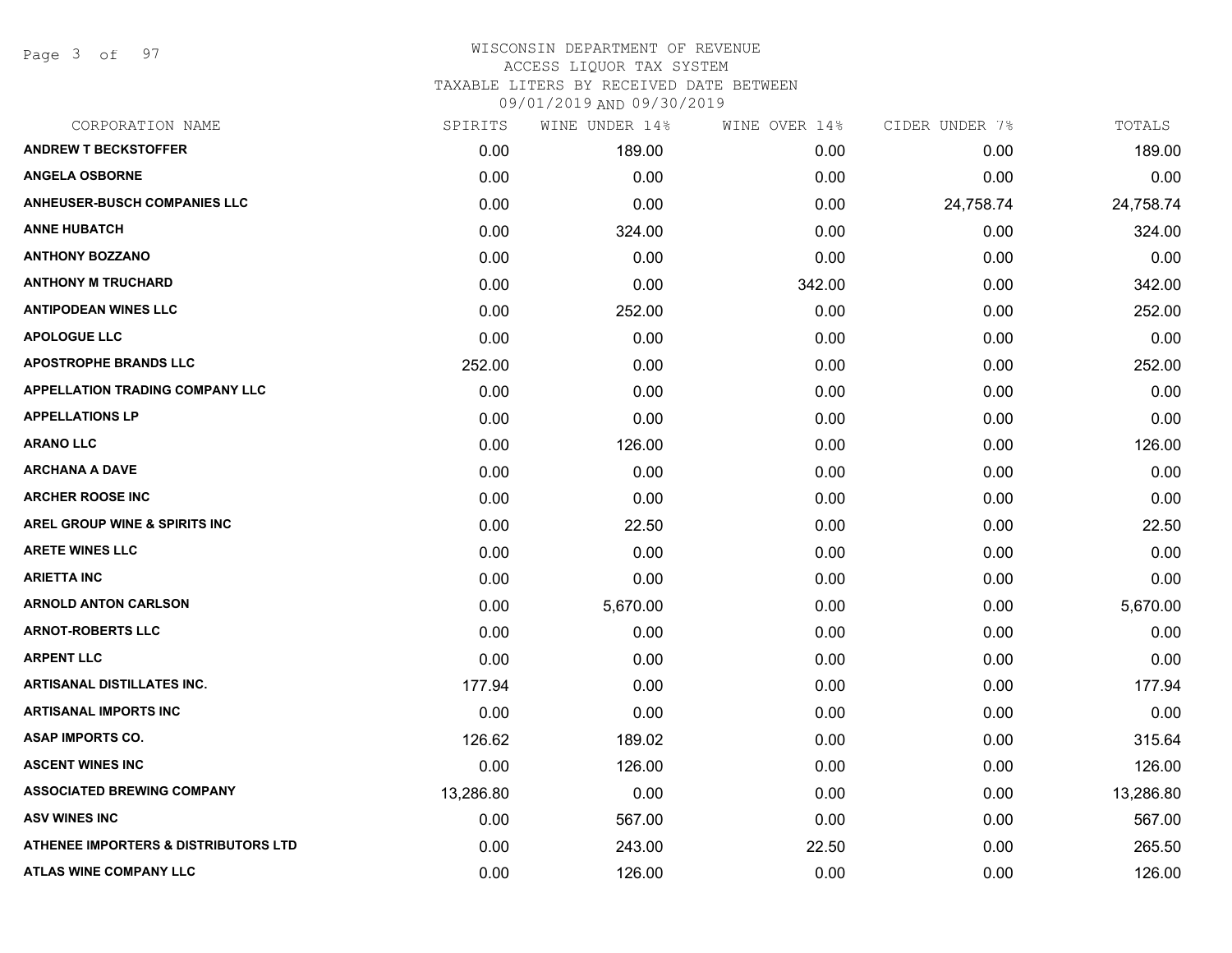# WISCONSIN DEPARTMENT OF REVENUE
## ACCESS LIQUOR TAX SYSTEM
### TAXABLE LITERS BY RECEIVED DATE BETWEEN 09/01/2019 AND 09/30/2019

| CORPORATION NAME | SPIRITS | WINE UNDER 14% | WINE OVER 14% | CIDER UNDER 7% | TOTALS |
|---|---|---|---|---|---|
| ANDREW T BECKSTOFFER | 0.00 | 189.00 | 0.00 | 0.00 | 189.00 |
| ANGELA OSBORNE | 0.00 | 0.00 | 0.00 | 0.00 | 0.00 |
| ANHEUSER-BUSCH COMPANIES LLC | 0.00 | 0.00 | 0.00 | 24,758.74 | 24,758.74 |
| ANNE HUBATCH | 0.00 | 324.00 | 0.00 | 0.00 | 324.00 |
| ANTHONY BOZZANO | 0.00 | 0.00 | 0.00 | 0.00 | 0.00 |
| ANTHONY M TRUCHARD | 0.00 | 0.00 | 342.00 | 0.00 | 342.00 |
| ANTIPODEAN WINES LLC | 0.00 | 252.00 | 0.00 | 0.00 | 252.00 |
| APOLOGUE LLC | 0.00 | 0.00 | 0.00 | 0.00 | 0.00 |
| APOSTROPHE BRANDS LLC | 252.00 | 0.00 | 0.00 | 0.00 | 252.00 |
| APPELLATION TRADING COMPANY LLC | 0.00 | 0.00 | 0.00 | 0.00 | 0.00 |
| APPELLATIONS LP | 0.00 | 0.00 | 0.00 | 0.00 | 0.00 |
| ARANO LLC | 0.00 | 126.00 | 0.00 | 0.00 | 126.00 |
| ARCHANA A DAVE | 0.00 | 0.00 | 0.00 | 0.00 | 0.00 |
| ARCHER ROOSE INC | 0.00 | 0.00 | 0.00 | 0.00 | 0.00 |
| AREL GROUP WINE & SPIRITS INC | 0.00 | 22.50 | 0.00 | 0.00 | 22.50 |
| ARETE WINES LLC | 0.00 | 0.00 | 0.00 | 0.00 | 0.00 |
| ARIETTA INC | 0.00 | 0.00 | 0.00 | 0.00 | 0.00 |
| ARNOLD ANTON CARLSON | 0.00 | 5,670.00 | 0.00 | 0.00 | 5,670.00 |
| ARNOT-ROBERTS LLC | 0.00 | 0.00 | 0.00 | 0.00 | 0.00 |
| ARPENT LLC | 0.00 | 0.00 | 0.00 | 0.00 | 0.00 |
| ARTISANAL DISTILLATES INC. | 177.94 | 0.00 | 0.00 | 0.00 | 177.94 |
| ARTISANAL IMPORTS INC | 0.00 | 0.00 | 0.00 | 0.00 | 0.00 |
| ASAP IMPORTS CO. | 126.62 | 189.02 | 0.00 | 0.00 | 315.64 |
| ASCENT WINES INC | 0.00 | 126.00 | 0.00 | 0.00 | 126.00 |
| ASSOCIATED BREWING COMPANY | 13,286.80 | 0.00 | 0.00 | 0.00 | 13,286.80 |
| ASV WINES INC | 0.00 | 567.00 | 0.00 | 0.00 | 567.00 |
| ATHENEE IMPORTERS & DISTRIBUTORS LTD | 0.00 | 243.00 | 22.50 | 0.00 | 265.50 |
| ATLAS WINE COMPANY LLC | 0.00 | 126.00 | 0.00 | 0.00 | 126.00 |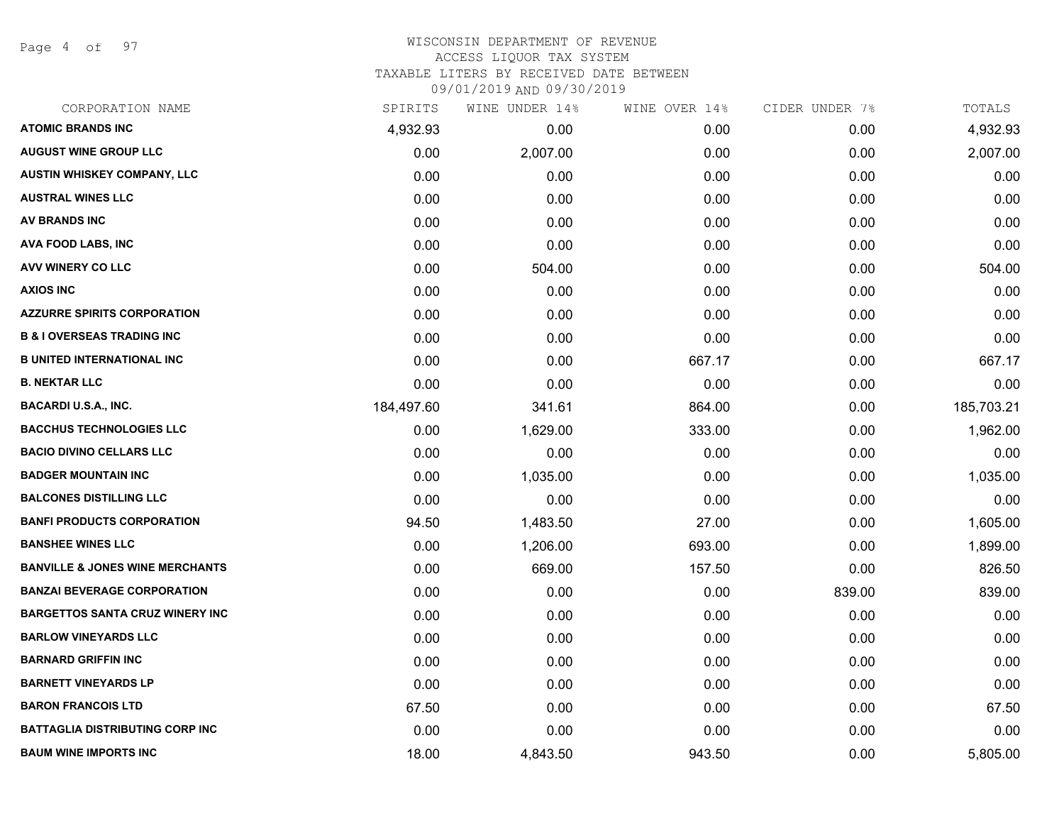WISCONSIN DEPARTMENT OF REVENUE
ACCESS LIQUOR TAX SYSTEM
TAXABLE LITERS BY RECEIVED DATE BETWEEN
09/01/2019 AND 09/30/2019

| CORPORATION NAME | SPIRITS | WINE UNDER 14% | WINE OVER 14% | CIDER UNDER 7% | TOTALS |
|---|---|---|---|---|---|
| ATOMIC BRANDS INC | 4,932.93 | 0.00 | 0.00 | 0.00 | 4,932.93 |
| AUGUST WINE GROUP LLC | 0.00 | 2,007.00 | 0.00 | 0.00 | 2,007.00 |
| AUSTIN WHISKEY COMPANY, LLC | 0.00 | 0.00 | 0.00 | 0.00 | 0.00 |
| AUSTRAL WINES LLC | 0.00 | 0.00 | 0.00 | 0.00 | 0.00 |
| AV BRANDS INC | 0.00 | 0.00 | 0.00 | 0.00 | 0.00 |
| AVA FOOD LABS, INC | 0.00 | 0.00 | 0.00 | 0.00 | 0.00 |
| AVV WINERY CO LLC | 0.00 | 504.00 | 0.00 | 0.00 | 504.00 |
| AXIOS INC | 0.00 | 0.00 | 0.00 | 0.00 | 0.00 |
| AZZURRE SPIRITS CORPORATION | 0.00 | 0.00 | 0.00 | 0.00 | 0.00 |
| B & I OVERSEAS TRADING INC | 0.00 | 0.00 | 0.00 | 0.00 | 0.00 |
| B UNITED INTERNATIONAL INC | 0.00 | 0.00 | 667.17 | 0.00 | 667.17 |
| B. NEKTAR LLC | 0.00 | 0.00 | 0.00 | 0.00 | 0.00 |
| BACARDI U.S.A., INC. | 184,497.60 | 341.61 | 864.00 | 0.00 | 185,703.21 |
| BACCHUS TECHNOLOGIES LLC | 0.00 | 1,629.00 | 333.00 | 0.00 | 1,962.00 |
| BACIO DIVINO CELLARS LLC | 0.00 | 0.00 | 0.00 | 0.00 | 0.00 |
| BADGER MOUNTAIN INC | 0.00 | 1,035.00 | 0.00 | 0.00 | 1,035.00 |
| BALCONES DISTILLING LLC | 0.00 | 0.00 | 0.00 | 0.00 | 0.00 |
| BANFI PRODUCTS CORPORATION | 94.50 | 1,483.50 | 27.00 | 0.00 | 1,605.00 |
| BANSHEE WINES LLC | 0.00 | 1,206.00 | 693.00 | 0.00 | 1,899.00 |
| BANVILLE & JONES WINE MERCHANTS | 0.00 | 669.00 | 157.50 | 0.00 | 826.50 |
| BANZAI BEVERAGE CORPORATION | 0.00 | 0.00 | 0.00 | 839.00 | 839.00 |
| BARGETTOS SANTA CRUZ WINERY INC | 0.00 | 0.00 | 0.00 | 0.00 | 0.00 |
| BARLOW VINEYARDS LLC | 0.00 | 0.00 | 0.00 | 0.00 | 0.00 |
| BARNARD GRIFFIN INC | 0.00 | 0.00 | 0.00 | 0.00 | 0.00 |
| BARNETT VINEYARDS LP | 0.00 | 0.00 | 0.00 | 0.00 | 0.00 |
| BARON FRANCOIS LTD | 67.50 | 0.00 | 0.00 | 0.00 | 67.50 |
| BATTAGLIA DISTRIBUTING CORP INC | 0.00 | 0.00 | 0.00 | 0.00 | 0.00 |
| BAUM WINE IMPORTS INC | 18.00 | 4,843.50 | 943.50 | 0.00 | 5,805.00 |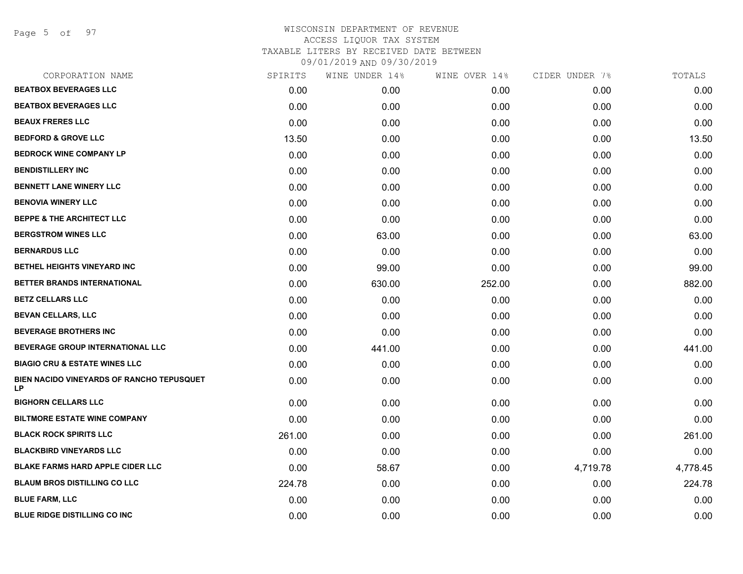WISCONSIN DEPARTMENT OF REVENUE
ACCESS LIQUOR TAX SYSTEM
TAXABLE LITERS BY RECEIVED DATE BETWEEN
09/01/2019 AND 09/30/2019

| CORPORATION NAME | SPIRITS | WINE UNDER 14% | WINE OVER 14% | CIDER UNDER 7% | TOTALS |
|---|---|---|---|---|---|
| **BEATBOX BEVERAGES LLC** | 0.00 | 0.00 | 0.00 | 0.00 | 0.00 |
| **BEATBOX BEVERAGES LLC** | 0.00 | 0.00 | 0.00 | 0.00 | 0.00 |
| **BEAUX FRERES LLC** | 0.00 | 0.00 | 0.00 | 0.00 | 0.00 |
| **BEDFORD & GROVE LLC** | 13.50 | 0.00 | 0.00 | 0.00 | 13.50 |
| **BEDROCK WINE COMPANY LP** | 0.00 | 0.00 | 0.00 | 0.00 | 0.00 |
| **BENDISTILLERY INC** | 0.00 | 0.00 | 0.00 | 0.00 | 0.00 |
| **BENNETT LANE WINERY LLC** | 0.00 | 0.00 | 0.00 | 0.00 | 0.00 |
| **BENOVIA WINERY LLC** | 0.00 | 0.00 | 0.00 | 0.00 | 0.00 |
| **BEPPE & THE ARCHITECT LLC** | 0.00 | 0.00 | 0.00 | 0.00 | 0.00 |
| **BERGSTROM WINES LLC** | 0.00 | 63.00 | 0.00 | 0.00 | 63.00 |
| **BERNARDUS LLC** | 0.00 | 0.00 | 0.00 | 0.00 | 0.00 |
| **BETHEL HEIGHTS VINEYARD INC** | 0.00 | 99.00 | 0.00 | 0.00 | 99.00 |
| **BETTER BRANDS INTERNATIONAL** | 0.00 | 630.00 | 252.00 | 0.00 | 882.00 |
| **BETZ CELLARS LLC** | 0.00 | 0.00 | 0.00 | 0.00 | 0.00 |
| **BEVAN CELLARS, LLC** | 0.00 | 0.00 | 0.00 | 0.00 | 0.00 |
| **BEVERAGE BROTHERS INC** | 0.00 | 0.00 | 0.00 | 0.00 | 0.00 |
| **BEVERAGE GROUP INTERNATIONAL LLC** | 0.00 | 441.00 | 0.00 | 0.00 | 441.00 |
| **BIAGIO CRU & ESTATE WINES LLC** | 0.00 | 0.00 | 0.00 | 0.00 | 0.00 |
| **BIEN NACIDO VINEYARDS OF RANCHO TEPUSQUET LP** | 0.00 | 0.00 | 0.00 | 0.00 | 0.00 |
| **BIGHORN CELLARS LLC** | 0.00 | 0.00 | 0.00 | 0.00 | 0.00 |
| **BILTMORE ESTATE WINE COMPANY** | 0.00 | 0.00 | 0.00 | 0.00 | 0.00 |
| **BLACK ROCK SPIRITS LLC** | 261.00 | 0.00 | 0.00 | 0.00 | 261.00 |
| **BLACKBIRD VINEYARDS LLC** | 0.00 | 0.00 | 0.00 | 0.00 | 0.00 |
| **BLAKE FARMS HARD APPLE CIDER LLC** | 0.00 | 58.67 | 0.00 | 4,719.78 | 4,778.45 |
| **BLAUM BROS DISTILLING CO LLC** | 224.78 | 0.00 | 0.00 | 0.00 | 224.78 |
| **BLUE FARM, LLC** | 0.00 | 0.00 | 0.00 | 0.00 | 0.00 |
| **BLUE RIDGE DISTILLING CO INC** | 0.00 | 0.00 | 0.00 | 0.00 | 0.00 |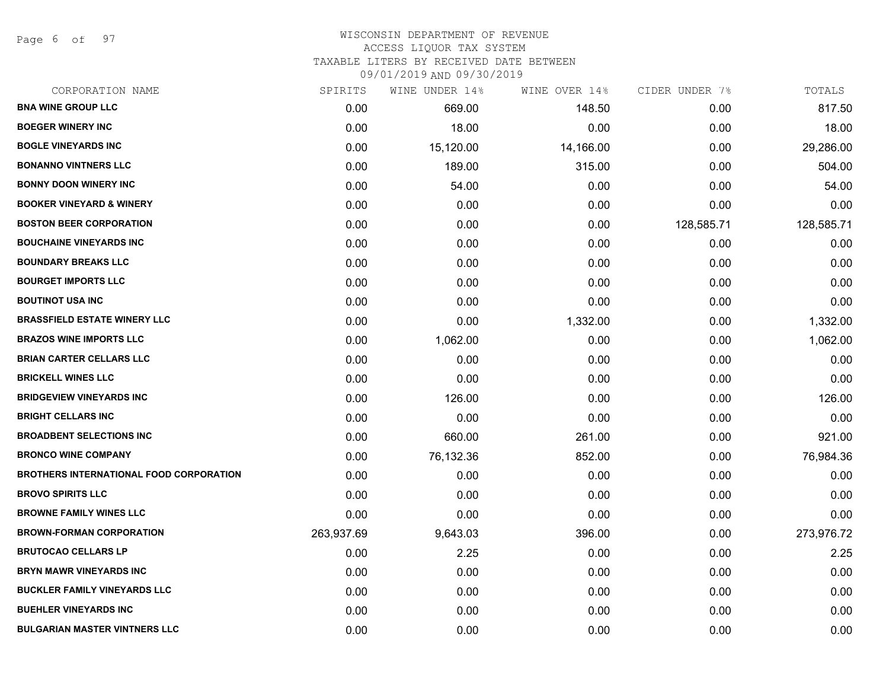WISCONSIN DEPARTMENT OF REVENUE
ACCESS LIQUOR TAX SYSTEM
TAXABLE LITERS BY RECEIVED DATE BETWEEN
09/01/2019 AND 09/30/2019

| CORPORATION NAME | SPIRITS | WINE UNDER 14% | WINE OVER 14% | CIDER UNDER 7% | TOTALS |
|---|---|---|---|---|---|
| BNA WINE GROUP LLC | 0.00 | 669.00 | 148.50 | 0.00 | 817.50 |
| BOEGER WINERY INC | 0.00 | 18.00 | 0.00 | 0.00 | 18.00 |
| BOGLE VINEYARDS INC | 0.00 | 15,120.00 | 14,166.00 | 0.00 | 29,286.00 |
| BONANNO VINTNERS LLC | 0.00 | 189.00 | 315.00 | 0.00 | 504.00 |
| BONNY DOON WINERY INC | 0.00 | 54.00 | 0.00 | 0.00 | 54.00 |
| BOOKER VINEYARD & WINERY | 0.00 | 0.00 | 0.00 | 0.00 | 0.00 |
| BOSTON BEER CORPORATION | 0.00 | 0.00 | 0.00 | 128,585.71 | 128,585.71 |
| BOUCHAINE VINEYARDS INC | 0.00 | 0.00 | 0.00 | 0.00 | 0.00 |
| BOUNDARY BREAKS LLC | 0.00 | 0.00 | 0.00 | 0.00 | 0.00 |
| BOURGET IMPORTS LLC | 0.00 | 0.00 | 0.00 | 0.00 | 0.00 |
| BOUTINOT USA INC | 0.00 | 0.00 | 0.00 | 0.00 | 0.00 |
| BRASSFIELD ESTATE WINERY LLC | 0.00 | 0.00 | 1,332.00 | 0.00 | 1,332.00 |
| BRAZOS WINE IMPORTS LLC | 0.00 | 1,062.00 | 0.00 | 0.00 | 1,062.00 |
| BRIAN CARTER CELLARS LLC | 0.00 | 0.00 | 0.00 | 0.00 | 0.00 |
| BRICKELL WINES LLC | 0.00 | 0.00 | 0.00 | 0.00 | 0.00 |
| BRIDGEVIEW VINEYARDS INC | 0.00 | 126.00 | 0.00 | 0.00 | 126.00 |
| BRIGHT CELLARS INC | 0.00 | 0.00 | 0.00 | 0.00 | 0.00 |
| BROADBENT SELECTIONS INC | 0.00 | 660.00 | 261.00 | 0.00 | 921.00 |
| BRONCO WINE COMPANY | 0.00 | 76,132.36 | 852.00 | 0.00 | 76,984.36 |
| BROTHERS INTERNATIONAL FOOD CORPORATION | 0.00 | 0.00 | 0.00 | 0.00 | 0.00 |
| BROVO SPIRITS LLC | 0.00 | 0.00 | 0.00 | 0.00 | 0.00 |
| BROWNE FAMILY WINES LLC | 0.00 | 0.00 | 0.00 | 0.00 | 0.00 |
| BROWN-FORMAN CORPORATION | 263,937.69 | 9,643.03 | 396.00 | 0.00 | 273,976.72 |
| BRUTOCAO CELLARS LP | 0.00 | 2.25 | 0.00 | 0.00 | 2.25 |
| BRYN MAWR VINEYARDS INC | 0.00 | 0.00 | 0.00 | 0.00 | 0.00 |
| BUCKLER FAMILY VINEYARDS LLC | 0.00 | 0.00 | 0.00 | 0.00 | 0.00 |
| BUEHLER VINEYARDS INC | 0.00 | 0.00 | 0.00 | 0.00 | 0.00 |
| BULGARIAN MASTER VINTNERS LLC | 0.00 | 0.00 | 0.00 | 0.00 | 0.00 |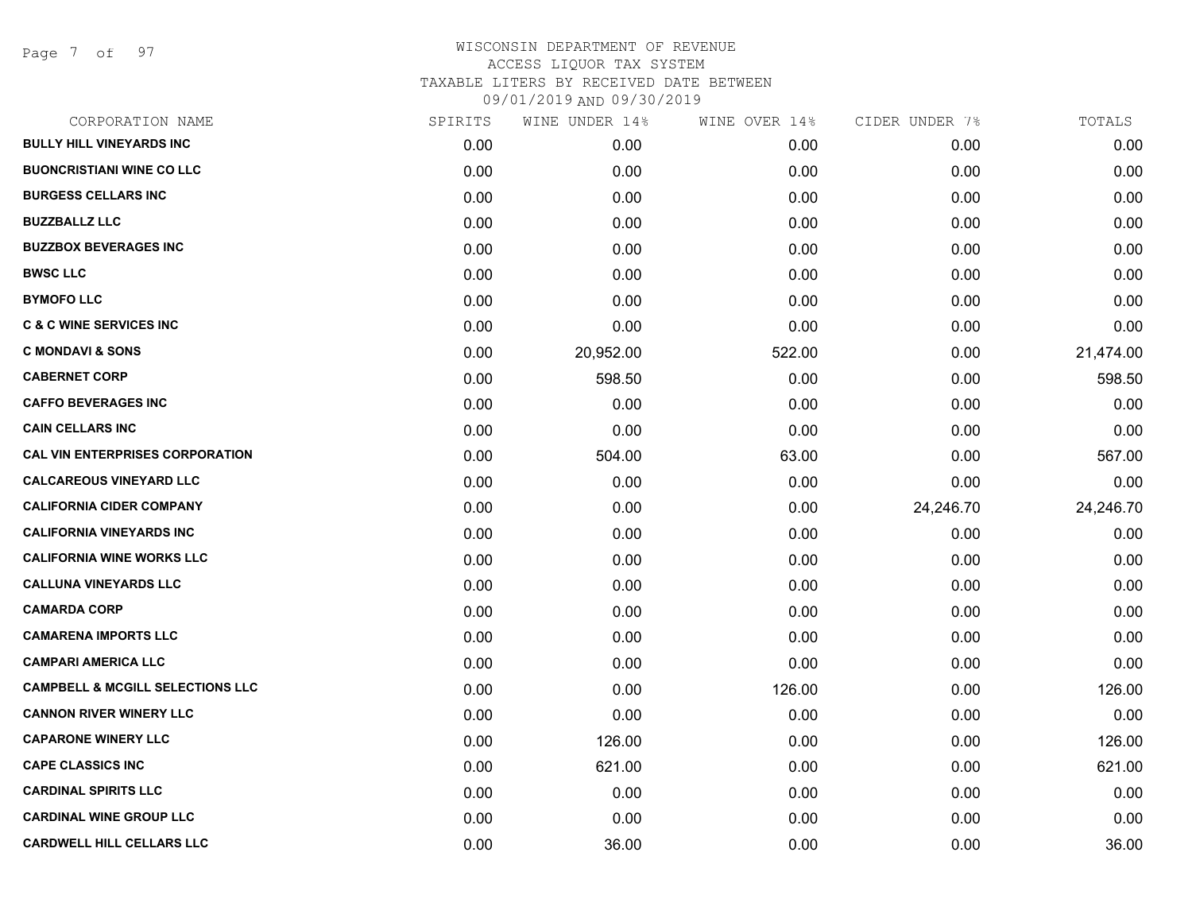# WISCONSIN DEPARTMENT OF REVENUE
## ACCESS LIQUOR TAX SYSTEM
### TAXABLE LITERS BY RECEIVED DATE BETWEEN 09/01/2019 AND 09/30/2019

| CORPORATION NAME | SPIRITS | WINE UNDER 14% | WINE OVER 14% | CIDER UNDER 7% | TOTALS |
|---|---|---|---|---|---|
| BULLY HILL VINEYARDS INC | 0.00 | 0.00 | 0.00 | 0.00 | 0.00 |
| BUONCRISTIANI WINE CO LLC | 0.00 | 0.00 | 0.00 | 0.00 | 0.00 |
| BURGESS CELLARS INC | 0.00 | 0.00 | 0.00 | 0.00 | 0.00 |
| BUZZBALLZ LLC | 0.00 | 0.00 | 0.00 | 0.00 | 0.00 |
| BUZZBOX BEVERAGES INC | 0.00 | 0.00 | 0.00 | 0.00 | 0.00 |
| BWSC LLC | 0.00 | 0.00 | 0.00 | 0.00 | 0.00 |
| BYMOFO LLC | 0.00 | 0.00 | 0.00 | 0.00 | 0.00 |
| C & C WINE SERVICES INC | 0.00 | 0.00 | 0.00 | 0.00 | 0.00 |
| C MONDAVI & SONS | 0.00 | 20,952.00 | 522.00 | 0.00 | 21,474.00 |
| CABERNET CORP | 0.00 | 598.50 | 0.00 | 0.00 | 598.50 |
| CAFFO BEVERAGES INC | 0.00 | 0.00 | 0.00 | 0.00 | 0.00 |
| CAIN CELLARS INC | 0.00 | 0.00 | 0.00 | 0.00 | 0.00 |
| CAL VIN ENTERPRISES CORPORATION | 0.00 | 504.00 | 63.00 | 0.00 | 567.00 |
| CALCAREOUS VINEYARD LLC | 0.00 | 0.00 | 0.00 | 0.00 | 0.00 |
| CALIFORNIA CIDER COMPANY | 0.00 | 0.00 | 0.00 | 24,246.70 | 24,246.70 |
| CALIFORNIA VINEYARDS INC | 0.00 | 0.00 | 0.00 | 0.00 | 0.00 |
| CALIFORNIA WINE WORKS LLC | 0.00 | 0.00 | 0.00 | 0.00 | 0.00 |
| CALLUNA VINEYARDS LLC | 0.00 | 0.00 | 0.00 | 0.00 | 0.00 |
| CAMARDA CORP | 0.00 | 0.00 | 0.00 | 0.00 | 0.00 |
| CAMARENA IMPORTS LLC | 0.00 | 0.00 | 0.00 | 0.00 | 0.00 |
| CAMPARI AMERICA LLC | 0.00 | 0.00 | 0.00 | 0.00 | 0.00 |
| CAMPBELL & MCGILL SELECTIONS LLC | 0.00 | 0.00 | 126.00 | 0.00 | 126.00 |
| CANNON RIVER WINERY LLC | 0.00 | 0.00 | 0.00 | 0.00 | 0.00 |
| CAPARONE WINERY LLC | 0.00 | 126.00 | 0.00 | 0.00 | 126.00 |
| CAPE CLASSICS INC | 0.00 | 621.00 | 0.00 | 0.00 | 621.00 |
| CARDINAL SPIRITS LLC | 0.00 | 0.00 | 0.00 | 0.00 | 0.00 |
| CARDINAL WINE GROUP LLC | 0.00 | 0.00 | 0.00 | 0.00 | 0.00 |
| CARDWELL HILL CELLARS LLC | 0.00 | 36.00 | 0.00 | 0.00 | 36.00 |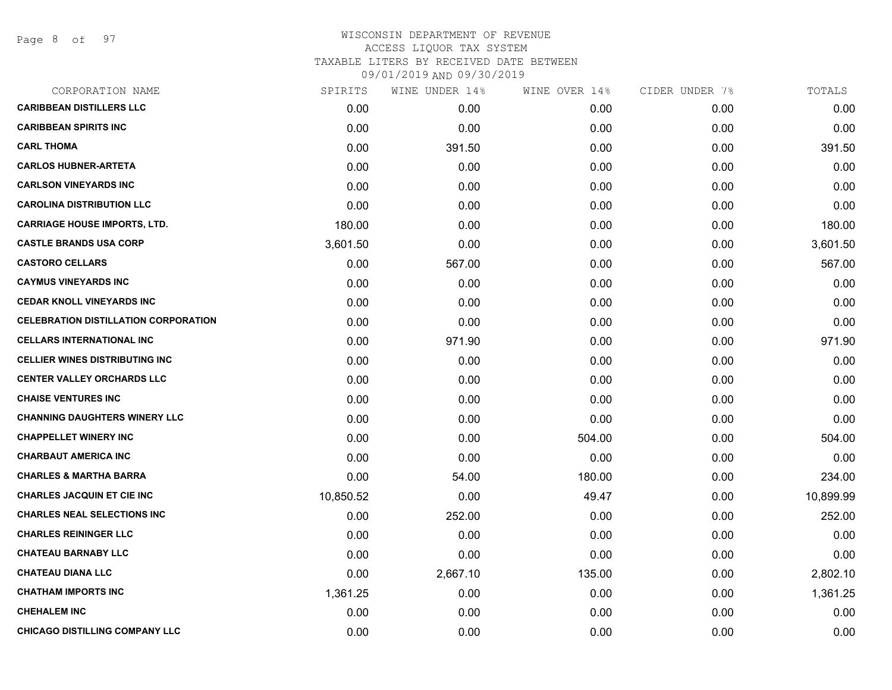WISCONSIN DEPARTMENT OF REVENUE
ACCESS LIQUOR TAX SYSTEM
TAXABLE LITERS BY RECEIVED DATE BETWEEN
09/01/2019 AND 09/30/2019

| CORPORATION NAME | SPIRITS | WINE UNDER 14% | WINE OVER 14% | CIDER UNDER 7% | TOTALS |
|---|---|---|---|---|---|
| **CARIBBEAN DISTILLERS LLC** | 0.00 | 0.00 | 0.00 | 0.00 | 0.00 |
| **CARIBBEAN SPIRITS INC** | 0.00 | 0.00 | 0.00 | 0.00 | 0.00 |
| **CARL THOMA** | 0.00 | 391.50 | 0.00 | 0.00 | 391.50 |
| **CARLOS HUBNER-ARTETA** | 0.00 | 0.00 | 0.00 | 0.00 | 0.00 |
| **CARLSON VINEYARDS INC** | 0.00 | 0.00 | 0.00 | 0.00 | 0.00 |
| **CAROLINA DISTRIBUTION LLC** | 0.00 | 0.00 | 0.00 | 0.00 | 0.00 |
| **CARRIAGE HOUSE IMPORTS, LTD.** | 180.00 | 0.00 | 0.00 | 0.00 | 180.00 |
| **CASTLE BRANDS USA CORP** | 3,601.50 | 0.00 | 0.00 | 0.00 | 3,601.50 |
| **CASTORO CELLARS** | 0.00 | 567.00 | 0.00 | 0.00 | 567.00 |
| **CAYMUS VINEYARDS INC** | 0.00 | 0.00 | 0.00 | 0.00 | 0.00 |
| **CEDAR KNOLL VINEYARDS INC** | 0.00 | 0.00 | 0.00 | 0.00 | 0.00 |
| **CELEBRATION DISTILLATION CORPORATION** | 0.00 | 0.00 | 0.00 | 0.00 | 0.00 |
| **CELLARS INTERNATIONAL INC** | 0.00 | 971.90 | 0.00 | 0.00 | 971.90 |
| **CELLIER WINES DISTRIBUTING INC** | 0.00 | 0.00 | 0.00 | 0.00 | 0.00 |
| **CENTER VALLEY ORCHARDS LLC** | 0.00 | 0.00 | 0.00 | 0.00 | 0.00 |
| **CHAISE VENTURES INC** | 0.00 | 0.00 | 0.00 | 0.00 | 0.00 |
| **CHANNING DAUGHTERS WINERY LLC** | 0.00 | 0.00 | 0.00 | 0.00 | 0.00 |
| **CHAPPELLET WINERY INC** | 0.00 | 0.00 | 504.00 | 0.00 | 504.00 |
| **CHARBAUT AMERICA INC** | 0.00 | 0.00 | 0.00 | 0.00 | 0.00 |
| **CHARLES & MARTHA BARRA** | 0.00 | 54.00 | 180.00 | 0.00 | 234.00 |
| **CHARLES JACQUIN ET CIE INC** | 10,850.52 | 0.00 | 49.47 | 0.00 | 10,899.99 |
| **CHARLES NEAL SELECTIONS INC** | 0.00 | 252.00 | 0.00 | 0.00 | 252.00 |
| **CHARLES REININGER LLC** | 0.00 | 0.00 | 0.00 | 0.00 | 0.00 |
| **CHATEAU BARNABY LLC** | 0.00 | 0.00 | 0.00 | 0.00 | 0.00 |
| **CHATEAU DIANA LLC** | 0.00 | 2,667.10 | 135.00 | 0.00 | 2,802.10 |
| **CHATHAM IMPORTS INC** | 1,361.25 | 0.00 | 0.00 | 0.00 | 1,361.25 |
| **CHEHALEM INC** | 0.00 | 0.00 | 0.00 | 0.00 | 0.00 |
| **CHICAGO DISTILLING COMPANY LLC** | 0.00 | 0.00 | 0.00 | 0.00 | 0.00 |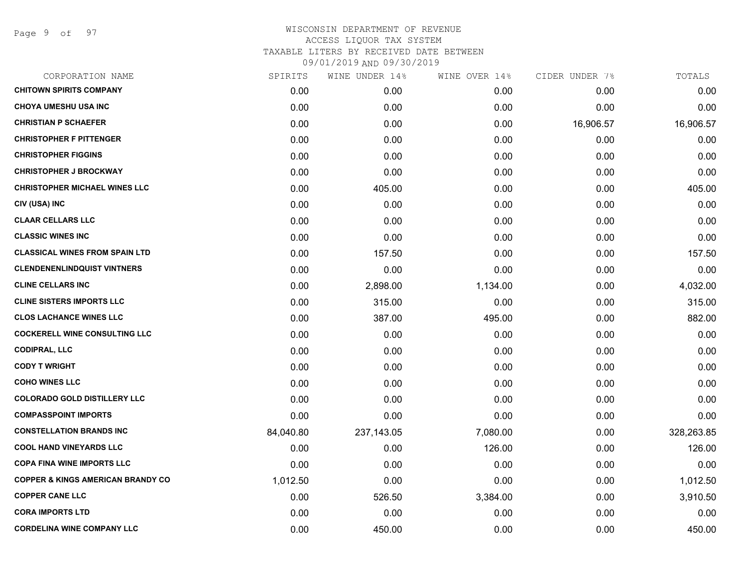# WISCONSIN DEPARTMENT OF REVENUE
## ACCESS LIQUOR TAX SYSTEM
### TAXABLE LITERS BY RECEIVED DATE BETWEEN 09/01/2019 AND 09/30/2019

| CORPORATION NAME | SPIRITS | WINE UNDER 14% | WINE OVER 14% | CIDER UNDER 7% | TOTALS |
|---|---|---|---|---|---|
| CHITOWN SPIRITS COMPANY | 0.00 | 0.00 | 0.00 | 0.00 | 0.00 |
| CHOYA UMESHU USA INC | 0.00 | 0.00 | 0.00 | 0.00 | 0.00 |
| CHRISTIAN P SCHAEFER | 0.00 | 0.00 | 0.00 | 16,906.57 | 16,906.57 |
| CHRISTOPHER F PITTENGER | 0.00 | 0.00 | 0.00 | 0.00 | 0.00 |
| CHRISTOPHER FIGGINS | 0.00 | 0.00 | 0.00 | 0.00 | 0.00 |
| CHRISTOPHER J BROCKWAY | 0.00 | 0.00 | 0.00 | 0.00 | 0.00 |
| CHRISTOPHER MICHAEL WINES LLC | 0.00 | 405.00 | 0.00 | 0.00 | 405.00 |
| CIV (USA) INC | 0.00 | 0.00 | 0.00 | 0.00 | 0.00 |
| CLAAR CELLARS LLC | 0.00 | 0.00 | 0.00 | 0.00 | 0.00 |
| CLASSIC WINES INC | 0.00 | 0.00 | 0.00 | 0.00 | 0.00 |
| CLASSICAL WINES FROM SPAIN LTD | 0.00 | 157.50 | 0.00 | 0.00 | 157.50 |
| CLENDENENLINDQUIST VINTNERS | 0.00 | 0.00 | 0.00 | 0.00 | 0.00 |
| CLINE CELLARS INC | 0.00 | 2,898.00 | 1,134.00 | 0.00 | 4,032.00 |
| CLINE SISTERS IMPORTS LLC | 0.00 | 315.00 | 0.00 | 0.00 | 315.00 |
| CLOS LACHANCE WINES LLC | 0.00 | 387.00 | 495.00 | 0.00 | 882.00 |
| COCKERELL WINE CONSULTING LLC | 0.00 | 0.00 | 0.00 | 0.00 | 0.00 |
| CODIPRAL, LLC | 0.00 | 0.00 | 0.00 | 0.00 | 0.00 |
| CODY T WRIGHT | 0.00 | 0.00 | 0.00 | 0.00 | 0.00 |
| COHO WINES LLC | 0.00 | 0.00 | 0.00 | 0.00 | 0.00 |
| COLORADO GOLD DISTILLERY LLC | 0.00 | 0.00 | 0.00 | 0.00 | 0.00 |
| COMPASSPOINT IMPORTS | 0.00 | 0.00 | 0.00 | 0.00 | 0.00 |
| CONSTELLATION BRANDS INC | 84,040.80 | 237,143.05 | 7,080.00 | 0.00 | 328,263.85 |
| COOL HAND VINEYARDS LLC | 0.00 | 0.00 | 126.00 | 0.00 | 126.00 |
| COPA FINA WINE IMPORTS LLC | 0.00 | 0.00 | 0.00 | 0.00 | 0.00 |
| COPPER & KINGS AMERICAN BRANDY CO | 1,012.50 | 0.00 | 0.00 | 0.00 | 1,012.50 |
| COPPER CANE LLC | 0.00 | 526.50 | 3,384.00 | 0.00 | 3,910.50 |
| CORA IMPORTS LTD | 0.00 | 0.00 | 0.00 | 0.00 | 0.00 |
| CORDELINA WINE COMPANY LLC | 0.00 | 450.00 | 0.00 | 0.00 | 450.00 |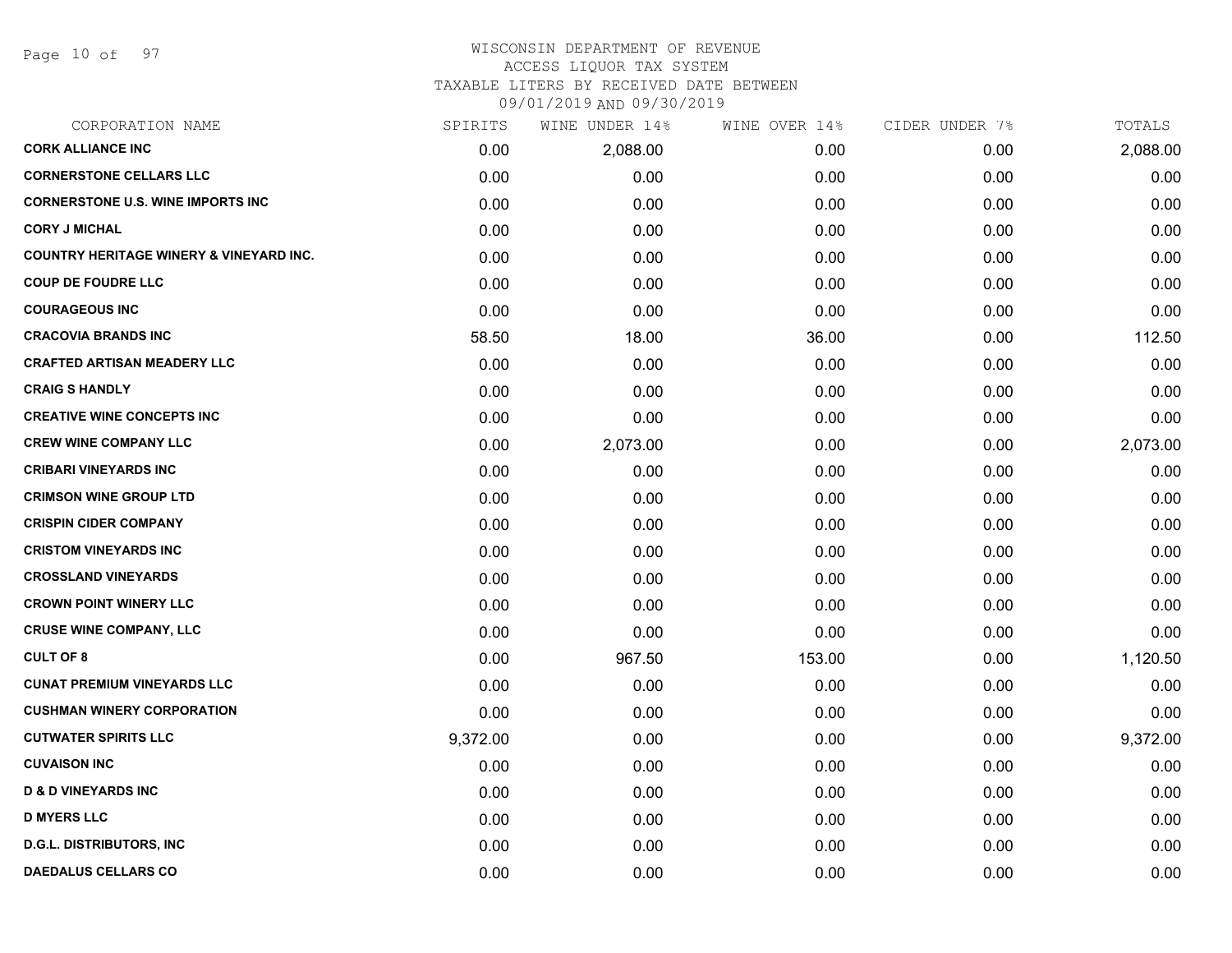WISCONSIN DEPARTMENT OF REVENUE
ACCESS LIQUOR TAX SYSTEM
TAXABLE LITERS BY RECEIVED DATE BETWEEN
09/01/2019 AND 09/30/2019

| CORPORATION NAME | SPIRITS | WINE UNDER 14% | WINE OVER 14% | CIDER UNDER 7% | TOTALS |
|---|---|---|---|---|---|
| **CORK ALLIANCE INC** | 0.00 | 2,088.00 | 0.00 | 0.00 | 2,088.00 |
| **CORNERSTONE CELLARS LLC** | 0.00 | 0.00 | 0.00 | 0.00 | 0.00 |
| **CORNERSTONE U.S. WINE IMPORTS INC** | 0.00 | 0.00 | 0.00 | 0.00 | 0.00 |
| **CORY J MICHAL** | 0.00 | 0.00 | 0.00 | 0.00 | 0.00 |
| **COUNTRY HERITAGE WINERY & VINEYARD INC.** | 0.00 | 0.00 | 0.00 | 0.00 | 0.00 |
| **COUP DE FOUDRE LLC** | 0.00 | 0.00 | 0.00 | 0.00 | 0.00 |
| **COURAGEOUS INC** | 0.00 | 0.00 | 0.00 | 0.00 | 0.00 |
| **CRACOVIA BRANDS INC** | 58.50 | 18.00 | 36.00 | 0.00 | 112.50 |
| **CRAFTED ARTISAN MEADERY LLC** | 0.00 | 0.00 | 0.00 | 0.00 | 0.00 |
| **CRAIG S HANDLY** | 0.00 | 0.00 | 0.00 | 0.00 | 0.00 |
| **CREATIVE WINE CONCEPTS INC** | 0.00 | 0.00 | 0.00 | 0.00 | 0.00 |
| **CREW WINE COMPANY LLC** | 0.00 | 2,073.00 | 0.00 | 0.00 | 2,073.00 |
| **CRIBARI VINEYARDS INC** | 0.00 | 0.00 | 0.00 | 0.00 | 0.00 |
| **CRIMSON WINE GROUP LTD** | 0.00 | 0.00 | 0.00 | 0.00 | 0.00 |
| **CRISPIN CIDER COMPANY** | 0.00 | 0.00 | 0.00 | 0.00 | 0.00 |
| **CRISTOM VINEYARDS INC** | 0.00 | 0.00 | 0.00 | 0.00 | 0.00 |
| **CROSSLAND VINEYARDS** | 0.00 | 0.00 | 0.00 | 0.00 | 0.00 |
| **CROWN POINT WINERY LLC** | 0.00 | 0.00 | 0.00 | 0.00 | 0.00 |
| **CRUSE WINE COMPANY, LLC** | 0.00 | 0.00 | 0.00 | 0.00 | 0.00 |
| **CULT OF 8** | 0.00 | 967.50 | 153.00 | 0.00 | 1,120.50 |
| **CUNAT PREMIUM VINEYARDS LLC** | 0.00 | 0.00 | 0.00 | 0.00 | 0.00 |
| **CUSHMAN WINERY CORPORATION** | 0.00 | 0.00 | 0.00 | 0.00 | 0.00 |
| **CUTWATER SPIRITS LLC** | 9,372.00 | 0.00 | 0.00 | 0.00 | 9,372.00 |
| **CUVAISON INC** | 0.00 | 0.00 | 0.00 | 0.00 | 0.00 |
| **D & D VINEYARDS INC** | 0.00 | 0.00 | 0.00 | 0.00 | 0.00 |
| **D MYERS LLC** | 0.00 | 0.00 | 0.00 | 0.00 | 0.00 |
| **D.G.L. DISTRIBUTORS, INC** | 0.00 | 0.00 | 0.00 | 0.00 | 0.00 |
| **DAEDALUS CELLARS CO** | 0.00 | 0.00 | 0.00 | 0.00 | 0.00 |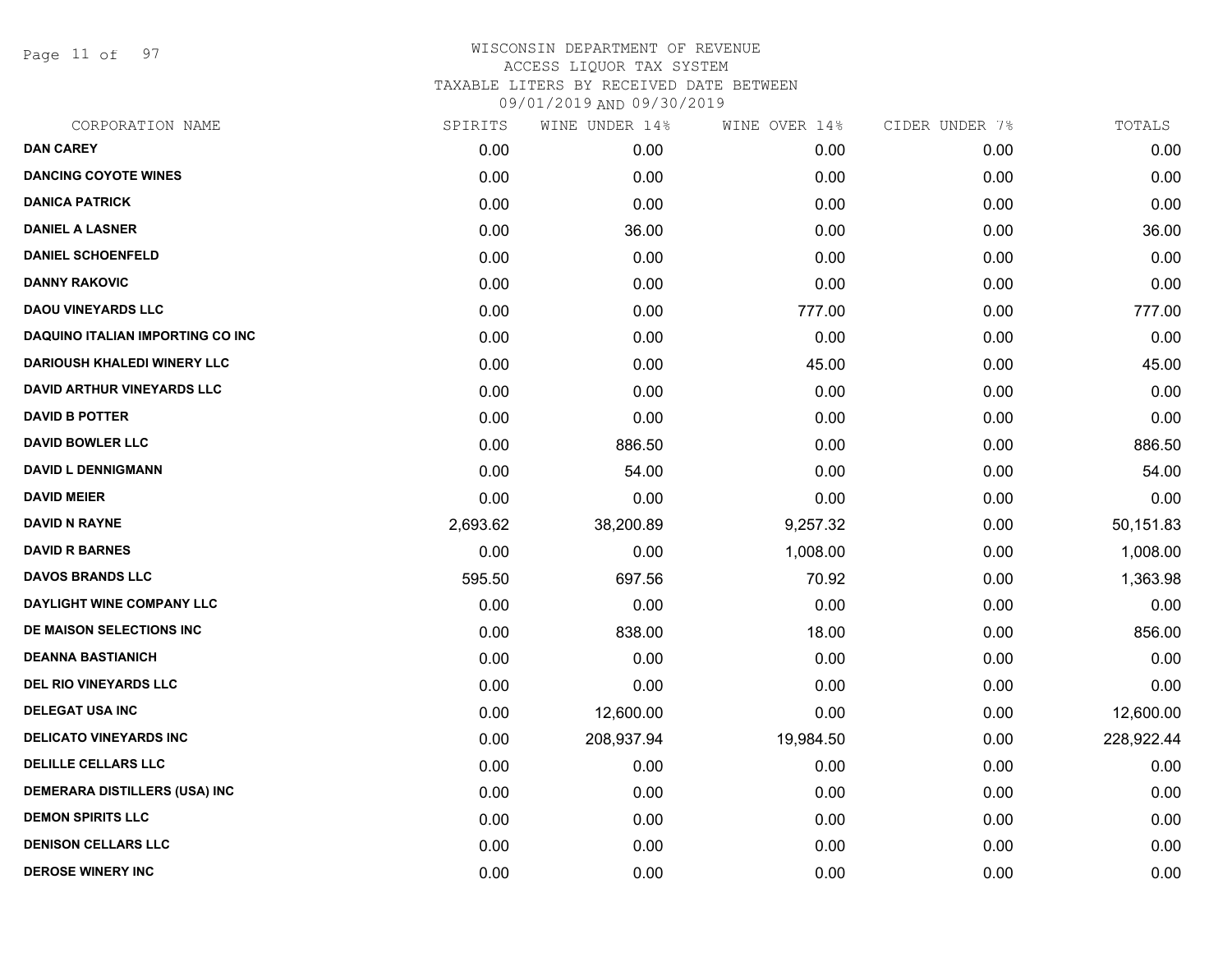WISCONSIN DEPARTMENT OF REVENUE
ACCESS LIQUOR TAX SYSTEM
TAXABLE LITERS BY RECEIVED DATE BETWEEN
09/01/2019 AND 09/30/2019

| CORPORATION NAME | SPIRITS | WINE UNDER 14% | WINE OVER 14% | CIDER UNDER 7% | TOTALS |
|---|---|---|---|---|---|
| **DAN CAREY** | 0.00 | 0.00 | 0.00 | 0.00 | 0.00 |
| **DANCING COYOTE WINES** | 0.00 | 0.00 | 0.00 | 0.00 | 0.00 |
| **DANICA PATRICK** | 0.00 | 0.00 | 0.00 | 0.00 | 0.00 |
| **DANIEL A LASNER** | 0.00 | 36.00 | 0.00 | 0.00 | 36.00 |
| **DANIEL SCHOENFELD** | 0.00 | 0.00 | 0.00 | 0.00 | 0.00 |
| **DANNY RAKOVIC** | 0.00 | 0.00 | 0.00 | 0.00 | 0.00 |
| **DAOU VINEYARDS LLC** | 0.00 | 0.00 | 777.00 | 0.00 | 777.00 |
| **DAQUINO ITALIAN IMPORTING CO INC** | 0.00 | 0.00 | 0.00 | 0.00 | 0.00 |
| **DARIOUSH KHALEDI WINERY LLC** | 0.00 | 0.00 | 45.00 | 0.00 | 45.00 |
| **DAVID ARTHUR VINEYARDS LLC** | 0.00 | 0.00 | 0.00 | 0.00 | 0.00 |
| **DAVID B POTTER** | 0.00 | 0.00 | 0.00 | 0.00 | 0.00 |
| **DAVID BOWLER LLC** | 0.00 | 886.50 | 0.00 | 0.00 | 886.50 |
| **DAVID L DENNIGMANN** | 0.00 | 54.00 | 0.00 | 0.00 | 54.00 |
| **DAVID MEIER** | 0.00 | 0.00 | 0.00 | 0.00 | 0.00 |
| **DAVID N RAYNE** | 2,693.62 | 38,200.89 | 9,257.32 | 0.00 | 50,151.83 |
| **DAVID R BARNES** | 0.00 | 0.00 | 1,008.00 | 0.00 | 1,008.00 |
| **DAVOS BRANDS LLC** | 595.50 | 697.56 | 70.92 | 0.00 | 1,363.98 |
| **DAYLIGHT WINE COMPANY LLC** | 0.00 | 0.00 | 0.00 | 0.00 | 0.00 |
| **DE MAISON SELECTIONS INC** | 0.00 | 838.00 | 18.00 | 0.00 | 856.00 |
| **DEANNA BASTIANICH** | 0.00 | 0.00 | 0.00 | 0.00 | 0.00 |
| **DEL RIO VINEYARDS LLC** | 0.00 | 0.00 | 0.00 | 0.00 | 0.00 |
| **DELEGAT USA INC** | 0.00 | 12,600.00 | 0.00 | 0.00 | 12,600.00 |
| **DELICATO VINEYARDS INC** | 0.00 | 208,937.94 | 19,984.50 | 0.00 | 228,922.44 |
| **DELILLE CELLARS LLC** | 0.00 | 0.00 | 0.00 | 0.00 | 0.00 |
| **DEMERARA DISTILLERS (USA) INC** | 0.00 | 0.00 | 0.00 | 0.00 | 0.00 |
| **DEMON SPIRITS LLC** | 0.00 | 0.00 | 0.00 | 0.00 | 0.00 |
| **DENISON CELLARS LLC** | 0.00 | 0.00 | 0.00 | 0.00 | 0.00 |
| **DEROSE WINERY INC** | 0.00 | 0.00 | 0.00 | 0.00 | 0.00 |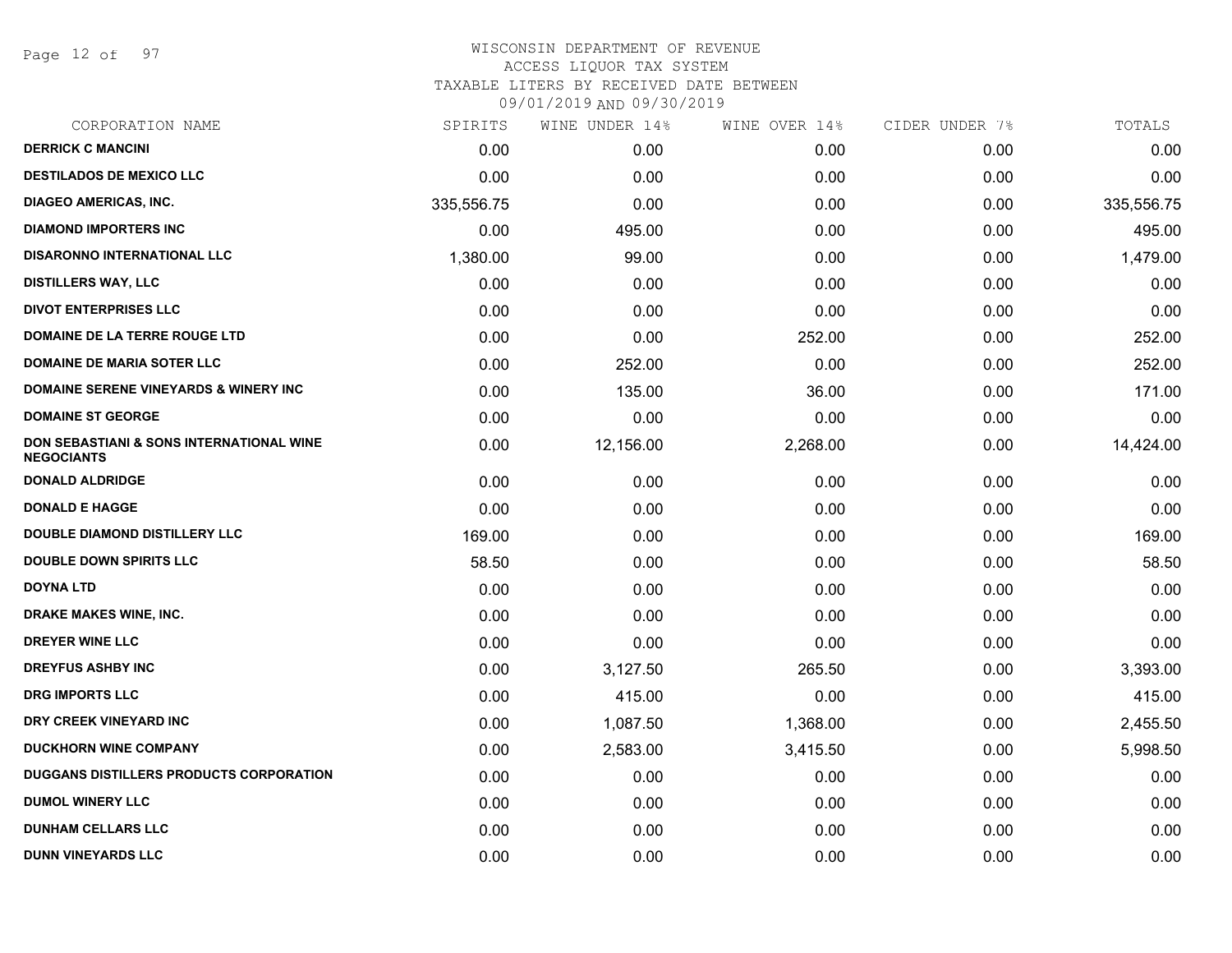# WISCONSIN DEPARTMENT OF REVENUE
## ACCESS LIQUOR TAX SYSTEM
### TAXABLE LITERS BY RECEIVED DATE BETWEEN 09/01/2019 AND 09/30/2019

| CORPORATION NAME | SPIRITS | WINE UNDER 14% | WINE OVER 14% | CIDER UNDER 7% | TOTALS |
|---|---|---|---|---|---|
| DERRICK C MANCINI | 0.00 | 0.00 | 0.00 | 0.00 | 0.00 |
| DESTILADOS DE MEXICO LLC | 0.00 | 0.00 | 0.00 | 0.00 | 0.00 |
| DIAGEO AMERICAS, INC. | 335,556.75 | 0.00 | 0.00 | 0.00 | 335,556.75 |
| DIAMOND IMPORTERS INC | 0.00 | 495.00 | 0.00 | 0.00 | 495.00 |
| DISARONNO INTERNATIONAL LLC | 1,380.00 | 99.00 | 0.00 | 0.00 | 1,479.00 |
| DISTILLERS WAY, LLC | 0.00 | 0.00 | 0.00 | 0.00 | 0.00 |
| DIVOT ENTERPRISES LLC | 0.00 | 0.00 | 0.00 | 0.00 | 0.00 |
| DOMAINE DE LA TERRE ROUGE LTD | 0.00 | 0.00 | 252.00 | 0.00 | 252.00 |
| DOMAINE DE MARIA SOTER LLC | 0.00 | 252.00 | 0.00 | 0.00 | 252.00 |
| DOMAINE SERENE VINEYARDS & WINERY INC | 0.00 | 135.00 | 36.00 | 0.00 | 171.00 |
| DOMAINE ST GEORGE | 0.00 | 0.00 | 0.00 | 0.00 | 0.00 |
| DON SEBASTIANI & SONS INTERNATIONAL WINE NEGOCIANTS | 0.00 | 12,156.00 | 2,268.00 | 0.00 | 14,424.00 |
| DONALD ALDRIDGE | 0.00 | 0.00 | 0.00 | 0.00 | 0.00 |
| DONALD E HAGGE | 0.00 | 0.00 | 0.00 | 0.00 | 0.00 |
| DOUBLE DIAMOND DISTILLERY LLC | 169.00 | 0.00 | 0.00 | 0.00 | 169.00 |
| DOUBLE DOWN SPIRITS LLC | 58.50 | 0.00 | 0.00 | 0.00 | 58.50 |
| DOYNA LTD | 0.00 | 0.00 | 0.00 | 0.00 | 0.00 |
| DRAKE MAKES WINE, INC. | 0.00 | 0.00 | 0.00 | 0.00 | 0.00 |
| DREYER WINE LLC | 0.00 | 0.00 | 0.00 | 0.00 | 0.00 |
| DREYFUS ASHBY INC | 0.00 | 3,127.50 | 265.50 | 0.00 | 3,393.00 |
| DRG IMPORTS LLC | 0.00 | 415.00 | 0.00 | 0.00 | 415.00 |
| DRY CREEK VINEYARD INC | 0.00 | 1,087.50 | 1,368.00 | 0.00 | 2,455.50 |
| DUCKHORN WINE COMPANY | 0.00 | 2,583.00 | 3,415.50 | 0.00 | 5,998.50 |
| DUGGANS DISTILLERS PRODUCTS CORPORATION | 0.00 | 0.00 | 0.00 | 0.00 | 0.00 |
| DUMOL WINERY LLC | 0.00 | 0.00 | 0.00 | 0.00 | 0.00 |
| DUNHAM CELLARS LLC | 0.00 | 0.00 | 0.00 | 0.00 | 0.00 |
| DUNN VINEYARDS LLC | 0.00 | 0.00 | 0.00 | 0.00 | 0.00 |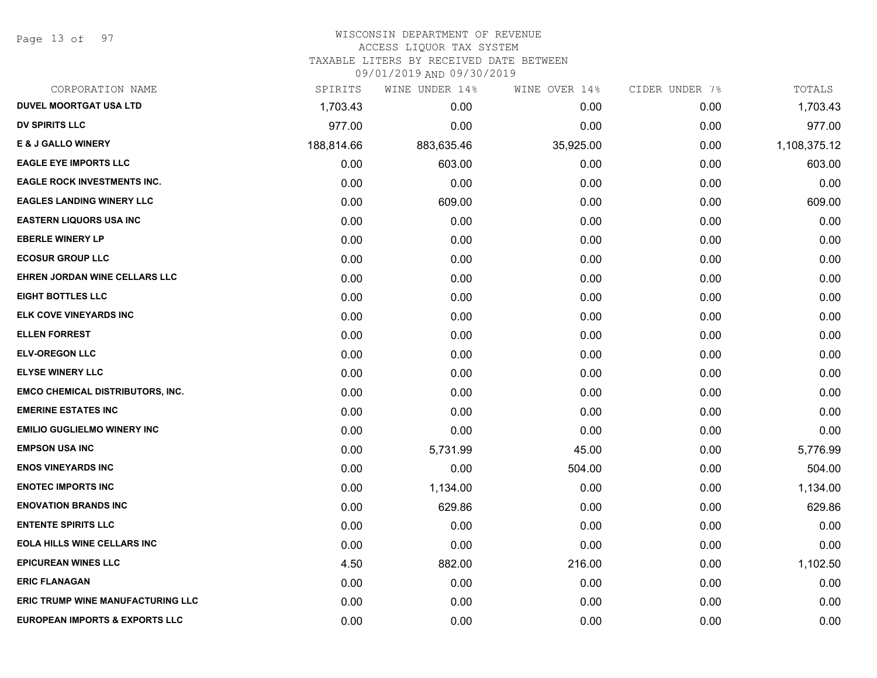WISCONSIN DEPARTMENT OF REVENUE
ACCESS LIQUOR TAX SYSTEM
TAXABLE LITERS BY RECEIVED DATE BETWEEN
09/01/2019 AND 09/30/2019

| CORPORATION NAME | SPIRITS | WINE UNDER 14% | WINE OVER 14% | CIDER UNDER 7% | TOTALS |
|---|---|---|---|---|---|
| DUVEL MOORTGAT USA LTD | 1,703.43 | 0.00 | 0.00 | 0.00 | 1,703.43 |
| DV SPIRITS LLC | 977.00 | 0.00 | 0.00 | 0.00 | 977.00 |
| E & J GALLO WINERY | 188,814.66 | 883,635.46 | 35,925.00 | 0.00 | 1,108,375.12 |
| EAGLE EYE IMPORTS LLC | 0.00 | 603.00 | 0.00 | 0.00 | 603.00 |
| EAGLE ROCK INVESTMENTS INC. | 0.00 | 0.00 | 0.00 | 0.00 | 0.00 |
| EAGLES LANDING WINERY LLC | 0.00 | 609.00 | 0.00 | 0.00 | 609.00 |
| EASTERN LIQUORS USA INC | 0.00 | 0.00 | 0.00 | 0.00 | 0.00 |
| EBERLE WINERY LP | 0.00 | 0.00 | 0.00 | 0.00 | 0.00 |
| ECOSUR GROUP LLC | 0.00 | 0.00 | 0.00 | 0.00 | 0.00 |
| EHREN JORDAN WINE CELLARS LLC | 0.00 | 0.00 | 0.00 | 0.00 | 0.00 |
| EIGHT BOTTLES LLC | 0.00 | 0.00 | 0.00 | 0.00 | 0.00 |
| ELK COVE VINEYARDS INC | 0.00 | 0.00 | 0.00 | 0.00 | 0.00 |
| ELLEN FORREST | 0.00 | 0.00 | 0.00 | 0.00 | 0.00 |
| ELV-OREGON LLC | 0.00 | 0.00 | 0.00 | 0.00 | 0.00 |
| ELYSE WINERY LLC | 0.00 | 0.00 | 0.00 | 0.00 | 0.00 |
| EMCO CHEMICAL DISTRIBUTORS, INC. | 0.00 | 0.00 | 0.00 | 0.00 | 0.00 |
| EMERINE ESTATES INC | 0.00 | 0.00 | 0.00 | 0.00 | 0.00 |
| EMILIO GUGLIELMO WINERY INC | 0.00 | 0.00 | 0.00 | 0.00 | 0.00 |
| EMPSON USA INC | 0.00 | 5,731.99 | 45.00 | 0.00 | 5,776.99 |
| ENOS VINEYARDS INC | 0.00 | 0.00 | 504.00 | 0.00 | 504.00 |
| ENOTEC IMPORTS INC | 0.00 | 1,134.00 | 0.00 | 0.00 | 1,134.00 |
| ENOVATION BRANDS INC | 0.00 | 629.86 | 0.00 | 0.00 | 629.86 |
| ENTENTE SPIRITS LLC | 0.00 | 0.00 | 0.00 | 0.00 | 0.00 |
| EOLA HILLS WINE CELLARS INC | 0.00 | 0.00 | 0.00 | 0.00 | 0.00 |
| EPICUREAN WINES LLC | 4.50 | 882.00 | 216.00 | 0.00 | 1,102.50 |
| ERIC FLANAGAN | 0.00 | 0.00 | 0.00 | 0.00 | 0.00 |
| ERIC TRUMP WINE MANUFACTURING LLC | 0.00 | 0.00 | 0.00 | 0.00 | 0.00 |
| EUROPEAN IMPORTS & EXPORTS LLC | 0.00 | 0.00 | 0.00 | 0.00 | 0.00 |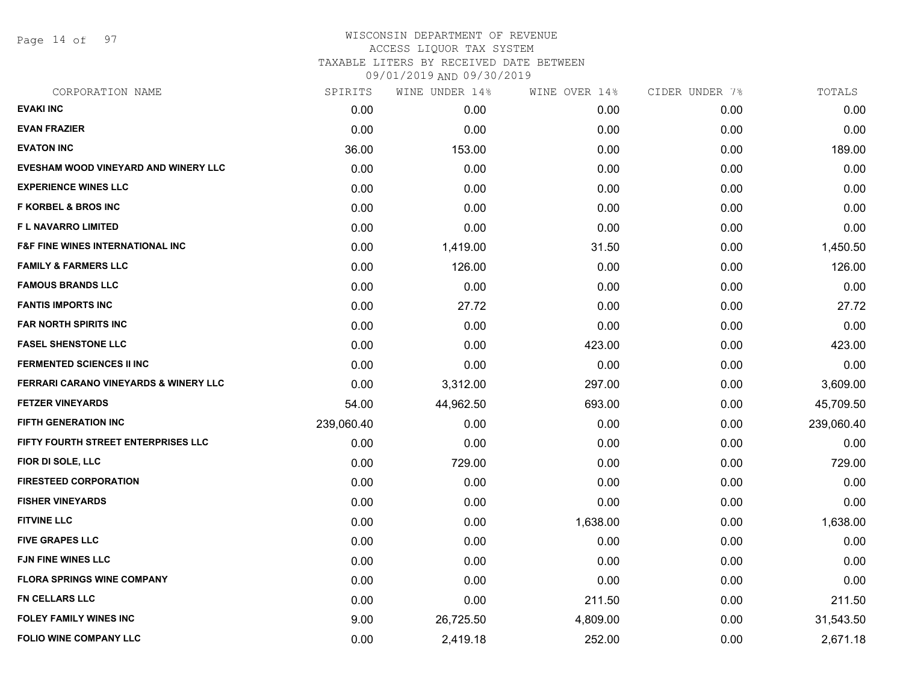WISCONSIN DEPARTMENT OF REVENUE
ACCESS LIQUOR TAX SYSTEM
TAXABLE LITERS BY RECEIVED DATE BETWEEN
09/01/2019 AND 09/30/2019

| CORPORATION NAME | SPIRITS | WINE UNDER 14% | WINE OVER 14% | CIDER UNDER 7% | TOTALS |
|---|---|---|---|---|---|
| **EVAKI INC** | 0.00 | 0.00 | 0.00 | 0.00 | 0.00 |
| **EVAN FRAZIER** | 0.00 | 0.00 | 0.00 | 0.00 | 0.00 |
| **EVATON INC** | 36.00 | 153.00 | 0.00 | 0.00 | 189.00 |
| **EVESHAM WOOD VINEYARD AND WINERY LLC** | 0.00 | 0.00 | 0.00 | 0.00 | 0.00 |
| **EXPERIENCE WINES LLC** | 0.00 | 0.00 | 0.00 | 0.00 | 0.00 |
| **F KORBEL & BROS INC** | 0.00 | 0.00 | 0.00 | 0.00 | 0.00 |
| **F L NAVARRO LIMITED** | 0.00 | 0.00 | 0.00 | 0.00 | 0.00 |
| **F&F FINE WINES INTERNATIONAL INC** | 0.00 | 1,419.00 | 31.50 | 0.00 | 1,450.50 |
| **FAMILY & FARMERS LLC** | 0.00 | 126.00 | 0.00 | 0.00 | 126.00 |
| **FAMOUS BRANDS LLC** | 0.00 | 0.00 | 0.00 | 0.00 | 0.00 |
| **FANTIS IMPORTS INC** | 0.00 | 27.72 | 0.00 | 0.00 | 27.72 |
| **FAR NORTH SPIRITS INC** | 0.00 | 0.00 | 0.00 | 0.00 | 0.00 |
| **FASEL SHENSTONE LLC** | 0.00 | 0.00 | 423.00 | 0.00 | 423.00 |
| **FERMENTED SCIENCES II INC** | 0.00 | 0.00 | 0.00 | 0.00 | 0.00 |
| **FERRARI CARANO VINEYARDS & WINERY LLC** | 0.00 | 3,312.00 | 297.00 | 0.00 | 3,609.00 |
| **FETZER VINEYARDS** | 54.00 | 44,962.50 | 693.00 | 0.00 | 45,709.50 |
| **FIFTH GENERATION INC** | 239,060.40 | 0.00 | 0.00 | 0.00 | 239,060.40 |
| **FIFTY FOURTH STREET ENTERPRISES LLC** | 0.00 | 0.00 | 0.00 | 0.00 | 0.00 |
| **FIOR DI SOLE, LLC** | 0.00 | 729.00 | 0.00 | 0.00 | 729.00 |
| **FIRESTEED CORPORATION** | 0.00 | 0.00 | 0.00 | 0.00 | 0.00 |
| **FISHER VINEYARDS** | 0.00 | 0.00 | 0.00 | 0.00 | 0.00 |
| **FITVINE LLC** | 0.00 | 0.00 | 1,638.00 | 0.00 | 1,638.00 |
| **FIVE GRAPES LLC** | 0.00 | 0.00 | 0.00 | 0.00 | 0.00 |
| **FJN FINE WINES LLC** | 0.00 | 0.00 | 0.00 | 0.00 | 0.00 |
| **FLORA SPRINGS WINE COMPANY** | 0.00 | 0.00 | 0.00 | 0.00 | 0.00 |
| **FN CELLARS LLC** | 0.00 | 0.00 | 211.50 | 0.00 | 211.50 |
| **FOLEY FAMILY WINES INC** | 9.00 | 26,725.50 | 4,809.00 | 0.00 | 31,543.50 |
| **FOLIO WINE COMPANY LLC** | 0.00 | 2,419.18 | 252.00 | 0.00 | 2,671.18 |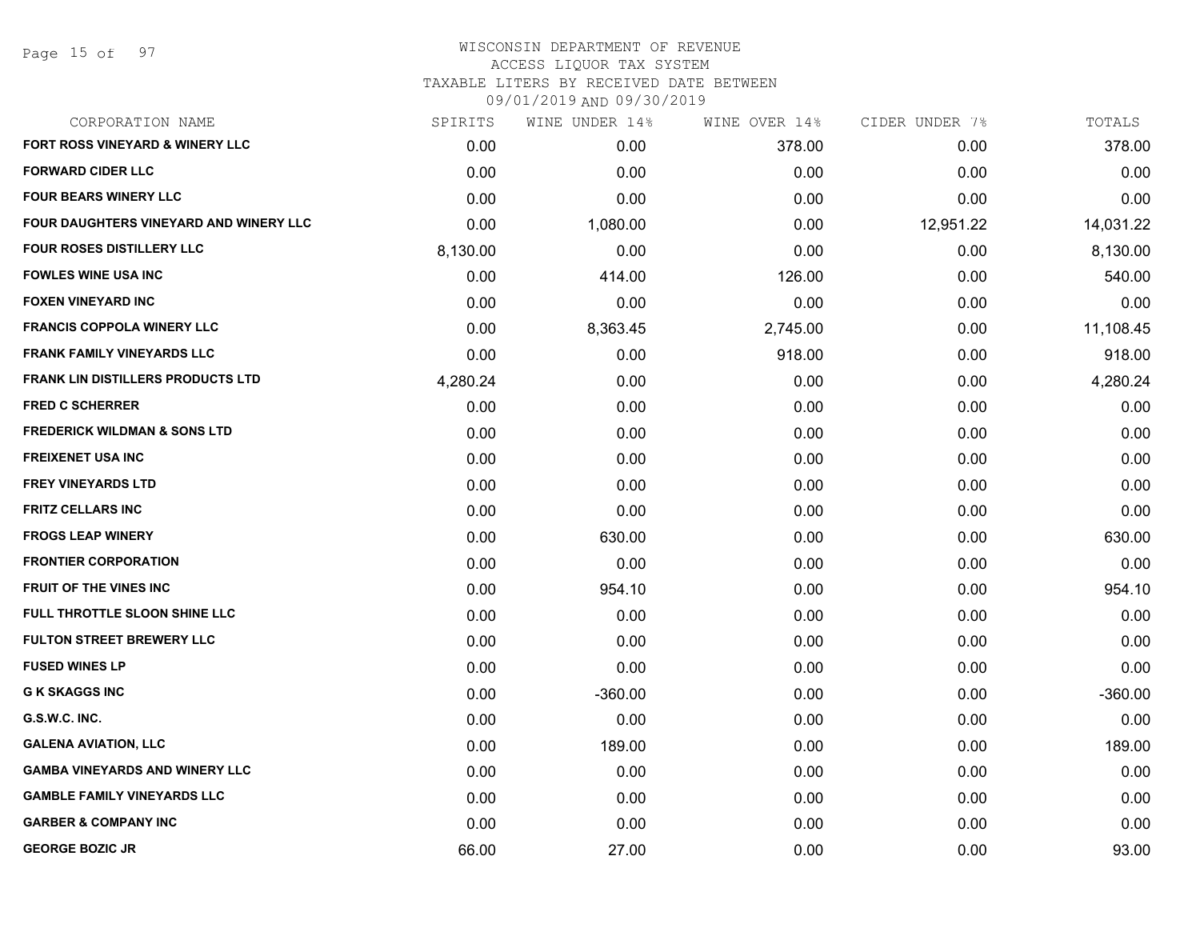# WISCONSIN DEPARTMENT OF REVENUE
## ACCESS LIQUOR TAX SYSTEM
### TAXABLE LITERS BY RECEIVED DATE BETWEEN 09/01/2019 AND 09/30/2019

| CORPORATION NAME | SPIRITS | WINE UNDER 14% | WINE OVER 14% | CIDER UNDER 7% | TOTALS |
|---|---|---|---|---|---|
| FORT ROSS VINEYARD & WINERY LLC | 0.00 | 0.00 | 378.00 | 0.00 | 378.00 |
| FORWARD CIDER LLC | 0.00 | 0.00 | 0.00 | 0.00 | 0.00 |
| FOUR BEARS WINERY LLC | 0.00 | 0.00 | 0.00 | 0.00 | 0.00 |
| FOUR DAUGHTERS VINEYARD AND WINERY LLC | 0.00 | 1,080.00 | 0.00 | 12,951.22 | 14,031.22 |
| FOUR ROSES DISTILLERY LLC | 8,130.00 | 0.00 | 0.00 | 0.00 | 8,130.00 |
| FOWLES WINE USA INC | 0.00 | 414.00 | 126.00 | 0.00 | 540.00 |
| FOXEN VINEYARD INC | 0.00 | 0.00 | 0.00 | 0.00 | 0.00 |
| FRANCIS COPPOLA WINERY LLC | 0.00 | 8,363.45 | 2,745.00 | 0.00 | 11,108.45 |
| FRANK FAMILY VINEYARDS LLC | 0.00 | 0.00 | 918.00 | 0.00 | 918.00 |
| FRANK LIN DISTILLERS PRODUCTS LTD | 4,280.24 | 0.00 | 0.00 | 0.00 | 4,280.24 |
| FRED C SCHERRER | 0.00 | 0.00 | 0.00 | 0.00 | 0.00 |
| FREDERICK WILDMAN & SONS LTD | 0.00 | 0.00 | 0.00 | 0.00 | 0.00 |
| FREIXENET USA INC | 0.00 | 0.00 | 0.00 | 0.00 | 0.00 |
| FREY VINEYARDS LTD | 0.00 | 0.00 | 0.00 | 0.00 | 0.00 |
| FRITZ CELLARS INC | 0.00 | 0.00 | 0.00 | 0.00 | 0.00 |
| FROGS LEAP WINERY | 0.00 | 630.00 | 0.00 | 0.00 | 630.00 |
| FRONTIER CORPORATION | 0.00 | 0.00 | 0.00 | 0.00 | 0.00 |
| FRUIT OF THE VINES INC | 0.00 | 954.10 | 0.00 | 0.00 | 954.10 |
| FULL THROTTLE SLOON SHINE LLC | 0.00 | 0.00 | 0.00 | 0.00 | 0.00 |
| FULTON STREET BREWERY LLC | 0.00 | 0.00 | 0.00 | 0.00 | 0.00 |
| FUSED WINES LP | 0.00 | 0.00 | 0.00 | 0.00 | 0.00 |
| G K SKAGGS INC | 0.00 | -360.00 | 0.00 | 0.00 | -360.00 |
| G.S.W.C. INC. | 0.00 | 0.00 | 0.00 | 0.00 | 0.00 |
| GALENA AVIATION, LLC | 0.00 | 189.00 | 0.00 | 0.00 | 189.00 |
| GAMBA VINEYARDS AND WINERY LLC | 0.00 | 0.00 | 0.00 | 0.00 | 0.00 |
| GAMBLE FAMILY VINEYARDS LLC | 0.00 | 0.00 | 0.00 | 0.00 | 0.00 |
| GARBER & COMPANY INC | 0.00 | 0.00 | 0.00 | 0.00 | 0.00 |
| GEORGE BOZIC JR | 66.00 | 27.00 | 0.00 | 0.00 | 93.00 |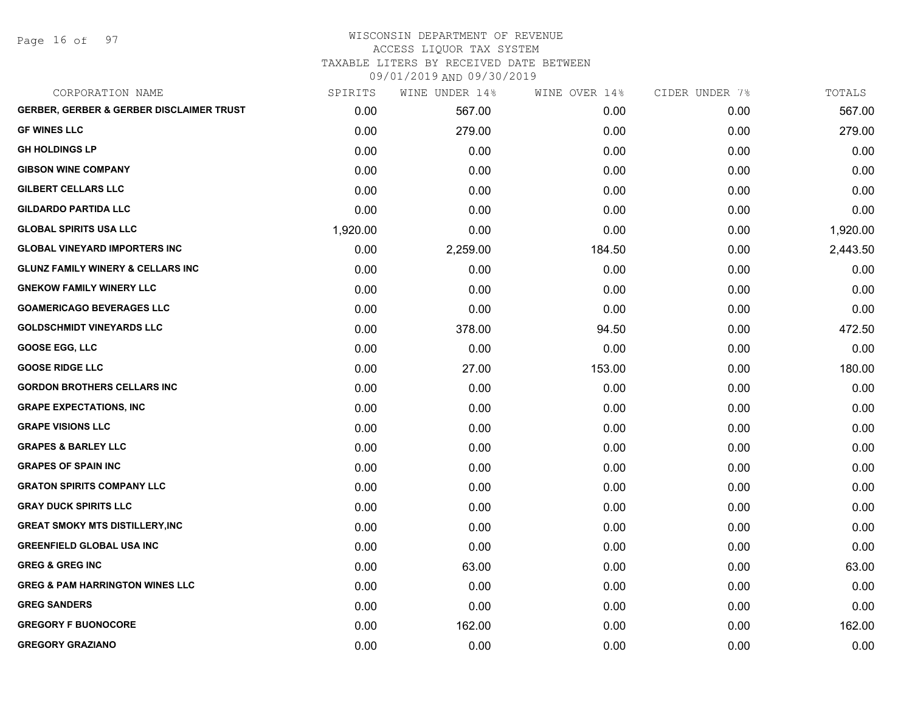WISCONSIN DEPARTMENT OF REVENUE
ACCESS LIQUOR TAX SYSTEM
TAXABLE LITERS BY RECEIVED DATE BETWEEN
09/01/2019 AND 09/30/2019

| CORPORATION NAME | SPIRITS | WINE UNDER 14% | WINE OVER 14% | CIDER UNDER 7% | TOTALS |
|---|---|---|---|---|---|
| GERBER, GERBER & GERBER DISCLAIMER TRUST | 0.00 | 567.00 | 0.00 | 0.00 | 567.00 |
| GF WINES LLC | 0.00 | 279.00 | 0.00 | 0.00 | 279.00 |
| GH HOLDINGS LP | 0.00 | 0.00 | 0.00 | 0.00 | 0.00 |
| GIBSON WINE COMPANY | 0.00 | 0.00 | 0.00 | 0.00 | 0.00 |
| GILBERT CELLARS LLC | 0.00 | 0.00 | 0.00 | 0.00 | 0.00 |
| GILDARDO PARTIDA LLC | 0.00 | 0.00 | 0.00 | 0.00 | 0.00 |
| GLOBAL SPIRITS USA LLC | 1,920.00 | 0.00 | 0.00 | 0.00 | 1,920.00 |
| GLOBAL VINEYARD IMPORTERS INC | 0.00 | 2,259.00 | 184.50 | 0.00 | 2,443.50 |
| GLUNZ FAMILY WINERY & CELLARS INC | 0.00 | 0.00 | 0.00 | 0.00 | 0.00 |
| GNEKOW FAMILY WINERY LLC | 0.00 | 0.00 | 0.00 | 0.00 | 0.00 |
| GOAMERICAGO BEVERAGES LLC | 0.00 | 0.00 | 0.00 | 0.00 | 0.00 |
| GOLDSCHMIDT VINEYARDS LLC | 0.00 | 378.00 | 94.50 | 0.00 | 472.50 |
| GOOSE EGG, LLC | 0.00 | 0.00 | 0.00 | 0.00 | 0.00 |
| GOOSE RIDGE LLC | 0.00 | 27.00 | 153.00 | 0.00 | 180.00 |
| GORDON BROTHERS CELLARS INC | 0.00 | 0.00 | 0.00 | 0.00 | 0.00 |
| GRAPE EXPECTATIONS, INC | 0.00 | 0.00 | 0.00 | 0.00 | 0.00 |
| GRAPE VISIONS LLC | 0.00 | 0.00 | 0.00 | 0.00 | 0.00 |
| GRAPES & BARLEY LLC | 0.00 | 0.00 | 0.00 | 0.00 | 0.00 |
| GRAPES OF SPAIN INC | 0.00 | 0.00 | 0.00 | 0.00 | 0.00 |
| GRATON SPIRITS COMPANY LLC | 0.00 | 0.00 | 0.00 | 0.00 | 0.00 |
| GRAY DUCK SPIRITS LLC | 0.00 | 0.00 | 0.00 | 0.00 | 0.00 |
| GREAT SMOKY MTS DISTILLERY,INC | 0.00 | 0.00 | 0.00 | 0.00 | 0.00 |
| GREENFIELD GLOBAL USA INC | 0.00 | 0.00 | 0.00 | 0.00 | 0.00 |
| GREG & GREG INC | 0.00 | 63.00 | 0.00 | 0.00 | 63.00 |
| GREG & PAM HARRINGTON WINES LLC | 0.00 | 0.00 | 0.00 | 0.00 | 0.00 |
| GREG SANDERS | 0.00 | 0.00 | 0.00 | 0.00 | 0.00 |
| GREGORY F BUONOCORE | 0.00 | 162.00 | 0.00 | 0.00 | 162.00 |
| GREGORY GRAZIANO | 0.00 | 0.00 | 0.00 | 0.00 | 0.00 |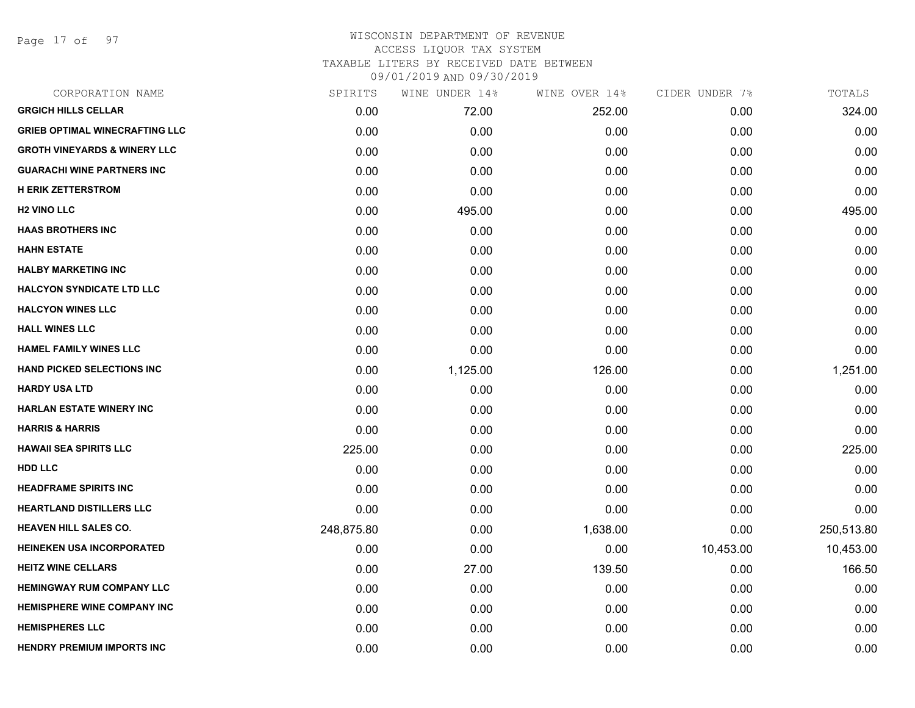# WISCONSIN DEPARTMENT OF REVENUE
## ACCESS LIQUOR TAX SYSTEM
### TAXABLE LITERS BY RECEIVED DATE BETWEEN 09/01/2019 AND 09/30/2019

| CORPORATION NAME | SPIRITS | WINE UNDER 14% | WINE OVER 14% | CIDER UNDER 7% | TOTALS |
|---|---|---|---|---|---|
| GRGICH HILLS CELLAR | 0.00 | 72.00 | 252.00 | 0.00 | 324.00 |
| GRIEB OPTIMAL WINECRAFTING LLC | 0.00 | 0.00 | 0.00 | 0.00 | 0.00 |
| GROTH VINEYARDS & WINERY LLC | 0.00 | 0.00 | 0.00 | 0.00 | 0.00 |
| GUARACHI WINE PARTNERS INC | 0.00 | 0.00 | 0.00 | 0.00 | 0.00 |
| H ERIK ZETTERSTROM | 0.00 | 0.00 | 0.00 | 0.00 | 0.00 |
| H2 VINO LLC | 0.00 | 495.00 | 0.00 | 0.00 | 495.00 |
| HAAS BROTHERS INC | 0.00 | 0.00 | 0.00 | 0.00 | 0.00 |
| HAHN ESTATE | 0.00 | 0.00 | 0.00 | 0.00 | 0.00 |
| HALBY MARKETING INC | 0.00 | 0.00 | 0.00 | 0.00 | 0.00 |
| HALCYON SYNDICATE LTD LLC | 0.00 | 0.00 | 0.00 | 0.00 | 0.00 |
| HALCYON WINES LLC | 0.00 | 0.00 | 0.00 | 0.00 | 0.00 |
| HALL WINES LLC | 0.00 | 0.00 | 0.00 | 0.00 | 0.00 |
| HAMEL FAMILY WINES LLC | 0.00 | 0.00 | 0.00 | 0.00 | 0.00 |
| HAND PICKED SELECTIONS INC | 0.00 | 1,125.00 | 126.00 | 0.00 | 1,251.00 |
| HARDY USA LTD | 0.00 | 0.00 | 0.00 | 0.00 | 0.00 |
| HARLAN ESTATE WINERY INC | 0.00 | 0.00 | 0.00 | 0.00 | 0.00 |
| HARRIS & HARRIS | 0.00 | 0.00 | 0.00 | 0.00 | 0.00 |
| HAWAII SEA SPIRITS LLC | 225.00 | 0.00 | 0.00 | 0.00 | 225.00 |
| HDD LLC | 0.00 | 0.00 | 0.00 | 0.00 | 0.00 |
| HEADFRAME SPIRITS INC | 0.00 | 0.00 | 0.00 | 0.00 | 0.00 |
| HEARTLAND DISTILLERS LLC | 0.00 | 0.00 | 0.00 | 0.00 | 0.00 |
| HEAVEN HILL SALES CO. | 248,875.80 | 0.00 | 1,638.00 | 0.00 | 250,513.80 |
| HEINEKEN USA INCORPORATED | 0.00 | 0.00 | 0.00 | 10,453.00 | 10,453.00 |
| HEITZ WINE CELLARS | 0.00 | 27.00 | 139.50 | 0.00 | 166.50 |
| HEMINGWAY RUM COMPANY LLC | 0.00 | 0.00 | 0.00 | 0.00 | 0.00 |
| HEMISPHERE WINE COMPANY INC | 0.00 | 0.00 | 0.00 | 0.00 | 0.00 |
| HEMISPHERES LLC | 0.00 | 0.00 | 0.00 | 0.00 | 0.00 |
| HENDRY PREMIUM IMPORTS INC | 0.00 | 0.00 | 0.00 | 0.00 | 0.00 |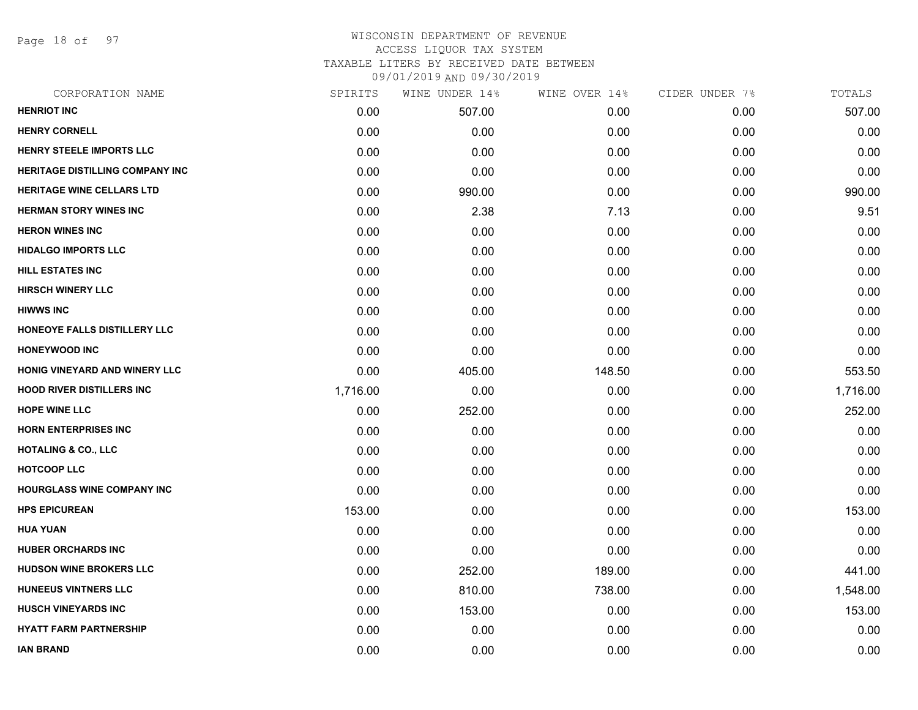# WISCONSIN DEPARTMENT OF REVENUE
## ACCESS LIQUOR TAX SYSTEM
## TAXABLE LITERS BY RECEIVED DATE BETWEEN 09/01/2019 AND 09/30/2019

| CORPORATION NAME | SPIRITS | WINE UNDER 14% | WINE OVER 14% | CIDER UNDER 7% | TOTALS |
|---|---|---|---|---|---|
| **HENRIOT INC** | 0.00 | 507.00 | 0.00 | 0.00 | 507.00 |
| **HENRY CORNELL** | 0.00 | 0.00 | 0.00 | 0.00 | 0.00 |
| **HENRY STEELE IMPORTS LLC** | 0.00 | 0.00 | 0.00 | 0.00 | 0.00 |
| **HERITAGE DISTILLING COMPANY INC** | 0.00 | 0.00 | 0.00 | 0.00 | 0.00 |
| **HERITAGE WINE CELLARS LTD** | 0.00 | 990.00 | 0.00 | 0.00 | 990.00 |
| **HERMAN STORY WINES INC** | 0.00 | 2.38 | 7.13 | 0.00 | 9.51 |
| **HERON WINES INC** | 0.00 | 0.00 | 0.00 | 0.00 | 0.00 |
| **HIDALGO IMPORTS LLC** | 0.00 | 0.00 | 0.00 | 0.00 | 0.00 |
| **HILL ESTATES INC** | 0.00 | 0.00 | 0.00 | 0.00 | 0.00 |
| **HIRSCH WINERY LLC** | 0.00 | 0.00 | 0.00 | 0.00 | 0.00 |
| **HIWWS INC** | 0.00 | 0.00 | 0.00 | 0.00 | 0.00 |
| **HONEOYE FALLS DISTILLERY LLC** | 0.00 | 0.00 | 0.00 | 0.00 | 0.00 |
| **HONEYWOOD INC** | 0.00 | 0.00 | 0.00 | 0.00 | 0.00 |
| **HONIG VINEYARD AND WINERY LLC** | 0.00 | 405.00 | 148.50 | 0.00 | 553.50 |
| **HOOD RIVER DISTILLERS INC** | 1,716.00 | 0.00 | 0.00 | 0.00 | 1,716.00 |
| **HOPE WINE LLC** | 0.00 | 252.00 | 0.00 | 0.00 | 252.00 |
| **HORN ENTERPRISES INC** | 0.00 | 0.00 | 0.00 | 0.00 | 0.00 |
| **HOTALING & CO., LLC** | 0.00 | 0.00 | 0.00 | 0.00 | 0.00 |
| **HOTCOOP LLC** | 0.00 | 0.00 | 0.00 | 0.00 | 0.00 |
| **HOURGLASS WINE COMPANY INC** | 0.00 | 0.00 | 0.00 | 0.00 | 0.00 |
| **HPS EPICUREAN** | 153.00 | 0.00 | 0.00 | 0.00 | 153.00 |
| **HUA YUAN** | 0.00 | 0.00 | 0.00 | 0.00 | 0.00 |
| **HUBER ORCHARDS INC** | 0.00 | 0.00 | 0.00 | 0.00 | 0.00 |
| **HUDSON WINE BROKERS LLC** | 0.00 | 252.00 | 189.00 | 0.00 | 441.00 |
| **HUNEEUS VINTNERS LLC** | 0.00 | 810.00 | 738.00 | 0.00 | 1,548.00 |
| **HUSCH VINEYARDS INC** | 0.00 | 153.00 | 0.00 | 0.00 | 153.00 |
| **HYATT FARM PARTNERSHIP** | 0.00 | 0.00 | 0.00 | 0.00 | 0.00 |
| **IAN BRAND** | 0.00 | 0.00 | 0.00 | 0.00 | 0.00 |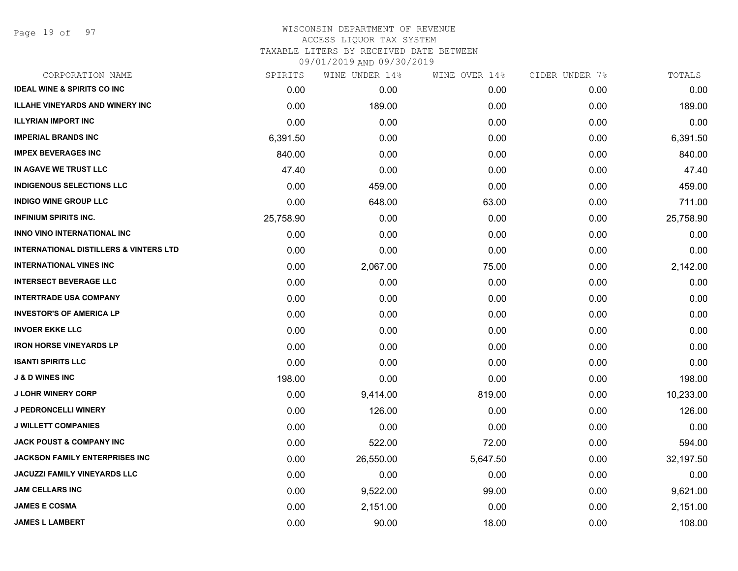# WISCONSIN DEPARTMENT OF REVENUE
## ACCESS LIQUOR TAX SYSTEM
### TAXABLE LITERS BY RECEIVED DATE BETWEEN 09/01/2019 AND 09/30/2019

| CORPORATION NAME | SPIRITS | WINE UNDER 14% | WINE OVER 14% | CIDER UNDER 7% | TOTALS |
|---|---|---|---|---|---|
| IDEAL WINE & SPIRITS CO INC | 0.00 | 0.00 | 0.00 | 0.00 | 0.00 |
| ILLAHE VINEYARDS AND WINERY INC | 0.00 | 189.00 | 0.00 | 0.00 | 189.00 |
| ILLYRIAN IMPORT INC | 0.00 | 0.00 | 0.00 | 0.00 | 0.00 |
| IMPERIAL BRANDS INC | 6,391.50 | 0.00 | 0.00 | 0.00 | 6,391.50 |
| IMPEX BEVERAGES INC | 840.00 | 0.00 | 0.00 | 0.00 | 840.00 |
| IN AGAVE WE TRUST LLC | 47.40 | 0.00 | 0.00 | 0.00 | 47.40 |
| INDIGENOUS SELECTIONS LLC | 0.00 | 459.00 | 0.00 | 0.00 | 459.00 |
| INDIGO WINE GROUP LLC | 0.00 | 648.00 | 63.00 | 0.00 | 711.00 |
| INFINIUM SPIRITS INC. | 25,758.90 | 0.00 | 0.00 | 0.00 | 25,758.90 |
| INNO VINO INTERNATIONAL INC | 0.00 | 0.00 | 0.00 | 0.00 | 0.00 |
| INTERNATIONAL DISTILLERS & VINTERS LTD | 0.00 | 0.00 | 0.00 | 0.00 | 0.00 |
| INTERNATIONAL VINES INC | 0.00 | 2,067.00 | 75.00 | 0.00 | 2,142.00 |
| INTERSECT BEVERAGE LLC | 0.00 | 0.00 | 0.00 | 0.00 | 0.00 |
| INTERTRADE USA COMPANY | 0.00 | 0.00 | 0.00 | 0.00 | 0.00 |
| INVESTOR'S OF AMERICA LP | 0.00 | 0.00 | 0.00 | 0.00 | 0.00 |
| INVOER EKKE LLC | 0.00 | 0.00 | 0.00 | 0.00 | 0.00 |
| IRON HORSE VINEYARDS LP | 0.00 | 0.00 | 0.00 | 0.00 | 0.00 |
| ISANTI SPIRITS LLC | 0.00 | 0.00 | 0.00 | 0.00 | 0.00 |
| J & D WINES INC | 198.00 | 0.00 | 0.00 | 0.00 | 198.00 |
| J LOHR WINERY CORP | 0.00 | 9,414.00 | 819.00 | 0.00 | 10,233.00 |
| J PEDRONCELLI WINERY | 0.00 | 126.00 | 0.00 | 0.00 | 126.00 |
| J WILLETT COMPANIES | 0.00 | 0.00 | 0.00 | 0.00 | 0.00 |
| JACK POUST & COMPANY INC | 0.00 | 522.00 | 72.00 | 0.00 | 594.00 |
| JACKSON FAMILY ENTERPRISES INC | 0.00 | 26,550.00 | 5,647.50 | 0.00 | 32,197.50 |
| JACUZZI FAMILY VINEYARDS LLC | 0.00 | 0.00 | 0.00 | 0.00 | 0.00 |
| JAM CELLARS INC | 0.00 | 9,522.00 | 99.00 | 0.00 | 9,621.00 |
| JAMES E COSMA | 0.00 | 2,151.00 | 0.00 | 0.00 | 2,151.00 |
| JAMES L LAMBERT | 0.00 | 90.00 | 18.00 | 0.00 | 108.00 |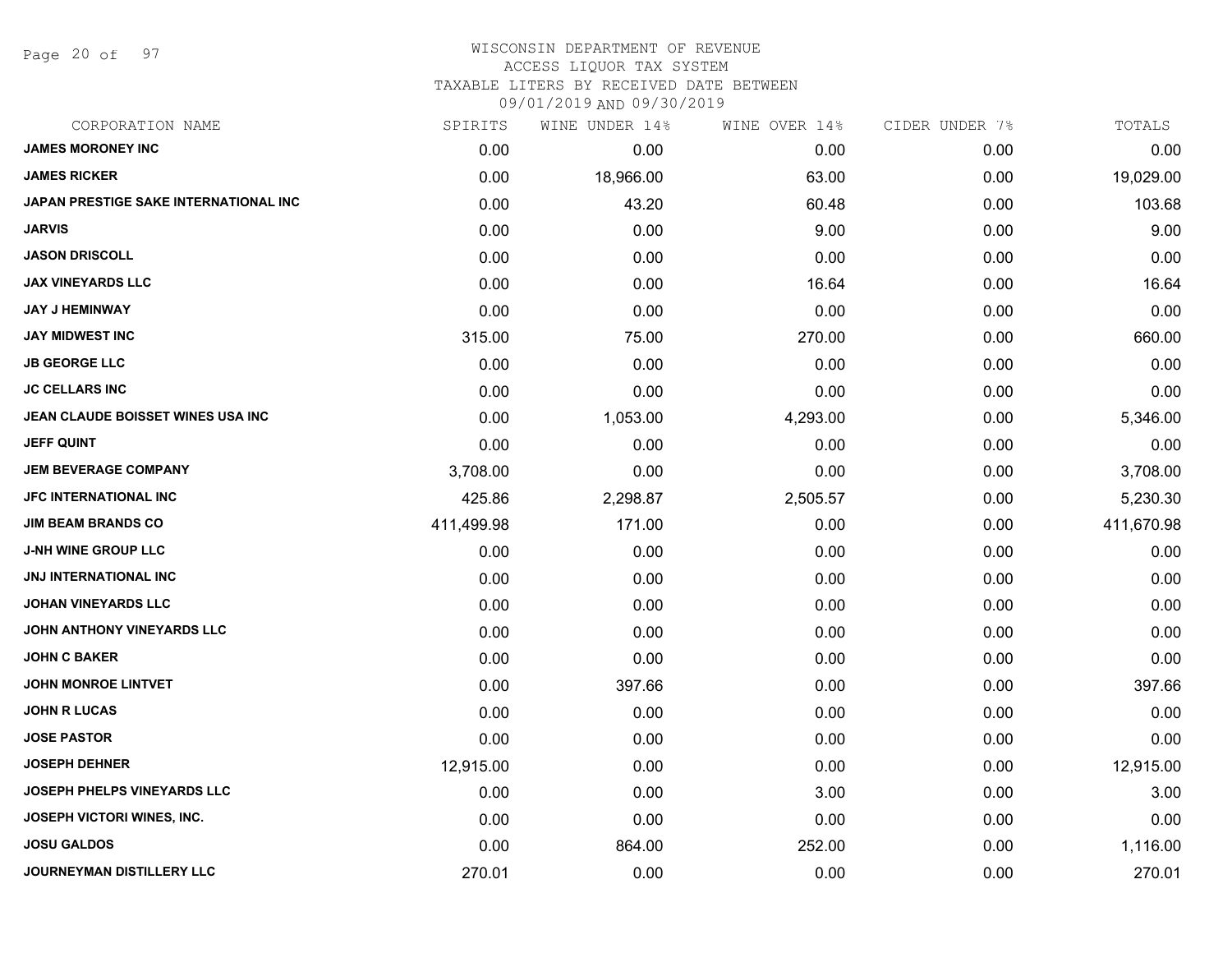# WISCONSIN DEPARTMENT OF REVENUE
## ACCESS LIQUOR TAX SYSTEM
### TAXABLE LITERS BY RECEIVED DATE BETWEEN 09/01/2019 AND 09/30/2019

| CORPORATION NAME | SPIRITS | WINE UNDER 14% | WINE OVER 14% | CIDER UNDER 7% | TOTALS |
|---|---|---|---|---|---|
| JAMES MORONEY INC | 0.00 | 0.00 | 0.00 | 0.00 | 0.00 |
| JAMES RICKER | 0.00 | 18,966.00 | 63.00 | 0.00 | 19,029.00 |
| JAPAN PRESTIGE SAKE INTERNATIONAL INC | 0.00 | 43.20 | 60.48 | 0.00 | 103.68 |
| JARVIS | 0.00 | 0.00 | 9.00 | 0.00 | 9.00 |
| JASON DRISCOLL | 0.00 | 0.00 | 0.00 | 0.00 | 0.00 |
| JAX VINEYARDS LLC | 0.00 | 0.00 | 16.64 | 0.00 | 16.64 |
| JAY J HEMINWAY | 0.00 | 0.00 | 0.00 | 0.00 | 0.00 |
| JAY MIDWEST INC | 315.00 | 75.00 | 270.00 | 0.00 | 660.00 |
| JB GEORGE LLC | 0.00 | 0.00 | 0.00 | 0.00 | 0.00 |
| JC CELLARS INC | 0.00 | 0.00 | 0.00 | 0.00 | 0.00 |
| JEAN CLAUDE BOISSET WINES USA INC | 0.00 | 1,053.00 | 4,293.00 | 0.00 | 5,346.00 |
| JEFF QUINT | 0.00 | 0.00 | 0.00 | 0.00 | 0.00 |
| JEM BEVERAGE COMPANY | 3,708.00 | 0.00 | 0.00 | 0.00 | 3,708.00 |
| JFC INTERNATIONAL INC | 425.86 | 2,298.87 | 2,505.57 | 0.00 | 5,230.30 |
| JIM BEAM BRANDS CO | 411,499.98 | 171.00 | 0.00 | 0.00 | 411,670.98 |
| J-NH WINE GROUP LLC | 0.00 | 0.00 | 0.00 | 0.00 | 0.00 |
| JNJ INTERNATIONAL INC | 0.00 | 0.00 | 0.00 | 0.00 | 0.00 |
| JOHAN VINEYARDS LLC | 0.00 | 0.00 | 0.00 | 0.00 | 0.00 |
| JOHN ANTHONY VINEYARDS LLC | 0.00 | 0.00 | 0.00 | 0.00 | 0.00 |
| JOHN C BAKER | 0.00 | 0.00 | 0.00 | 0.00 | 0.00 |
| JOHN MONROE LINTVET | 0.00 | 397.66 | 0.00 | 0.00 | 397.66 |
| JOHN R LUCAS | 0.00 | 0.00 | 0.00 | 0.00 | 0.00 |
| JOSE PASTOR | 0.00 | 0.00 | 0.00 | 0.00 | 0.00 |
| JOSEPH DEHNER | 12,915.00 | 0.00 | 0.00 | 0.00 | 12,915.00 |
| JOSEPH PHELPS VINEYARDS LLC | 0.00 | 0.00 | 3.00 | 0.00 | 3.00 |
| JOSEPH VICTORI WINES, INC. | 0.00 | 0.00 | 0.00 | 0.00 | 0.00 |
| JOSU GALDOS | 0.00 | 864.00 | 252.00 | 0.00 | 1,116.00 |
| JOURNEYMAN DISTILLERY LLC | 270.01 | 0.00 | 0.00 | 0.00 | 270.01 |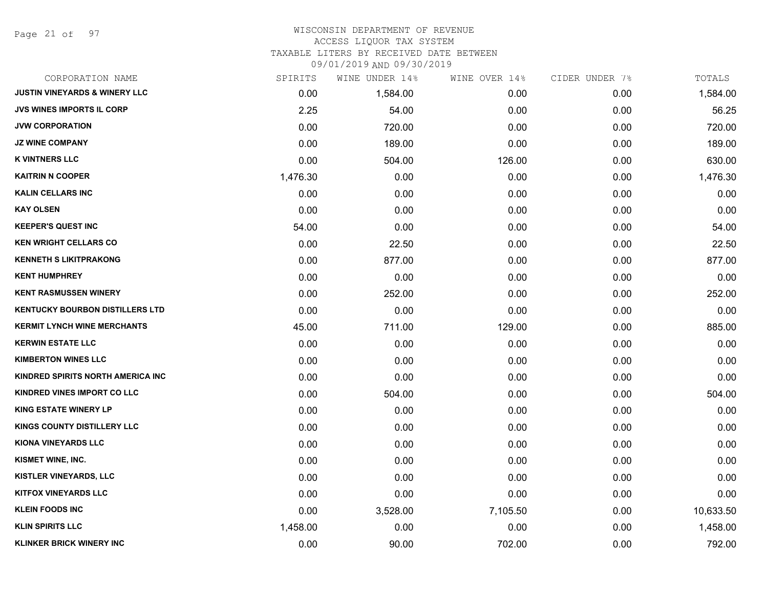# WISCONSIN DEPARTMENT OF REVENUE
## ACCESS LIQUOR TAX SYSTEM
## TAXABLE LITERS BY RECEIVED DATE BETWEEN
## 09/01/2019 AND 09/30/2019

| CORPORATION NAME | SPIRITS | WINE UNDER 14% | WINE OVER 14% | CIDER UNDER 7% | TOTALS |
|---|---|---|---|---|---|
| JUSTIN VINEYARDS & WINERY LLC | 0.00 | 1,584.00 | 0.00 | 0.00 | 1,584.00 |
| JVS WINES IMPORTS IL CORP | 2.25 | 54.00 | 0.00 | 0.00 | 56.25 |
| JVW CORPORATION | 0.00 | 720.00 | 0.00 | 0.00 | 720.00 |
| JZ WINE COMPANY | 0.00 | 189.00 | 0.00 | 0.00 | 189.00 |
| K VINTNERS LLC | 0.00 | 504.00 | 126.00 | 0.00 | 630.00 |
| KAITRIN N COOPER | 1,476.30 | 0.00 | 0.00 | 0.00 | 1,476.30 |
| KALIN CELLARS INC | 0.00 | 0.00 | 0.00 | 0.00 | 0.00 |
| KAY OLSEN | 0.00 | 0.00 | 0.00 | 0.00 | 0.00 |
| KEEPER'S QUEST INC | 54.00 | 0.00 | 0.00 | 0.00 | 54.00 |
| KEN WRIGHT CELLARS CO | 0.00 | 22.50 | 0.00 | 0.00 | 22.50 |
| KENNETH S LIKITPRAKONG | 0.00 | 877.00 | 0.00 | 0.00 | 877.00 |
| KENT HUMPHREY | 0.00 | 0.00 | 0.00 | 0.00 | 0.00 |
| KENT RASMUSSEN WINERY | 0.00 | 252.00 | 0.00 | 0.00 | 252.00 |
| KENTUCKY BOURBON DISTILLERS LTD | 0.00 | 0.00 | 0.00 | 0.00 | 0.00 |
| KERMIT LYNCH WINE MERCHANTS | 45.00 | 711.00 | 129.00 | 0.00 | 885.00 |
| KERWIN ESTATE LLC | 0.00 | 0.00 | 0.00 | 0.00 | 0.00 |
| KIMBERTON WINES LLC | 0.00 | 0.00 | 0.00 | 0.00 | 0.00 |
| KINDRED SPIRITS NORTH AMERICA INC | 0.00 | 0.00 | 0.00 | 0.00 | 0.00 |
| KINDRED VINES IMPORT CO LLC | 0.00 | 504.00 | 0.00 | 0.00 | 504.00 |
| KING ESTATE WINERY LP | 0.00 | 0.00 | 0.00 | 0.00 | 0.00 |
| KINGS COUNTY DISTILLERY LLC | 0.00 | 0.00 | 0.00 | 0.00 | 0.00 |
| KIONA VINEYARDS LLC | 0.00 | 0.00 | 0.00 | 0.00 | 0.00 |
| KISMET WINE, INC. | 0.00 | 0.00 | 0.00 | 0.00 | 0.00 |
| KISTLER VINEYARDS, LLC | 0.00 | 0.00 | 0.00 | 0.00 | 0.00 |
| KITFOX VINEYARDS LLC | 0.00 | 0.00 | 0.00 | 0.00 | 0.00 |
| KLEIN FOODS INC | 0.00 | 3,528.00 | 7,105.50 | 0.00 | 10,633.50 |
| KLIN SPIRITS LLC | 1,458.00 | 0.00 | 0.00 | 0.00 | 1,458.00 |
| KLINKER BRICK WINERY INC | 0.00 | 90.00 | 702.00 | 0.00 | 792.00 |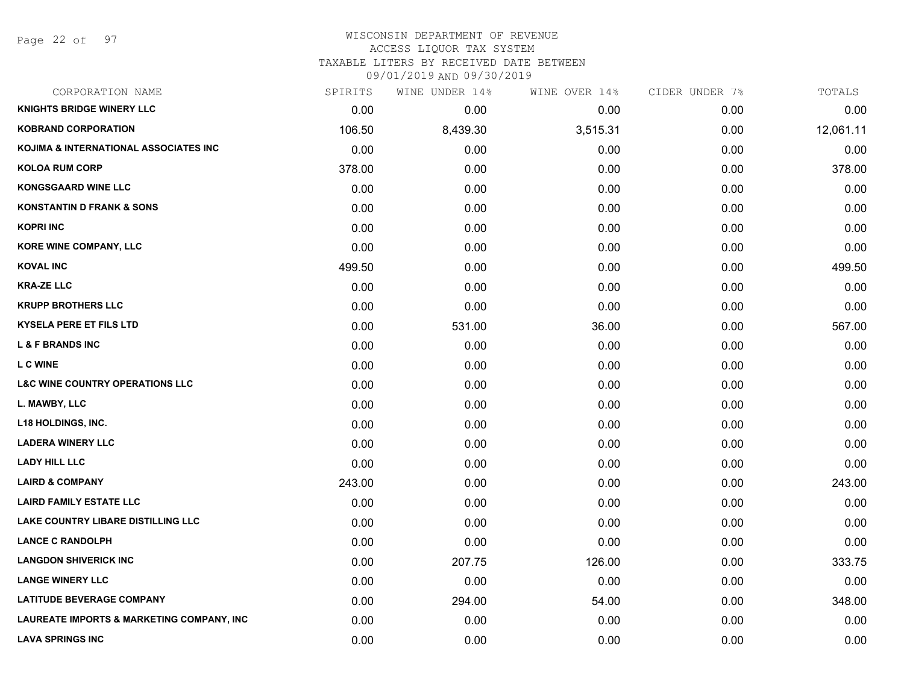# WISCONSIN DEPARTMENT OF REVENUE
## ACCESS LIQUOR TAX SYSTEM
## TAXABLE LITERS BY RECEIVED DATE BETWEEN 09/01/2019 AND 09/30/2019

| CORPORATION NAME | SPIRITS | WINE UNDER 14% | WINE OVER 14% | CIDER UNDER 7% | TOTALS |
|---|---|---|---|---|---|
| KNIGHTS BRIDGE WINERY LLC | 0.00 | 0.00 | 0.00 | 0.00 | 0.00 |
| KOBRAND CORPORATION | 106.50 | 8,439.30 | 3,515.31 | 0.00 | 12,061.11 |
| KOJIMA & INTERNATIONAL ASSOCIATES INC | 0.00 | 0.00 | 0.00 | 0.00 | 0.00 |
| KOLOA RUM CORP | 378.00 | 0.00 | 0.00 | 0.00 | 378.00 |
| KONGSGAARD WINE LLC | 0.00 | 0.00 | 0.00 | 0.00 | 0.00 |
| KONSTANTIN D FRANK & SONS | 0.00 | 0.00 | 0.00 | 0.00 | 0.00 |
| KOPRI INC | 0.00 | 0.00 | 0.00 | 0.00 | 0.00 |
| KORE WINE COMPANY, LLC | 0.00 | 0.00 | 0.00 | 0.00 | 0.00 |
| KOVAL INC | 499.50 | 0.00 | 0.00 | 0.00 | 499.50 |
| KRA-ZE LLC | 0.00 | 0.00 | 0.00 | 0.00 | 0.00 |
| KRUPP BROTHERS LLC | 0.00 | 0.00 | 0.00 | 0.00 | 0.00 |
| KYSELA PERE ET FILS LTD | 0.00 | 531.00 | 36.00 | 0.00 | 567.00 |
| L & F BRANDS INC | 0.00 | 0.00 | 0.00 | 0.00 | 0.00 |
| L C WINE | 0.00 | 0.00 | 0.00 | 0.00 | 0.00 |
| L&C WINE COUNTRY OPERATIONS LLC | 0.00 | 0.00 | 0.00 | 0.00 | 0.00 |
| L. MAWBY, LLC | 0.00 | 0.00 | 0.00 | 0.00 | 0.00 |
| L18 HOLDINGS, INC. | 0.00 | 0.00 | 0.00 | 0.00 | 0.00 |
| LADERA WINERY LLC | 0.00 | 0.00 | 0.00 | 0.00 | 0.00 |
| LADY HILL LLC | 0.00 | 0.00 | 0.00 | 0.00 | 0.00 |
| LAIRD & COMPANY | 243.00 | 0.00 | 0.00 | 0.00 | 243.00 |
| LAIRD FAMILY ESTATE LLC | 0.00 | 0.00 | 0.00 | 0.00 | 0.00 |
| LAKE COUNTRY LIBARE DISTILLING LLC | 0.00 | 0.00 | 0.00 | 0.00 | 0.00 |
| LANCE C RANDOLPH | 0.00 | 0.00 | 0.00 | 0.00 | 0.00 |
| LANGDON SHIVERICK INC | 0.00 | 207.75 | 126.00 | 0.00 | 333.75 |
| LANGE WINERY LLC | 0.00 | 0.00 | 0.00 | 0.00 | 0.00 |
| LATITUDE BEVERAGE COMPANY | 0.00 | 294.00 | 54.00 | 0.00 | 348.00 |
| LAUREATE IMPORTS & MARKETING COMPANY, INC | 0.00 | 0.00 | 0.00 | 0.00 | 0.00 |
| LAVA SPRINGS INC | 0.00 | 0.00 | 0.00 | 0.00 | 0.00 |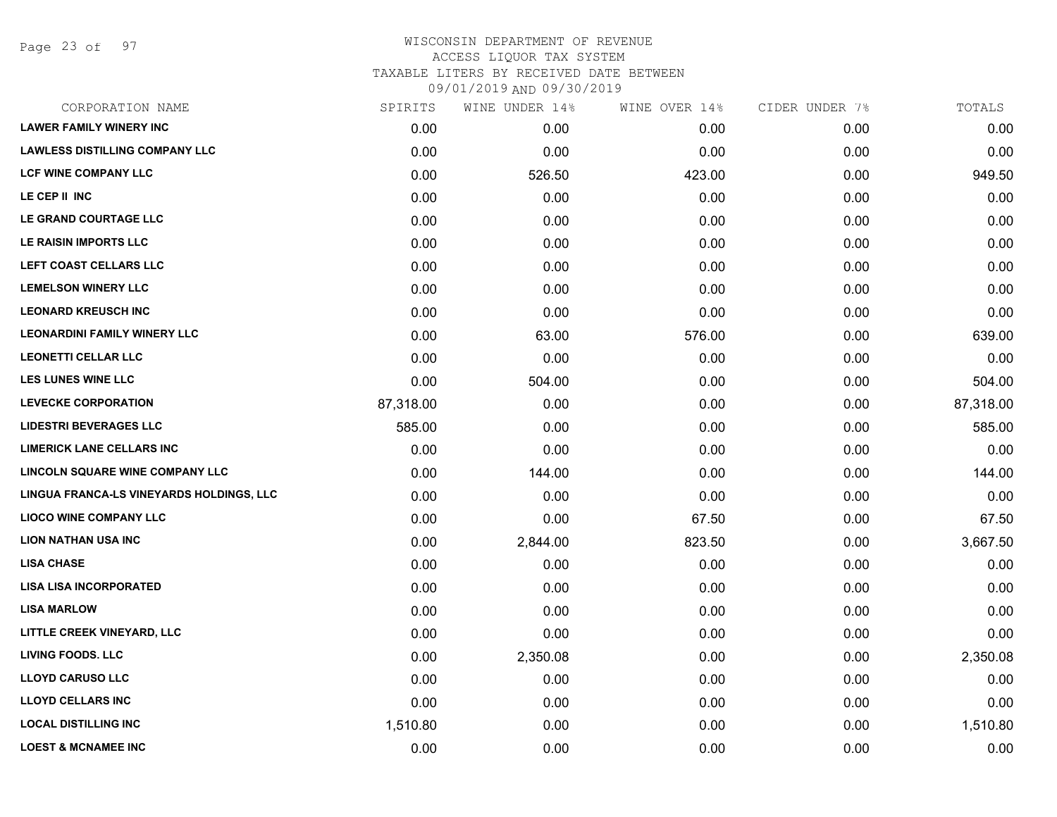WISCONSIN DEPARTMENT OF REVENUE
ACCESS LIQUOR TAX SYSTEM
TAXABLE LITERS BY RECEIVED DATE BETWEEN
09/01/2019 AND 09/30/2019

| CORPORATION NAME | SPIRITS | WINE UNDER 14% | WINE OVER 14% | CIDER UNDER 7% | TOTALS |
|---|---|---|---|---|---|
| LAWER FAMILY WINERY INC | 0.00 | 0.00 | 0.00 | 0.00 | 0.00 |
| LAWLESS DISTILLING COMPANY LLC | 0.00 | 0.00 | 0.00 | 0.00 | 0.00 |
| LCF WINE COMPANY LLC | 0.00 | 526.50 | 423.00 | 0.00 | 949.50 |
| LE CEP II INC | 0.00 | 0.00 | 0.00 | 0.00 | 0.00 |
| LE GRAND COURTAGE LLC | 0.00 | 0.00 | 0.00 | 0.00 | 0.00 |
| LE RAISIN IMPORTS LLC | 0.00 | 0.00 | 0.00 | 0.00 | 0.00 |
| LEFT COAST CELLARS LLC | 0.00 | 0.00 | 0.00 | 0.00 | 0.00 |
| LEMELSON WINERY LLC | 0.00 | 0.00 | 0.00 | 0.00 | 0.00 |
| LEONARD KREUSCH INC | 0.00 | 0.00 | 0.00 | 0.00 | 0.00 |
| LEONARDINI FAMILY WINERY LLC | 0.00 | 63.00 | 576.00 | 0.00 | 639.00 |
| LEONETTI CELLAR LLC | 0.00 | 0.00 | 0.00 | 0.00 | 0.00 |
| LES LUNES WINE LLC | 0.00 | 504.00 | 0.00 | 0.00 | 504.00 |
| LEVECKE CORPORATION | 87,318.00 | 0.00 | 0.00 | 0.00 | 87,318.00 |
| LIDESTRI BEVERAGES LLC | 585.00 | 0.00 | 0.00 | 0.00 | 585.00 |
| LIMERICK LANE CELLARS INC | 0.00 | 0.00 | 0.00 | 0.00 | 0.00 |
| LINCOLN SQUARE WINE COMPANY LLC | 0.00 | 144.00 | 0.00 | 0.00 | 144.00 |
| LINGUA FRANCA-LS VINEYARDS HOLDINGS, LLC | 0.00 | 0.00 | 0.00 | 0.00 | 0.00 |
| LIOCO WINE COMPANY LLC | 0.00 | 0.00 | 67.50 | 0.00 | 67.50 |
| LION NATHAN USA INC | 0.00 | 2,844.00 | 823.50 | 0.00 | 3,667.50 |
| LISA CHASE | 0.00 | 0.00 | 0.00 | 0.00 | 0.00 |
| LISA LISA INCORPORATED | 0.00 | 0.00 | 0.00 | 0.00 | 0.00 |
| LISA MARLOW | 0.00 | 0.00 | 0.00 | 0.00 | 0.00 |
| LITTLE CREEK VINEYARD, LLC | 0.00 | 0.00 | 0.00 | 0.00 | 0.00 |
| LIVING FOODS. LLC | 0.00 | 2,350.08 | 0.00 | 0.00 | 2,350.08 |
| LLOYD CARUSO LLC | 0.00 | 0.00 | 0.00 | 0.00 | 0.00 |
| LLOYD CELLARS INC | 0.00 | 0.00 | 0.00 | 0.00 | 0.00 |
| LOCAL DISTILLING INC | 1,510.80 | 0.00 | 0.00 | 0.00 | 1,510.80 |
| LOEST & MCNAMEE INC | 0.00 | 0.00 | 0.00 | 0.00 | 0.00 |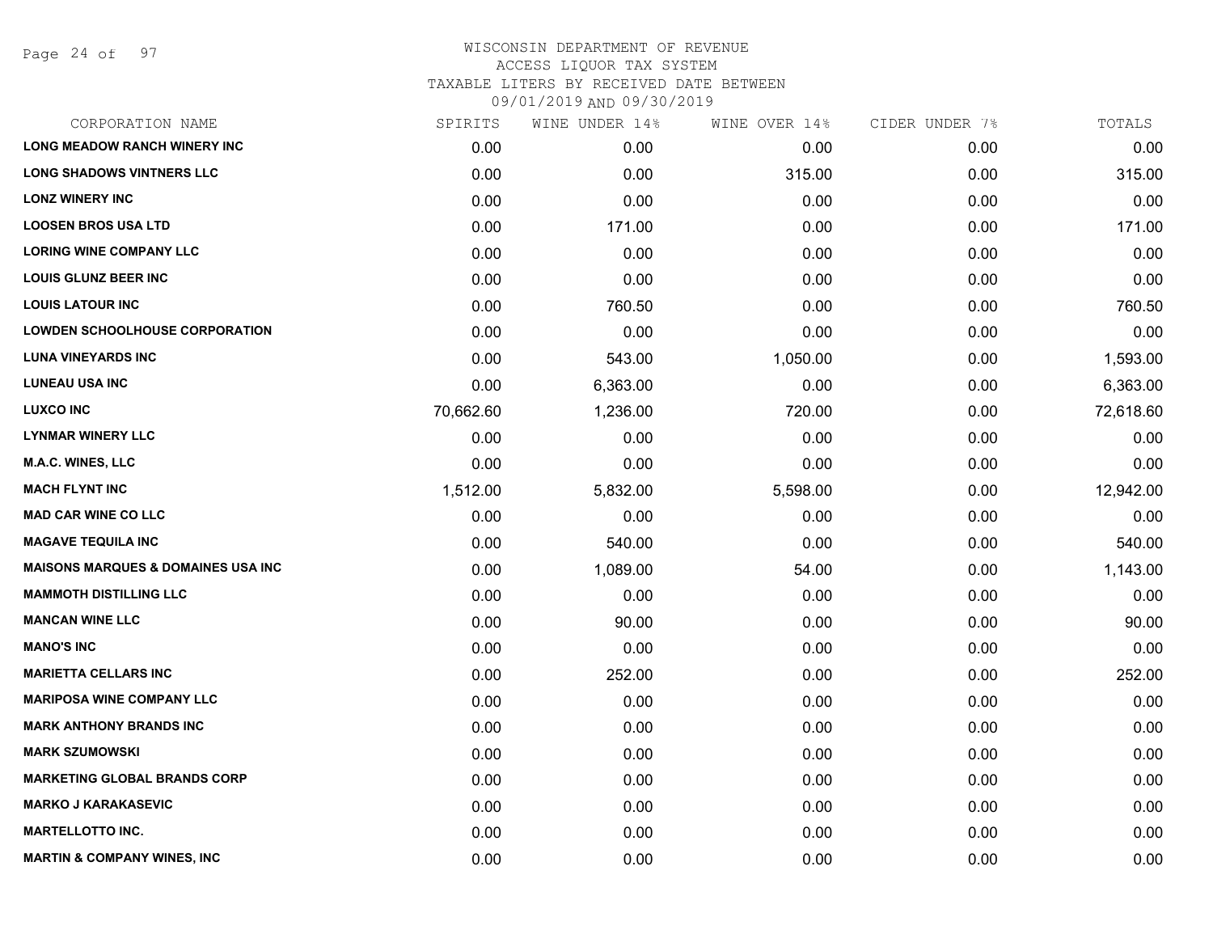WISCONSIN DEPARTMENT OF REVENUE
ACCESS LIQUOR TAX SYSTEM
TAXABLE LITERS BY RECEIVED DATE BETWEEN
09/01/2019 AND 09/30/2019

| CORPORATION NAME | SPIRITS | WINE UNDER 14% | WINE OVER 14% | CIDER UNDER 7% | TOTALS |
|---|---|---|---|---|---|
| LONG MEADOW RANCH WINERY INC | 0.00 | 0.00 | 0.00 | 0.00 | 0.00 |
| LONG SHADOWS VINTNERS LLC | 0.00 | 0.00 | 315.00 | 0.00 | 315.00 |
| LONZ WINERY INC | 0.00 | 0.00 | 0.00 | 0.00 | 0.00 |
| LOOSEN BROS USA LTD | 0.00 | 171.00 | 0.00 | 0.00 | 171.00 |
| LORING WINE COMPANY LLC | 0.00 | 0.00 | 0.00 | 0.00 | 0.00 |
| LOUIS GLUNZ BEER INC | 0.00 | 0.00 | 0.00 | 0.00 | 0.00 |
| LOUIS LATOUR INC | 0.00 | 760.50 | 0.00 | 0.00 | 760.50 |
| LOWDEN SCHOOLHOUSE CORPORATION | 0.00 | 0.00 | 0.00 | 0.00 | 0.00 |
| LUNA VINEYARDS INC | 0.00 | 543.00 | 1,050.00 | 0.00 | 1,593.00 |
| LUNEAU USA INC | 0.00 | 6,363.00 | 0.00 | 0.00 | 6,363.00 |
| LUXCO INC | 70,662.60 | 1,236.00 | 720.00 | 0.00 | 72,618.60 |
| LYNMAR WINERY LLC | 0.00 | 0.00 | 0.00 | 0.00 | 0.00 |
| M.A.C. WINES, LLC | 0.00 | 0.00 | 0.00 | 0.00 | 0.00 |
| MACH FLYNT INC | 1,512.00 | 5,832.00 | 5,598.00 | 0.00 | 12,942.00 |
| MAD CAR WINE CO LLC | 0.00 | 0.00 | 0.00 | 0.00 | 0.00 |
| MAGAVE TEQUILA INC | 0.00 | 540.00 | 0.00 | 0.00 | 540.00 |
| MAISONS MARQUES & DOMAINES USA INC | 0.00 | 1,089.00 | 54.00 | 0.00 | 1,143.00 |
| MAMMOTH DISTILLING LLC | 0.00 | 0.00 | 0.00 | 0.00 | 0.00 |
| MANCAN WINE LLC | 0.00 | 90.00 | 0.00 | 0.00 | 90.00 |
| MANO'S INC | 0.00 | 0.00 | 0.00 | 0.00 | 0.00 |
| MARIETTA CELLARS INC | 0.00 | 252.00 | 0.00 | 0.00 | 252.00 |
| MARIPOSA WINE COMPANY LLC | 0.00 | 0.00 | 0.00 | 0.00 | 0.00 |
| MARK ANTHONY BRANDS INC | 0.00 | 0.00 | 0.00 | 0.00 | 0.00 |
| MARK SZUMOWSKI | 0.00 | 0.00 | 0.00 | 0.00 | 0.00 |
| MARKETING GLOBAL BRANDS CORP | 0.00 | 0.00 | 0.00 | 0.00 | 0.00 |
| MARKO J KARAKASEVIC | 0.00 | 0.00 | 0.00 | 0.00 | 0.00 |
| MARTELLOTTO INC. | 0.00 | 0.00 | 0.00 | 0.00 | 0.00 |
| MARTIN & COMPANY WINES, INC | 0.00 | 0.00 | 0.00 | 0.00 | 0.00 |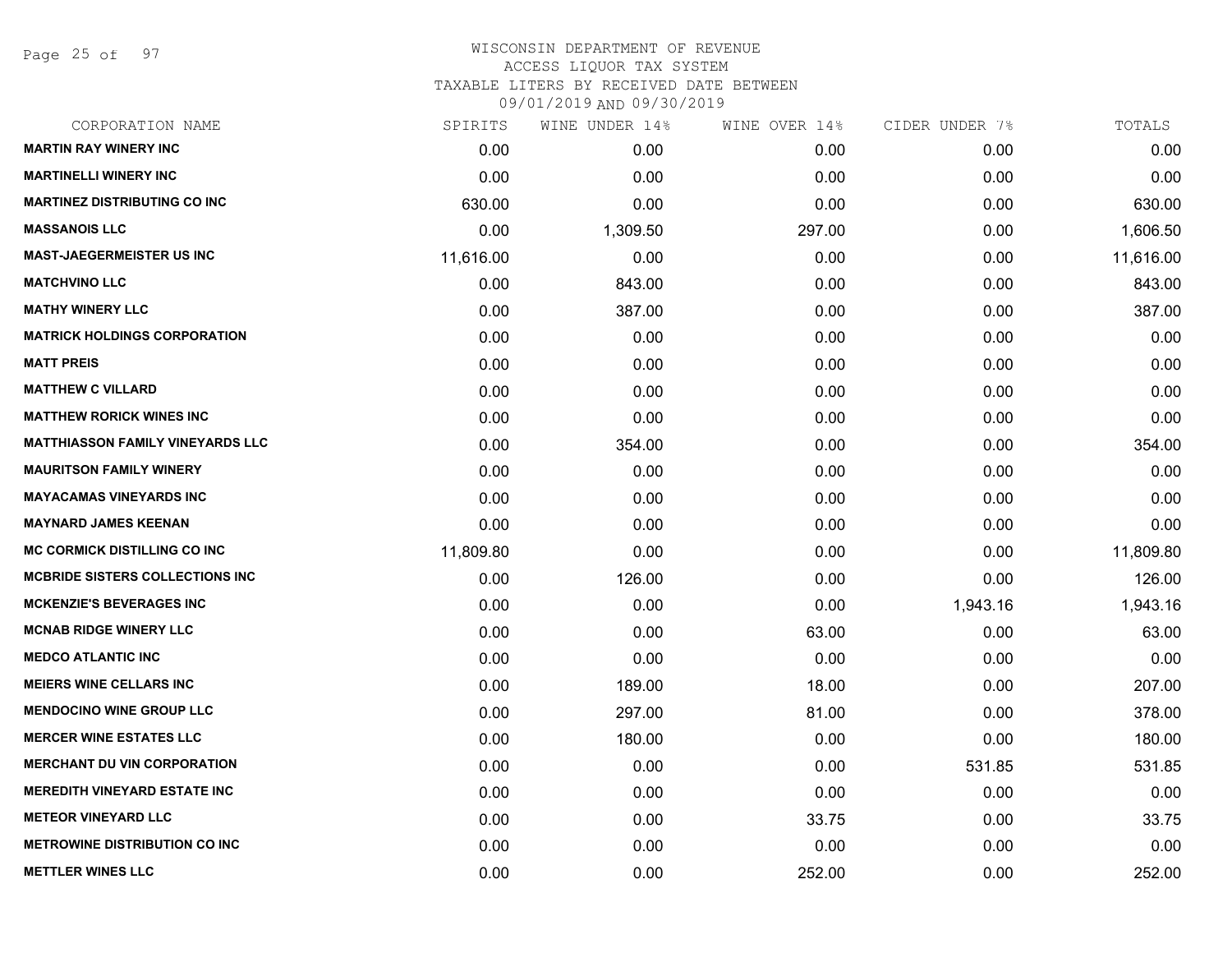WISCONSIN DEPARTMENT OF REVENUE
ACCESS LIQUOR TAX SYSTEM
TAXABLE LITERS BY RECEIVED DATE BETWEEN
09/01/2019 AND 09/30/2019

| CORPORATION NAME | SPIRITS | WINE UNDER 14% | WINE OVER 14% | CIDER UNDER 7% | TOTALS |
|---|---|---|---|---|---|
| **MARTIN RAY WINERY INC** | 0.00 | 0.00 | 0.00 | 0.00 | 0.00 |
| **MARTINELLI WINERY INC** | 0.00 | 0.00 | 0.00 | 0.00 | 0.00 |
| **MARTINEZ DISTRIBUTING CO INC** | 630.00 | 0.00 | 0.00 | 0.00 | 630.00 |
| **MASSANOIS LLC** | 0.00 | 1,309.50 | 297.00 | 0.00 | 1,606.50 |
| **MAST-JAEGERMEISTER US INC** | 11,616.00 | 0.00 | 0.00 | 0.00 | 11,616.00 |
| **MATCHVINO LLC** | 0.00 | 843.00 | 0.00 | 0.00 | 843.00 |
| **MATHY WINERY LLC** | 0.00 | 387.00 | 0.00 | 0.00 | 387.00 |
| **MATRICK HOLDINGS CORPORATION** | 0.00 | 0.00 | 0.00 | 0.00 | 0.00 |
| **MATT PREIS** | 0.00 | 0.00 | 0.00 | 0.00 | 0.00 |
| **MATTHEW C VILLARD** | 0.00 | 0.00 | 0.00 | 0.00 | 0.00 |
| **MATTHEW RORICK WINES INC** | 0.00 | 0.00 | 0.00 | 0.00 | 0.00 |
| **MATTHIASSON FAMILY VINEYARDS LLC** | 0.00 | 354.00 | 0.00 | 0.00 | 354.00 |
| **MAURITSON FAMILY WINERY** | 0.00 | 0.00 | 0.00 | 0.00 | 0.00 |
| **MAYACAMAS VINEYARDS INC** | 0.00 | 0.00 | 0.00 | 0.00 | 0.00 |
| **MAYNARD JAMES KEENAN** | 0.00 | 0.00 | 0.00 | 0.00 | 0.00 |
| **MC CORMICK DISTILLING CO INC** | 11,809.80 | 0.00 | 0.00 | 0.00 | 11,809.80 |
| **MCBRIDE SISTERS COLLECTIONS INC** | 0.00 | 126.00 | 0.00 | 0.00 | 126.00 |
| **MCKENZIE'S BEVERAGES INC** | 0.00 | 0.00 | 0.00 | 1,943.16 | 1,943.16 |
| **MCNAB RIDGE WINERY LLC** | 0.00 | 0.00 | 63.00 | 0.00 | 63.00 |
| **MEDCO ATLANTIC INC** | 0.00 | 0.00 | 0.00 | 0.00 | 0.00 |
| **MEIERS WINE CELLARS INC** | 0.00 | 189.00 | 18.00 | 0.00 | 207.00 |
| **MENDOCINO WINE GROUP LLC** | 0.00 | 297.00 | 81.00 | 0.00 | 378.00 |
| **MERCER WINE ESTATES LLC** | 0.00 | 180.00 | 0.00 | 0.00 | 180.00 |
| **MERCHANT DU VIN CORPORATION** | 0.00 | 0.00 | 0.00 | 531.85 | 531.85 |
| **MEREDITH VINEYARD ESTATE INC** | 0.00 | 0.00 | 0.00 | 0.00 | 0.00 |
| **METEOR VINEYARD LLC** | 0.00 | 0.00 | 33.75 | 0.00 | 33.75 |
| **METROWINE DISTRIBUTION CO INC** | 0.00 | 0.00 | 0.00 | 0.00 | 0.00 |
| **METTLER WINES LLC** | 0.00 | 0.00 | 252.00 | 0.00 | 252.00 |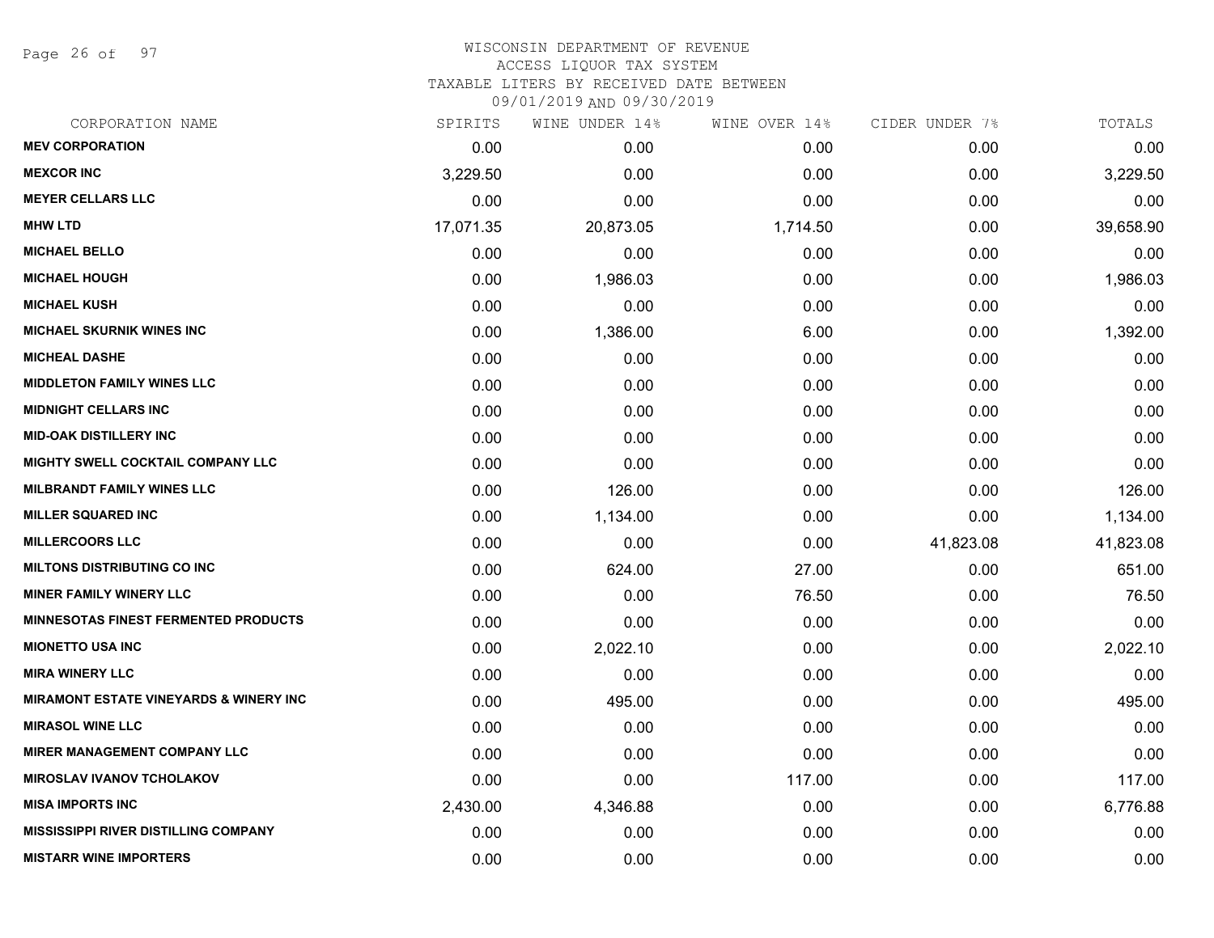WISCONSIN DEPARTMENT OF REVENUE
ACCESS LIQUOR TAX SYSTEM
TAXABLE LITERS BY RECEIVED DATE BETWEEN
09/01/2019 AND 09/30/2019

| CORPORATION NAME | SPIRITS | WINE UNDER 14% | WINE OVER 14% | CIDER UNDER 7% | TOTALS |
|---|---|---|---|---|---|
| MEV CORPORATION | 0.00 | 0.00 | 0.00 | 0.00 | 0.00 |
| MEXCOR INC | 3,229.50 | 0.00 | 0.00 | 0.00 | 3,229.50 |
| MEYER CELLARS LLC | 0.00 | 0.00 | 0.00 | 0.00 | 0.00 |
| MHW LTD | 17,071.35 | 20,873.05 | 1,714.50 | 0.00 | 39,658.90 |
| MICHAEL BELLO | 0.00 | 0.00 | 0.00 | 0.00 | 0.00 |
| MICHAEL HOUGH | 0.00 | 1,986.03 | 0.00 | 0.00 | 1,986.03 |
| MICHAEL KUSH | 0.00 | 0.00 | 0.00 | 0.00 | 0.00 |
| MICHAEL SKURNIK WINES INC | 0.00 | 1,386.00 | 6.00 | 0.00 | 1,392.00 |
| MICHEAL DASHE | 0.00 | 0.00 | 0.00 | 0.00 | 0.00 |
| MIDDLETON FAMILY WINES LLC | 0.00 | 0.00 | 0.00 | 0.00 | 0.00 |
| MIDNIGHT CELLARS INC | 0.00 | 0.00 | 0.00 | 0.00 | 0.00 |
| MID-OAK DISTILLERY INC | 0.00 | 0.00 | 0.00 | 0.00 | 0.00 |
| MIGHTY SWELL COCKTAIL COMPANY LLC | 0.00 | 0.00 | 0.00 | 0.00 | 0.00 |
| MILBRANDT FAMILY WINES LLC | 0.00 | 126.00 | 0.00 | 0.00 | 126.00 |
| MILLER SQUARED INC | 0.00 | 1,134.00 | 0.00 | 0.00 | 1,134.00 |
| MILLERCOORS LLC | 0.00 | 0.00 | 0.00 | 41,823.08 | 41,823.08 |
| MILTONS DISTRIBUTING CO INC | 0.00 | 624.00 | 27.00 | 0.00 | 651.00 |
| MINER FAMILY WINERY LLC | 0.00 | 0.00 | 76.50 | 0.00 | 76.50 |
| MINNESOTAS FINEST FERMENTED PRODUCTS | 0.00 | 0.00 | 0.00 | 0.00 | 0.00 |
| MIONETTO USA INC | 0.00 | 2,022.10 | 0.00 | 0.00 | 2,022.10 |
| MIRA WINERY LLC | 0.00 | 0.00 | 0.00 | 0.00 | 0.00 |
| MIRAMONT ESTATE VINEYARDS & WINERY INC | 0.00 | 495.00 | 0.00 | 0.00 | 495.00 |
| MIRASOL WINE LLC | 0.00 | 0.00 | 0.00 | 0.00 | 0.00 |
| MIRER MANAGEMENT COMPANY LLC | 0.00 | 0.00 | 0.00 | 0.00 | 0.00 |
| MIROSLAV IVANOV TCHOLAKOV | 0.00 | 0.00 | 117.00 | 0.00 | 117.00 |
| MISA IMPORTS INC | 2,430.00 | 4,346.88 | 0.00 | 0.00 | 6,776.88 |
| MISSISSIPPI RIVER DISTILLING COMPANY | 0.00 | 0.00 | 0.00 | 0.00 | 0.00 |
| MISTARR WINE IMPORTERS | 0.00 | 0.00 | 0.00 | 0.00 | 0.00 |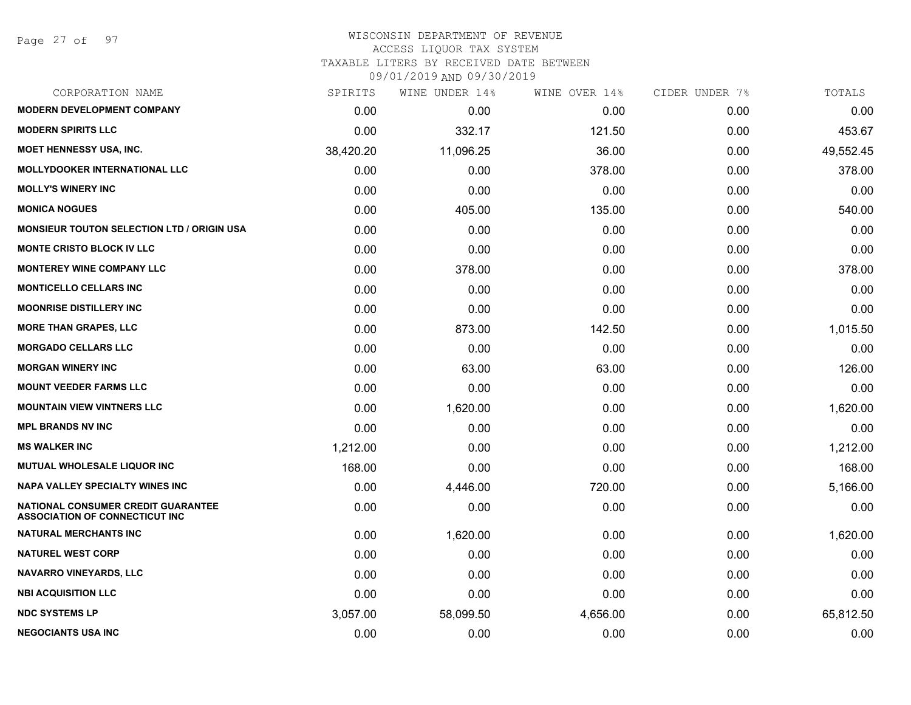WISCONSIN DEPARTMENT OF REVENUE
ACCESS LIQUOR TAX SYSTEM
TAXABLE LITERS BY RECEIVED DATE BETWEEN
09/01/2019 AND 09/30/2019

| CORPORATION NAME | SPIRITS | WINE UNDER 14% | WINE OVER 14% | CIDER UNDER 7% | TOTALS |
|---|---|---|---|---|---|
| **MODERN DEVELOPMENT COMPANY** | 0.00 | 0.00 | 0.00 | 0.00 | 0.00 |
| **MODERN SPIRITS LLC** | 0.00 | 332.17 | 121.50 | 0.00 | 453.67 |
| **MOET HENNESSY USA, INC.** | 38,420.20 | 11,096.25 | 36.00 | 0.00 | 49,552.45 |
| **MOLLYDOOKER INTERNATIONAL LLC** | 0.00 | 0.00 | 378.00 | 0.00 | 378.00 |
| **MOLLY'S WINERY INC** | 0.00 | 0.00 | 0.00 | 0.00 | 0.00 |
| **MONICA NOGUES** | 0.00 | 405.00 | 135.00 | 0.00 | 540.00 |
| **MONSIEUR TOUTON SELECTION LTD / ORIGIN USA** | 0.00 | 0.00 | 0.00 | 0.00 | 0.00 |
| **MONTE CRISTO BLOCK IV LLC** | 0.00 | 0.00 | 0.00 | 0.00 | 0.00 |
| **MONTEREY WINE COMPANY LLC** | 0.00 | 378.00 | 0.00 | 0.00 | 378.00 |
| **MONTICELLO CELLARS INC** | 0.00 | 0.00 | 0.00 | 0.00 | 0.00 |
| **MOONRISE DISTILLERY INC** | 0.00 | 0.00 | 0.00 | 0.00 | 0.00 |
| **MORE THAN GRAPES, LLC** | 0.00 | 873.00 | 142.50 | 0.00 | 1,015.50 |
| **MORGADO CELLARS LLC** | 0.00 | 0.00 | 0.00 | 0.00 | 0.00 |
| **MORGAN WINERY INC** | 0.00 | 63.00 | 63.00 | 0.00 | 126.00 |
| **MOUNT VEEDER FARMS LLC** | 0.00 | 0.00 | 0.00 | 0.00 | 0.00 |
| **MOUNTAIN VIEW VINTNERS LLC** | 0.00 | 1,620.00 | 0.00 | 0.00 | 1,620.00 |
| **MPL BRANDS NV INC** | 0.00 | 0.00 | 0.00 | 0.00 | 0.00 |
| **MS WALKER INC** | 1,212.00 | 0.00 | 0.00 | 0.00 | 1,212.00 |
| **MUTUAL WHOLESALE LIQUOR INC** | 168.00 | 0.00 | 0.00 | 0.00 | 168.00 |
| **NAPA VALLEY SPECIALTY WINES INC** | 0.00 | 4,446.00 | 720.00 | 0.00 | 5,166.00 |
| **NATIONAL CONSUMER CREDIT GUARANTEE ASSOCIATION OF CONNECTICUT INC** | 0.00 | 0.00 | 0.00 | 0.00 | 0.00 |
| **NATURAL MERCHANTS INC** | 0.00 | 1,620.00 | 0.00 | 0.00 | 1,620.00 |
| **NATUREL WEST CORP** | 0.00 | 0.00 | 0.00 | 0.00 | 0.00 |
| **NAVARRO VINEYARDS, LLC** | 0.00 | 0.00 | 0.00 | 0.00 | 0.00 |
| **NBI ACQUISITION LLC** | 0.00 | 0.00 | 0.00 | 0.00 | 0.00 |
| **NDC SYSTEMS LP** | 3,057.00 | 58,099.50 | 4,656.00 | 0.00 | 65,812.50 |
| **NEGOCIANTS USA INC** | 0.00 | 0.00 | 0.00 | 0.00 | 0.00 |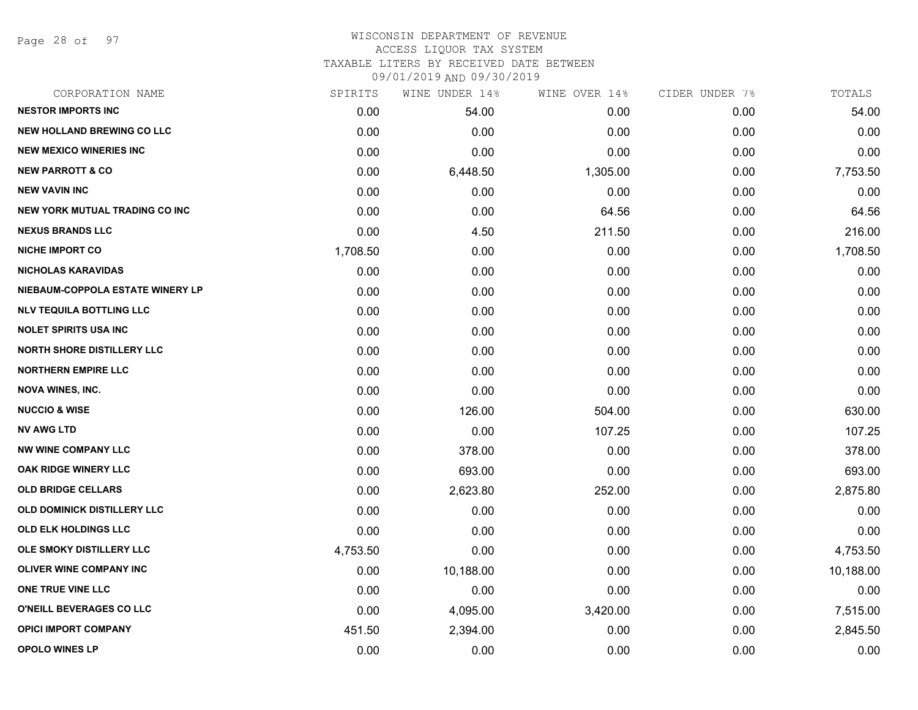WISCONSIN DEPARTMENT OF REVENUE
ACCESS LIQUOR TAX SYSTEM
TAXABLE LITERS BY RECEIVED DATE BETWEEN
09/01/2019 AND 09/30/2019

| CORPORATION NAME | SPIRITS | WINE UNDER 14% | WINE OVER 14% | CIDER UNDER 7% | TOTALS |
|---|---|---|---|---|---|
| NESTOR IMPORTS INC | 0.00 | 54.00 | 0.00 | 0.00 | 54.00 |
| NEW HOLLAND BREWING CO LLC | 0.00 | 0.00 | 0.00 | 0.00 | 0.00 |
| NEW MEXICO WINERIES INC | 0.00 | 0.00 | 0.00 | 0.00 | 0.00 |
| NEW PARROTT & CO | 0.00 | 6,448.50 | 1,305.00 | 0.00 | 7,753.50 |
| NEW VAVIN INC | 0.00 | 0.00 | 0.00 | 0.00 | 0.00 |
| NEW YORK MUTUAL TRADING CO INC | 0.00 | 0.00 | 64.56 | 0.00 | 64.56 |
| NEXUS BRANDS LLC | 0.00 | 4.50 | 211.50 | 0.00 | 216.00 |
| NICHE IMPORT CO | 1,708.50 | 0.00 | 0.00 | 0.00 | 1,708.50 |
| NICHOLAS KARAVIDAS | 0.00 | 0.00 | 0.00 | 0.00 | 0.00 |
| NIEBAUM-COPPOLA ESTATE WINERY LP | 0.00 | 0.00 | 0.00 | 0.00 | 0.00 |
| NLV TEQUILA BOTTLING LLC | 0.00 | 0.00 | 0.00 | 0.00 | 0.00 |
| NOLET SPIRITS USA INC | 0.00 | 0.00 | 0.00 | 0.00 | 0.00 |
| NORTH SHORE DISTILLERY LLC | 0.00 | 0.00 | 0.00 | 0.00 | 0.00 |
| NORTHERN EMPIRE LLC | 0.00 | 0.00 | 0.00 | 0.00 | 0.00 |
| NOVA WINES, INC. | 0.00 | 0.00 | 0.00 | 0.00 | 0.00 |
| NUCCIO & WISE | 0.00 | 126.00 | 504.00 | 0.00 | 630.00 |
| NV AWG LTD | 0.00 | 0.00 | 107.25 | 0.00 | 107.25 |
| NW WINE COMPANY LLC | 0.00 | 378.00 | 0.00 | 0.00 | 378.00 |
| OAK RIDGE WINERY LLC | 0.00 | 693.00 | 0.00 | 0.00 | 693.00 |
| OLD BRIDGE CELLARS | 0.00 | 2,623.80 | 252.00 | 0.00 | 2,875.80 |
| OLD DOMINICK DISTILLERY LLC | 0.00 | 0.00 | 0.00 | 0.00 | 0.00 |
| OLD ELK HOLDINGS LLC | 0.00 | 0.00 | 0.00 | 0.00 | 0.00 |
| OLE SMOKY DISTILLERY LLC | 4,753.50 | 0.00 | 0.00 | 0.00 | 4,753.50 |
| OLIVER WINE COMPANY INC | 0.00 | 10,188.00 | 0.00 | 0.00 | 10,188.00 |
| ONE TRUE VINE LLC | 0.00 | 0.00 | 0.00 | 0.00 | 0.00 |
| O'NEILL BEVERAGES CO LLC | 0.00 | 4,095.00 | 3,420.00 | 0.00 | 7,515.00 |
| OPICI IMPORT COMPANY | 451.50 | 2,394.00 | 0.00 | 0.00 | 2,845.50 |
| OPOLO WINES LP | 0.00 | 0.00 | 0.00 | 0.00 | 0.00 |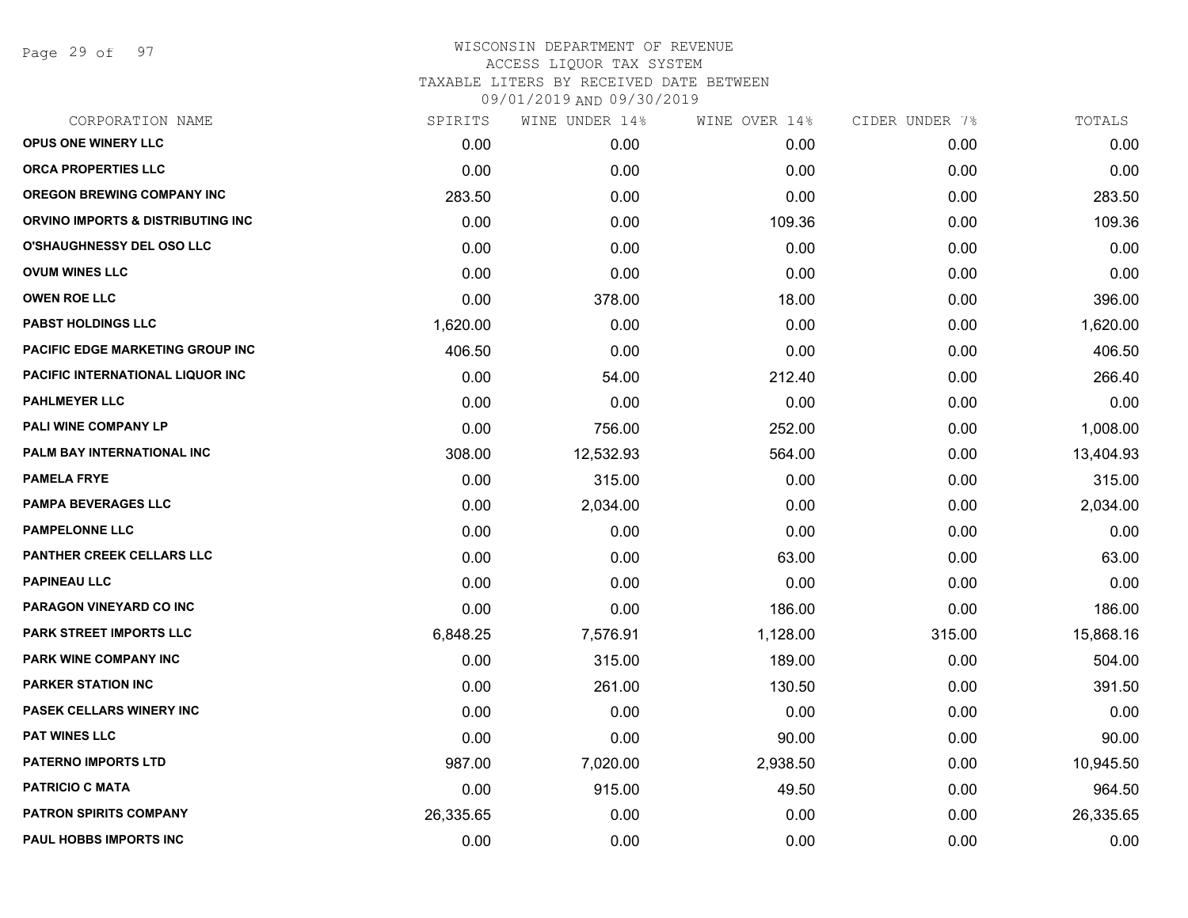WISCONSIN DEPARTMENT OF REVENUE
ACCESS LIQUOR TAX SYSTEM
TAXABLE LITERS BY RECEIVED DATE BETWEEN
09/01/2019 AND 09/30/2019

| CORPORATION NAME | SPIRITS | WINE UNDER 14% | WINE OVER 14% | CIDER UNDER 7% | TOTALS |
|---|---|---|---|---|---|
| OPUS ONE WINERY LLC | 0.00 | 0.00 | 0.00 | 0.00 | 0.00 |
| ORCA PROPERTIES LLC | 0.00 | 0.00 | 0.00 | 0.00 | 0.00 |
| OREGON BREWING COMPANY INC | 283.50 | 0.00 | 0.00 | 0.00 | 283.50 |
| ORVINO IMPORTS & DISTRIBUTING INC | 0.00 | 0.00 | 109.36 | 0.00 | 109.36 |
| O'SHAUGHNESSY DEL OSO LLC | 0.00 | 0.00 | 0.00 | 0.00 | 0.00 |
| OVUM WINES LLC | 0.00 | 0.00 | 0.00 | 0.00 | 0.00 |
| OWEN ROE LLC | 0.00 | 378.00 | 18.00 | 0.00 | 396.00 |
| PABST HOLDINGS LLC | 1,620.00 | 0.00 | 0.00 | 0.00 | 1,620.00 |
| PACIFIC EDGE MARKETING GROUP INC | 406.50 | 0.00 | 0.00 | 0.00 | 406.50 |
| PACIFIC INTERNATIONAL LIQUOR INC | 0.00 | 54.00 | 212.40 | 0.00 | 266.40 |
| PAHLMEYER LLC | 0.00 | 0.00 | 0.00 | 0.00 | 0.00 |
| PALI WINE COMPANY LP | 0.00 | 756.00 | 252.00 | 0.00 | 1,008.00 |
| PALM BAY INTERNATIONAL INC | 308.00 | 12,532.93 | 564.00 | 0.00 | 13,404.93 |
| PAMELA FRYE | 0.00 | 315.00 | 0.00 | 0.00 | 315.00 |
| PAMPA BEVERAGES LLC | 0.00 | 2,034.00 | 0.00 | 0.00 | 2,034.00 |
| PAMPELONNE LLC | 0.00 | 0.00 | 0.00 | 0.00 | 0.00 |
| PANTHER CREEK CELLARS LLC | 0.00 | 0.00 | 63.00 | 0.00 | 63.00 |
| PAPINEAU LLC | 0.00 | 0.00 | 0.00 | 0.00 | 0.00 |
| PARAGON VINEYARD CO INC | 0.00 | 0.00 | 186.00 | 0.00 | 186.00 |
| PARK STREET IMPORTS LLC | 6,848.25 | 7,576.91 | 1,128.00 | 315.00 | 15,868.16 |
| PARK WINE COMPANY INC | 0.00 | 315.00 | 189.00 | 0.00 | 504.00 |
| PARKER STATION INC | 0.00 | 261.00 | 130.50 | 0.00 | 391.50 |
| PASEK CELLARS WINERY INC | 0.00 | 0.00 | 0.00 | 0.00 | 0.00 |
| PAT WINES LLC | 0.00 | 0.00 | 90.00 | 0.00 | 90.00 |
| PATERNO IMPORTS LTD | 987.00 | 7,020.00 | 2,938.50 | 0.00 | 10,945.50 |
| PATRICIO C MATA | 0.00 | 915.00 | 49.50 | 0.00 | 964.50 |
| PATRON SPIRITS COMPANY | 26,335.65 | 0.00 | 0.00 | 0.00 | 26,335.65 |
| PAUL HOBBS IMPORTS INC | 0.00 | 0.00 | 0.00 | 0.00 | 0.00 |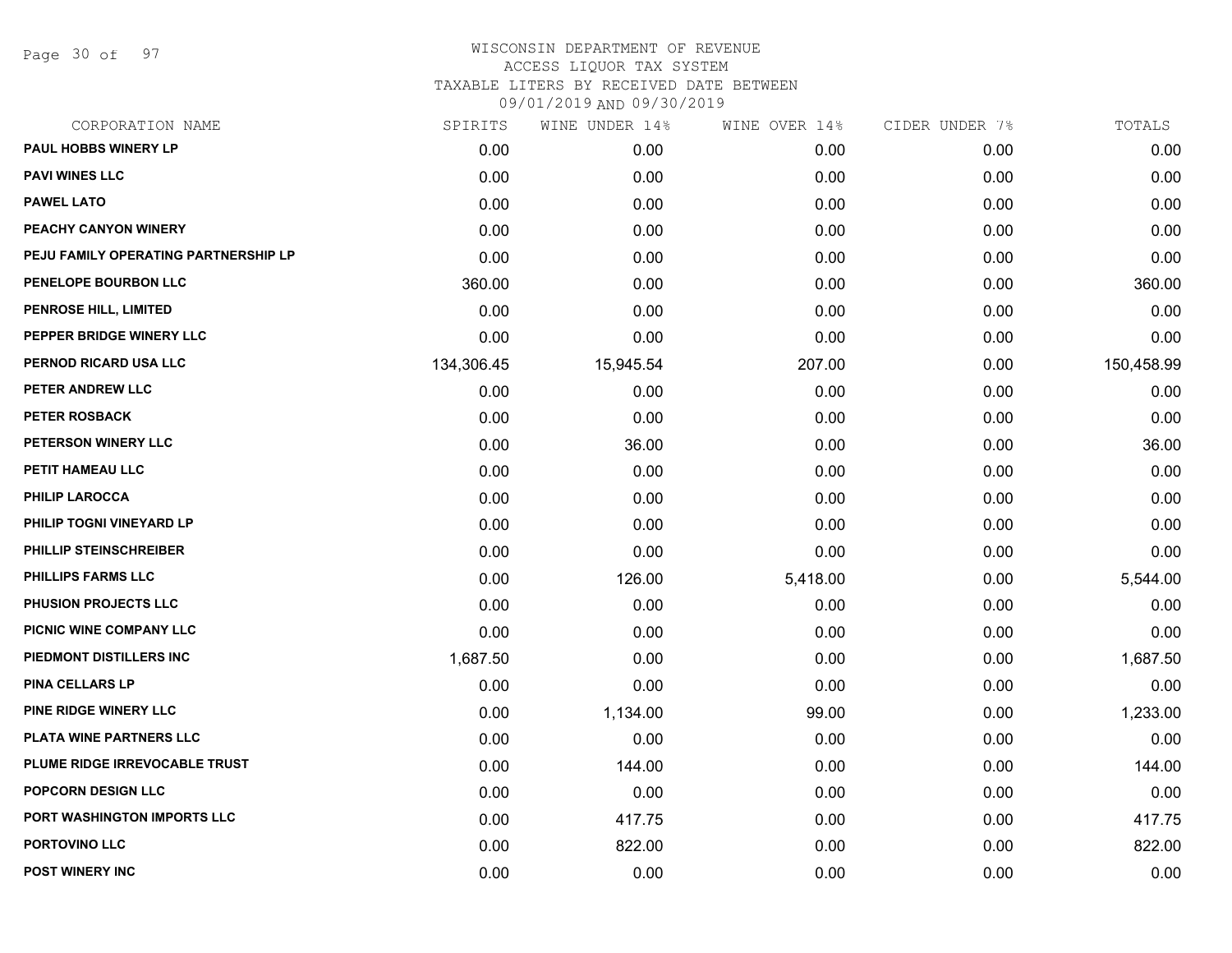# WISCONSIN DEPARTMENT OF REVENUE
## ACCESS LIQUOR TAX SYSTEM
### TAXABLE LITERS BY RECEIVED DATE BETWEEN 09/01/2019 AND 09/30/2019

| CORPORATION NAME | SPIRITS | WINE UNDER 14% | WINE OVER 14% | CIDER UNDER 7% | TOTALS |
|---|---|---|---|---|---|
| PAUL HOBBS WINERY LP | 0.00 | 0.00 | 0.00 | 0.00 | 0.00 |
| PAVI WINES LLC | 0.00 | 0.00 | 0.00 | 0.00 | 0.00 |
| PAWEL LATO | 0.00 | 0.00 | 0.00 | 0.00 | 0.00 |
| PEACHY CANYON WINERY | 0.00 | 0.00 | 0.00 | 0.00 | 0.00 |
| PEJU FAMILY OPERATING PARTNERSHIP LP | 0.00 | 0.00 | 0.00 | 0.00 | 0.00 |
| PENELOPE BOURBON LLC | 360.00 | 0.00 | 0.00 | 0.00 | 360.00 |
| PENROSE HILL, LIMITED | 0.00 | 0.00 | 0.00 | 0.00 | 0.00 |
| PEPPER BRIDGE WINERY LLC | 0.00 | 0.00 | 0.00 | 0.00 | 0.00 |
| PERNOD RICARD USA LLC | 134,306.45 | 15,945.54 | 207.00 | 0.00 | 150,458.99 |
| PETER ANDREW LLC | 0.00 | 0.00 | 0.00 | 0.00 | 0.00 |
| PETER ROSBACK | 0.00 | 0.00 | 0.00 | 0.00 | 0.00 |
| PETERSON WINERY LLC | 0.00 | 36.00 | 0.00 | 0.00 | 36.00 |
| PETIT HAMEAU LLC | 0.00 | 0.00 | 0.00 | 0.00 | 0.00 |
| PHILIP LAROCCA | 0.00 | 0.00 | 0.00 | 0.00 | 0.00 |
| PHILIP TOGNI VINEYARD LP | 0.00 | 0.00 | 0.00 | 0.00 | 0.00 |
| PHILLIP STEINSCHREIBER | 0.00 | 0.00 | 0.00 | 0.00 | 0.00 |
| PHILLIPS FARMS LLC | 0.00 | 126.00 | 5,418.00 | 0.00 | 5,544.00 |
| PHUSION PROJECTS LLC | 0.00 | 0.00 | 0.00 | 0.00 | 0.00 |
| PICNIC WINE COMPANY LLC | 0.00 | 0.00 | 0.00 | 0.00 | 0.00 |
| PIEDMONT DISTILLERS INC | 1,687.50 | 0.00 | 0.00 | 0.00 | 1,687.50 |
| PINA CELLARS LP | 0.00 | 0.00 | 0.00 | 0.00 | 0.00 |
| PINE RIDGE WINERY LLC | 0.00 | 1,134.00 | 99.00 | 0.00 | 1,233.00 |
| PLATA WINE PARTNERS LLC | 0.00 | 0.00 | 0.00 | 0.00 | 0.00 |
| PLUME RIDGE IRREVOCABLE TRUST | 0.00 | 144.00 | 0.00 | 0.00 | 144.00 |
| POPCORN DESIGN LLC | 0.00 | 0.00 | 0.00 | 0.00 | 0.00 |
| PORT WASHINGTON IMPORTS LLC | 0.00 | 417.75 | 0.00 | 0.00 | 417.75 |
| PORTOVINO LLC | 0.00 | 822.00 | 0.00 | 0.00 | 822.00 |
| POST WINERY INC | 0.00 | 0.00 | 0.00 | 0.00 | 0.00 |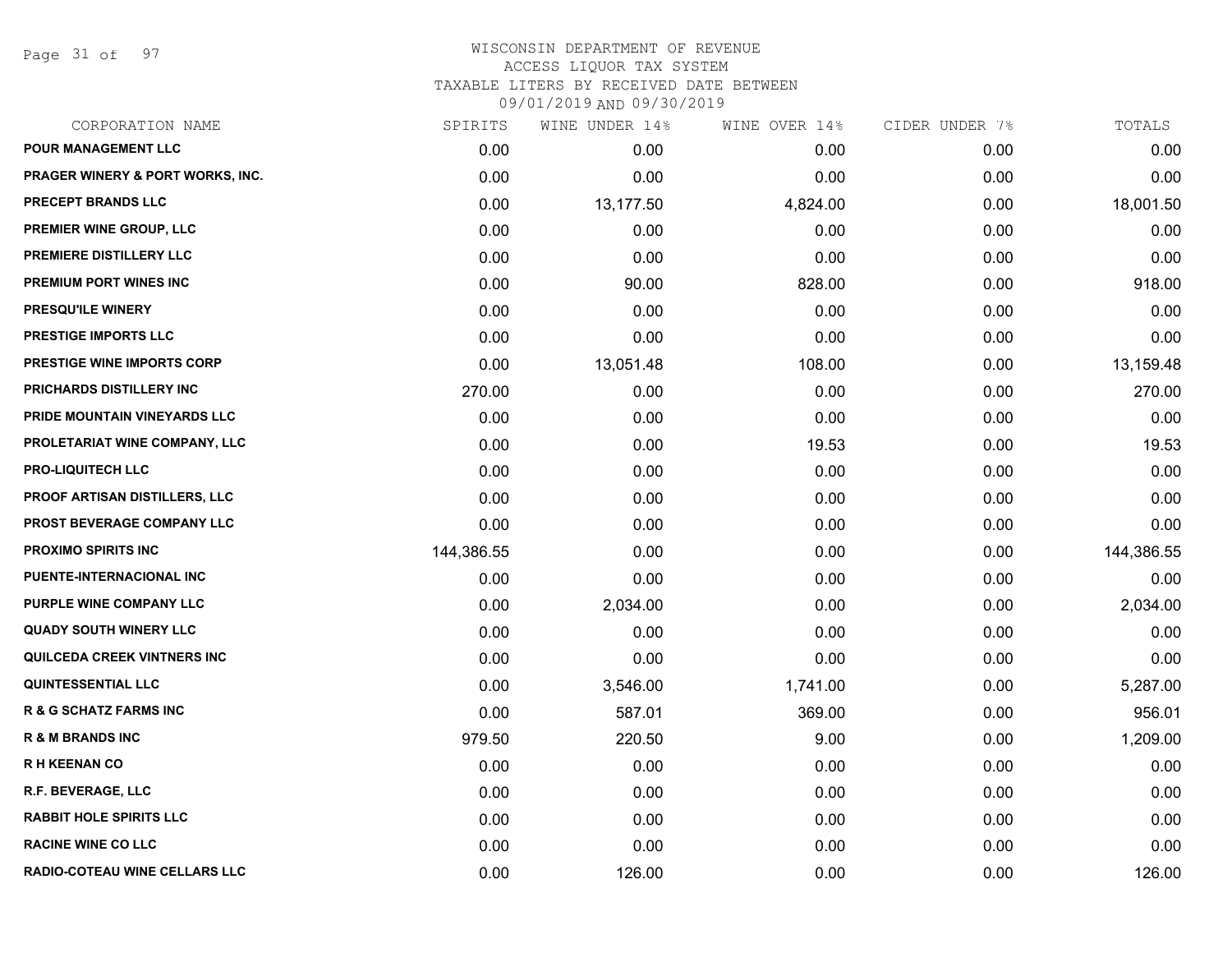WISCONSIN DEPARTMENT OF REVENUE
ACCESS LIQUOR TAX SYSTEM
TAXABLE LITERS BY RECEIVED DATE BETWEEN
09/01/2019 AND 09/30/2019

| CORPORATION NAME | SPIRITS | WINE UNDER 14% | WINE OVER 14% | CIDER UNDER 7% | TOTALS |
|---|---|---|---|---|---|
| POUR MANAGEMENT LLC | 0.00 | 0.00 | 0.00 | 0.00 | 0.00 |
| PRAGER WINERY & PORT WORKS, INC. | 0.00 | 0.00 | 0.00 | 0.00 | 0.00 |
| PRECEPT BRANDS LLC | 0.00 | 13,177.50 | 4,824.00 | 0.00 | 18,001.50 |
| PREMIER WINE GROUP, LLC | 0.00 | 0.00 | 0.00 | 0.00 | 0.00 |
| PREMIERE DISTILLERY LLC | 0.00 | 0.00 | 0.00 | 0.00 | 0.00 |
| PREMIUM PORT WINES INC | 0.00 | 90.00 | 828.00 | 0.00 | 918.00 |
| PRESQU'ILE WINERY | 0.00 | 0.00 | 0.00 | 0.00 | 0.00 |
| PRESTIGE IMPORTS LLC | 0.00 | 0.00 | 0.00 | 0.00 | 0.00 |
| PRESTIGE WINE IMPORTS CORP | 0.00 | 13,051.48 | 108.00 | 0.00 | 13,159.48 |
| PRICHARDS DISTILLERY INC | 270.00 | 0.00 | 0.00 | 0.00 | 270.00 |
| PRIDE MOUNTAIN VINEYARDS LLC | 0.00 | 0.00 | 0.00 | 0.00 | 0.00 |
| PROLETARIAT WINE COMPANY, LLC | 0.00 | 0.00 | 19.53 | 0.00 | 19.53 |
| PRO-LIQUITECH LLC | 0.00 | 0.00 | 0.00 | 0.00 | 0.00 |
| PROOF ARTISAN DISTILLERS, LLC | 0.00 | 0.00 | 0.00 | 0.00 | 0.00 |
| PROST BEVERAGE COMPANY LLC | 0.00 | 0.00 | 0.00 | 0.00 | 0.00 |
| PROXIMO SPIRITS INC | 144,386.55 | 0.00 | 0.00 | 0.00 | 144,386.55 |
| PUENTE-INTERNACIONAL INC | 0.00 | 0.00 | 0.00 | 0.00 | 0.00 |
| PURPLE WINE COMPANY LLC | 0.00 | 2,034.00 | 0.00 | 0.00 | 2,034.00 |
| QUADY SOUTH WINERY LLC | 0.00 | 0.00 | 0.00 | 0.00 | 0.00 |
| QUILCEDA CREEK VINTNERS INC | 0.00 | 0.00 | 0.00 | 0.00 | 0.00 |
| QUINTESSENTIAL LLC | 0.00 | 3,546.00 | 1,741.00 | 0.00 | 5,287.00 |
| R & G SCHATZ FARMS INC | 0.00 | 587.01 | 369.00 | 0.00 | 956.01 |
| R & M BRANDS INC | 979.50 | 220.50 | 9.00 | 0.00 | 1,209.00 |
| R H KEENAN CO | 0.00 | 0.00 | 0.00 | 0.00 | 0.00 |
| R.F. BEVERAGE, LLC | 0.00 | 0.00 | 0.00 | 0.00 | 0.00 |
| RABBIT HOLE SPIRITS LLC | 0.00 | 0.00 | 0.00 | 0.00 | 0.00 |
| RACINE WINE CO LLC | 0.00 | 0.00 | 0.00 | 0.00 | 0.00 |
| RADIO-COTEAU WINE CELLARS LLC | 0.00 | 126.00 | 0.00 | 0.00 | 126.00 |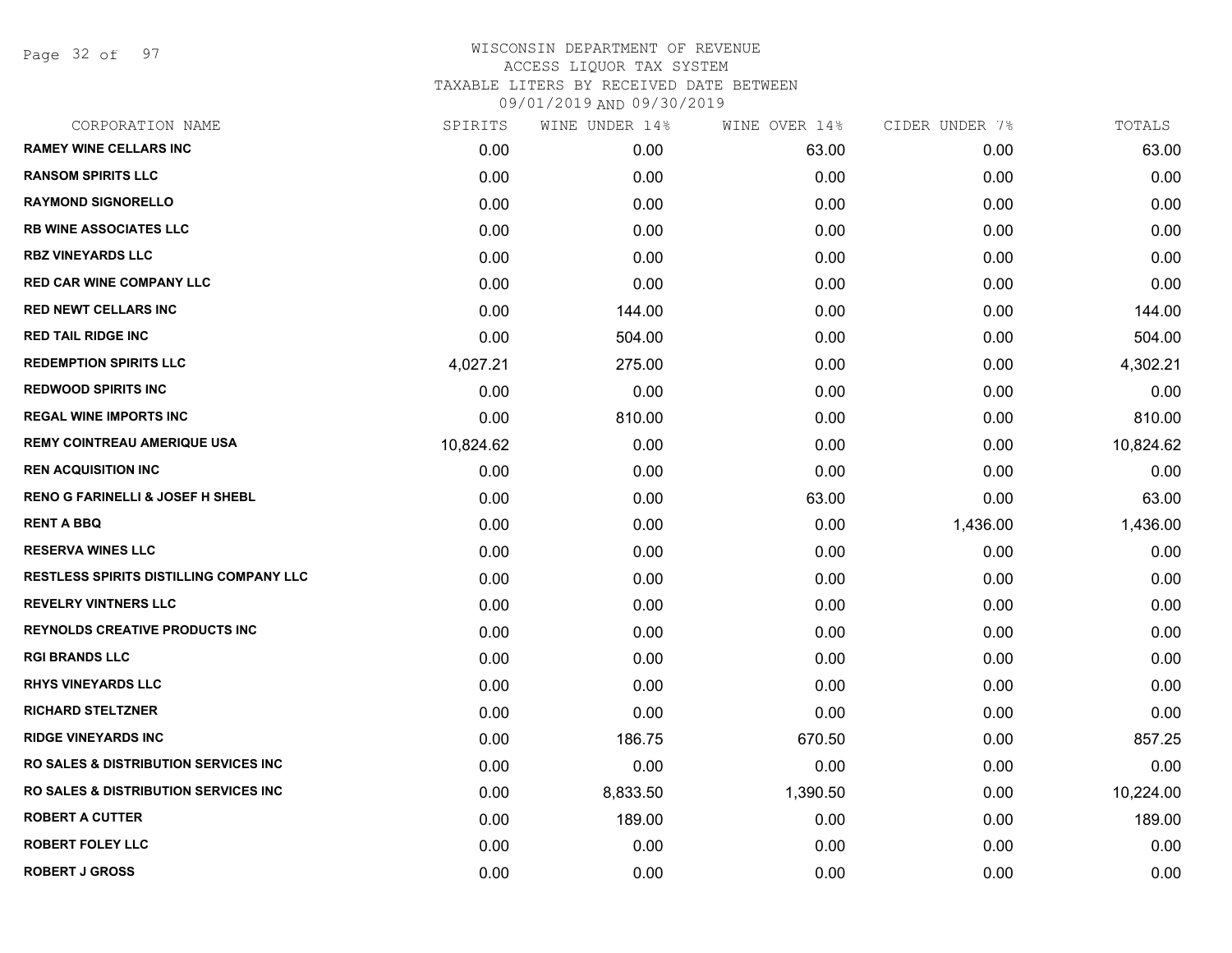# WISCONSIN DEPARTMENT OF REVENUE
## ACCESS LIQUOR TAX SYSTEM
### TAXABLE LITERS BY RECEIVED DATE BETWEEN 09/01/2019 AND 09/30/2019

| CORPORATION NAME | SPIRITS | WINE UNDER 14% | WINE OVER 14% | CIDER UNDER 7% | TOTALS |
|---|---|---|---|---|---|
| RAMEY WINE CELLARS INC | 0.00 | 0.00 | 63.00 | 0.00 | 63.00 |
| RANSOM SPIRITS LLC | 0.00 | 0.00 | 0.00 | 0.00 | 0.00 |
| RAYMOND SIGNORELLO | 0.00 | 0.00 | 0.00 | 0.00 | 0.00 |
| RB WINE ASSOCIATES LLC | 0.00 | 0.00 | 0.00 | 0.00 | 0.00 |
| RBZ VINEYARDS LLC | 0.00 | 0.00 | 0.00 | 0.00 | 0.00 |
| RED CAR WINE COMPANY LLC | 0.00 | 0.00 | 0.00 | 0.00 | 0.00 |
| RED NEWT CELLARS INC | 0.00 | 144.00 | 0.00 | 0.00 | 144.00 |
| RED TAIL RIDGE INC | 0.00 | 504.00 | 0.00 | 0.00 | 504.00 |
| REDEMPTION SPIRITS LLC | 4,027.21 | 275.00 | 0.00 | 0.00 | 4,302.21 |
| REDWOOD SPIRITS INC | 0.00 | 0.00 | 0.00 | 0.00 | 0.00 |
| REGAL WINE IMPORTS INC | 0.00 | 810.00 | 0.00 | 0.00 | 810.00 |
| REMY COINTREAU AMERIQUE USA | 10,824.62 | 0.00 | 0.00 | 0.00 | 10,824.62 |
| REN ACQUISITION INC | 0.00 | 0.00 | 0.00 | 0.00 | 0.00 |
| RENO G FARINELLI & JOSEF H SHEBL | 0.00 | 0.00 | 63.00 | 0.00 | 63.00 |
| RENT A BBQ | 0.00 | 0.00 | 0.00 | 1,436.00 | 1,436.00 |
| RESERVA WINES LLC | 0.00 | 0.00 | 0.00 | 0.00 | 0.00 |
| RESTLESS SPIRITS DISTILLING COMPANY LLC | 0.00 | 0.00 | 0.00 | 0.00 | 0.00 |
| REVELRY VINTNERS LLC | 0.00 | 0.00 | 0.00 | 0.00 | 0.00 |
| REYNOLDS CREATIVE PRODUCTS INC | 0.00 | 0.00 | 0.00 | 0.00 | 0.00 |
| RGI BRANDS LLC | 0.00 | 0.00 | 0.00 | 0.00 | 0.00 |
| RHYS VINEYARDS LLC | 0.00 | 0.00 | 0.00 | 0.00 | 0.00 |
| RICHARD STELTZNER | 0.00 | 0.00 | 0.00 | 0.00 | 0.00 |
| RIDGE VINEYARDS INC | 0.00 | 186.75 | 670.50 | 0.00 | 857.25 |
| RO SALES & DISTRIBUTION SERVICES INC | 0.00 | 0.00 | 0.00 | 0.00 | 0.00 |
| RO SALES & DISTRIBUTION SERVICES INC | 0.00 | 8,833.50 | 1,390.50 | 0.00 | 10,224.00 |
| ROBERT A CUTTER | 0.00 | 189.00 | 0.00 | 0.00 | 189.00 |
| ROBERT FOLEY LLC | 0.00 | 0.00 | 0.00 | 0.00 | 0.00 |
| ROBERT J GROSS | 0.00 | 0.00 | 0.00 | 0.00 | 0.00 |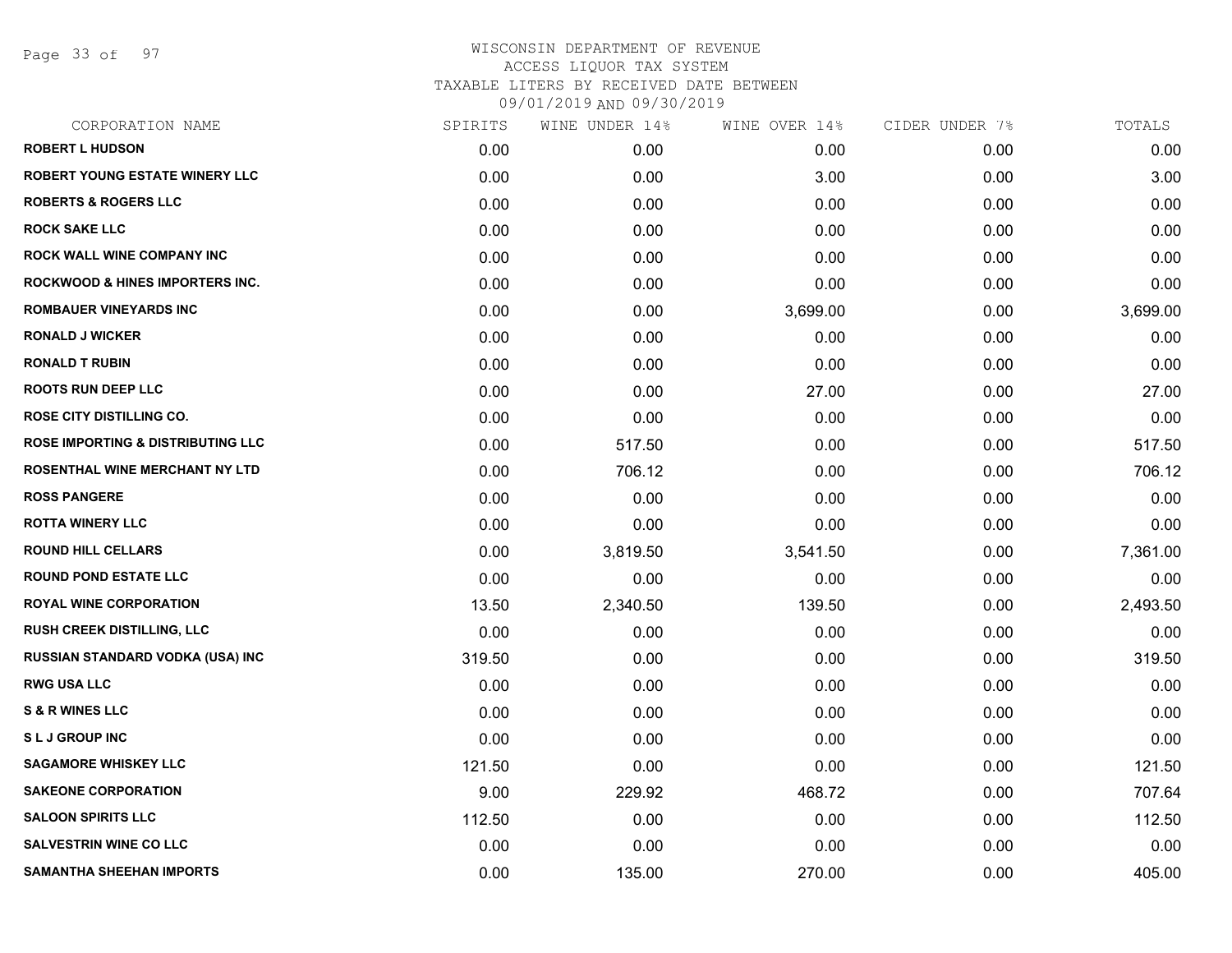WISCONSIN DEPARTMENT OF REVENUE
ACCESS LIQUOR TAX SYSTEM
TAXABLE LITERS BY RECEIVED DATE BETWEEN
09/01/2019 AND 09/30/2019

| CORPORATION NAME | SPIRITS | WINE UNDER 14% | WINE OVER 14% | CIDER UNDER 7% | TOTALS |
|---|---|---|---|---|---|
| ROBERT L HUDSON | 0.00 | 0.00 | 0.00 | 0.00 | 0.00 |
| ROBERT YOUNG ESTATE WINERY LLC | 0.00 | 0.00 | 3.00 | 0.00 | 3.00 |
| ROBERTS & ROGERS LLC | 0.00 | 0.00 | 0.00 | 0.00 | 0.00 |
| ROCK SAKE LLC | 0.00 | 0.00 | 0.00 | 0.00 | 0.00 |
| ROCK WALL WINE COMPANY INC | 0.00 | 0.00 | 0.00 | 0.00 | 0.00 |
| ROCKWOOD & HINES IMPORTERS INC. | 0.00 | 0.00 | 0.00 | 0.00 | 0.00 |
| ROMBAUER VINEYARDS INC | 0.00 | 0.00 | 3,699.00 | 0.00 | 3,699.00 |
| RONALD J WICKER | 0.00 | 0.00 | 0.00 | 0.00 | 0.00 |
| RONALD T RUBIN | 0.00 | 0.00 | 0.00 | 0.00 | 0.00 |
| ROOTS RUN DEEP LLC | 0.00 | 0.00 | 27.00 | 0.00 | 27.00 |
| ROSE CITY DISTILLING CO. | 0.00 | 0.00 | 0.00 | 0.00 | 0.00 |
| ROSE IMPORTING & DISTRIBUTING LLC | 0.00 | 517.50 | 0.00 | 0.00 | 517.50 |
| ROSENTHAL WINE MERCHANT NY LTD | 0.00 | 706.12 | 0.00 | 0.00 | 706.12 |
| ROSS PANGERE | 0.00 | 0.00 | 0.00 | 0.00 | 0.00 |
| ROTTA WINERY LLC | 0.00 | 0.00 | 0.00 | 0.00 | 0.00 |
| ROUND HILL CELLARS | 0.00 | 3,819.50 | 3,541.50 | 0.00 | 7,361.00 |
| ROUND POND ESTATE LLC | 0.00 | 0.00 | 0.00 | 0.00 | 0.00 |
| ROYAL WINE CORPORATION | 13.50 | 2,340.50 | 139.50 | 0.00 | 2,493.50 |
| RUSH CREEK DISTILLING, LLC | 0.00 | 0.00 | 0.00 | 0.00 | 0.00 |
| RUSSIAN STANDARD VODKA (USA) INC | 319.50 | 0.00 | 0.00 | 0.00 | 319.50 |
| RWG USA LLC | 0.00 | 0.00 | 0.00 | 0.00 | 0.00 |
| S & R WINES LLC | 0.00 | 0.00 | 0.00 | 0.00 | 0.00 |
| S L J GROUP INC | 0.00 | 0.00 | 0.00 | 0.00 | 0.00 |
| SAGAMORE WHISKEY LLC | 121.50 | 0.00 | 0.00 | 0.00 | 121.50 |
| SAKEONE CORPORATION | 9.00 | 229.92 | 468.72 | 0.00 | 707.64 |
| SALOON SPIRITS LLC | 112.50 | 0.00 | 0.00 | 0.00 | 112.50 |
| SALVESTRIN WINE CO LLC | 0.00 | 0.00 | 0.00 | 0.00 | 0.00 |
| SAMANTHA SHEEHAN IMPORTS | 0.00 | 135.00 | 270.00 | 0.00 | 405.00 |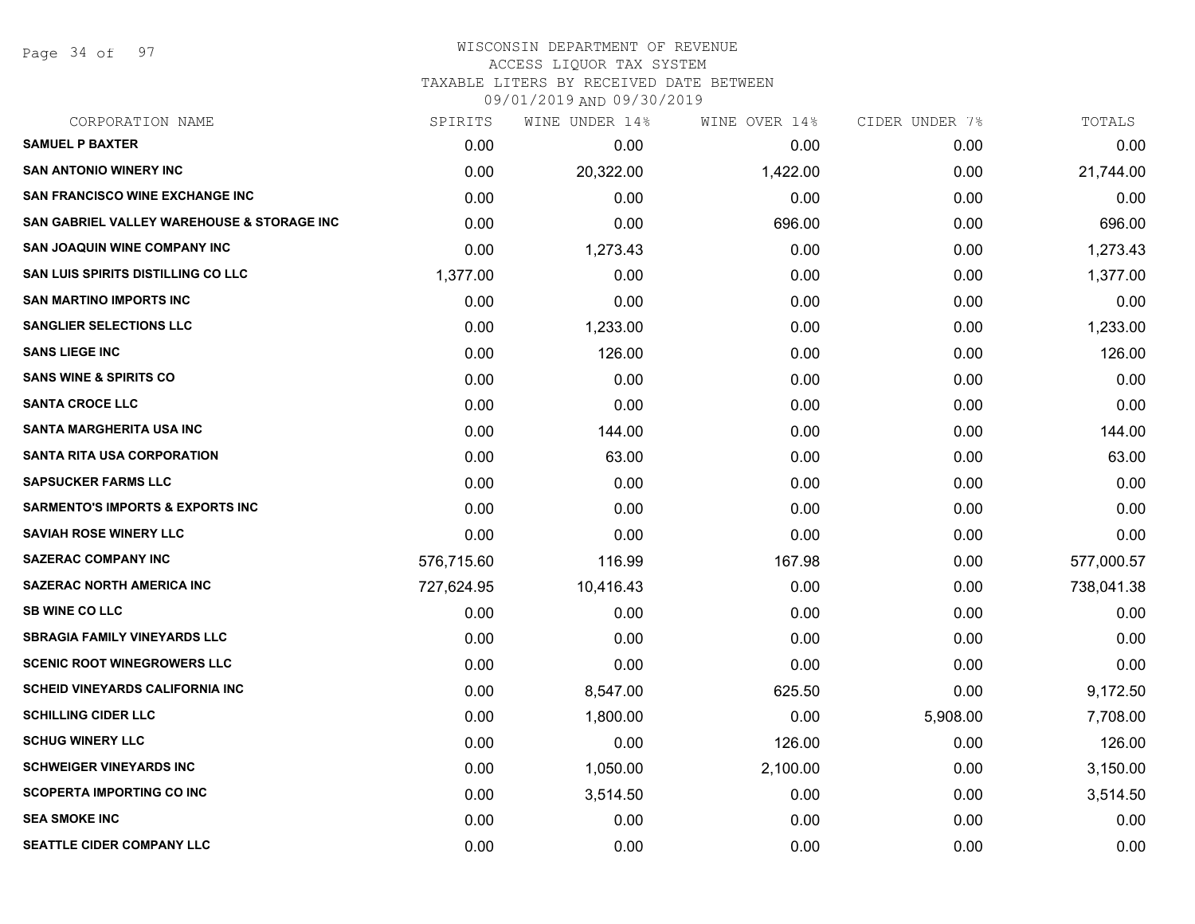WISCONSIN DEPARTMENT OF REVENUE
ACCESS LIQUOR TAX SYSTEM
TAXABLE LITERS BY RECEIVED DATE BETWEEN
09/01/2019 AND 09/30/2019

| CORPORATION NAME | SPIRITS | WINE UNDER 14% | WINE OVER 14% | CIDER UNDER 7% | TOTALS |
|---|---|---|---|---|---|
| SAMUEL P BAXTER | 0.00 | 0.00 | 0.00 | 0.00 | 0.00 |
| SAN ANTONIO WINERY INC | 0.00 | 20,322.00 | 1,422.00 | 0.00 | 21,744.00 |
| SAN FRANCISCO WINE EXCHANGE INC | 0.00 | 0.00 | 0.00 | 0.00 | 0.00 |
| SAN GABRIEL VALLEY WAREHOUSE & STORAGE INC | 0.00 | 0.00 | 696.00 | 0.00 | 696.00 |
| SAN JOAQUIN WINE COMPANY INC | 0.00 | 1,273.43 | 0.00 | 0.00 | 1,273.43 |
| SAN LUIS SPIRITS DISTILLING CO LLC | 1,377.00 | 0.00 | 0.00 | 0.00 | 1,377.00 |
| SAN MARTINO IMPORTS INC | 0.00 | 0.00 | 0.00 | 0.00 | 0.00 |
| SANGLIER SELECTIONS LLC | 0.00 | 1,233.00 | 0.00 | 0.00 | 1,233.00 |
| SANS LIEGE INC | 0.00 | 126.00 | 0.00 | 0.00 | 126.00 |
| SANS WINE & SPIRITS CO | 0.00 | 0.00 | 0.00 | 0.00 | 0.00 |
| SANTA CROCE LLC | 0.00 | 0.00 | 0.00 | 0.00 | 0.00 |
| SANTA MARGHERITA USA INC | 0.00 | 144.00 | 0.00 | 0.00 | 144.00 |
| SANTA RITA USA CORPORATION | 0.00 | 63.00 | 0.00 | 0.00 | 63.00 |
| SAPSUCKER FARMS LLC | 0.00 | 0.00 | 0.00 | 0.00 | 0.00 |
| SARMENTO'S IMPORTS & EXPORTS INC | 0.00 | 0.00 | 0.00 | 0.00 | 0.00 |
| SAVIAH ROSE WINERY LLC | 0.00 | 0.00 | 0.00 | 0.00 | 0.00 |
| SAZERAC COMPANY INC | 576,715.60 | 116.99 | 167.98 | 0.00 | 577,000.57 |
| SAZERAC NORTH AMERICA INC | 727,624.95 | 10,416.43 | 0.00 | 0.00 | 738,041.38 |
| SB WINE CO LLC | 0.00 | 0.00 | 0.00 | 0.00 | 0.00 |
| SBRAGIA FAMILY VINEYARDS LLC | 0.00 | 0.00 | 0.00 | 0.00 | 0.00 |
| SCENIC ROOT WINEGROWERS LLC | 0.00 | 0.00 | 0.00 | 0.00 | 0.00 |
| SCHEID VINEYARDS CALIFORNIA INC | 0.00 | 8,547.00 | 625.50 | 0.00 | 9,172.50 |
| SCHILLING CIDER LLC | 0.00 | 1,800.00 | 0.00 | 5,908.00 | 7,708.00 |
| SCHUG WINERY LLC | 0.00 | 0.00 | 126.00 | 0.00 | 126.00 |
| SCHWEIGER VINEYARDS INC | 0.00 | 1,050.00 | 2,100.00 | 0.00 | 3,150.00 |
| SCOPERTA IMPORTING CO INC | 0.00 | 3,514.50 | 0.00 | 0.00 | 3,514.50 |
| SEA SMOKE INC | 0.00 | 0.00 | 0.00 | 0.00 | 0.00 |
| SEATTLE CIDER COMPANY LLC | 0.00 | 0.00 | 0.00 | 0.00 | 0.00 |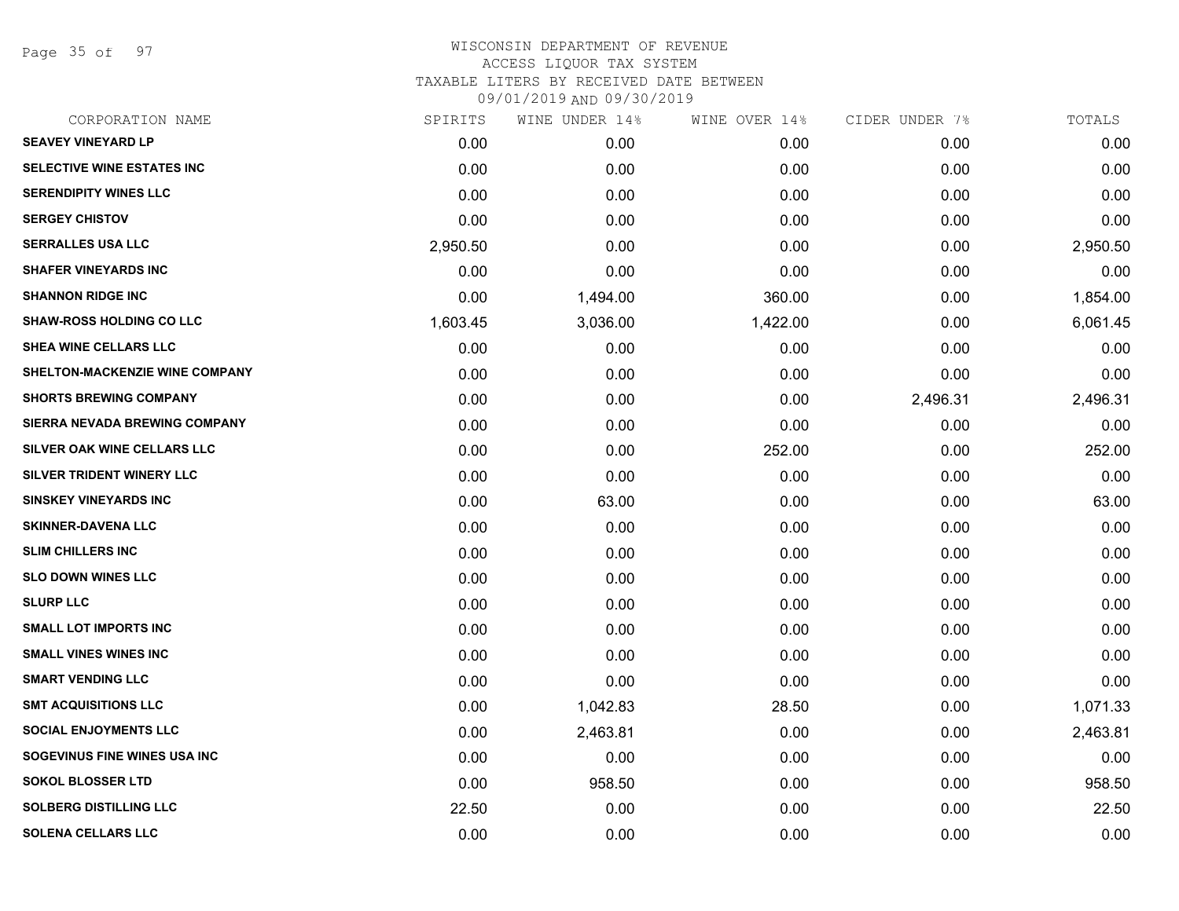# WISCONSIN DEPARTMENT OF REVENUE
## ACCESS LIQUOR TAX SYSTEM
### TAXABLE LITERS BY RECEIVED DATE BETWEEN 09/01/2019 AND 09/30/2019

| CORPORATION NAME | SPIRITS | WINE UNDER 14% | WINE OVER 14% | CIDER UNDER 7% | TOTALS |
|---|---|---|---|---|---|
| **SEAVEY VINEYARD LP** | 0.00 | 0.00 | 0.00 | 0.00 | 0.00 |
| **SELECTIVE WINE ESTATES INC** | 0.00 | 0.00 | 0.00 | 0.00 | 0.00 |
| **SERENDIPITY WINES LLC** | 0.00 | 0.00 | 0.00 | 0.00 | 0.00 |
| **SERGEY CHISTOV** | 0.00 | 0.00 | 0.00 | 0.00 | 0.00 |
| **SERRALLES USA LLC** | 2,950.50 | 0.00 | 0.00 | 0.00 | 2,950.50 |
| **SHAFER VINEYARDS INC** | 0.00 | 0.00 | 0.00 | 0.00 | 0.00 |
| **SHANNON RIDGE INC** | 0.00 | 1,494.00 | 360.00 | 0.00 | 1,854.00 |
| **SHAW-ROSS HOLDING CO LLC** | 1,603.45 | 3,036.00 | 1,422.00 | 0.00 | 6,061.45 |
| **SHEA WINE CELLARS LLC** | 0.00 | 0.00 | 0.00 | 0.00 | 0.00 |
| **SHELTON-MACKENZIE WINE COMPANY** | 0.00 | 0.00 | 0.00 | 0.00 | 0.00 |
| **SHORTS BREWING COMPANY** | 0.00 | 0.00 | 0.00 | 2,496.31 | 2,496.31 |
| **SIERRA NEVADA BREWING COMPANY** | 0.00 | 0.00 | 0.00 | 0.00 | 0.00 |
| **SILVER OAK WINE CELLARS LLC** | 0.00 | 0.00 | 252.00 | 0.00 | 252.00 |
| **SILVER TRIDENT WINERY LLC** | 0.00 | 0.00 | 0.00 | 0.00 | 0.00 |
| **SINSKEY VINEYARDS INC** | 0.00 | 63.00 | 0.00 | 0.00 | 63.00 |
| **SKINNER-DAVENA LLC** | 0.00 | 0.00 | 0.00 | 0.00 | 0.00 |
| **SLIM CHILLERS INC** | 0.00 | 0.00 | 0.00 | 0.00 | 0.00 |
| **SLO DOWN WINES LLC** | 0.00 | 0.00 | 0.00 | 0.00 | 0.00 |
| **SLURP LLC** | 0.00 | 0.00 | 0.00 | 0.00 | 0.00 |
| **SMALL LOT IMPORTS INC** | 0.00 | 0.00 | 0.00 | 0.00 | 0.00 |
| **SMALL VINES WINES INC** | 0.00 | 0.00 | 0.00 | 0.00 | 0.00 |
| **SMART VENDING LLC** | 0.00 | 0.00 | 0.00 | 0.00 | 0.00 |
| **SMT ACQUISITIONS LLC** | 0.00 | 1,042.83 | 28.50 | 0.00 | 1,071.33 |
| **SOCIAL ENJOYMENTS LLC** | 0.00 | 2,463.81 | 0.00 | 0.00 | 2,463.81 |
| **SOGEVINUS FINE WINES USA INC** | 0.00 | 0.00 | 0.00 | 0.00 | 0.00 |
| **SOKOL BLOSSER LTD** | 0.00 | 958.50 | 0.00 | 0.00 | 958.50 |
| **SOLBERG DISTILLING LLC** | 22.50 | 0.00 | 0.00 | 0.00 | 22.50 |
| **SOLENA CELLARS LLC** | 0.00 | 0.00 | 0.00 | 0.00 | 0.00 |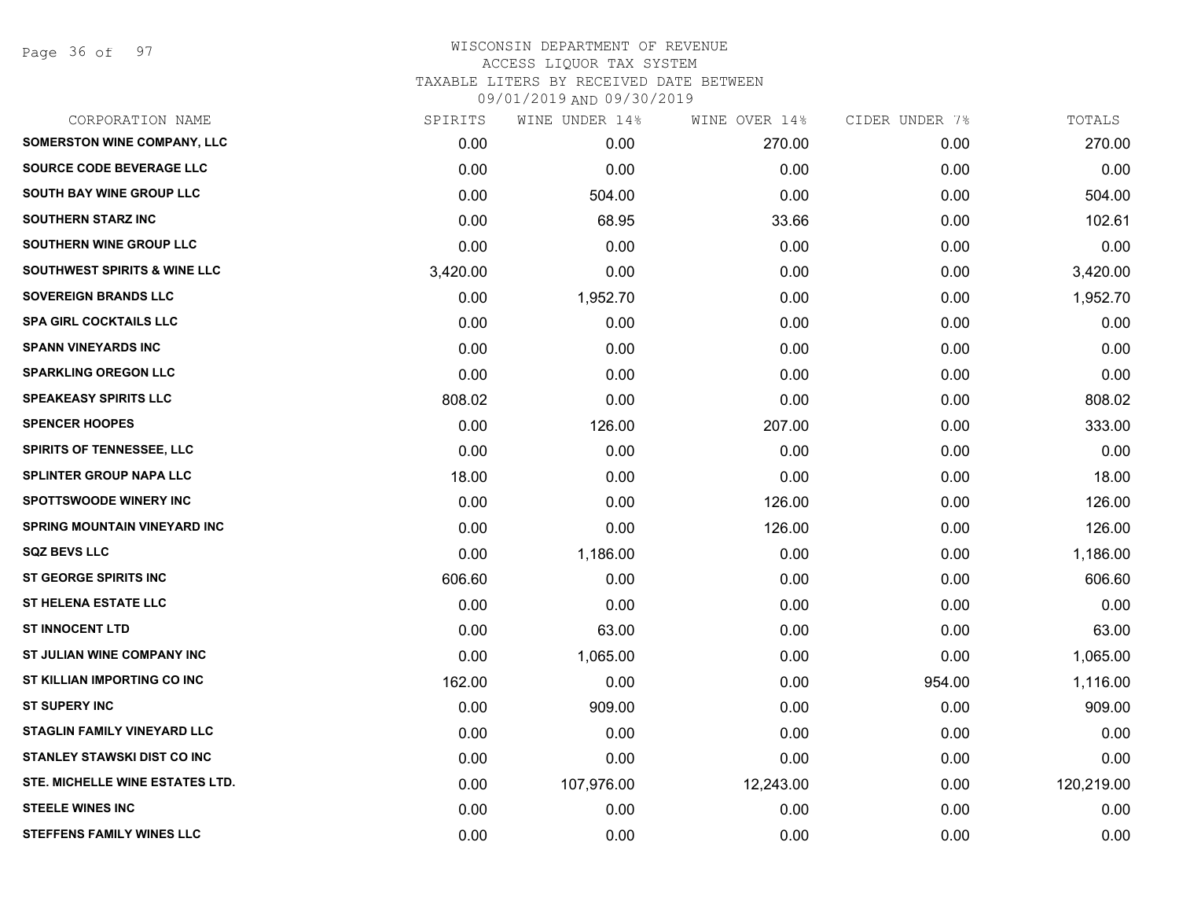WISCONSIN DEPARTMENT OF REVENUE
ACCESS LIQUOR TAX SYSTEM
TAXABLE LITERS BY RECEIVED DATE BETWEEN
09/01/2019 AND 09/30/2019

| CORPORATION NAME | SPIRITS | WINE UNDER 14% | WINE OVER 14% | CIDER UNDER 7% | TOTALS |
|---|---|---|---|---|---|
| SOMERSTON WINE COMPANY, LLC | 0.00 | 0.00 | 270.00 | 0.00 | 270.00 |
| SOURCE CODE BEVERAGE LLC | 0.00 | 0.00 | 0.00 | 0.00 | 0.00 |
| SOUTH BAY WINE GROUP LLC | 0.00 | 504.00 | 0.00 | 0.00 | 504.00 |
| SOUTHERN STARZ INC | 0.00 | 68.95 | 33.66 | 0.00 | 102.61 |
| SOUTHERN WINE GROUP LLC | 0.00 | 0.00 | 0.00 | 0.00 | 0.00 |
| SOUTHWEST SPIRITS & WINE LLC | 3,420.00 | 0.00 | 0.00 | 0.00 | 3,420.00 |
| SOVEREIGN BRANDS LLC | 0.00 | 1,952.70 | 0.00 | 0.00 | 1,952.70 |
| SPA GIRL COCKTAILS LLC | 0.00 | 0.00 | 0.00 | 0.00 | 0.00 |
| SPANN VINEYARDS INC | 0.00 | 0.00 | 0.00 | 0.00 | 0.00 |
| SPARKLING OREGON LLC | 0.00 | 0.00 | 0.00 | 0.00 | 0.00 |
| SPEAKEASY SPIRITS LLC | 808.02 | 0.00 | 0.00 | 0.00 | 808.02 |
| SPENCER HOOPES | 0.00 | 126.00 | 207.00 | 0.00 | 333.00 |
| SPIRITS OF TENNESSEE, LLC | 0.00 | 0.00 | 0.00 | 0.00 | 0.00 |
| SPLINTER GROUP NAPA LLC | 18.00 | 0.00 | 0.00 | 0.00 | 18.00 |
| SPOTTSWOODE WINERY INC | 0.00 | 0.00 | 126.00 | 0.00 | 126.00 |
| SPRING MOUNTAIN VINEYARD INC | 0.00 | 0.00 | 126.00 | 0.00 | 126.00 |
| SQZ BEVS LLC | 0.00 | 1,186.00 | 0.00 | 0.00 | 1,186.00 |
| ST GEORGE SPIRITS INC | 606.60 | 0.00 | 0.00 | 0.00 | 606.60 |
| ST HELENA ESTATE LLC | 0.00 | 0.00 | 0.00 | 0.00 | 0.00 |
| ST INNOCENT LTD | 0.00 | 63.00 | 0.00 | 0.00 | 63.00 |
| ST JULIAN WINE COMPANY INC | 0.00 | 1,065.00 | 0.00 | 0.00 | 1,065.00 |
| ST KILLIAN IMPORTING CO INC | 162.00 | 0.00 | 0.00 | 954.00 | 1,116.00 |
| ST SUPERY INC | 0.00 | 909.00 | 0.00 | 0.00 | 909.00 |
| STAGLIN FAMILY VINEYARD LLC | 0.00 | 0.00 | 0.00 | 0.00 | 0.00 |
| STANLEY STAWSKI DIST CO INC | 0.00 | 0.00 | 0.00 | 0.00 | 0.00 |
| STE. MICHELLE WINE ESTATES LTD. | 0.00 | 107,976.00 | 12,243.00 | 0.00 | 120,219.00 |
| STEELE WINES INC | 0.00 | 0.00 | 0.00 | 0.00 | 0.00 |
| STEFFENS FAMILY WINES LLC | 0.00 | 0.00 | 0.00 | 0.00 | 0.00 |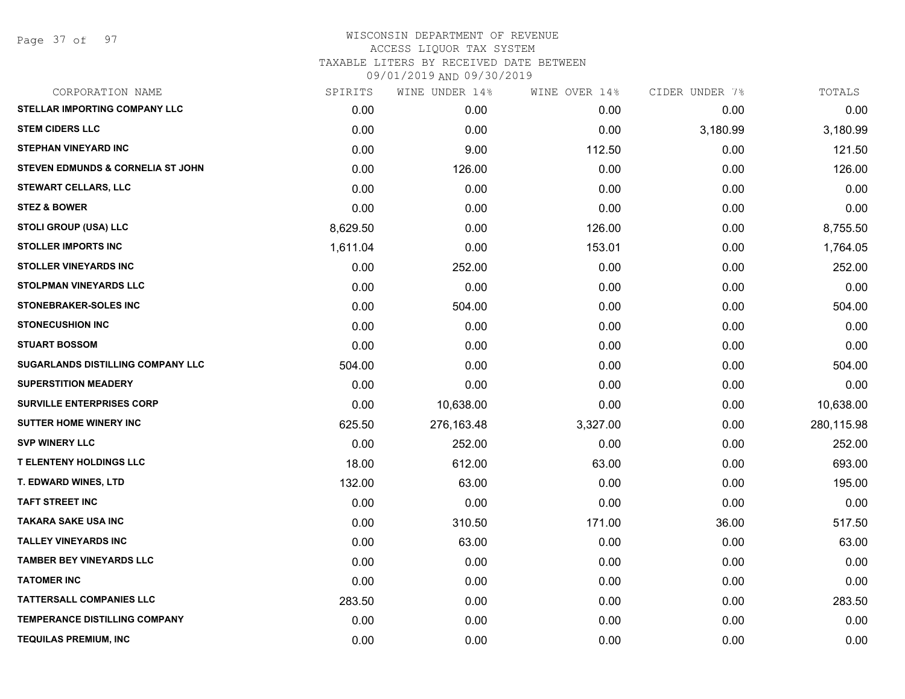WISCONSIN DEPARTMENT OF REVENUE
ACCESS LIQUOR TAX SYSTEM
TAXABLE LITERS BY RECEIVED DATE BETWEEN
09/01/2019 AND 09/30/2019

| CORPORATION NAME | SPIRITS | WINE UNDER 14% | WINE OVER 14% | CIDER UNDER 7% | TOTALS |
|---|---|---|---|---|---|
| STELLAR IMPORTING COMPANY LLC | 0.00 | 0.00 | 0.00 | 0.00 | 0.00 |
| STEM CIDERS LLC | 0.00 | 0.00 | 0.00 | 3,180.99 | 3,180.99 |
| STEPHAN VINEYARD INC | 0.00 | 9.00 | 112.50 | 0.00 | 121.50 |
| STEVEN EDMUNDS & CORNELIA ST JOHN | 0.00 | 126.00 | 0.00 | 0.00 | 126.00 |
| STEWART CELLARS, LLC | 0.00 | 0.00 | 0.00 | 0.00 | 0.00 |
| STEZ & BOWER | 0.00 | 0.00 | 0.00 | 0.00 | 0.00 |
| STOLI GROUP (USA) LLC | 8,629.50 | 0.00 | 126.00 | 0.00 | 8,755.50 |
| STOLLER IMPORTS INC | 1,611.04 | 0.00 | 153.01 | 0.00 | 1,764.05 |
| STOLLER VINEYARDS INC | 0.00 | 252.00 | 0.00 | 0.00 | 252.00 |
| STOLPMAN VINEYARDS LLC | 0.00 | 0.00 | 0.00 | 0.00 | 0.00 |
| STONEBRAKER-SOLES INC | 0.00 | 504.00 | 0.00 | 0.00 | 504.00 |
| STONECUSHION INC | 0.00 | 0.00 | 0.00 | 0.00 | 0.00 |
| STUART BOSSOM | 0.00 | 0.00 | 0.00 | 0.00 | 0.00 |
| SUGARLANDS DISTILLING COMPANY LLC | 504.00 | 0.00 | 0.00 | 0.00 | 504.00 |
| SUPERSTITION MEADERY | 0.00 | 0.00 | 0.00 | 0.00 | 0.00 |
| SURVILLE ENTERPRISES CORP | 0.00 | 10,638.00 | 0.00 | 0.00 | 10,638.00 |
| SUTTER HOME WINERY INC | 625.50 | 276,163.48 | 3,327.00 | 0.00 | 280,115.98 |
| SVP WINERY LLC | 0.00 | 252.00 | 0.00 | 0.00 | 252.00 |
| T ELENTENY HOLDINGS LLC | 18.00 | 612.00 | 63.00 | 0.00 | 693.00 |
| T. EDWARD WINES, LTD | 132.00 | 63.00 | 0.00 | 0.00 | 195.00 |
| TAFT STREET INC | 0.00 | 0.00 | 0.00 | 0.00 | 0.00 |
| TAKARA SAKE USA INC | 0.00 | 310.50 | 171.00 | 36.00 | 517.50 |
| TALLEY VINEYARDS INC | 0.00 | 63.00 | 0.00 | 0.00 | 63.00 |
| TAMBER BEY VINEYARDS LLC | 0.00 | 0.00 | 0.00 | 0.00 | 0.00 |
| TATOMER INC | 0.00 | 0.00 | 0.00 | 0.00 | 0.00 |
| TATTERSALL COMPANIES LLC | 283.50 | 0.00 | 0.00 | 0.00 | 283.50 |
| TEMPERANCE DISTILLING COMPANY | 0.00 | 0.00 | 0.00 | 0.00 | 0.00 |
| TEQUILAS PREMIUM, INC | 0.00 | 0.00 | 0.00 | 0.00 | 0.00 |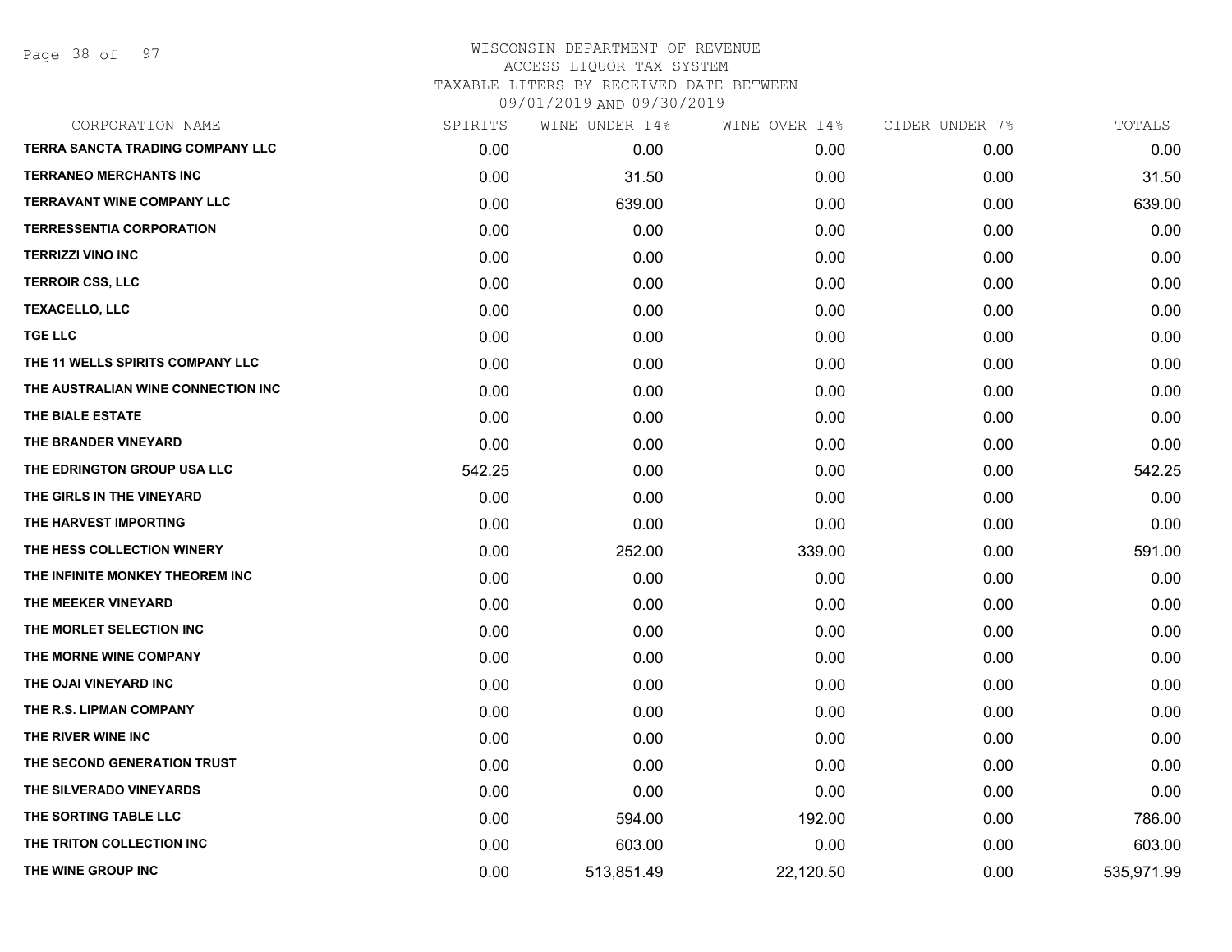# WISCONSIN DEPARTMENT OF REVENUE
## ACCESS LIQUOR TAX SYSTEM
## TAXABLE LITERS BY RECEIVED DATE BETWEEN 09/01/2019 AND 09/30/2019

| CORPORATION NAME | SPIRITS | WINE UNDER 14% | WINE OVER 14% | CIDER UNDER 7% | TOTALS |
|---|---|---|---|---|---|
| TERRA SANCTA TRADING COMPANY LLC | 0.00 | 0.00 | 0.00 | 0.00 | 0.00 |
| TERRANEO MERCHANTS INC | 0.00 | 31.50 | 0.00 | 0.00 | 31.50 |
| TERRAVANT WINE COMPANY LLC | 0.00 | 639.00 | 0.00 | 0.00 | 639.00 |
| TERRESSENTIA CORPORATION | 0.00 | 0.00 | 0.00 | 0.00 | 0.00 |
| TERRIZZI VINO INC | 0.00 | 0.00 | 0.00 | 0.00 | 0.00 |
| TERROIR CSS, LLC | 0.00 | 0.00 | 0.00 | 0.00 | 0.00 |
| TEXACELLO, LLC | 0.00 | 0.00 | 0.00 | 0.00 | 0.00 |
| TGE LLC | 0.00 | 0.00 | 0.00 | 0.00 | 0.00 |
| THE 11 WELLS SPIRITS COMPANY LLC | 0.00 | 0.00 | 0.00 | 0.00 | 0.00 |
| THE AUSTRALIAN WINE CONNECTION INC | 0.00 | 0.00 | 0.00 | 0.00 | 0.00 |
| THE BIALE ESTATE | 0.00 | 0.00 | 0.00 | 0.00 | 0.00 |
| THE BRANDER VINEYARD | 0.00 | 0.00 | 0.00 | 0.00 | 0.00 |
| THE EDRINGTON GROUP USA LLC | 542.25 | 0.00 | 0.00 | 0.00 | 542.25 |
| THE GIRLS IN THE VINEYARD | 0.00 | 0.00 | 0.00 | 0.00 | 0.00 |
| THE HARVEST IMPORTING | 0.00 | 0.00 | 0.00 | 0.00 | 0.00 |
| THE HESS COLLECTION WINERY | 0.00 | 252.00 | 339.00 | 0.00 | 591.00 |
| THE INFINITE MONKEY THEOREM INC | 0.00 | 0.00 | 0.00 | 0.00 | 0.00 |
| THE MEEKER VINEYARD | 0.00 | 0.00 | 0.00 | 0.00 | 0.00 |
| THE MORLET SELECTION INC | 0.00 | 0.00 | 0.00 | 0.00 | 0.00 |
| THE MORNE WINE COMPANY | 0.00 | 0.00 | 0.00 | 0.00 | 0.00 |
| THE OJAI VINEYARD INC | 0.00 | 0.00 | 0.00 | 0.00 | 0.00 |
| THE R.S. LIPMAN COMPANY | 0.00 | 0.00 | 0.00 | 0.00 | 0.00 |
| THE RIVER WINE INC | 0.00 | 0.00 | 0.00 | 0.00 | 0.00 |
| THE SECOND GENERATION TRUST | 0.00 | 0.00 | 0.00 | 0.00 | 0.00 |
| THE SILVERADO VINEYARDS | 0.00 | 0.00 | 0.00 | 0.00 | 0.00 |
| THE SORTING TABLE LLC | 0.00 | 594.00 | 192.00 | 0.00 | 786.00 |
| THE TRITON COLLECTION INC | 0.00 | 603.00 | 0.00 | 0.00 | 603.00 |
| THE WINE GROUP INC | 0.00 | 513,851.49 | 22,120.50 | 0.00 | 535,971.99 |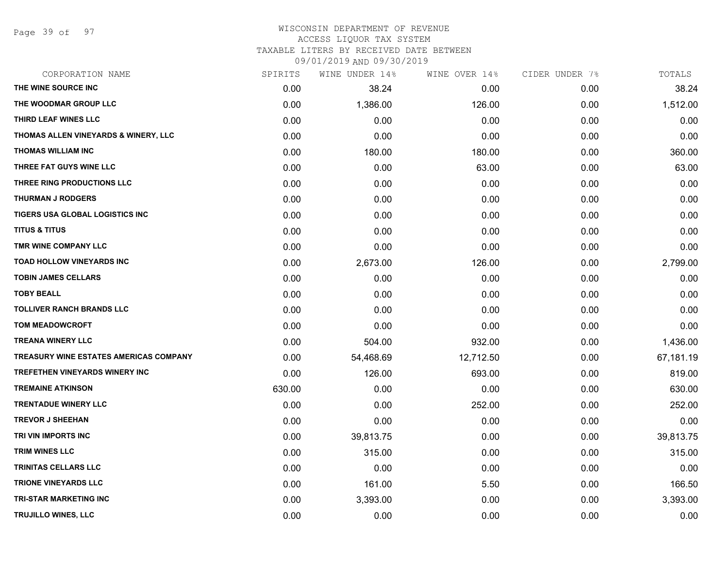WISCONSIN DEPARTMENT OF REVENUE
ACCESS LIQUOR TAX SYSTEM
TAXABLE LITERS BY RECEIVED DATE BETWEEN
09/01/2019 AND 09/30/2019

| CORPORATION NAME | SPIRITS | WINE UNDER 14% | WINE OVER 14% | CIDER UNDER 7% | TOTALS |
|---|---|---|---|---|---|
| THE WINE SOURCE INC | 0.00 | 38.24 | 0.00 | 0.00 | 38.24 |
| THE WOODMAR GROUP LLC | 0.00 | 1,386.00 | 126.00 | 0.00 | 1,512.00 |
| THIRD LEAF WINES LLC | 0.00 | 0.00 | 0.00 | 0.00 | 0.00 |
| THOMAS ALLEN VINEYARDS & WINERY, LLC | 0.00 | 0.00 | 0.00 | 0.00 | 0.00 |
| THOMAS WILLIAM INC | 0.00 | 180.00 | 180.00 | 0.00 | 360.00 |
| THREE FAT GUYS WINE LLC | 0.00 | 0.00 | 63.00 | 0.00 | 63.00 |
| THREE RING PRODUCTIONS LLC | 0.00 | 0.00 | 0.00 | 0.00 | 0.00 |
| THURMAN J RODGERS | 0.00 | 0.00 | 0.00 | 0.00 | 0.00 |
| TIGERS USA GLOBAL LOGISTICS INC | 0.00 | 0.00 | 0.00 | 0.00 | 0.00 |
| TITUS & TITUS | 0.00 | 0.00 | 0.00 | 0.00 | 0.00 |
| TMR WINE COMPANY LLC | 0.00 | 0.00 | 0.00 | 0.00 | 0.00 |
| TOAD HOLLOW VINEYARDS INC | 0.00 | 2,673.00 | 126.00 | 0.00 | 2,799.00 |
| TOBIN JAMES CELLARS | 0.00 | 0.00 | 0.00 | 0.00 | 0.00 |
| TOBY BEALL | 0.00 | 0.00 | 0.00 | 0.00 | 0.00 |
| TOLLIVER RANCH BRANDS LLC | 0.00 | 0.00 | 0.00 | 0.00 | 0.00 |
| TOM MEADOWCROFT | 0.00 | 0.00 | 0.00 | 0.00 | 0.00 |
| TREANA WINERY LLC | 0.00 | 504.00 | 932.00 | 0.00 | 1,436.00 |
| TREASURY WINE ESTATES AMERICAS COMPANY | 0.00 | 54,468.69 | 12,712.50 | 0.00 | 67,181.19 |
| TREFETHEN VINEYARDS WINERY INC | 0.00 | 126.00 | 693.00 | 0.00 | 819.00 |
| TREMAINE ATKINSON | 630.00 | 0.00 | 0.00 | 0.00 | 630.00 |
| TRENTADUE WINERY LLC | 0.00 | 0.00 | 252.00 | 0.00 | 252.00 |
| TREVOR J SHEEHAN | 0.00 | 0.00 | 0.00 | 0.00 | 0.00 |
| TRI VIN IMPORTS INC | 0.00 | 39,813.75 | 0.00 | 0.00 | 39,813.75 |
| TRIM WINES LLC | 0.00 | 315.00 | 0.00 | 0.00 | 315.00 |
| TRINITAS CELLARS LLC | 0.00 | 0.00 | 0.00 | 0.00 | 0.00 |
| TRIONE VINEYARDS LLC | 0.00 | 161.00 | 5.50 | 0.00 | 166.50 |
| TRI-STAR MARKETING INC | 0.00 | 3,393.00 | 0.00 | 0.00 | 3,393.00 |
| TRUJILLO WINES, LLC | 0.00 | 0.00 | 0.00 | 0.00 | 0.00 |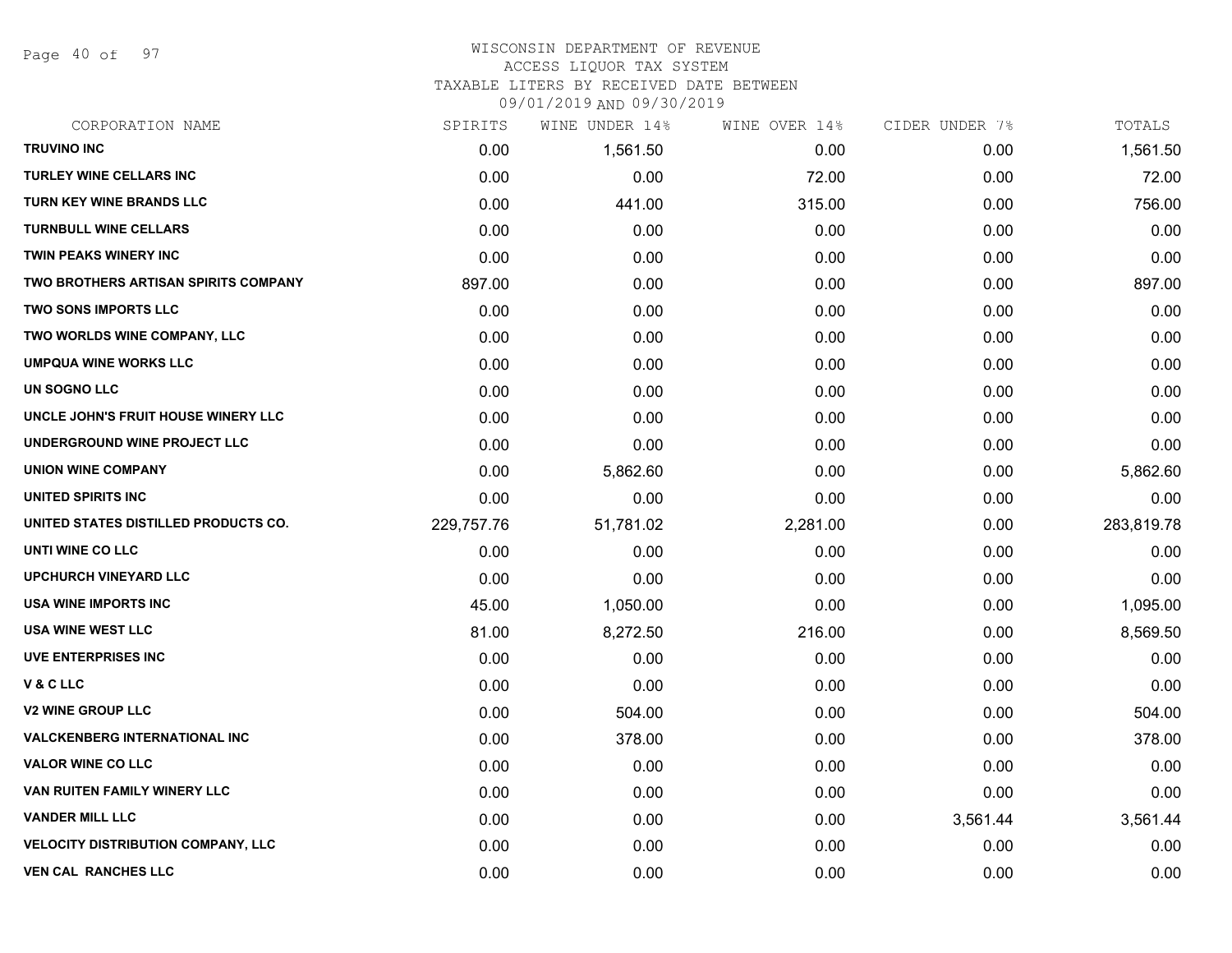WISCONSIN DEPARTMENT OF REVENUE
ACCESS LIQUOR TAX SYSTEM
TAXABLE LITERS BY RECEIVED DATE BETWEEN
09/01/2019 AND 09/30/2019

| CORPORATION NAME | SPIRITS | WINE UNDER 14% | WINE OVER 14% | CIDER UNDER 7% | TOTALS |
|---|---|---|---|---|---|
| TRUVINO INC | 0.00 | 1,561.50 | 0.00 | 0.00 | 1,561.50 |
| TURLEY WINE CELLARS INC | 0.00 | 0.00 | 72.00 | 0.00 | 72.00 |
| TURN KEY WINE BRANDS LLC | 0.00 | 441.00 | 315.00 | 0.00 | 756.00 |
| TURNBULL WINE CELLARS | 0.00 | 0.00 | 0.00 | 0.00 | 0.00 |
| TWIN PEAKS WINERY INC | 0.00 | 0.00 | 0.00 | 0.00 | 0.00 |
| TWO BROTHERS ARTISAN SPIRITS COMPANY | 897.00 | 0.00 | 0.00 | 0.00 | 897.00 |
| TWO SONS IMPORTS LLC | 0.00 | 0.00 | 0.00 | 0.00 | 0.00 |
| TWO WORLDS WINE COMPANY, LLC | 0.00 | 0.00 | 0.00 | 0.00 | 0.00 |
| UMPQUA WINE WORKS LLC | 0.00 | 0.00 | 0.00 | 0.00 | 0.00 |
| UN SOGNO LLC | 0.00 | 0.00 | 0.00 | 0.00 | 0.00 |
| UNCLE JOHN'S FRUIT HOUSE WINERY LLC | 0.00 | 0.00 | 0.00 | 0.00 | 0.00 |
| UNDERGROUND WINE PROJECT LLC | 0.00 | 0.00 | 0.00 | 0.00 | 0.00 |
| UNION WINE COMPANY | 0.00 | 5,862.60 | 0.00 | 0.00 | 5,862.60 |
| UNITED SPIRITS INC | 0.00 | 0.00 | 0.00 | 0.00 | 0.00 |
| UNITED STATES DISTILLED PRODUCTS CO. | 229,757.76 | 51,781.02 | 2,281.00 | 0.00 | 283,819.78 |
| UNTI WINE CO LLC | 0.00 | 0.00 | 0.00 | 0.00 | 0.00 |
| UPCHURCH VINEYARD LLC | 0.00 | 0.00 | 0.00 | 0.00 | 0.00 |
| USA WINE IMPORTS INC | 45.00 | 1,050.00 | 0.00 | 0.00 | 1,095.00 |
| USA WINE WEST LLC | 81.00 | 8,272.50 | 216.00 | 0.00 | 8,569.50 |
| UVE ENTERPRISES INC | 0.00 | 0.00 | 0.00 | 0.00 | 0.00 |
| V & C LLC | 0.00 | 0.00 | 0.00 | 0.00 | 0.00 |
| V2 WINE GROUP LLC | 0.00 | 504.00 | 0.00 | 0.00 | 504.00 |
| VALCKENBERG INTERNATIONAL INC | 0.00 | 378.00 | 0.00 | 0.00 | 378.00 |
| VALOR WINE CO LLC | 0.00 | 0.00 | 0.00 | 0.00 | 0.00 |
| VAN RUITEN FAMILY WINERY LLC | 0.00 | 0.00 | 0.00 | 0.00 | 0.00 |
| VANDER MILL LLC | 0.00 | 0.00 | 0.00 | 3,561.44 | 3,561.44 |
| VELOCITY DISTRIBUTION COMPANY, LLC | 0.00 | 0.00 | 0.00 | 0.00 | 0.00 |
| VEN CAL RANCHES LLC | 0.00 | 0.00 | 0.00 | 0.00 | 0.00 |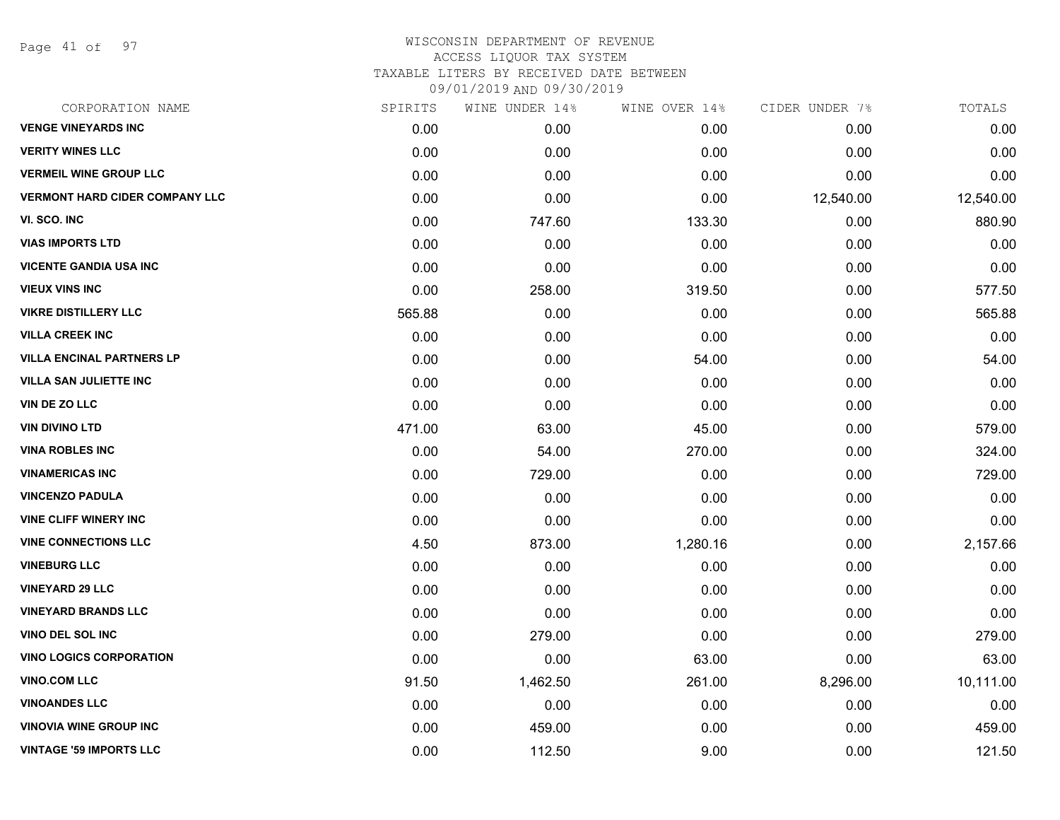WISCONSIN DEPARTMENT OF REVENUE
ACCESS LIQUOR TAX SYSTEM
TAXABLE LITERS BY RECEIVED DATE BETWEEN
09/01/2019 AND 09/30/2019

| CORPORATION NAME | SPIRITS | WINE UNDER 14% | WINE OVER 14% | CIDER UNDER 7% | TOTALS |
|---|---|---|---|---|---|
| VENGE VINEYARDS INC | 0.00 | 0.00 | 0.00 | 0.00 | 0.00 |
| VERITY WINES LLC | 0.00 | 0.00 | 0.00 | 0.00 | 0.00 |
| VERMEIL WINE GROUP LLC | 0.00 | 0.00 | 0.00 | 0.00 | 0.00 |
| VERMONT HARD CIDER COMPANY LLC | 0.00 | 0.00 | 0.00 | 12,540.00 | 12,540.00 |
| VI. SCO. INC | 0.00 | 747.60 | 133.30 | 0.00 | 880.90 |
| VIAS IMPORTS LTD | 0.00 | 0.00 | 0.00 | 0.00 | 0.00 |
| VICENTE GANDIA USA INC | 0.00 | 0.00 | 0.00 | 0.00 | 0.00 |
| VIEUX VINS INC | 0.00 | 258.00 | 319.50 | 0.00 | 577.50 |
| VIKRE DISTILLERY LLC | 565.88 | 0.00 | 0.00 | 0.00 | 565.88 |
| VILLA CREEK INC | 0.00 | 0.00 | 0.00 | 0.00 | 0.00 |
| VILLA ENCINAL PARTNERS LP | 0.00 | 0.00 | 54.00 | 0.00 | 54.00 |
| VILLA SAN JULIETTE INC | 0.00 | 0.00 | 0.00 | 0.00 | 0.00 |
| VIN DE ZO LLC | 0.00 | 0.00 | 0.00 | 0.00 | 0.00 |
| VIN DIVINO LTD | 471.00 | 63.00 | 45.00 | 0.00 | 579.00 |
| VINA ROBLES INC | 0.00 | 54.00 | 270.00 | 0.00 | 324.00 |
| VINAMERICAS INC | 0.00 | 729.00 | 0.00 | 0.00 | 729.00 |
| VINCENZO PADULA | 0.00 | 0.00 | 0.00 | 0.00 | 0.00 |
| VINE CLIFF WINERY INC | 0.00 | 0.00 | 0.00 | 0.00 | 0.00 |
| VINE CONNECTIONS LLC | 4.50 | 873.00 | 1,280.16 | 0.00 | 2,157.66 |
| VINEBURG LLC | 0.00 | 0.00 | 0.00 | 0.00 | 0.00 |
| VINEYARD 29 LLC | 0.00 | 0.00 | 0.00 | 0.00 | 0.00 |
| VINEYARD BRANDS LLC | 0.00 | 0.00 | 0.00 | 0.00 | 0.00 |
| VINO DEL SOL INC | 0.00 | 279.00 | 0.00 | 0.00 | 279.00 |
| VINO LOGICS CORPORATION | 0.00 | 0.00 | 63.00 | 0.00 | 63.00 |
| VINO.COM LLC | 91.50 | 1,462.50 | 261.00 | 8,296.00 | 10,111.00 |
| VINOANDES LLC | 0.00 | 0.00 | 0.00 | 0.00 | 0.00 |
| VINOVIA WINE GROUP INC | 0.00 | 459.00 | 0.00 | 0.00 | 459.00 |
| VINTAGE '59 IMPORTS LLC | 0.00 | 112.50 | 9.00 | 0.00 | 121.50 |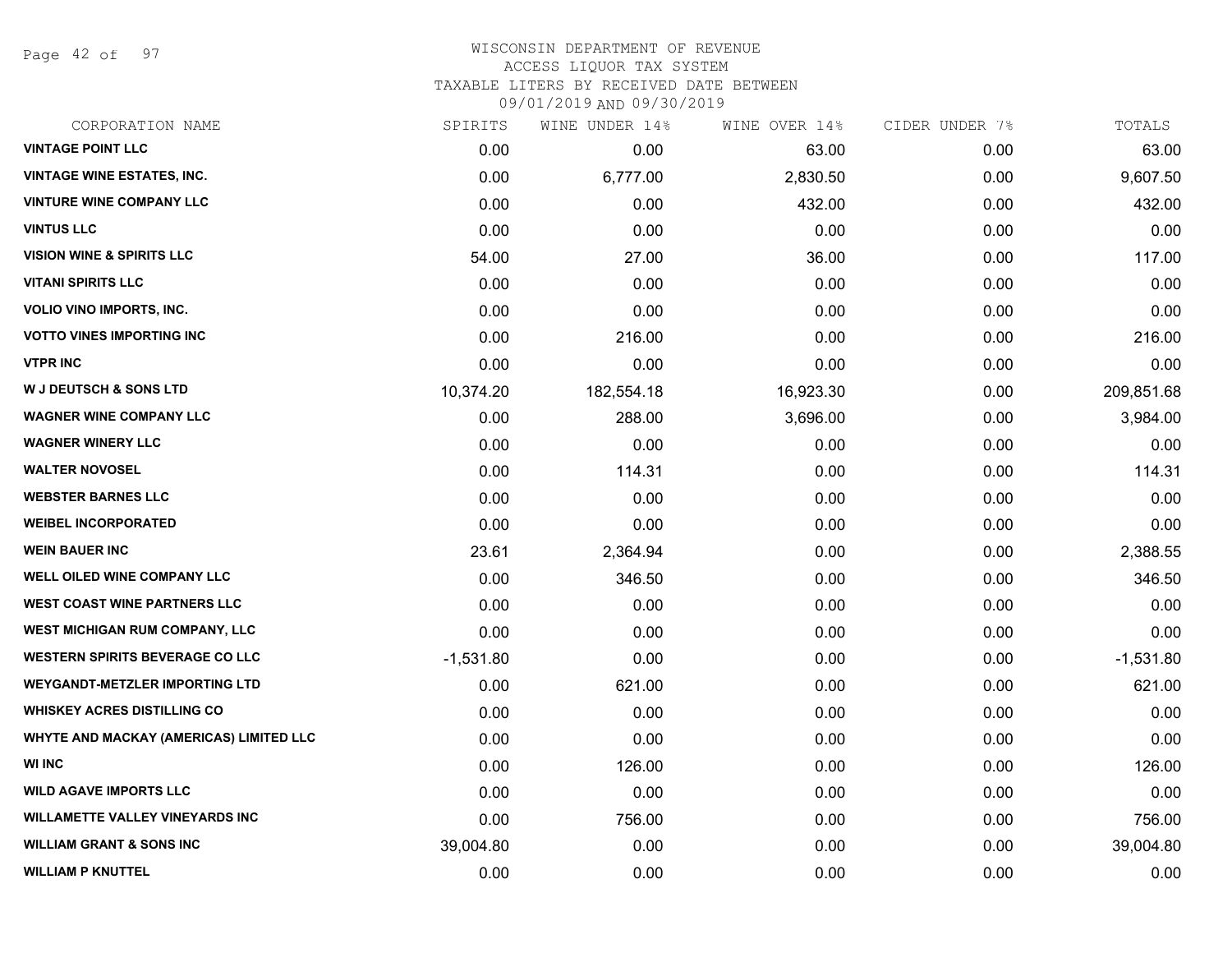WISCONSIN DEPARTMENT OF REVENUE
ACCESS LIQUOR TAX SYSTEM
TAXABLE LITERS BY RECEIVED DATE BETWEEN
09/01/2019 AND 09/30/2019

| CORPORATION NAME | SPIRITS | WINE UNDER 14% | WINE OVER 14% | CIDER UNDER 7% | TOTALS |
|---|---|---|---|---|---|
| **VINTAGE POINT LLC** | 0.00 | 0.00 | 63.00 | 0.00 | 63.00 |
| **VINTAGE WINE ESTATES, INC.** | 0.00 | 6,777.00 | 2,830.50 | 0.00 | 9,607.50 |
| **VINTURE WINE COMPANY LLC** | 0.00 | 0.00 | 432.00 | 0.00 | 432.00 |
| **VINTUS LLC** | 0.00 | 0.00 | 0.00 | 0.00 | 0.00 |
| **VISION WINE & SPIRITS LLC** | 54.00 | 27.00 | 36.00 | 0.00 | 117.00 |
| **VITANI SPIRITS LLC** | 0.00 | 0.00 | 0.00 | 0.00 | 0.00 |
| **VOLIO VINO IMPORTS, INC.** | 0.00 | 0.00 | 0.00 | 0.00 | 0.00 |
| **VOTTO VINES IMPORTING INC** | 0.00 | 216.00 | 0.00 | 0.00 | 216.00 |
| **VTPR INC** | 0.00 | 0.00 | 0.00 | 0.00 | 0.00 |
| **W J DEUTSCH & SONS LTD** | 10,374.20 | 182,554.18 | 16,923.30 | 0.00 | 209,851.68 |
| **WAGNER WINE COMPANY LLC** | 0.00 | 288.00 | 3,696.00 | 0.00 | 3,984.00 |
| **WAGNER WINERY LLC** | 0.00 | 0.00 | 0.00 | 0.00 | 0.00 |
| **WALTER NOVOSEL** | 0.00 | 114.31 | 0.00 | 0.00 | 114.31 |
| **WEBSTER BARNES LLC** | 0.00 | 0.00 | 0.00 | 0.00 | 0.00 |
| **WEIBEL INCORPORATED** | 0.00 | 0.00 | 0.00 | 0.00 | 0.00 |
| **WEIN BAUER INC** | 23.61 | 2,364.94 | 0.00 | 0.00 | 2,388.55 |
| **WELL OILED WINE COMPANY LLC** | 0.00 | 346.50 | 0.00 | 0.00 | 346.50 |
| **WEST COAST WINE PARTNERS LLC** | 0.00 | 0.00 | 0.00 | 0.00 | 0.00 |
| **WEST MICHIGAN RUM COMPANY, LLC** | 0.00 | 0.00 | 0.00 | 0.00 | 0.00 |
| **WESTERN SPIRITS BEVERAGE CO LLC** | -1,531.80 | 0.00 | 0.00 | 0.00 | -1,531.80 |
| **WEYGANDT-METZLER IMPORTING LTD** | 0.00 | 621.00 | 0.00 | 0.00 | 621.00 |
| **WHISKEY ACRES DISTILLING CO** | 0.00 | 0.00 | 0.00 | 0.00 | 0.00 |
| **WHYTE AND MACKAY (AMERICAS) LIMITED LLC** | 0.00 | 0.00 | 0.00 | 0.00 | 0.00 |
| **WI INC** | 0.00 | 126.00 | 0.00 | 0.00 | 126.00 |
| **WILD AGAVE IMPORTS LLC** | 0.00 | 0.00 | 0.00 | 0.00 | 0.00 |
| **WILLAMETTE VALLEY VINEYARDS INC** | 0.00 | 756.00 | 0.00 | 0.00 | 756.00 |
| **WILLIAM GRANT & SONS INC** | 39,004.80 | 0.00 | 0.00 | 0.00 | 39,004.80 |
| **WILLIAM P KNUTTEL** | 0.00 | 0.00 | 0.00 | 0.00 | 0.00 |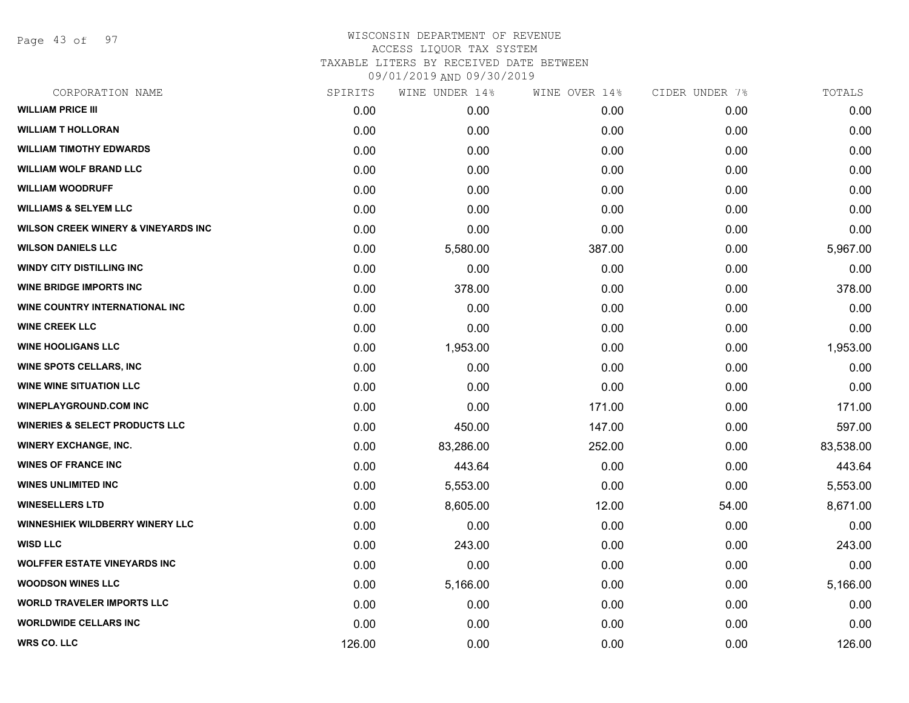WISCONSIN DEPARTMENT OF REVENUE
ACCESS LIQUOR TAX SYSTEM
TAXABLE LITERS BY RECEIVED DATE BETWEEN
09/01/2019 AND 09/30/2019

| CORPORATION NAME | SPIRITS | WINE UNDER 14% | WINE OVER 14% | CIDER UNDER 7% | TOTALS |
|---|---|---|---|---|---|
| WILLIAM PRICE III | 0.00 | 0.00 | 0.00 | 0.00 | 0.00 |
| WILLIAM T HOLLORAN | 0.00 | 0.00 | 0.00 | 0.00 | 0.00 |
| WILLIAM TIMOTHY EDWARDS | 0.00 | 0.00 | 0.00 | 0.00 | 0.00 |
| WILLIAM WOLF BRAND LLC | 0.00 | 0.00 | 0.00 | 0.00 | 0.00 |
| WILLIAM WOODRUFF | 0.00 | 0.00 | 0.00 | 0.00 | 0.00 |
| WILLIAMS & SELYEM LLC | 0.00 | 0.00 | 0.00 | 0.00 | 0.00 |
| WILSON CREEK WINERY & VINEYARDS INC | 0.00 | 0.00 | 0.00 | 0.00 | 0.00 |
| WILSON DANIELS LLC | 0.00 | 5,580.00 | 387.00 | 0.00 | 5,967.00 |
| WINDY CITY DISTILLING INC | 0.00 | 0.00 | 0.00 | 0.00 | 0.00 |
| WINE BRIDGE IMPORTS INC | 0.00 | 378.00 | 0.00 | 0.00 | 378.00 |
| WINE COUNTRY INTERNATIONAL INC | 0.00 | 0.00 | 0.00 | 0.00 | 0.00 |
| WINE CREEK LLC | 0.00 | 0.00 | 0.00 | 0.00 | 0.00 |
| WINE HOOLIGANS LLC | 0.00 | 1,953.00 | 0.00 | 0.00 | 1,953.00 |
| WINE SPOTS CELLARS, INC | 0.00 | 0.00 | 0.00 | 0.00 | 0.00 |
| WINE WINE SITUATION LLC | 0.00 | 0.00 | 0.00 | 0.00 | 0.00 |
| WINEPLAYGROUND.COM INC | 0.00 | 0.00 | 171.00 | 0.00 | 171.00 |
| WINERIES & SELECT PRODUCTS LLC | 0.00 | 450.00 | 147.00 | 0.00 | 597.00 |
| WINERY EXCHANGE, INC. | 0.00 | 83,286.00 | 252.00 | 0.00 | 83,538.00 |
| WINES OF FRANCE INC | 0.00 | 443.64 | 0.00 | 0.00 | 443.64 |
| WINES UNLIMITED INC | 0.00 | 5,553.00 | 0.00 | 0.00 | 5,553.00 |
| WINESELLERS LTD | 0.00 | 8,605.00 | 12.00 | 54.00 | 8,671.00 |
| WINNESHIEK WILDBERRY WINERY LLC | 0.00 | 0.00 | 0.00 | 0.00 | 0.00 |
| WISD LLC | 0.00 | 243.00 | 0.00 | 0.00 | 243.00 |
| WOLFFER ESTATE VINEYARDS INC | 0.00 | 0.00 | 0.00 | 0.00 | 0.00 |
| WOODSON WINES LLC | 0.00 | 5,166.00 | 0.00 | 0.00 | 5,166.00 |
| WORLD TRAVELER IMPORTS LLC | 0.00 | 0.00 | 0.00 | 0.00 | 0.00 |
| WORLDWIDE CELLARS INC | 0.00 | 0.00 | 0.00 | 0.00 | 0.00 |
| WRS CO. LLC | 126.00 | 0.00 | 0.00 | 0.00 | 126.00 |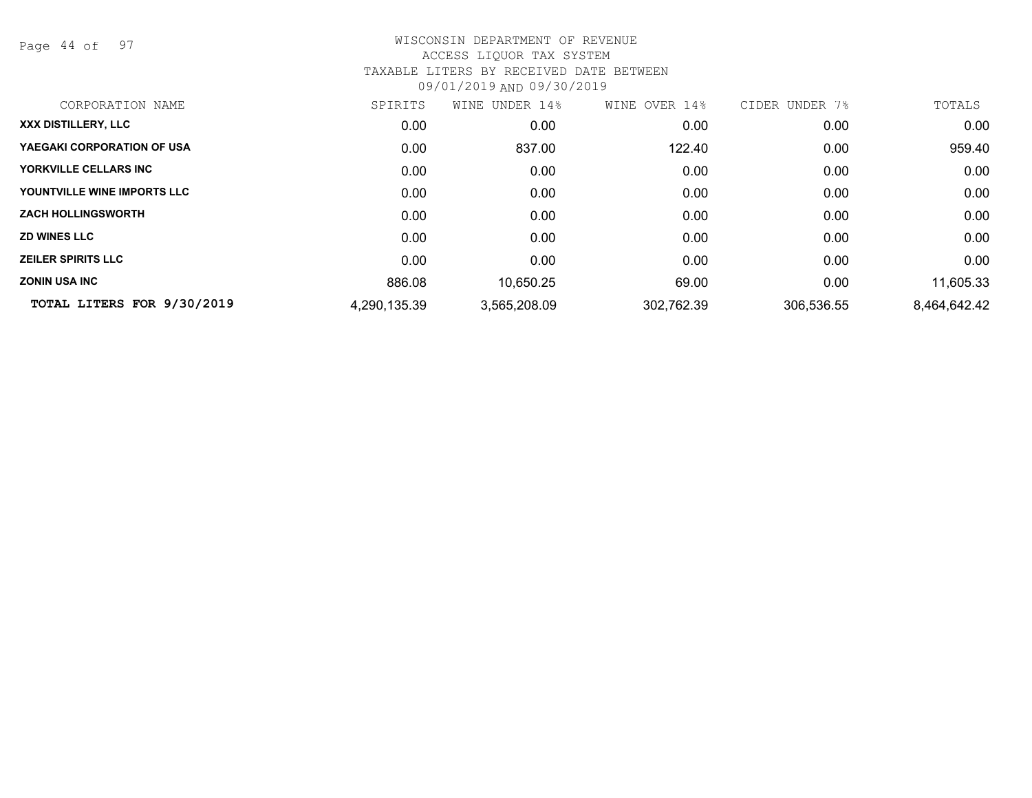WISCONSIN DEPARTMENT OF REVENUE
ACCESS LIQUOR TAX SYSTEM
TAXABLE LITERS BY RECEIVED DATE BETWEEN
09/01/2019 AND 09/30/2019

| CORPORATION NAME | SPIRITS | WINE UNDER 14% | WINE OVER 14% | CIDER UNDER 7% | TOTALS |
|---|---|---|---|---|---|
| **XXX DISTILLERY, LLC** | 0.00 | 0.00 | 0.00 | 0.00 | 0.00 |
| **YAEGAKI CORPORATION OF USA** | 0.00 | 837.00 | 122.40 | 0.00 | 959.40 |
| **YORKVILLE CELLARS INC** | 0.00 | 0.00 | 0.00 | 0.00 | 0.00 |
| **YOUNTVILLE WINE IMPORTS LLC** | 0.00 | 0.00 | 0.00 | 0.00 | 0.00 |
| **ZACH HOLLINGSWORTH** | 0.00 | 0.00 | 0.00 | 0.00 | 0.00 |
| **ZD WINES LLC** | 0.00 | 0.00 | 0.00 | 0.00 | 0.00 |
| **ZEILER SPIRITS LLC** | 0.00 | 0.00 | 0.00 | 0.00 | 0.00 |
| **ZONIN USA INC** | 886.08 | 10,650.25 | 69.00 | 0.00 | 11,605.33 |
| **TOTAL LITERS FOR 9/30/2019** | 4,290,135.39 | 3,565,208.09 | 302,762.39 | 306,536.55 | 8,464,642.42 |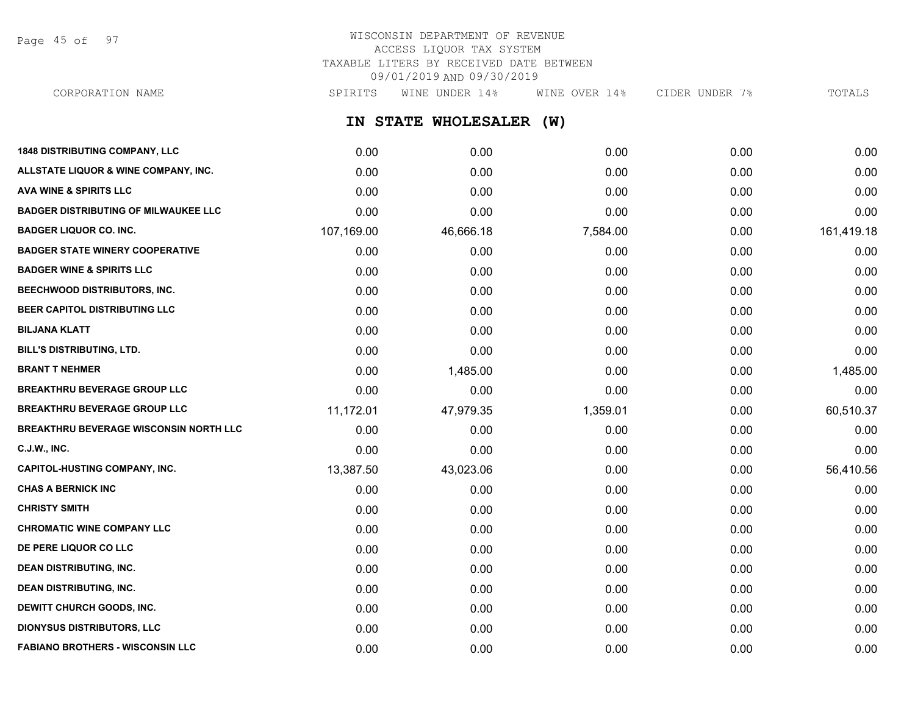WISCONSIN DEPARTMENT OF REVENUE
ACCESS LIQUOR TAX SYSTEM
TAXABLE LITERS BY RECEIVED DATE BETWEEN
09/01/2019 AND 09/30/2019

## IN STATE WHOLESALER (W)

| CORPORATION NAME | SPIRITS | WINE UNDER 14% | WINE OVER 14% | CIDER UNDER 7% | TOTALS |
|---|---|---|---|---|---|
| 1848 DISTRIBUTING COMPANY, LLC | 0.00 | 0.00 | 0.00 | 0.00 | 0.00 |
| ALLSTATE LIQUOR & WINE COMPANY, INC. | 0.00 | 0.00 | 0.00 | 0.00 | 0.00 |
| AVA WINE & SPIRITS LLC | 0.00 | 0.00 | 0.00 | 0.00 | 0.00 |
| BADGER DISTRIBUTING OF MILWAUKEE LLC | 0.00 | 0.00 | 0.00 | 0.00 | 0.00 |
| BADGER LIQUOR CO. INC. | 107,169.00 | 46,666.18 | 7,584.00 | 0.00 | 161,419.18 |
| BADGER STATE WINERY COOPERATIVE | 0.00 | 0.00 | 0.00 | 0.00 | 0.00 |
| BADGER WINE & SPIRITS LLC | 0.00 | 0.00 | 0.00 | 0.00 | 0.00 |
| BEECHWOOD DISTRIBUTORS, INC. | 0.00 | 0.00 | 0.00 | 0.00 | 0.00 |
| BEER CAPITOL DISTRIBUTING LLC | 0.00 | 0.00 | 0.00 | 0.00 | 0.00 |
| BILJANA KLATT | 0.00 | 0.00 | 0.00 | 0.00 | 0.00 |
| BILL'S DISTRIBUTING, LTD. | 0.00 | 0.00 | 0.00 | 0.00 | 0.00 |
| BRANT T NEHMER | 0.00 | 1,485.00 | 0.00 | 0.00 | 1,485.00 |
| BREAKTHRU BEVERAGE GROUP LLC | 0.00 | 0.00 | 0.00 | 0.00 | 0.00 |
| BREAKTHRU BEVERAGE GROUP LLC | 11,172.01 | 47,979.35 | 1,359.01 | 0.00 | 60,510.37 |
| BREAKTHRU BEVERAGE WISCONSIN NORTH LLC | 0.00 | 0.00 | 0.00 | 0.00 | 0.00 |
| C.J.W., INC. | 0.00 | 0.00 | 0.00 | 0.00 | 0.00 |
| CAPITOL-HUSTING COMPANY, INC. | 13,387.50 | 43,023.06 | 0.00 | 0.00 | 56,410.56 |
| CHAS A BERNICK INC | 0.00 | 0.00 | 0.00 | 0.00 | 0.00 |
| CHRISTY SMITH | 0.00 | 0.00 | 0.00 | 0.00 | 0.00 |
| CHROMATIC WINE COMPANY LLC | 0.00 | 0.00 | 0.00 | 0.00 | 0.00 |
| DE PERE LIQUOR CO LLC | 0.00 | 0.00 | 0.00 | 0.00 | 0.00 |
| DEAN DISTRIBUTING, INC. | 0.00 | 0.00 | 0.00 | 0.00 | 0.00 |
| DEAN DISTRIBUTING, INC. | 0.00 | 0.00 | 0.00 | 0.00 | 0.00 |
| DEWITT CHURCH GOODS, INC. | 0.00 | 0.00 | 0.00 | 0.00 | 0.00 |
| DIONYSUS DISTRIBUTORS, LLC | 0.00 | 0.00 | 0.00 | 0.00 | 0.00 |
| FABIANO BROTHERS - WISCONSIN LLC | 0.00 | 0.00 | 0.00 | 0.00 | 0.00 |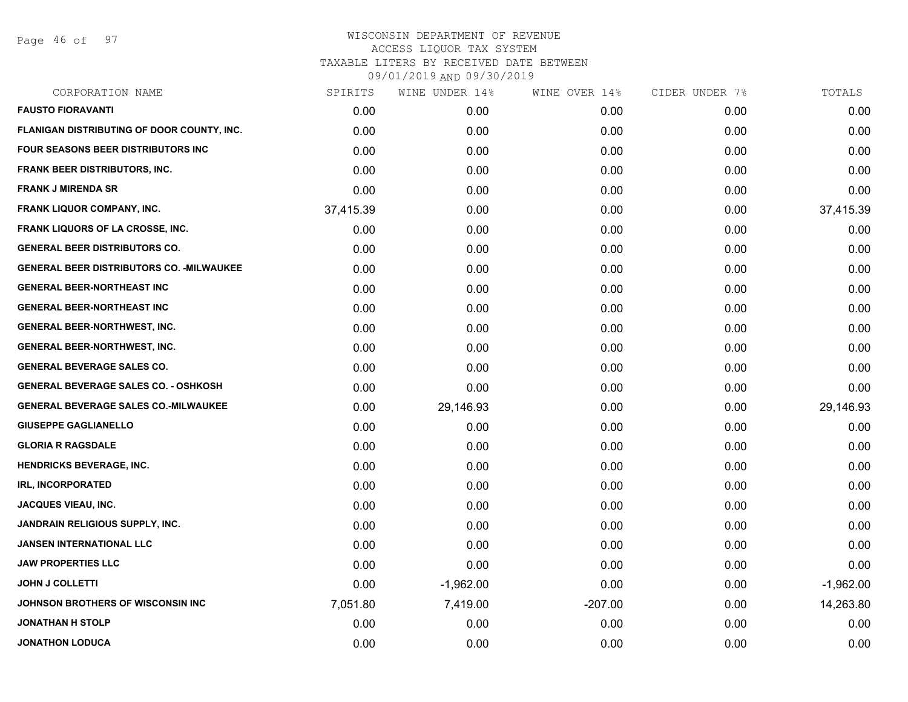# WISCONSIN DEPARTMENT OF REVENUE
## ACCESS LIQUOR TAX SYSTEM
### TAXABLE LITERS BY RECEIVED DATE BETWEEN 09/01/2019 AND 09/30/2019

| CORPORATION NAME | SPIRITS | WINE UNDER 14% | WINE OVER 14% | CIDER UNDER 7% | TOTALS |
|---|---|---|---|---|---|
| FAUSTO FIORAVANTI | 0.00 | 0.00 | 0.00 | 0.00 | 0.00 |
| FLANIGAN DISTRIBUTING OF DOOR COUNTY, INC. | 0.00 | 0.00 | 0.00 | 0.00 | 0.00 |
| FOUR SEASONS BEER DISTRIBUTORS INC | 0.00 | 0.00 | 0.00 | 0.00 | 0.00 |
| FRANK BEER DISTRIBUTORS, INC. | 0.00 | 0.00 | 0.00 | 0.00 | 0.00 |
| FRANK J MIRENDA SR | 0.00 | 0.00 | 0.00 | 0.00 | 0.00 |
| FRANK LIQUOR COMPANY, INC. | 37,415.39 | 0.00 | 0.00 | 0.00 | 37,415.39 |
| FRANK LIQUORS OF LA CROSSE, INC. | 0.00 | 0.00 | 0.00 | 0.00 | 0.00 |
| GENERAL BEER DISTRIBUTORS CO. | 0.00 | 0.00 | 0.00 | 0.00 | 0.00 |
| GENERAL BEER DISTRIBUTORS CO. -MILWAUKEE | 0.00 | 0.00 | 0.00 | 0.00 | 0.00 |
| GENERAL BEER-NORTHEAST INC | 0.00 | 0.00 | 0.00 | 0.00 | 0.00 |
| GENERAL BEER-NORTHEAST INC | 0.00 | 0.00 | 0.00 | 0.00 | 0.00 |
| GENERAL BEER-NORTHWEST, INC. | 0.00 | 0.00 | 0.00 | 0.00 | 0.00 |
| GENERAL BEER-NORTHWEST, INC. | 0.00 | 0.00 | 0.00 | 0.00 | 0.00 |
| GENERAL BEVERAGE SALES CO. | 0.00 | 0.00 | 0.00 | 0.00 | 0.00 |
| GENERAL BEVERAGE SALES CO. - OSHKOSH | 0.00 | 0.00 | 0.00 | 0.00 | 0.00 |
| GENERAL BEVERAGE SALES CO.-MILWAUKEE | 0.00 | 29,146.93 | 0.00 | 0.00 | 29,146.93 |
| GIUSEPPE GAGLIANELLO | 0.00 | 0.00 | 0.00 | 0.00 | 0.00 |
| GLORIA R RAGSDALE | 0.00 | 0.00 | 0.00 | 0.00 | 0.00 |
| HENDRICKS BEVERAGE, INC. | 0.00 | 0.00 | 0.00 | 0.00 | 0.00 |
| IRL, INCORPORATED | 0.00 | 0.00 | 0.00 | 0.00 | 0.00 |
| JACQUES VIEAU, INC. | 0.00 | 0.00 | 0.00 | 0.00 | 0.00 |
| JANDRAIN RELIGIOUS SUPPLY, INC. | 0.00 | 0.00 | 0.00 | 0.00 | 0.00 |
| JANSEN INTERNATIONAL LLC | 0.00 | 0.00 | 0.00 | 0.00 | 0.00 |
| JAW PROPERTIES LLC | 0.00 | 0.00 | 0.00 | 0.00 | 0.00 |
| JOHN J COLLETTI | 0.00 | -1,962.00 | 0.00 | 0.00 | -1,962.00 |
| JOHNSON BROTHERS OF WISCONSIN INC | 7,051.80 | 7,419.00 | -207.00 | 0.00 | 14,263.80 |
| JONATHAN H STOLP | 0.00 | 0.00 | 0.00 | 0.00 | 0.00 |
| JONATHON LODUCA | 0.00 | 0.00 | 0.00 | 0.00 | 0.00 |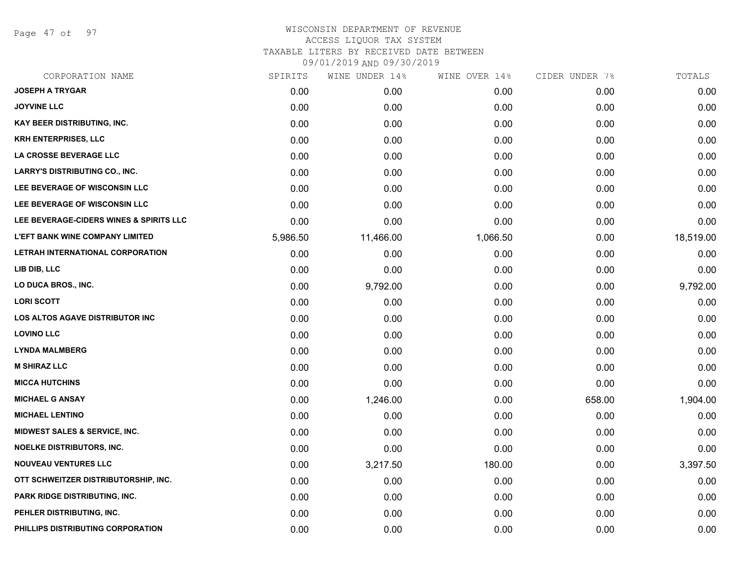WISCONSIN DEPARTMENT OF REVENUE
ACCESS LIQUOR TAX SYSTEM
TAXABLE LITERS BY RECEIVED DATE BETWEEN
09/01/2019 AND 09/30/2019

| CORPORATION NAME | SPIRITS | WINE UNDER 14% | WINE OVER 14% | CIDER UNDER 7% | TOTALS |
|---|---|---|---|---|---|
| JOSEPH A TRYGAR | 0.00 | 0.00 | 0.00 | 0.00 | 0.00 |
| JOYVINE LLC | 0.00 | 0.00 | 0.00 | 0.00 | 0.00 |
| KAY BEER DISTRIBUTING, INC. | 0.00 | 0.00 | 0.00 | 0.00 | 0.00 |
| KRH ENTERPRISES, LLC | 0.00 | 0.00 | 0.00 | 0.00 | 0.00 |
| LA CROSSE BEVERAGE LLC | 0.00 | 0.00 | 0.00 | 0.00 | 0.00 |
| LARRY'S DISTRIBUTING CO., INC. | 0.00 | 0.00 | 0.00 | 0.00 | 0.00 |
| LEE BEVERAGE OF WISCONSIN LLC | 0.00 | 0.00 | 0.00 | 0.00 | 0.00 |
| LEE BEVERAGE OF WISCONSIN LLC | 0.00 | 0.00 | 0.00 | 0.00 | 0.00 |
| LEE BEVERAGE-CIDERS WINES & SPIRITS LLC | 0.00 | 0.00 | 0.00 | 0.00 | 0.00 |
| L'EFT BANK WINE COMPANY LIMITED | 5,986.50 | 11,466.00 | 1,066.50 | 0.00 | 18,519.00 |
| LETRAH INTERNATIONAL CORPORATION | 0.00 | 0.00 | 0.00 | 0.00 | 0.00 |
| LIB DIB, LLC | 0.00 | 0.00 | 0.00 | 0.00 | 0.00 |
| LO DUCA BROS., INC. | 0.00 | 9,792.00 | 0.00 | 0.00 | 9,792.00 |
| LORI SCOTT | 0.00 | 0.00 | 0.00 | 0.00 | 0.00 |
| LOS ALTOS AGAVE DISTRIBUTOR INC | 0.00 | 0.00 | 0.00 | 0.00 | 0.00 |
| LOVINO LLC | 0.00 | 0.00 | 0.00 | 0.00 | 0.00 |
| LYNDA MALMBERG | 0.00 | 0.00 | 0.00 | 0.00 | 0.00 |
| M SHIRAZ LLC | 0.00 | 0.00 | 0.00 | 0.00 | 0.00 |
| MICCA HUTCHINS | 0.00 | 0.00 | 0.00 | 0.00 | 0.00 |
| MICHAEL G ANSAY | 0.00 | 1,246.00 | 0.00 | 658.00 | 1,904.00 |
| MICHAEL LENTINO | 0.00 | 0.00 | 0.00 | 0.00 | 0.00 |
| MIDWEST SALES & SERVICE, INC. | 0.00 | 0.00 | 0.00 | 0.00 | 0.00 |
| NOELKE DISTRIBUTORS, INC. | 0.00 | 0.00 | 0.00 | 0.00 | 0.00 |
| NOUVEAU VENTURES LLC | 0.00 | 3,217.50 | 180.00 | 0.00 | 3,397.50 |
| OTT SCHWEITZER DISTRIBUTORSHIP, INC. | 0.00 | 0.00 | 0.00 | 0.00 | 0.00 |
| PARK RIDGE DISTRIBUTING, INC. | 0.00 | 0.00 | 0.00 | 0.00 | 0.00 |
| PEHLER DISTRIBUTING, INC. | 0.00 | 0.00 | 0.00 | 0.00 | 0.00 |
| PHILLIPS DISTRIBUTING CORPORATION | 0.00 | 0.00 | 0.00 | 0.00 | 0.00 |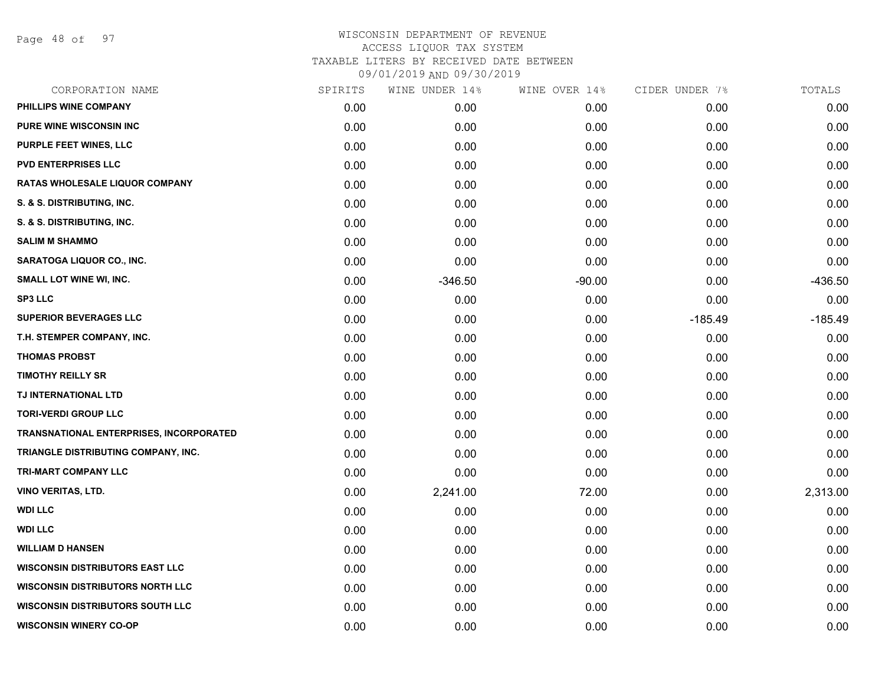# WISCONSIN DEPARTMENT OF REVENUE
## ACCESS LIQUOR TAX SYSTEM
### TAXABLE LITERS BY RECEIVED DATE BETWEEN 09/01/2019 AND 09/30/2019

| CORPORATION NAME | SPIRITS | WINE UNDER 14% | WINE OVER 14% | CIDER UNDER 7% | TOTALS |
|---|---|---|---|---|---|
| PHILLIPS WINE COMPANY | 0.00 | 0.00 | 0.00 | 0.00 | 0.00 |
| PURE WINE WISCONSIN INC | 0.00 | 0.00 | 0.00 | 0.00 | 0.00 |
| PURPLE FEET WINES, LLC | 0.00 | 0.00 | 0.00 | 0.00 | 0.00 |
| PVD ENTERPRISES LLC | 0.00 | 0.00 | 0.00 | 0.00 | 0.00 |
| RATAS WHOLESALE LIQUOR COMPANY | 0.00 | 0.00 | 0.00 | 0.00 | 0.00 |
| S. & S. DISTRIBUTING, INC. | 0.00 | 0.00 | 0.00 | 0.00 | 0.00 |
| S. & S. DISTRIBUTING, INC. | 0.00 | 0.00 | 0.00 | 0.00 | 0.00 |
| SALIM M SHAMMO | 0.00 | 0.00 | 0.00 | 0.00 | 0.00 |
| SARATOGA LIQUOR CO., INC. | 0.00 | 0.00 | 0.00 | 0.00 | 0.00 |
| SMALL LOT WINE WI, INC. | 0.00 | -346.50 | -90.00 | 0.00 | -436.50 |
| SP3 LLC | 0.00 | 0.00 | 0.00 | 0.00 | 0.00 |
| SUPERIOR BEVERAGES LLC | 0.00 | 0.00 | 0.00 | -185.49 | -185.49 |
| T.H. STEMPER COMPANY, INC. | 0.00 | 0.00 | 0.00 | 0.00 | 0.00 |
| THOMAS PROBST | 0.00 | 0.00 | 0.00 | 0.00 | 0.00 |
| TIMOTHY REILLY SR | 0.00 | 0.00 | 0.00 | 0.00 | 0.00 |
| TJ INTERNATIONAL LTD | 0.00 | 0.00 | 0.00 | 0.00 | 0.00 |
| TORI-VERDI GROUP LLC | 0.00 | 0.00 | 0.00 | 0.00 | 0.00 |
| TRANSNATIONAL ENTERPRISES, INCORPORATED | 0.00 | 0.00 | 0.00 | 0.00 | 0.00 |
| TRIANGLE DISTRIBUTING COMPANY, INC. | 0.00 | 0.00 | 0.00 | 0.00 | 0.00 |
| TRI-MART COMPANY LLC | 0.00 | 0.00 | 0.00 | 0.00 | 0.00 |
| VINO VERITAS, LTD. | 0.00 | 2,241.00 | 72.00 | 0.00 | 2,313.00 |
| WDI LLC | 0.00 | 0.00 | 0.00 | 0.00 | 0.00 |
| WDI LLC | 0.00 | 0.00 | 0.00 | 0.00 | 0.00 |
| WILLIAM D HANSEN | 0.00 | 0.00 | 0.00 | 0.00 | 0.00 |
| WISCONSIN DISTRIBUTORS EAST LLC | 0.00 | 0.00 | 0.00 | 0.00 | 0.00 |
| WISCONSIN DISTRIBUTORS NORTH LLC | 0.00 | 0.00 | 0.00 | 0.00 | 0.00 |
| WISCONSIN DISTRIBUTORS SOUTH LLC | 0.00 | 0.00 | 0.00 | 0.00 | 0.00 |
| WISCONSIN WINERY CO-OP | 0.00 | 0.00 | 0.00 | 0.00 | 0.00 |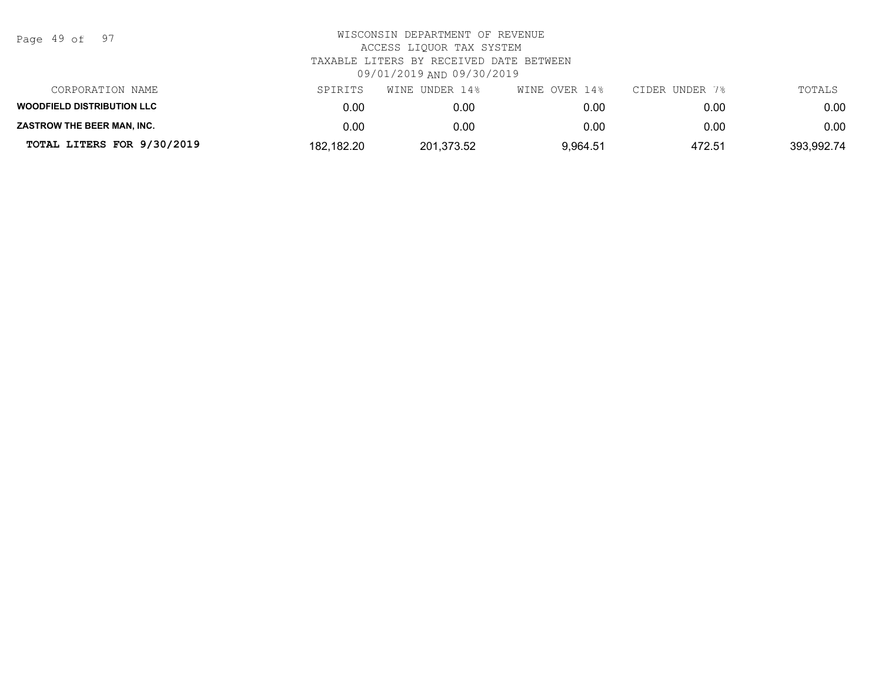WISCONSIN DEPARTMENT OF REVENUE
ACCESS LIQUOR TAX SYSTEM
TAXABLE LITERS BY RECEIVED DATE BETWEEN
09/01/2019 AND 09/30/2019

| CORPORATION NAME | SPIRITS | WINE UNDER 14% | WINE OVER 14% | CIDER UNDER 7% | TOTALS |
|---|---|---|---|---|---|
| **WOODFIELD DISTRIBUTION LLC** | 0.00 | 0.00 | 0.00 | 0.00 | 0.00 |
| **ZASTROW THE BEER MAN, INC.** | 0.00 | 0.00 | 0.00 | 0.00 | 0.00 |
| **TOTAL LITERS FOR 9/30/2019** | 182,182.20 | 201,373.52 | 9,964.51 | 472.51 | 393,992.74 |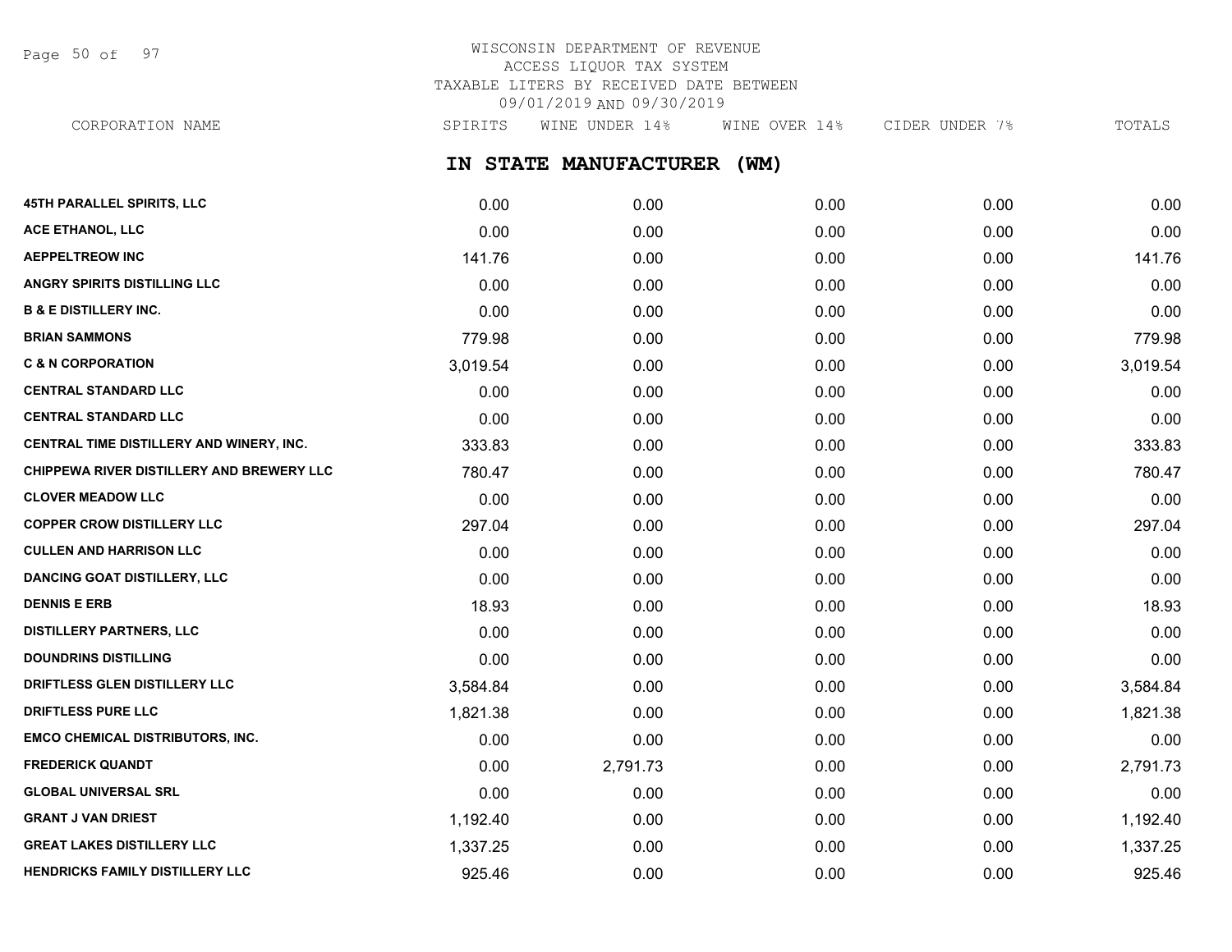WISCONSIN DEPARTMENT OF REVENUE
ACCESS LIQUOR TAX SYSTEM
TAXABLE LITERS BY RECEIVED DATE BETWEEN
09/01/2019 AND 09/30/2019

## IN STATE MANUFACTURER (WM)

| CORPORATION NAME | SPIRITS | WINE UNDER 14% | WINE OVER 14% | CIDER UNDER 7% | TOTALS |
|---|---|---|---|---|---|
| 45TH PARALLEL SPIRITS, LLC | 0.00 | 0.00 | 0.00 | 0.00 | 0.00 |
| ACE ETHANOL, LLC | 0.00 | 0.00 | 0.00 | 0.00 | 0.00 |
| AEPPELTREOW INC | 141.76 | 0.00 | 0.00 | 0.00 | 141.76 |
| ANGRY SPIRITS DISTILLING LLC | 0.00 | 0.00 | 0.00 | 0.00 | 0.00 |
| B & E DISTILLERY INC. | 0.00 | 0.00 | 0.00 | 0.00 | 0.00 |
| BRIAN SAMMONS | 779.98 | 0.00 | 0.00 | 0.00 | 779.98 |
| C & N CORPORATION | 3,019.54 | 0.00 | 0.00 | 0.00 | 3,019.54 |
| CENTRAL STANDARD LLC | 0.00 | 0.00 | 0.00 | 0.00 | 0.00 |
| CENTRAL STANDARD LLC | 0.00 | 0.00 | 0.00 | 0.00 | 0.00 |
| CENTRAL TIME DISTILLERY AND WINERY, INC. | 333.83 | 0.00 | 0.00 | 0.00 | 333.83 |
| CHIPPEWA RIVER DISTILLERY AND BREWERY LLC | 780.47 | 0.00 | 0.00 | 0.00 | 780.47 |
| CLOVER MEADOW LLC | 0.00 | 0.00 | 0.00 | 0.00 | 0.00 |
| COPPER CROW DISTILLERY LLC | 297.04 | 0.00 | 0.00 | 0.00 | 297.04 |
| CULLEN AND HARRISON LLC | 0.00 | 0.00 | 0.00 | 0.00 | 0.00 |
| DANCING GOAT DISTILLERY, LLC | 0.00 | 0.00 | 0.00 | 0.00 | 0.00 |
| DENNIS E ERB | 18.93 | 0.00 | 0.00 | 0.00 | 18.93 |
| DISTILLERY PARTNERS, LLC | 0.00 | 0.00 | 0.00 | 0.00 | 0.00 |
| DOUNDRINS DISTILLING | 0.00 | 0.00 | 0.00 | 0.00 | 0.00 |
| DRIFTLESS GLEN DISTILLERY LLC | 3,584.84 | 0.00 | 0.00 | 0.00 | 3,584.84 |
| DRIFTLESS PURE LLC | 1,821.38 | 0.00 | 0.00 | 0.00 | 1,821.38 |
| EMCO CHEMICAL DISTRIBUTORS, INC. | 0.00 | 0.00 | 0.00 | 0.00 | 0.00 |
| FREDERICK QUANDT | 0.00 | 2,791.73 | 0.00 | 0.00 | 2,791.73 |
| GLOBAL UNIVERSAL SRL | 0.00 | 0.00 | 0.00 | 0.00 | 0.00 |
| GRANT J VAN DRIEST | 1,192.40 | 0.00 | 0.00 | 0.00 | 1,192.40 |
| GREAT LAKES DISTILLERY LLC | 1,337.25 | 0.00 | 0.00 | 0.00 | 1,337.25 |
| HENDRICKS FAMILY DISTILLERY LLC | 925.46 | 0.00 | 0.00 | 0.00 | 925.46 |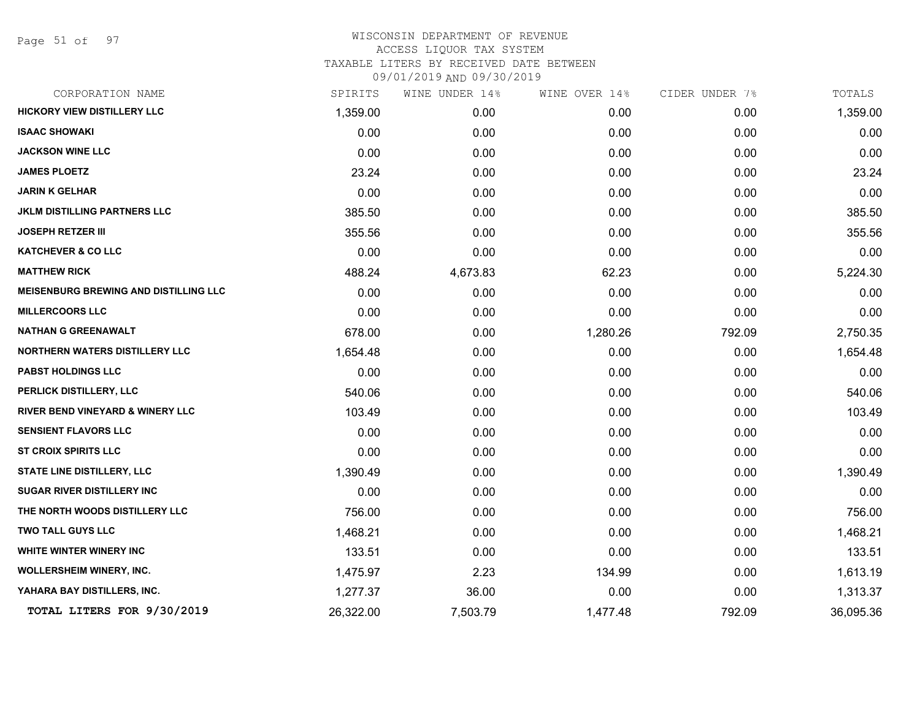WISCONSIN DEPARTMENT OF REVENUE
ACCESS LIQUOR TAX SYSTEM
TAXABLE LITERS BY RECEIVED DATE BETWEEN
09/01/2019 AND 09/30/2019

| CORPORATION NAME | SPIRITS | WINE UNDER 14% | WINE OVER 14% | CIDER UNDER 7% | TOTALS |
|---|---|---|---|---|---|
| **HICKORY VIEW DISTILLERY LLC** | 1,359.00 | 0.00 | 0.00 | 0.00 | 1,359.00 |
| **ISAAC SHOWAKI** | 0.00 | 0.00 | 0.00 | 0.00 | 0.00 |
| **JACKSON WINE LLC** | 0.00 | 0.00 | 0.00 | 0.00 | 0.00 |
| **JAMES PLOETZ** | 23.24 | 0.00 | 0.00 | 0.00 | 23.24 |
| **JARIN K GELHAR** | 0.00 | 0.00 | 0.00 | 0.00 | 0.00 |
| **JKLM DISTILLING PARTNERS LLC** | 385.50 | 0.00 | 0.00 | 0.00 | 385.50 |
| **JOSEPH RETZER III** | 355.56 | 0.00 | 0.00 | 0.00 | 355.56 |
| **KATCHEVER & CO LLC** | 0.00 | 0.00 | 0.00 | 0.00 | 0.00 |
| **MATTHEW RICK** | 488.24 | 4,673.83 | 62.23 | 0.00 | 5,224.30 |
| **MEISENBURG BREWING AND DISTILLING LLC** | 0.00 | 0.00 | 0.00 | 0.00 | 0.00 |
| **MILLERCOORS LLC** | 0.00 | 0.00 | 0.00 | 0.00 | 0.00 |
| **NATHAN G GREENAWALT** | 678.00 | 0.00 | 1,280.26 | 792.09 | 2,750.35 |
| **NORTHERN WATERS DISTILLERY LLC** | 1,654.48 | 0.00 | 0.00 | 0.00 | 1,654.48 |
| **PABST HOLDINGS LLC** | 0.00 | 0.00 | 0.00 | 0.00 | 0.00 |
| **PERLICK DISTILLERY, LLC** | 540.06 | 0.00 | 0.00 | 0.00 | 540.06 |
| **RIVER BEND VINEYARD & WINERY LLC** | 103.49 | 0.00 | 0.00 | 0.00 | 103.49 |
| **SENSIENT FLAVORS LLC** | 0.00 | 0.00 | 0.00 | 0.00 | 0.00 |
| **ST CROIX SPIRITS LLC** | 0.00 | 0.00 | 0.00 | 0.00 | 0.00 |
| **STATE LINE DISTILLERY, LLC** | 1,390.49 | 0.00 | 0.00 | 0.00 | 1,390.49 |
| **SUGAR RIVER DISTILLERY INC** | 0.00 | 0.00 | 0.00 | 0.00 | 0.00 |
| **THE NORTH WOODS DISTILLERY LLC** | 756.00 | 0.00 | 0.00 | 0.00 | 756.00 |
| **TWO TALL GUYS LLC** | 1,468.21 | 0.00 | 0.00 | 0.00 | 1,468.21 |
| **WHITE WINTER WINERY INC** | 133.51 | 0.00 | 0.00 | 0.00 | 133.51 |
| **WOLLERSHEIM WINERY, INC.** | 1,475.97 | 2.23 | 134.99 | 0.00 | 1,613.19 |
| **YAHARA BAY DISTILLERS, INC.** | 1,277.37 | 36.00 | 0.00 | 0.00 | 1,313.37 |
| **TOTAL LITERS FOR 9/30/2019** | 26,322.00 | 7,503.79 | 1,477.48 | 792.09 | 36,095.36 |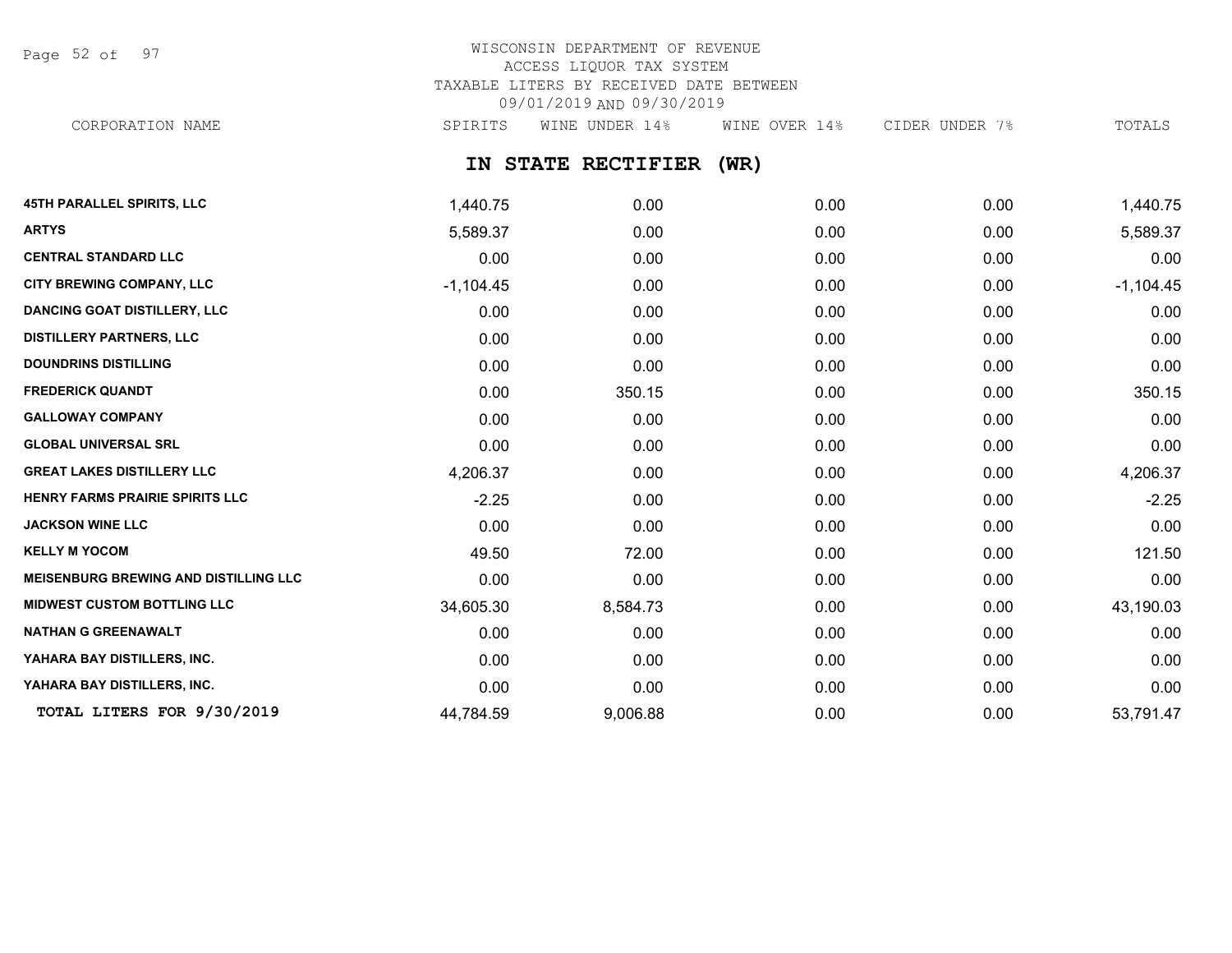WISCONSIN DEPARTMENT OF REVENUE
ACCESS LIQUOR TAX SYSTEM
TAXABLE LITERS BY RECEIVED DATE BETWEEN
09/01/2019 AND 09/30/2019

## IN STATE RECTIFIER (WR)

| CORPORATION NAME | SPIRITS | WINE UNDER 14% | WINE OVER 14% | CIDER UNDER 7% | TOTALS |
|---|---|---|---|---|---|
| 45TH PARALLEL SPIRITS, LLC | 1,440.75 | 0.00 | 0.00 | 0.00 | 1,440.75 |
| ARTYS | 5,589.37 | 0.00 | 0.00 | 0.00 | 5,589.37 |
| CENTRAL STANDARD LLC | 0.00 | 0.00 | 0.00 | 0.00 | 0.00 |
| CITY BREWING COMPANY, LLC | -1,104.45 | 0.00 | 0.00 | 0.00 | -1,104.45 |
| DANCING GOAT DISTILLERY, LLC | 0.00 | 0.00 | 0.00 | 0.00 | 0.00 |
| DISTILLERY PARTNERS, LLC | 0.00 | 0.00 | 0.00 | 0.00 | 0.00 |
| DOUNDRINS DISTILLING | 0.00 | 0.00 | 0.00 | 0.00 | 0.00 |
| FREDERICK QUANDT | 0.00 | 350.15 | 0.00 | 0.00 | 350.15 |
| GALLOWAY COMPANY | 0.00 | 0.00 | 0.00 | 0.00 | 0.00 |
| GLOBAL UNIVERSAL SRL | 0.00 | 0.00 | 0.00 | 0.00 | 0.00 |
| GREAT LAKES DISTILLERY LLC | 4,206.37 | 0.00 | 0.00 | 0.00 | 4,206.37 |
| HENRY FARMS PRAIRIE SPIRITS LLC | -2.25 | 0.00 | 0.00 | 0.00 | -2.25 |
| JACKSON WINE LLC | 0.00 | 0.00 | 0.00 | 0.00 | 0.00 |
| KELLY M YOCOM | 49.50 | 72.00 | 0.00 | 0.00 | 121.50 |
| MEISENBURG BREWING AND DISTILLING LLC | 0.00 | 0.00 | 0.00 | 0.00 | 0.00 |
| MIDWEST CUSTOM BOTTLING LLC | 34,605.30 | 8,584.73 | 0.00 | 0.00 | 43,190.03 |
| NATHAN G GREENAWALT | 0.00 | 0.00 | 0.00 | 0.00 | 0.00 |
| YAHARA BAY DISTILLERS, INC. | 0.00 | 0.00 | 0.00 | 0.00 | 0.00 |
| YAHARA BAY DISTILLERS, INC. | 0.00 | 0.00 | 0.00 | 0.00 | 0.00 |
| **TOTAL LITERS FOR 9/30/2019** | 44,784.59 | 9,006.88 | 0.00 | 0.00 | 53,791.47 |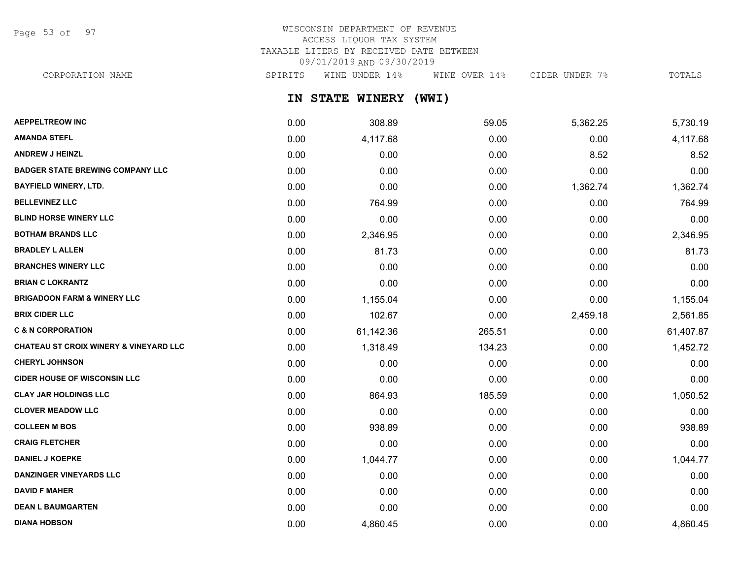WISCONSIN DEPARTMENT OF REVENUE
ACCESS LIQUOR TAX SYSTEM
TAXABLE LITERS BY RECEIVED DATE BETWEEN
09/01/2019 AND 09/30/2019

## IN STATE WINERY (WWI)

| CORPORATION NAME | SPIRITS | WINE UNDER 14% | WINE OVER 14% | CIDER UNDER 7% | TOTALS |
|---|---|---|---|---|---|
| **AEPPELTREOW INC** | 0.00 | 308.89 | 59.05 | 5,362.25 | 5,730.19 |
| **AMANDA STEFL** | 0.00 | 4,117.68 | 0.00 | 0.00 | 4,117.68 |
| **ANDREW J HEINZL** | 0.00 | 0.00 | 0.00 | 8.52 | 8.52 |
| **BADGER STATE BREWING COMPANY LLC** | 0.00 | 0.00 | 0.00 | 0.00 | 0.00 |
| **BAYFIELD WINERY, LTD.** | 0.00 | 0.00 | 0.00 | 1,362.74 | 1,362.74 |
| **BELLEVINEZ LLC** | 0.00 | 764.99 | 0.00 | 0.00 | 764.99 |
| **BLIND HORSE WINERY LLC** | 0.00 | 0.00 | 0.00 | 0.00 | 0.00 |
| **BOTHAM BRANDS LLC** | 0.00 | 2,346.95 | 0.00 | 0.00 | 2,346.95 |
| **BRADLEY L ALLEN** | 0.00 | 81.73 | 0.00 | 0.00 | 81.73 |
| **BRANCHES WINERY LLC** | 0.00 | 0.00 | 0.00 | 0.00 | 0.00 |
| **BRIAN C LOKRANTZ** | 0.00 | 0.00 | 0.00 | 0.00 | 0.00 |
| **BRIGADOON FARM & WINERY LLC** | 0.00 | 1,155.04 | 0.00 | 0.00 | 1,155.04 |
| **BRIX CIDER LLC** | 0.00 | 102.67 | 0.00 | 2,459.18 | 2,561.85 |
| **C & N CORPORATION** | 0.00 | 61,142.36 | 265.51 | 0.00 | 61,407.87 |
| **CHATEAU ST CROIX WINERY & VINEYARD LLC** | 0.00 | 1,318.49 | 134.23 | 0.00 | 1,452.72 |
| **CHERYL JOHNSON** | 0.00 | 0.00 | 0.00 | 0.00 | 0.00 |
| **CIDER HOUSE OF WISCONSIN LLC** | 0.00 | 0.00 | 0.00 | 0.00 | 0.00 |
| **CLAY JAR HOLDINGS LLC** | 0.00 | 864.93 | 185.59 | 0.00 | 1,050.52 |
| **CLOVER MEADOW LLC** | 0.00 | 0.00 | 0.00 | 0.00 | 0.00 |
| **COLLEEN M BOS** | 0.00 | 938.89 | 0.00 | 0.00 | 938.89 |
| **CRAIG FLETCHER** | 0.00 | 0.00 | 0.00 | 0.00 | 0.00 |
| **DANIEL J KOEPKE** | 0.00 | 1,044.77 | 0.00 | 0.00 | 1,044.77 |
| **DANZINGER VINEYARDS LLC** | 0.00 | 0.00 | 0.00 | 0.00 | 0.00 |
| **DAVID F MAHER** | 0.00 | 0.00 | 0.00 | 0.00 | 0.00 |
| **DEAN L BAUMGARTEN** | 0.00 | 0.00 | 0.00 | 0.00 | 0.00 |
| **DIANA HOBSON** | 0.00 | 4,860.45 | 0.00 | 0.00 | 4,860.45 |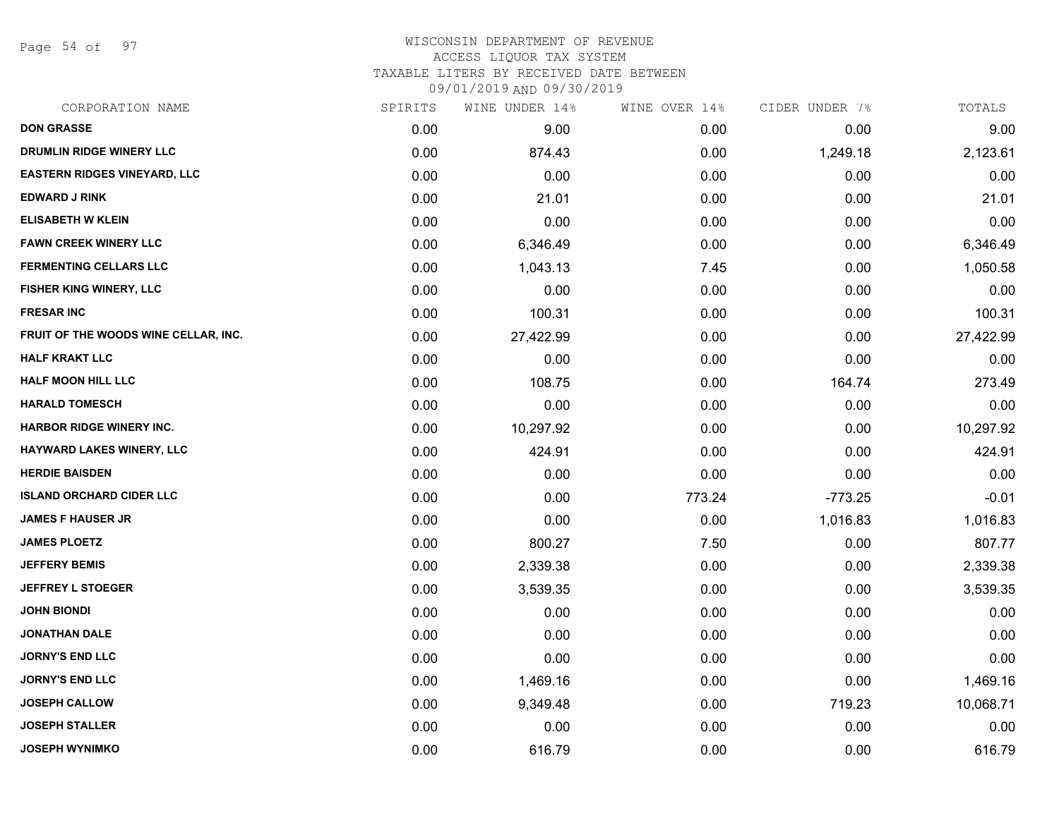WISCONSIN DEPARTMENT OF REVENUE
ACCESS LIQUOR TAX SYSTEM
TAXABLE LITERS BY RECEIVED DATE BETWEEN
09/01/2019 AND 09/30/2019

| CORPORATION NAME | SPIRITS | WINE UNDER 14% | WINE OVER 14% | CIDER UNDER 7% | TOTALS |
|---|---|---|---|---|---|
| DON GRASSE | 0.00 | 9.00 | 0.00 | 0.00 | 9.00 |
| DRUMLIN RIDGE WINERY LLC | 0.00 | 874.43 | 0.00 | 1,249.18 | 2,123.61 |
| EASTERN RIDGES VINEYARD, LLC | 0.00 | 0.00 | 0.00 | 0.00 | 0.00 |
| EDWARD J RINK | 0.00 | 21.01 | 0.00 | 0.00 | 21.01 |
| ELISABETH W KLEIN | 0.00 | 0.00 | 0.00 | 0.00 | 0.00 |
| FAWN CREEK WINERY LLC | 0.00 | 6,346.49 | 0.00 | 0.00 | 6,346.49 |
| FERMENTING CELLARS LLC | 0.00 | 1,043.13 | 7.45 | 0.00 | 1,050.58 |
| FISHER KING WINERY, LLC | 0.00 | 0.00 | 0.00 | 0.00 | 0.00 |
| FRESAR INC | 0.00 | 100.31 | 0.00 | 0.00 | 100.31 |
| FRUIT OF THE WOODS WINE CELLAR, INC. | 0.00 | 27,422.99 | 0.00 | 0.00 | 27,422.99 |
| HALF KRAKT LLC | 0.00 | 0.00 | 0.00 | 0.00 | 0.00 |
| HALF MOON HILL LLC | 0.00 | 108.75 | 0.00 | 164.74 | 273.49 |
| HARALD TOMESCH | 0.00 | 0.00 | 0.00 | 0.00 | 0.00 |
| HARBOR RIDGE WINERY INC. | 0.00 | 10,297.92 | 0.00 | 0.00 | 10,297.92 |
| HAYWARD LAKES WINERY, LLC | 0.00 | 424.91 | 0.00 | 0.00 | 424.91 |
| HERDIE BAISDEN | 0.00 | 0.00 | 0.00 | 0.00 | 0.00 |
| ISLAND ORCHARD CIDER LLC | 0.00 | 0.00 | 773.24 | -773.25 | -0.01 |
| JAMES F HAUSER JR | 0.00 | 0.00 | 0.00 | 1,016.83 | 1,016.83 |
| JAMES PLOETZ | 0.00 | 800.27 | 7.50 | 0.00 | 807.77 |
| JEFFERY BEMIS | 0.00 | 2,339.38 | 0.00 | 0.00 | 2,339.38 |
| JEFFREY L STOEGER | 0.00 | 3,539.35 | 0.00 | 0.00 | 3,539.35 |
| JOHN BIONDI | 0.00 | 0.00 | 0.00 | 0.00 | 0.00 |
| JONATHAN DALE | 0.00 | 0.00 | 0.00 | 0.00 | 0.00 |
| JORNY'S END LLC | 0.00 | 0.00 | 0.00 | 0.00 | 0.00 |
| JORNY'S END LLC | 0.00 | 1,469.16 | 0.00 | 0.00 | 1,469.16 |
| JOSEPH CALLOW | 0.00 | 9,349.48 | 0.00 | 719.23 | 10,068.71 |
| JOSEPH STALLER | 0.00 | 0.00 | 0.00 | 0.00 | 0.00 |
| JOSEPH WYNIMKO | 0.00 | 616.79 | 0.00 | 0.00 | 616.79 |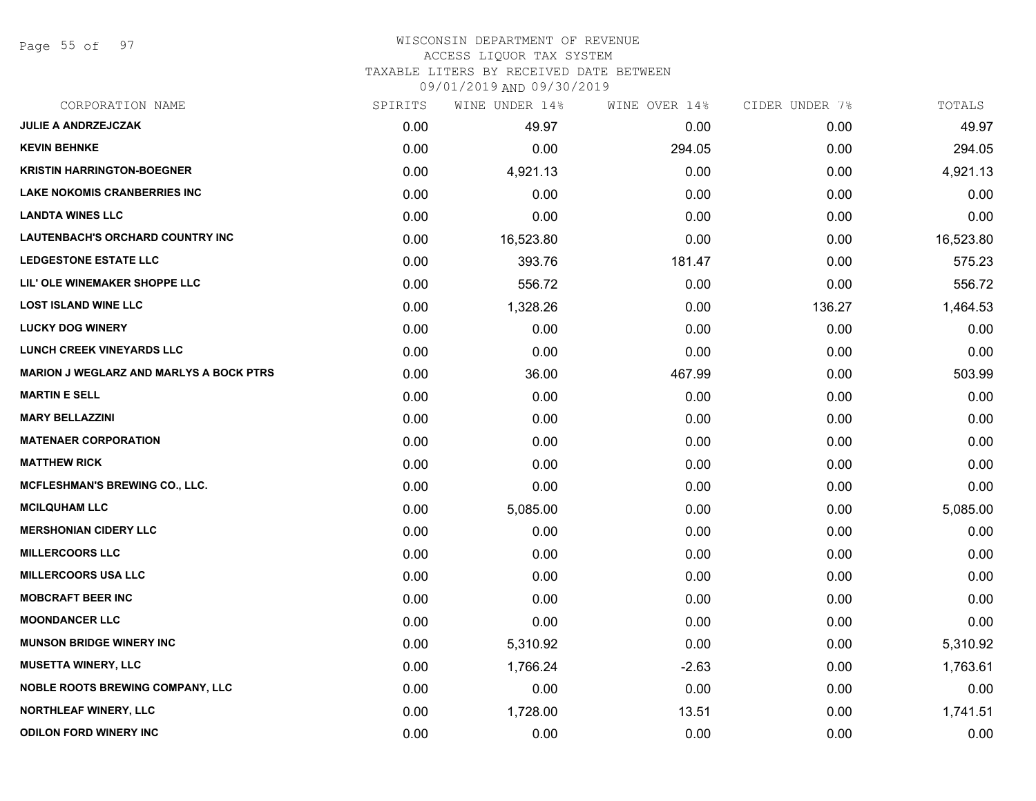WISCONSIN DEPARTMENT OF REVENUE
ACCESS LIQUOR TAX SYSTEM
TAXABLE LITERS BY RECEIVED DATE BETWEEN
09/01/2019 AND 09/30/2019

| CORPORATION NAME | SPIRITS | WINE UNDER 14% | WINE OVER 14% | CIDER UNDER 7% | TOTALS |
|---|---|---|---|---|---|
| JULIE A ANDRZEJCZAK | 0.00 | 49.97 | 0.00 | 0.00 | 49.97 |
| KEVIN BEHNKE | 0.00 | 0.00 | 294.05 | 0.00 | 294.05 |
| KRISTIN HARRINGTON-BOEGNER | 0.00 | 4,921.13 | 0.00 | 0.00 | 4,921.13 |
| LAKE NOKOMIS CRANBERRIES INC | 0.00 | 0.00 | 0.00 | 0.00 | 0.00 |
| LANDTA WINES LLC | 0.00 | 0.00 | 0.00 | 0.00 | 0.00 |
| LAUTENBACH'S ORCHARD COUNTRY INC | 0.00 | 16,523.80 | 0.00 | 0.00 | 16,523.80 |
| LEDGESTONE ESTATE LLC | 0.00 | 393.76 | 181.47 | 0.00 | 575.23 |
| LIL' OLE WINEMAKER SHOPPE LLC | 0.00 | 556.72 | 0.00 | 0.00 | 556.72 |
| LOST ISLAND WINE LLC | 0.00 | 1,328.26 | 0.00 | 136.27 | 1,464.53 |
| LUCKY DOG WINERY | 0.00 | 0.00 | 0.00 | 0.00 | 0.00 |
| LUNCH CREEK VINEYARDS LLC | 0.00 | 0.00 | 0.00 | 0.00 | 0.00 |
| MARION J WEGLARZ AND MARLYS A BOCK PTRS | 0.00 | 36.00 | 467.99 | 0.00 | 503.99 |
| MARTIN E SELL | 0.00 | 0.00 | 0.00 | 0.00 | 0.00 |
| MARY BELLAZZINI | 0.00 | 0.00 | 0.00 | 0.00 | 0.00 |
| MATENAER CORPORATION | 0.00 | 0.00 | 0.00 | 0.00 | 0.00 |
| MATTHEW RICK | 0.00 | 0.00 | 0.00 | 0.00 | 0.00 |
| MCFLESHMAN'S BREWING CO., LLC. | 0.00 | 0.00 | 0.00 | 0.00 | 0.00 |
| MCILQUHAM LLC | 0.00 | 5,085.00 | 0.00 | 0.00 | 5,085.00 |
| MERSHONIAN CIDERY LLC | 0.00 | 0.00 | 0.00 | 0.00 | 0.00 |
| MILLERCOORS LLC | 0.00 | 0.00 | 0.00 | 0.00 | 0.00 |
| MILLERCOORS USA LLC | 0.00 | 0.00 | 0.00 | 0.00 | 0.00 |
| MOBCRAFT BEER INC | 0.00 | 0.00 | 0.00 | 0.00 | 0.00 |
| MOONDANCER LLC | 0.00 | 0.00 | 0.00 | 0.00 | 0.00 |
| MUNSON BRIDGE WINERY INC | 0.00 | 5,310.92 | 0.00 | 0.00 | 5,310.92 |
| MUSETTA WINERY, LLC | 0.00 | 1,766.24 | -2.63 | 0.00 | 1,763.61 |
| NOBLE ROOTS BREWING COMPANY, LLC | 0.00 | 0.00 | 0.00 | 0.00 | 0.00 |
| NORTHLEAF WINERY, LLC | 0.00 | 1,728.00 | 13.51 | 0.00 | 1,741.51 |
| ODILON FORD WINERY INC | 0.00 | 0.00 | 0.00 | 0.00 | 0.00 |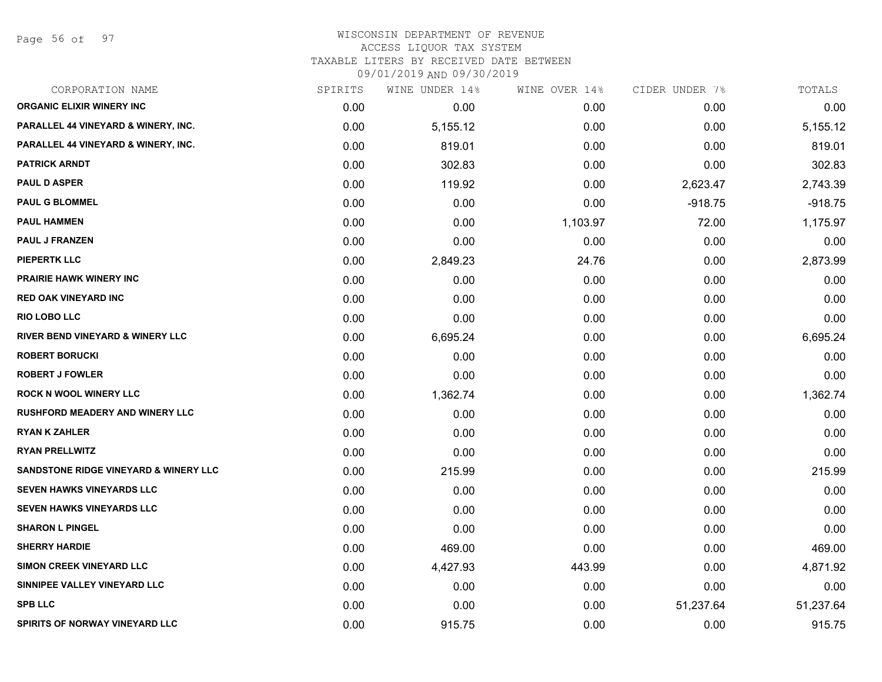# WISCONSIN DEPARTMENT OF REVENUE
## ACCESS LIQUOR TAX SYSTEM
### TAXABLE LITERS BY RECEIVED DATE BETWEEN 09/01/2019 AND 09/30/2019

| CORPORATION NAME | SPIRITS | WINE UNDER 14% | WINE OVER 14% | CIDER UNDER 7% | TOTALS |
|---|---|---|---|---|---|
| ORGANIC ELIXIR WINERY INC | 0.00 | 0.00 | 0.00 | 0.00 | 0.00 |
| PARALLEL 44 VINEYARD & WINERY, INC. | 0.00 | 5,155.12 | 0.00 | 0.00 | 5,155.12 |
| PARALLEL 44 VINEYARD & WINERY, INC. | 0.00 | 819.01 | 0.00 | 0.00 | 819.01 |
| PATRICK ARNDT | 0.00 | 302.83 | 0.00 | 0.00 | 302.83 |
| PAUL D ASPER | 0.00 | 119.92 | 0.00 | 2,623.47 | 2,743.39 |
| PAUL G BLOMMEL | 0.00 | 0.00 | 0.00 | -918.75 | -918.75 |
| PAUL HAMMEN | 0.00 | 0.00 | 1,103.97 | 72.00 | 1,175.97 |
| PAUL J FRANZEN | 0.00 | 0.00 | 0.00 | 0.00 | 0.00 |
| PIEPERTK LLC | 0.00 | 2,849.23 | 24.76 | 0.00 | 2,873.99 |
| PRAIRIE HAWK WINERY INC | 0.00 | 0.00 | 0.00 | 0.00 | 0.00 |
| RED OAK VINEYARD INC | 0.00 | 0.00 | 0.00 | 0.00 | 0.00 |
| RIO LOBO LLC | 0.00 | 0.00 | 0.00 | 0.00 | 0.00 |
| RIVER BEND VINEYARD & WINERY LLC | 0.00 | 6,695.24 | 0.00 | 0.00 | 6,695.24 |
| ROBERT BORUCKI | 0.00 | 0.00 | 0.00 | 0.00 | 0.00 |
| ROBERT J FOWLER | 0.00 | 0.00 | 0.00 | 0.00 | 0.00 |
| ROCK N WOOL WINERY LLC | 0.00 | 1,362.74 | 0.00 | 0.00 | 1,362.74 |
| RUSHFORD MEADERY AND WINERY LLC | 0.00 | 0.00 | 0.00 | 0.00 | 0.00 |
| RYAN K ZAHLER | 0.00 | 0.00 | 0.00 | 0.00 | 0.00 |
| RYAN PRELLWITZ | 0.00 | 0.00 | 0.00 | 0.00 | 0.00 |
| SANDSTONE RIDGE VINEYARD & WINERY LLC | 0.00 | 215.99 | 0.00 | 0.00 | 215.99 |
| SEVEN HAWKS VINEYARDS LLC | 0.00 | 0.00 | 0.00 | 0.00 | 0.00 |
| SEVEN HAWKS VINEYARDS LLC | 0.00 | 0.00 | 0.00 | 0.00 | 0.00 |
| SHARON L PINGEL | 0.00 | 0.00 | 0.00 | 0.00 | 0.00 |
| SHERRY HARDIE | 0.00 | 469.00 | 0.00 | 0.00 | 469.00 |
| SIMON CREEK VINEYARD LLC | 0.00 | 4,427.93 | 443.99 | 0.00 | 4,871.92 |
| SINNIPEE VALLEY VINEYARD LLC | 0.00 | 0.00 | 0.00 | 0.00 | 0.00 |
| SPB LLC | 0.00 | 0.00 | 0.00 | 51,237.64 | 51,237.64 |
| SPIRITS OF NORWAY VINEYARD LLC | 0.00 | 915.75 | 0.00 | 0.00 | 915.75 |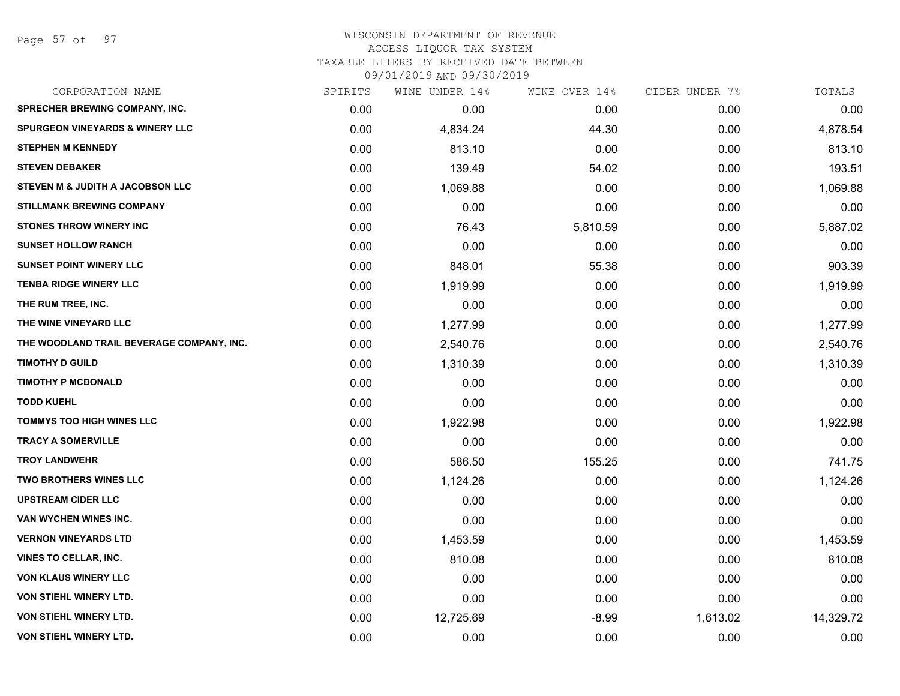# WISCONSIN DEPARTMENT OF REVENUE
## ACCESS LIQUOR TAX SYSTEM
### TAXABLE LITERS BY RECEIVED DATE BETWEEN 09/01/2019 AND 09/30/2019

| CORPORATION NAME | SPIRITS | WINE UNDER 14% | WINE OVER 14% | CIDER UNDER 7% | TOTALS |
|---|---|---|---|---|---|
| SPRECHER BREWING COMPANY, INC. | 0.00 | 0.00 | 0.00 | 0.00 | 0.00 |
| SPURGEON VINEYARDS & WINERY LLC | 0.00 | 4,834.24 | 44.30 | 0.00 | 4,878.54 |
| STEPHEN M KENNEDY | 0.00 | 813.10 | 0.00 | 0.00 | 813.10 |
| STEVEN DEBAKER | 0.00 | 139.49 | 54.02 | 0.00 | 193.51 |
| STEVEN M & JUDITH A JACOBSON LLC | 0.00 | 1,069.88 | 0.00 | 0.00 | 1,069.88 |
| STILLMANK BREWING COMPANY | 0.00 | 0.00 | 0.00 | 0.00 | 0.00 |
| STONES THROW WINERY INC | 0.00 | 76.43 | 5,810.59 | 0.00 | 5,887.02 |
| SUNSET HOLLOW RANCH | 0.00 | 0.00 | 0.00 | 0.00 | 0.00 |
| SUNSET POINT WINERY LLC | 0.00 | 848.01 | 55.38 | 0.00 | 903.39 |
| TENBA RIDGE WINERY LLC | 0.00 | 1,919.99 | 0.00 | 0.00 | 1,919.99 |
| THE RUM TREE, INC. | 0.00 | 0.00 | 0.00 | 0.00 | 0.00 |
| THE WINE VINEYARD LLC | 0.00 | 1,277.99 | 0.00 | 0.00 | 1,277.99 |
| THE WOODLAND TRAIL BEVERAGE COMPANY, INC. | 0.00 | 2,540.76 | 0.00 | 0.00 | 2,540.76 |
| TIMOTHY D GUILD | 0.00 | 1,310.39 | 0.00 | 0.00 | 1,310.39 |
| TIMOTHY P MCDONALD | 0.00 | 0.00 | 0.00 | 0.00 | 0.00 |
| TODD KUEHL | 0.00 | 0.00 | 0.00 | 0.00 | 0.00 |
| TOMMYS TOO HIGH WINES LLC | 0.00 | 1,922.98 | 0.00 | 0.00 | 1,922.98 |
| TRACY A SOMERVILLE | 0.00 | 0.00 | 0.00 | 0.00 | 0.00 |
| TROY LANDWEHR | 0.00 | 586.50 | 155.25 | 0.00 | 741.75 |
| TWO BROTHERS WINES LLC | 0.00 | 1,124.26 | 0.00 | 0.00 | 1,124.26 |
| UPSTREAM CIDER LLC | 0.00 | 0.00 | 0.00 | 0.00 | 0.00 |
| VAN WYCHEN WINES INC. | 0.00 | 0.00 | 0.00 | 0.00 | 0.00 |
| VERNON VINEYARDS LTD | 0.00 | 1,453.59 | 0.00 | 0.00 | 1,453.59 |
| VINES TO CELLAR, INC. | 0.00 | 810.08 | 0.00 | 0.00 | 810.08 |
| VON KLAUS WINERY LLC | 0.00 | 0.00 | 0.00 | 0.00 | 0.00 |
| VON STIEHL WINERY LTD. | 0.00 | 0.00 | 0.00 | 0.00 | 0.00 |
| VON STIEHL WINERY LTD. | 0.00 | 12,725.69 | -8.99 | 1,613.02 | 14,329.72 |
| VON STIEHL WINERY LTD. | 0.00 | 0.00 | 0.00 | 0.00 | 0.00 |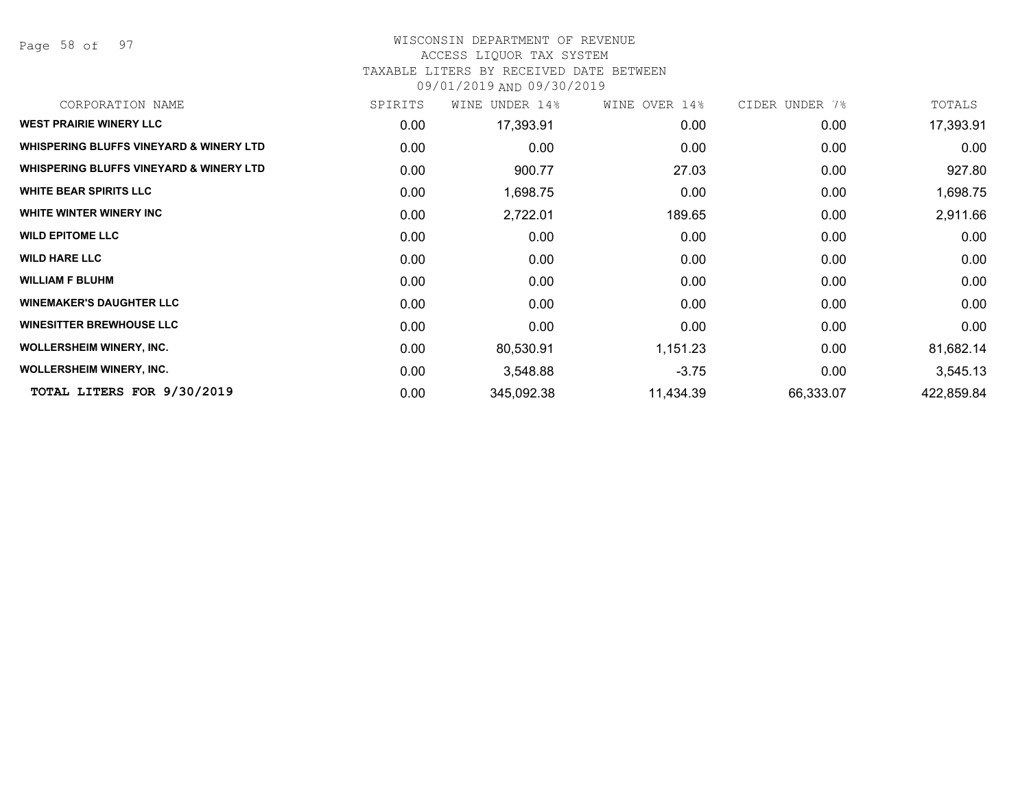WISCONSIN DEPARTMENT OF REVENUE
ACCESS LIQUOR TAX SYSTEM
TAXABLE LITERS BY RECEIVED DATE BETWEEN
09/01/2019 AND 09/30/2019

| CORPORATION NAME | SPIRITS | WINE UNDER 14% | WINE OVER 14% | CIDER UNDER 7% | TOTALS |
|---|---|---|---|---|---|
| **WEST PRAIRIE WINERY LLC** | 0.00 | 17,393.91 | 0.00 | 0.00 | 17,393.91 |
| **WHISPERING BLUFFS VINEYARD & WINERY LTD** | 0.00 | 0.00 | 0.00 | 0.00 | 0.00 |
| **WHISPERING BLUFFS VINEYARD & WINERY LTD** | 0.00 | 900.77 | 27.03 | 0.00 | 927.80 |
| **WHITE BEAR SPIRITS LLC** | 0.00 | 1,698.75 | 0.00 | 0.00 | 1,698.75 |
| **WHITE WINTER WINERY INC** | 0.00 | 2,722.01 | 189.65 | 0.00 | 2,911.66 |
| **WILD EPITOME LLC** | 0.00 | 0.00 | 0.00 | 0.00 | 0.00 |
| **WILD HARE LLC** | 0.00 | 0.00 | 0.00 | 0.00 | 0.00 |
| **WILLIAM F BLUHM** | 0.00 | 0.00 | 0.00 | 0.00 | 0.00 |
| **WINEMAKER'S DAUGHTER LLC** | 0.00 | 0.00 | 0.00 | 0.00 | 0.00 |
| **WINESITTER BREWHOUSE LLC** | 0.00 | 0.00 | 0.00 | 0.00 | 0.00 |
| **WOLLERSHEIM WINERY, INC.** | 0.00 | 80,530.91 | 1,151.23 | 0.00 | 81,682.14 |
| **WOLLERSHEIM WINERY, INC.** | 0.00 | 3,548.88 | -3.75 | 0.00 | 3,545.13 |
| **TOTAL LITERS FOR 9/30/2019** | 0.00 | 345,092.38 | 11,434.39 | 66,333.07 | 422,859.84 |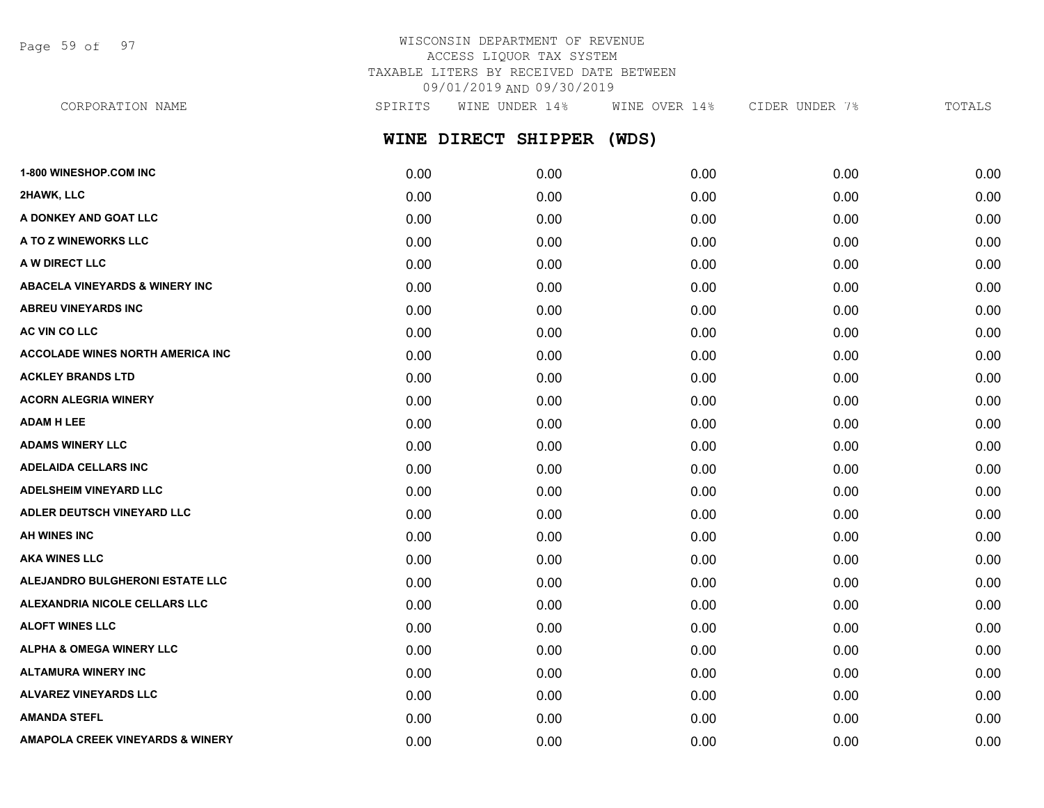WISCONSIN DEPARTMENT OF REVENUE
ACCESS LIQUOR TAX SYSTEM
TAXABLE LITERS BY RECEIVED DATE BETWEEN
09/01/2019 AND 09/30/2019

## WINE DIRECT SHIPPER (WDS)

| CORPORATION NAME | SPIRITS | WINE UNDER 14% | WINE OVER 14% | CIDER UNDER 7% | TOTALS |
|---|---|---|---|---|---|
| 1-800 WINESHOP.COM INC | 0.00 | 0.00 | 0.00 | 0.00 | 0.00 |
| 2HAWK, LLC | 0.00 | 0.00 | 0.00 | 0.00 | 0.00 |
| A DONKEY AND GOAT LLC | 0.00 | 0.00 | 0.00 | 0.00 | 0.00 |
| A TO Z WINEWORKS LLC | 0.00 | 0.00 | 0.00 | 0.00 | 0.00 |
| A W DIRECT LLC | 0.00 | 0.00 | 0.00 | 0.00 | 0.00 |
| ABACELA VINEYARDS & WINERY INC | 0.00 | 0.00 | 0.00 | 0.00 | 0.00 |
| ABREU VINEYARDS INC | 0.00 | 0.00 | 0.00 | 0.00 | 0.00 |
| AC VIN CO LLC | 0.00 | 0.00 | 0.00 | 0.00 | 0.00 |
| ACCOLADE WINES NORTH AMERICA INC | 0.00 | 0.00 | 0.00 | 0.00 | 0.00 |
| ACKLEY BRANDS LTD | 0.00 | 0.00 | 0.00 | 0.00 | 0.00 |
| ACORN ALEGRIA WINERY | 0.00 | 0.00 | 0.00 | 0.00 | 0.00 |
| ADAM H LEE | 0.00 | 0.00 | 0.00 | 0.00 | 0.00 |
| ADAMS WINERY LLC | 0.00 | 0.00 | 0.00 | 0.00 | 0.00 |
| ADELAIDA CELLARS INC | 0.00 | 0.00 | 0.00 | 0.00 | 0.00 |
| ADELSHEIM VINEYARD LLC | 0.00 | 0.00 | 0.00 | 0.00 | 0.00 |
| ADLER DEUTSCH VINEYARD LLC | 0.00 | 0.00 | 0.00 | 0.00 | 0.00 |
| AH WINES INC | 0.00 | 0.00 | 0.00 | 0.00 | 0.00 |
| AKA WINES LLC | 0.00 | 0.00 | 0.00 | 0.00 | 0.00 |
| ALEJANDRO BULGHERONI ESTATE LLC | 0.00 | 0.00 | 0.00 | 0.00 | 0.00 |
| ALEXANDRIA NICOLE CELLARS LLC | 0.00 | 0.00 | 0.00 | 0.00 | 0.00 |
| ALOFT WINES LLC | 0.00 | 0.00 | 0.00 | 0.00 | 0.00 |
| ALPHA & OMEGA WINERY LLC | 0.00 | 0.00 | 0.00 | 0.00 | 0.00 |
| ALTAMURA WINERY INC | 0.00 | 0.00 | 0.00 | 0.00 | 0.00 |
| ALVAREZ VINEYARDS LLC | 0.00 | 0.00 | 0.00 | 0.00 | 0.00 |
| AMANDA STEFL | 0.00 | 0.00 | 0.00 | 0.00 | 0.00 |
| AMAPOLA CREEK VINEYARDS & WINERY | 0.00 | 0.00 | 0.00 | 0.00 | 0.00 |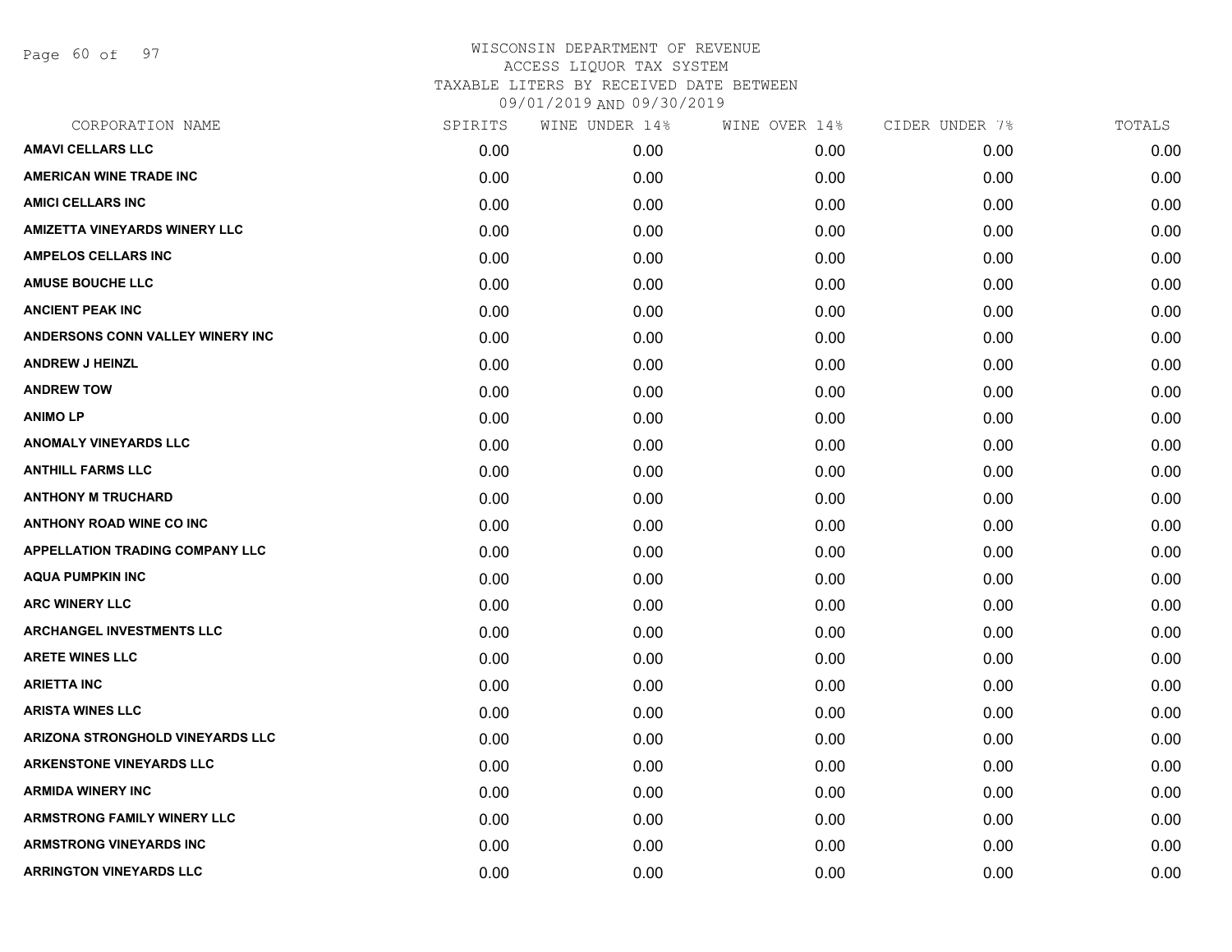WISCONSIN DEPARTMENT OF REVENUE
ACCESS LIQUOR TAX SYSTEM
TAXABLE LITERS BY RECEIVED DATE BETWEEN
09/01/2019 AND 09/30/2019

| CORPORATION NAME | SPIRITS | WINE UNDER 14% | WINE OVER 14% | CIDER UNDER 7% | TOTALS |
|---|---|---|---|---|---|
| AMAVI CELLARS LLC | 0.00 | 0.00 | 0.00 | 0.00 | 0.00 |
| AMERICAN WINE TRADE INC | 0.00 | 0.00 | 0.00 | 0.00 | 0.00 |
| AMICI CELLARS INC | 0.00 | 0.00 | 0.00 | 0.00 | 0.00 |
| AMIZETTA VINEYARDS WINERY LLC | 0.00 | 0.00 | 0.00 | 0.00 | 0.00 |
| AMPELOS CELLARS INC | 0.00 | 0.00 | 0.00 | 0.00 | 0.00 |
| AMUSE BOUCHE LLC | 0.00 | 0.00 | 0.00 | 0.00 | 0.00 |
| ANCIENT PEAK INC | 0.00 | 0.00 | 0.00 | 0.00 | 0.00 |
| ANDERSONS CONN VALLEY WINERY INC | 0.00 | 0.00 | 0.00 | 0.00 | 0.00 |
| ANDREW J HEINZL | 0.00 | 0.00 | 0.00 | 0.00 | 0.00 |
| ANDREW TOW | 0.00 | 0.00 | 0.00 | 0.00 | 0.00 |
| ANIMO LP | 0.00 | 0.00 | 0.00 | 0.00 | 0.00 |
| ANOMALY VINEYARDS LLC | 0.00 | 0.00 | 0.00 | 0.00 | 0.00 |
| ANTHILL FARMS LLC | 0.00 | 0.00 | 0.00 | 0.00 | 0.00 |
| ANTHONY M TRUCHARD | 0.00 | 0.00 | 0.00 | 0.00 | 0.00 |
| ANTHONY ROAD WINE CO INC | 0.00 | 0.00 | 0.00 | 0.00 | 0.00 |
| APPELLATION TRADING COMPANY LLC | 0.00 | 0.00 | 0.00 | 0.00 | 0.00 |
| AQUA PUMPKIN INC | 0.00 | 0.00 | 0.00 | 0.00 | 0.00 |
| ARC WINERY LLC | 0.00 | 0.00 | 0.00 | 0.00 | 0.00 |
| ARCHANGEL INVESTMENTS LLC | 0.00 | 0.00 | 0.00 | 0.00 | 0.00 |
| ARETE WINES LLC | 0.00 | 0.00 | 0.00 | 0.00 | 0.00 |
| ARIETTA INC | 0.00 | 0.00 | 0.00 | 0.00 | 0.00 |
| ARISTA WINES LLC | 0.00 | 0.00 | 0.00 | 0.00 | 0.00 |
| ARIZONA STRONGHOLD VINEYARDS LLC | 0.00 | 0.00 | 0.00 | 0.00 | 0.00 |
| ARKENSTONE VINEYARDS LLC | 0.00 | 0.00 | 0.00 | 0.00 | 0.00 |
| ARMIDA WINERY INC | 0.00 | 0.00 | 0.00 | 0.00 | 0.00 |
| ARMSTRONG FAMILY WINERY LLC | 0.00 | 0.00 | 0.00 | 0.00 | 0.00 |
| ARMSTRONG VINEYARDS INC | 0.00 | 0.00 | 0.00 | 0.00 | 0.00 |
| ARRINGTON VINEYARDS LLC | 0.00 | 0.00 | 0.00 | 0.00 | 0.00 |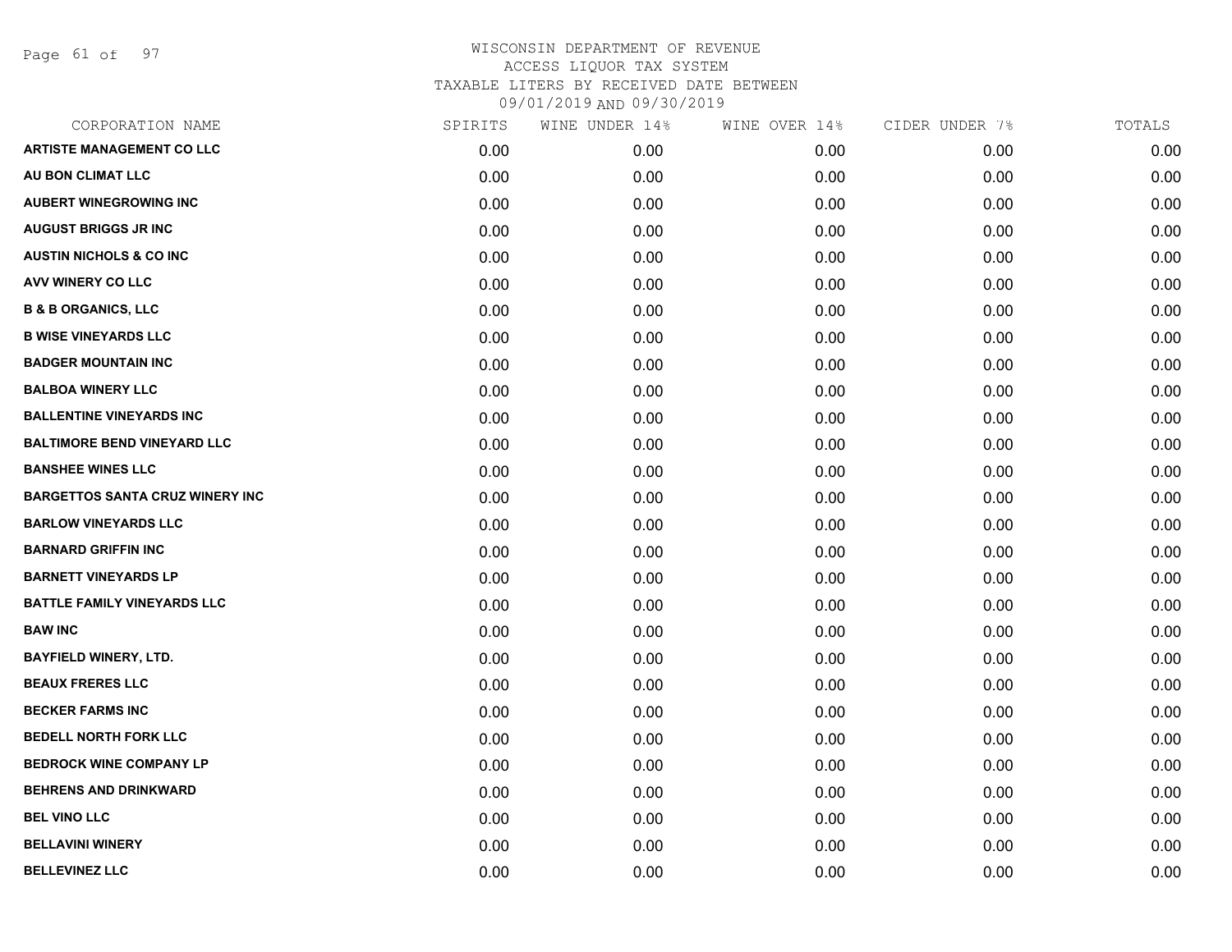WISCONSIN DEPARTMENT OF REVENUE
ACCESS LIQUOR TAX SYSTEM
TAXABLE LITERS BY RECEIVED DATE BETWEEN
09/01/2019 AND 09/30/2019

| CORPORATION NAME | SPIRITS | WINE UNDER 14% | WINE OVER 14% | CIDER UNDER 7% | TOTALS |
|---|---|---|---|---|---|
| ARTISTE MANAGEMENT CO LLC | 0.00 | 0.00 | 0.00 | 0.00 | 0.00 |
| AU BON CLIMAT LLC | 0.00 | 0.00 | 0.00 | 0.00 | 0.00 |
| AUBERT WINEGROWING INC | 0.00 | 0.00 | 0.00 | 0.00 | 0.00 |
| AUGUST BRIGGS JR INC | 0.00 | 0.00 | 0.00 | 0.00 | 0.00 |
| AUSTIN NICHOLS & CO INC | 0.00 | 0.00 | 0.00 | 0.00 | 0.00 |
| AVV WINERY CO LLC | 0.00 | 0.00 | 0.00 | 0.00 | 0.00 |
| B & B ORGANICS, LLC | 0.00 | 0.00 | 0.00 | 0.00 | 0.00 |
| B WISE VINEYARDS LLC | 0.00 | 0.00 | 0.00 | 0.00 | 0.00 |
| BADGER MOUNTAIN INC | 0.00 | 0.00 | 0.00 | 0.00 | 0.00 |
| BALBOA WINERY LLC | 0.00 | 0.00 | 0.00 | 0.00 | 0.00 |
| BALLENTINE VINEYARDS INC | 0.00 | 0.00 | 0.00 | 0.00 | 0.00 |
| BALTIMORE BEND VINEYARD LLC | 0.00 | 0.00 | 0.00 | 0.00 | 0.00 |
| BANSHEE WINES LLC | 0.00 | 0.00 | 0.00 | 0.00 | 0.00 |
| BARGETTOS SANTA CRUZ WINERY INC | 0.00 | 0.00 | 0.00 | 0.00 | 0.00 |
| BARLOW VINEYARDS LLC | 0.00 | 0.00 | 0.00 | 0.00 | 0.00 |
| BARNARD GRIFFIN INC | 0.00 | 0.00 | 0.00 | 0.00 | 0.00 |
| BARNETT VINEYARDS LP | 0.00 | 0.00 | 0.00 | 0.00 | 0.00 |
| BATTLE FAMILY VINEYARDS LLC | 0.00 | 0.00 | 0.00 | 0.00 | 0.00 |
| BAW INC | 0.00 | 0.00 | 0.00 | 0.00 | 0.00 |
| BAYFIELD WINERY, LTD. | 0.00 | 0.00 | 0.00 | 0.00 | 0.00 |
| BEAUX FRERES LLC | 0.00 | 0.00 | 0.00 | 0.00 | 0.00 |
| BECKER FARMS INC | 0.00 | 0.00 | 0.00 | 0.00 | 0.00 |
| BEDELL NORTH FORK LLC | 0.00 | 0.00 | 0.00 | 0.00 | 0.00 |
| BEDROCK WINE COMPANY LP | 0.00 | 0.00 | 0.00 | 0.00 | 0.00 |
| BEHRENS AND DRINKWARD | 0.00 | 0.00 | 0.00 | 0.00 | 0.00 |
| BEL VINO LLC | 0.00 | 0.00 | 0.00 | 0.00 | 0.00 |
| BELLAVINI WINERY | 0.00 | 0.00 | 0.00 | 0.00 | 0.00 |
| BELLEVINEZ LLC | 0.00 | 0.00 | 0.00 | 0.00 | 0.00 |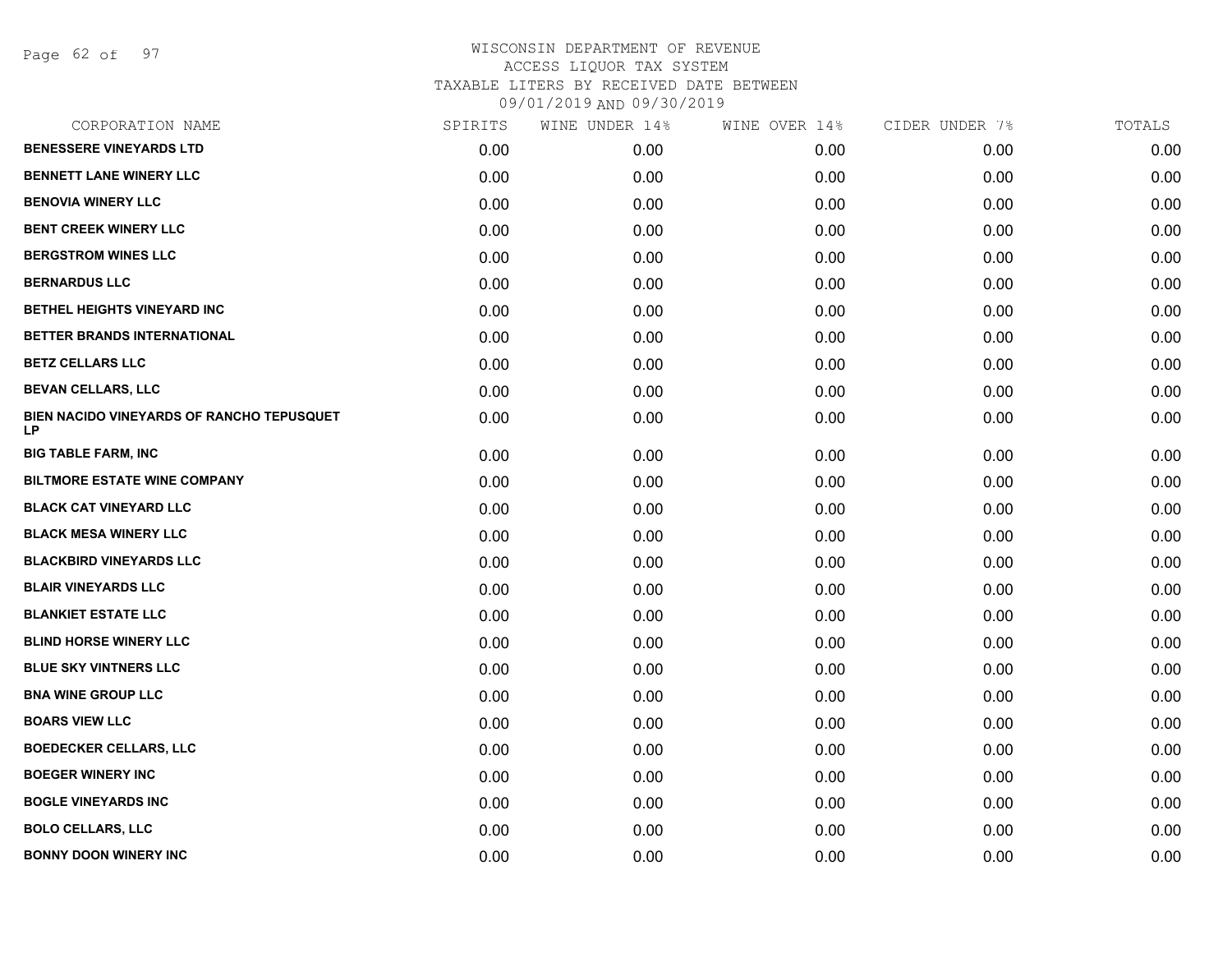# WISCONSIN DEPARTMENT OF REVENUE
## ACCESS LIQUOR TAX SYSTEM
### TAXABLE LITERS BY RECEIVED DATE BETWEEN 09/01/2019 AND 09/30/2019

| CORPORATION NAME | SPIRITS | WINE UNDER 14% | WINE OVER 14% | CIDER UNDER 7% | TOTALS |
|---|---|---|---|---|---|
| BENESSERE VINEYARDS LTD | 0.00 | 0.00 | 0.00 | 0.00 | 0.00 |
| BENNETT LANE WINERY LLC | 0.00 | 0.00 | 0.00 | 0.00 | 0.00 |
| BENOVIA WINERY LLC | 0.00 | 0.00 | 0.00 | 0.00 | 0.00 |
| BENT CREEK WINERY LLC | 0.00 | 0.00 | 0.00 | 0.00 | 0.00 |
| BERGSTROM WINES LLC | 0.00 | 0.00 | 0.00 | 0.00 | 0.00 |
| BERNARDUS LLC | 0.00 | 0.00 | 0.00 | 0.00 | 0.00 |
| BETHEL HEIGHTS VINEYARD INC | 0.00 | 0.00 | 0.00 | 0.00 | 0.00 |
| BETTER BRANDS INTERNATIONAL | 0.00 | 0.00 | 0.00 | 0.00 | 0.00 |
| BETZ CELLARS LLC | 0.00 | 0.00 | 0.00 | 0.00 | 0.00 |
| BEVAN CELLARS, LLC | 0.00 | 0.00 | 0.00 | 0.00 | 0.00 |
| BIEN NACIDO VINEYARDS OF RANCHO TEPUSQUET LP | 0.00 | 0.00 | 0.00 | 0.00 | 0.00 |
| BIG TABLE FARM, INC | 0.00 | 0.00 | 0.00 | 0.00 | 0.00 |
| BILTMORE ESTATE WINE COMPANY | 0.00 | 0.00 | 0.00 | 0.00 | 0.00 |
| BLACK CAT VINEYARD LLC | 0.00 | 0.00 | 0.00 | 0.00 | 0.00 |
| BLACK MESA WINERY LLC | 0.00 | 0.00 | 0.00 | 0.00 | 0.00 |
| BLACKBIRD VINEYARDS LLC | 0.00 | 0.00 | 0.00 | 0.00 | 0.00 |
| BLAIR VINEYARDS LLC | 0.00 | 0.00 | 0.00 | 0.00 | 0.00 |
| BLANKIET ESTATE LLC | 0.00 | 0.00 | 0.00 | 0.00 | 0.00 |
| BLIND HORSE WINERY LLC | 0.00 | 0.00 | 0.00 | 0.00 | 0.00 |
| BLUE SKY VINTNERS LLC | 0.00 | 0.00 | 0.00 | 0.00 | 0.00 |
| BNA WINE GROUP LLC | 0.00 | 0.00 | 0.00 | 0.00 | 0.00 |
| BOARS VIEW LLC | 0.00 | 0.00 | 0.00 | 0.00 | 0.00 |
| BOEDECKER CELLARS, LLC | 0.00 | 0.00 | 0.00 | 0.00 | 0.00 |
| BOEGER WINERY INC | 0.00 | 0.00 | 0.00 | 0.00 | 0.00 |
| BOGLE VINEYARDS INC | 0.00 | 0.00 | 0.00 | 0.00 | 0.00 |
| BOLO CELLARS, LLC | 0.00 | 0.00 | 0.00 | 0.00 | 0.00 |
| BONNY DOON WINERY INC | 0.00 | 0.00 | 0.00 | 0.00 | 0.00 |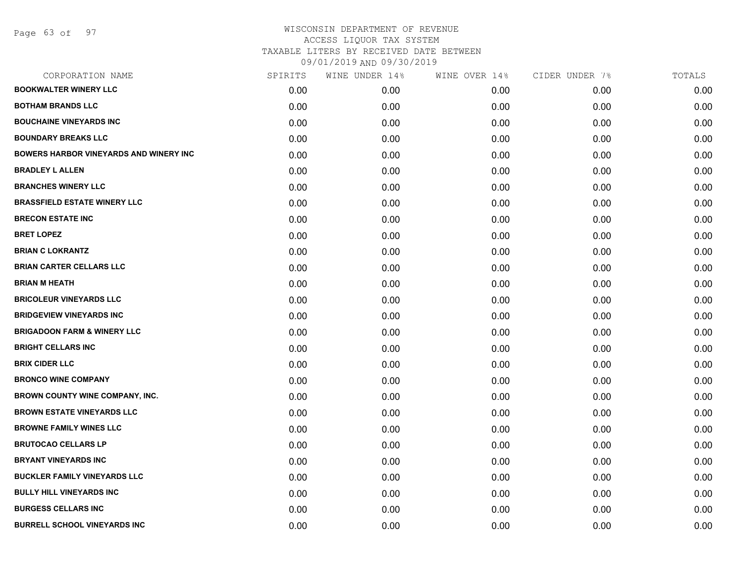WISCONSIN DEPARTMENT OF REVENUE
ACCESS LIQUOR TAX SYSTEM
TAXABLE LITERS BY RECEIVED DATE BETWEEN
09/01/2019 AND 09/30/2019

| CORPORATION NAME | SPIRITS | WINE UNDER 14% | WINE OVER 14% | CIDER UNDER 7% | TOTALS |
|---|---|---|---|---|---|
| BOOKWALTER WINERY LLC | 0.00 | 0.00 | 0.00 | 0.00 | 0.00 |
| BOTHAM BRANDS LLC | 0.00 | 0.00 | 0.00 | 0.00 | 0.00 |
| BOUCHAINE VINEYARDS INC | 0.00 | 0.00 | 0.00 | 0.00 | 0.00 |
| BOUNDARY BREAKS LLC | 0.00 | 0.00 | 0.00 | 0.00 | 0.00 |
| BOWERS HARBOR VINEYARDS AND WINERY INC | 0.00 | 0.00 | 0.00 | 0.00 | 0.00 |
| BRADLEY L ALLEN | 0.00 | 0.00 | 0.00 | 0.00 | 0.00 |
| BRANCHES WINERY LLC | 0.00 | 0.00 | 0.00 | 0.00 | 0.00 |
| BRASSFIELD ESTATE WINERY LLC | 0.00 | 0.00 | 0.00 | 0.00 | 0.00 |
| BRECON ESTATE INC | 0.00 | 0.00 | 0.00 | 0.00 | 0.00 |
| BRET LOPEZ | 0.00 | 0.00 | 0.00 | 0.00 | 0.00 |
| BRIAN C LOKRANTZ | 0.00 | 0.00 | 0.00 | 0.00 | 0.00 |
| BRIAN CARTER CELLARS LLC | 0.00 | 0.00 | 0.00 | 0.00 | 0.00 |
| BRIAN M HEATH | 0.00 | 0.00 | 0.00 | 0.00 | 0.00 |
| BRICOLEUR VINEYARDS LLC | 0.00 | 0.00 | 0.00 | 0.00 | 0.00 |
| BRIDGEVIEW VINEYARDS INC | 0.00 | 0.00 | 0.00 | 0.00 | 0.00 |
| BRIGADOON FARM & WINERY LLC | 0.00 | 0.00 | 0.00 | 0.00 | 0.00 |
| BRIGHT CELLARS INC | 0.00 | 0.00 | 0.00 | 0.00 | 0.00 |
| BRIX CIDER LLC | 0.00 | 0.00 | 0.00 | 0.00 | 0.00 |
| BRONCO WINE COMPANY | 0.00 | 0.00 | 0.00 | 0.00 | 0.00 |
| BROWN COUNTY WINE COMPANY, INC. | 0.00 | 0.00 | 0.00 | 0.00 | 0.00 |
| BROWN ESTATE VINEYARDS LLC | 0.00 | 0.00 | 0.00 | 0.00 | 0.00 |
| BROWNE FAMILY WINES LLC | 0.00 | 0.00 | 0.00 | 0.00 | 0.00 |
| BRUTOCAO CELLARS LP | 0.00 | 0.00 | 0.00 | 0.00 | 0.00 |
| BRYANT VINEYARDS INC | 0.00 | 0.00 | 0.00 | 0.00 | 0.00 |
| BUCKLER FAMILY VINEYARDS LLC | 0.00 | 0.00 | 0.00 | 0.00 | 0.00 |
| BULLY HILL VINEYARDS INC | 0.00 | 0.00 | 0.00 | 0.00 | 0.00 |
| BURGESS CELLARS INC | 0.00 | 0.00 | 0.00 | 0.00 | 0.00 |
| BURRELL SCHOOL VINEYARDS INC | 0.00 | 0.00 | 0.00 | 0.00 | 0.00 |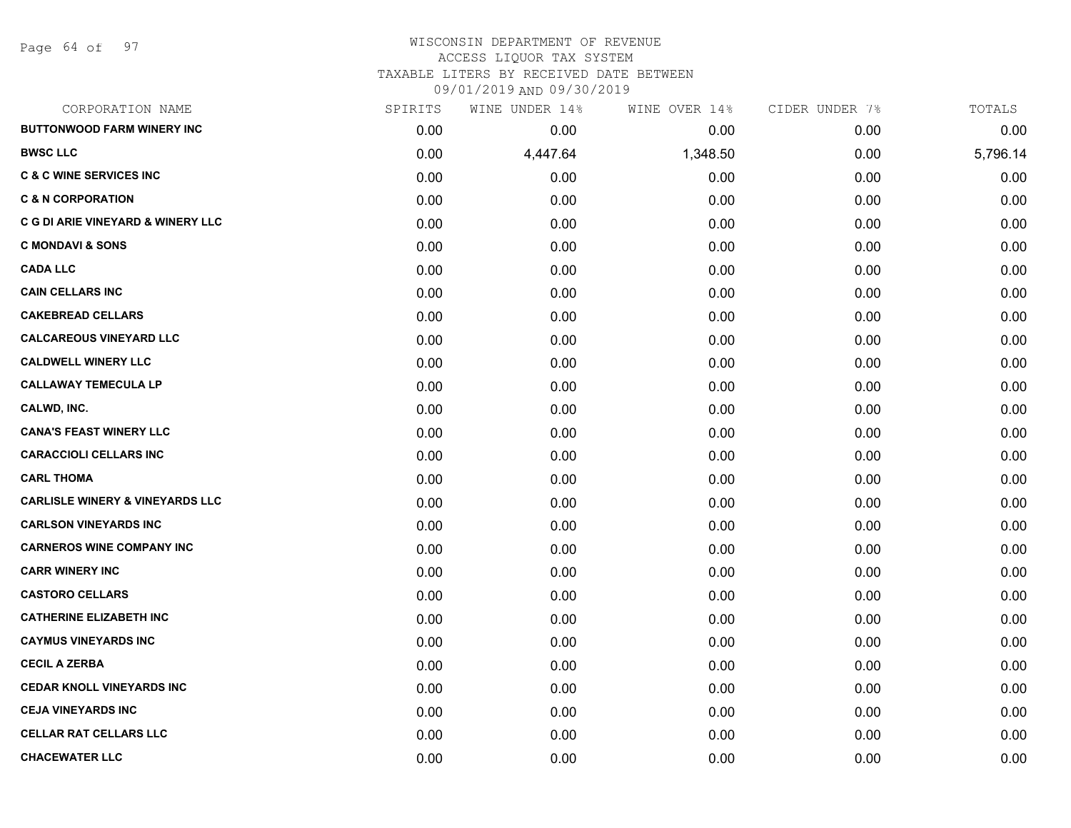WISCONSIN DEPARTMENT OF REVENUE
ACCESS LIQUOR TAX SYSTEM
TAXABLE LITERS BY RECEIVED DATE BETWEEN
09/01/2019 AND 09/30/2019

| CORPORATION NAME | SPIRITS | WINE UNDER 14% | WINE OVER 14% | CIDER UNDER 7% | TOTALS |
|---|---|---|---|---|---|
| BUTTONWOOD FARM WINERY INC | 0.00 | 0.00 | 0.00 | 0.00 | 0.00 |
| BWSC LLC | 0.00 | 4,447.64 | 1,348.50 | 0.00 | 5,796.14 |
| C & C WINE SERVICES INC | 0.00 | 0.00 | 0.00 | 0.00 | 0.00 |
| C & N CORPORATION | 0.00 | 0.00 | 0.00 | 0.00 | 0.00 |
| C G DI ARIE VINEYARD & WINERY LLC | 0.00 | 0.00 | 0.00 | 0.00 | 0.00 |
| C MONDAVI & SONS | 0.00 | 0.00 | 0.00 | 0.00 | 0.00 |
| CADA LLC | 0.00 | 0.00 | 0.00 | 0.00 | 0.00 |
| CAIN CELLARS INC | 0.00 | 0.00 | 0.00 | 0.00 | 0.00 |
| CAKEBREAD CELLARS | 0.00 | 0.00 | 0.00 | 0.00 | 0.00 |
| CALCAREOUS VINEYARD LLC | 0.00 | 0.00 | 0.00 | 0.00 | 0.00 |
| CALDWELL WINERY LLC | 0.00 | 0.00 | 0.00 | 0.00 | 0.00 |
| CALLAWAY TEMECULA LP | 0.00 | 0.00 | 0.00 | 0.00 | 0.00 |
| CALWD, INC. | 0.00 | 0.00 | 0.00 | 0.00 | 0.00 |
| CANA'S FEAST WINERY LLC | 0.00 | 0.00 | 0.00 | 0.00 | 0.00 |
| CARACCIOLI CELLARS INC | 0.00 | 0.00 | 0.00 | 0.00 | 0.00 |
| CARL THOMA | 0.00 | 0.00 | 0.00 | 0.00 | 0.00 |
| CARLISLE WINERY & VINEYARDS LLC | 0.00 | 0.00 | 0.00 | 0.00 | 0.00 |
| CARLSON VINEYARDS INC | 0.00 | 0.00 | 0.00 | 0.00 | 0.00 |
| CARNEROS WINE COMPANY INC | 0.00 | 0.00 | 0.00 | 0.00 | 0.00 |
| CARR WINERY INC | 0.00 | 0.00 | 0.00 | 0.00 | 0.00 |
| CASTORO CELLARS | 0.00 | 0.00 | 0.00 | 0.00 | 0.00 |
| CATHERINE ELIZABETH INC | 0.00 | 0.00 | 0.00 | 0.00 | 0.00 |
| CAYMUS VINEYARDS INC | 0.00 | 0.00 | 0.00 | 0.00 | 0.00 |
| CECIL A ZERBA | 0.00 | 0.00 | 0.00 | 0.00 | 0.00 |
| CEDAR KNOLL VINEYARDS INC | 0.00 | 0.00 | 0.00 | 0.00 | 0.00 |
| CEJA VINEYARDS INC | 0.00 | 0.00 | 0.00 | 0.00 | 0.00 |
| CELLAR RAT CELLARS LLC | 0.00 | 0.00 | 0.00 | 0.00 | 0.00 |
| CHACEWATER LLC | 0.00 | 0.00 | 0.00 | 0.00 | 0.00 |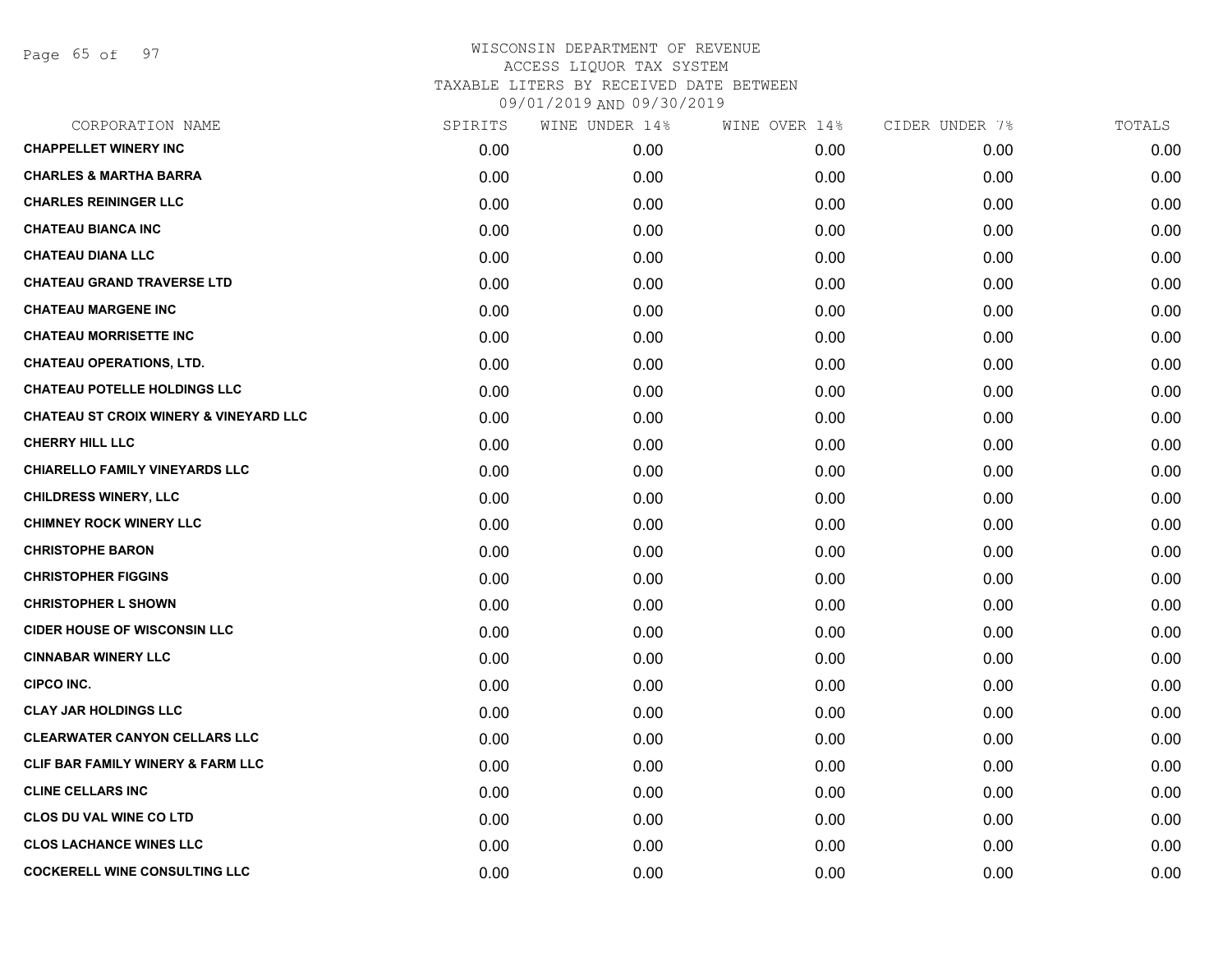WISCONSIN DEPARTMENT OF REVENUE
ACCESS LIQUOR TAX SYSTEM
TAXABLE LITERS BY RECEIVED DATE BETWEEN
09/01/2019 AND 09/30/2019

| CORPORATION NAME | SPIRITS | WINE UNDER 14% | WINE OVER 14% | CIDER UNDER 7% | TOTALS |
|---|---|---|---|---|---|
| **CHAPPELLET WINERY INC** | 0.00 | 0.00 | 0.00 | 0.00 | 0.00 |
| **CHARLES & MARTHA BARRA** | 0.00 | 0.00 | 0.00 | 0.00 | 0.00 |
| **CHARLES REININGER LLC** | 0.00 | 0.00 | 0.00 | 0.00 | 0.00 |
| **CHATEAU BIANCA INC** | 0.00 | 0.00 | 0.00 | 0.00 | 0.00 |
| **CHATEAU DIANA LLC** | 0.00 | 0.00 | 0.00 | 0.00 | 0.00 |
| **CHATEAU GRAND TRAVERSE LTD** | 0.00 | 0.00 | 0.00 | 0.00 | 0.00 |
| **CHATEAU MARGENE INC** | 0.00 | 0.00 | 0.00 | 0.00 | 0.00 |
| **CHATEAU MORRISETTE INC** | 0.00 | 0.00 | 0.00 | 0.00 | 0.00 |
| **CHATEAU OPERATIONS, LTD.** | 0.00 | 0.00 | 0.00 | 0.00 | 0.00 |
| **CHATEAU POTELLE HOLDINGS LLC** | 0.00 | 0.00 | 0.00 | 0.00 | 0.00 |
| **CHATEAU ST CROIX WINERY & VINEYARD LLC** | 0.00 | 0.00 | 0.00 | 0.00 | 0.00 |
| **CHERRY HILL LLC** | 0.00 | 0.00 | 0.00 | 0.00 | 0.00 |
| **CHIARELLO FAMILY VINEYARDS LLC** | 0.00 | 0.00 | 0.00 | 0.00 | 0.00 |
| **CHILDRESS WINERY, LLC** | 0.00 | 0.00 | 0.00 | 0.00 | 0.00 |
| **CHIMNEY ROCK WINERY LLC** | 0.00 | 0.00 | 0.00 | 0.00 | 0.00 |
| **CHRISTOPHE BARON** | 0.00 | 0.00 | 0.00 | 0.00 | 0.00 |
| **CHRISTOPHER FIGGINS** | 0.00 | 0.00 | 0.00 | 0.00 | 0.00 |
| **CHRISTOPHER L SHOWN** | 0.00 | 0.00 | 0.00 | 0.00 | 0.00 |
| **CIDER HOUSE OF WISCONSIN LLC** | 0.00 | 0.00 | 0.00 | 0.00 | 0.00 |
| **CINNABAR WINERY LLC** | 0.00 | 0.00 | 0.00 | 0.00 | 0.00 |
| **CIPCO INC.** | 0.00 | 0.00 | 0.00 | 0.00 | 0.00 |
| **CLAY JAR HOLDINGS LLC** | 0.00 | 0.00 | 0.00 | 0.00 | 0.00 |
| **CLEARWATER CANYON CELLARS LLC** | 0.00 | 0.00 | 0.00 | 0.00 | 0.00 |
| **CLIF BAR FAMILY WINERY & FARM LLC** | 0.00 | 0.00 | 0.00 | 0.00 | 0.00 |
| **CLINE CELLARS INC** | 0.00 | 0.00 | 0.00 | 0.00 | 0.00 |
| **CLOS DU VAL WINE CO LTD** | 0.00 | 0.00 | 0.00 | 0.00 | 0.00 |
| **CLOS LACHANCE WINES LLC** | 0.00 | 0.00 | 0.00 | 0.00 | 0.00 |
| **COCKERELL WINE CONSULTING LLC** | 0.00 | 0.00 | 0.00 | 0.00 | 0.00 |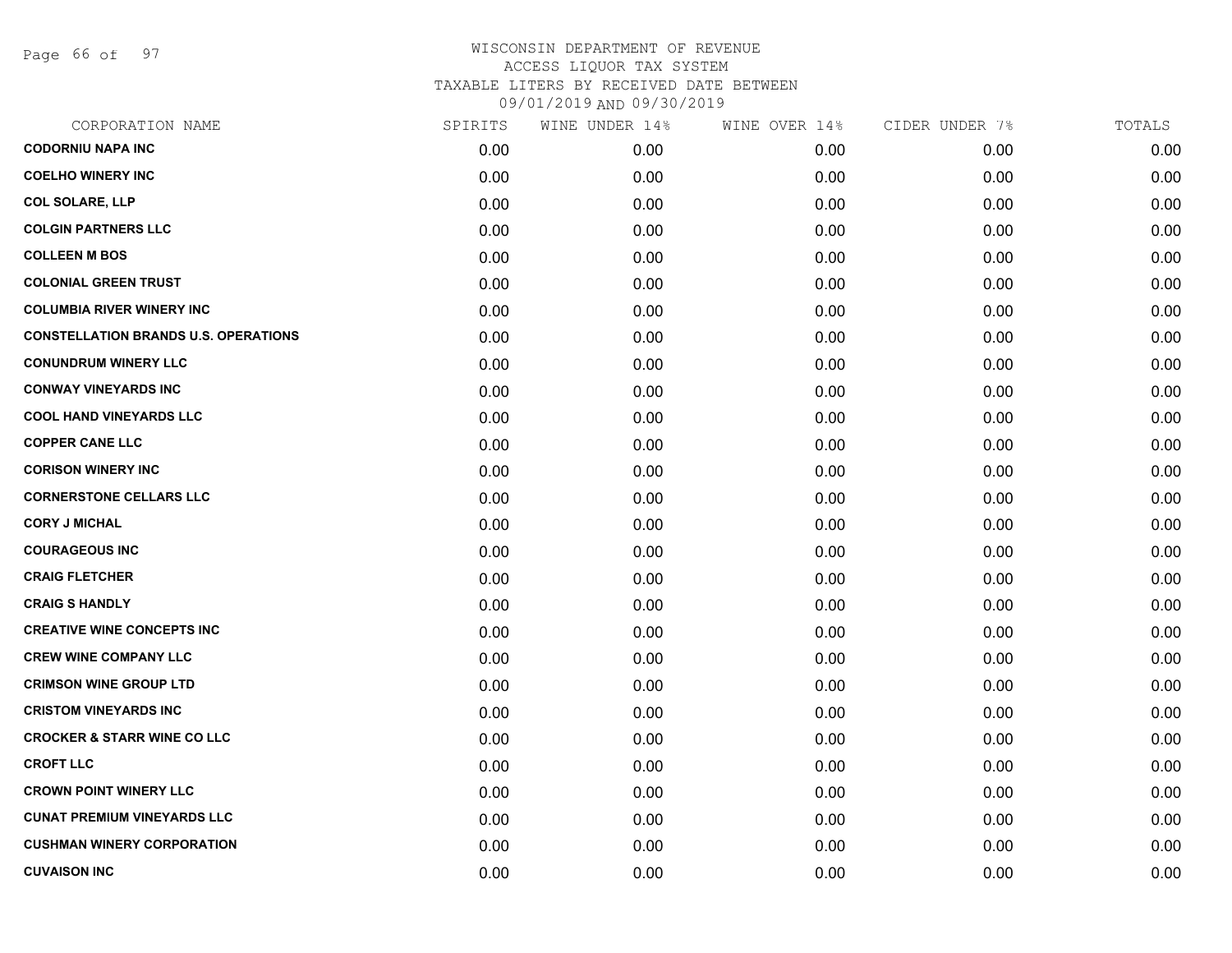WISCONSIN DEPARTMENT OF REVENUE
ACCESS LIQUOR TAX SYSTEM
TAXABLE LITERS BY RECEIVED DATE BETWEEN
09/01/2019 AND 09/30/2019

| CORPORATION NAME | SPIRITS | WINE UNDER 14% | WINE OVER 14% | CIDER UNDER 7% | TOTALS |
|---|---|---|---|---|---|
| CODORNIU NAPA INC | 0.00 | 0.00 | 0.00 | 0.00 | 0.00 |
| COELHO WINERY INC | 0.00 | 0.00 | 0.00 | 0.00 | 0.00 |
| COL SOLARE, LLP | 0.00 | 0.00 | 0.00 | 0.00 | 0.00 |
| COLGIN PARTNERS LLC | 0.00 | 0.00 | 0.00 | 0.00 | 0.00 |
| COLLEEN M BOS | 0.00 | 0.00 | 0.00 | 0.00 | 0.00 |
| COLONIAL GREEN TRUST | 0.00 | 0.00 | 0.00 | 0.00 | 0.00 |
| COLUMBIA RIVER WINERY INC | 0.00 | 0.00 | 0.00 | 0.00 | 0.00 |
| CONSTELLATION BRANDS U.S. OPERATIONS | 0.00 | 0.00 | 0.00 | 0.00 | 0.00 |
| CONUNDRUM WINERY LLC | 0.00 | 0.00 | 0.00 | 0.00 | 0.00 |
| CONWAY VINEYARDS INC | 0.00 | 0.00 | 0.00 | 0.00 | 0.00 |
| COOL HAND VINEYARDS LLC | 0.00 | 0.00 | 0.00 | 0.00 | 0.00 |
| COPPER CANE LLC | 0.00 | 0.00 | 0.00 | 0.00 | 0.00 |
| CORISON WINERY INC | 0.00 | 0.00 | 0.00 | 0.00 | 0.00 |
| CORNERSTONE CELLARS LLC | 0.00 | 0.00 | 0.00 | 0.00 | 0.00 |
| CORY J MICHAL | 0.00 | 0.00 | 0.00 | 0.00 | 0.00 |
| COURAGEOUS INC | 0.00 | 0.00 | 0.00 | 0.00 | 0.00 |
| CRAIG FLETCHER | 0.00 | 0.00 | 0.00 | 0.00 | 0.00 |
| CRAIG S HANDLY | 0.00 | 0.00 | 0.00 | 0.00 | 0.00 |
| CREATIVE WINE CONCEPTS INC | 0.00 | 0.00 | 0.00 | 0.00 | 0.00 |
| CREW WINE COMPANY LLC | 0.00 | 0.00 | 0.00 | 0.00 | 0.00 |
| CRIMSON WINE GROUP LTD | 0.00 | 0.00 | 0.00 | 0.00 | 0.00 |
| CRISTOM VINEYARDS INC | 0.00 | 0.00 | 0.00 | 0.00 | 0.00 |
| CROCKER & STARR WINE CO LLC | 0.00 | 0.00 | 0.00 | 0.00 | 0.00 |
| CROFT LLC | 0.00 | 0.00 | 0.00 | 0.00 | 0.00 |
| CROWN POINT WINERY LLC | 0.00 | 0.00 | 0.00 | 0.00 | 0.00 |
| CUNAT PREMIUM VINEYARDS LLC | 0.00 | 0.00 | 0.00 | 0.00 | 0.00 |
| CUSHMAN WINERY CORPORATION | 0.00 | 0.00 | 0.00 | 0.00 | 0.00 |
| CUVAISON INC | 0.00 | 0.00 | 0.00 | 0.00 | 0.00 |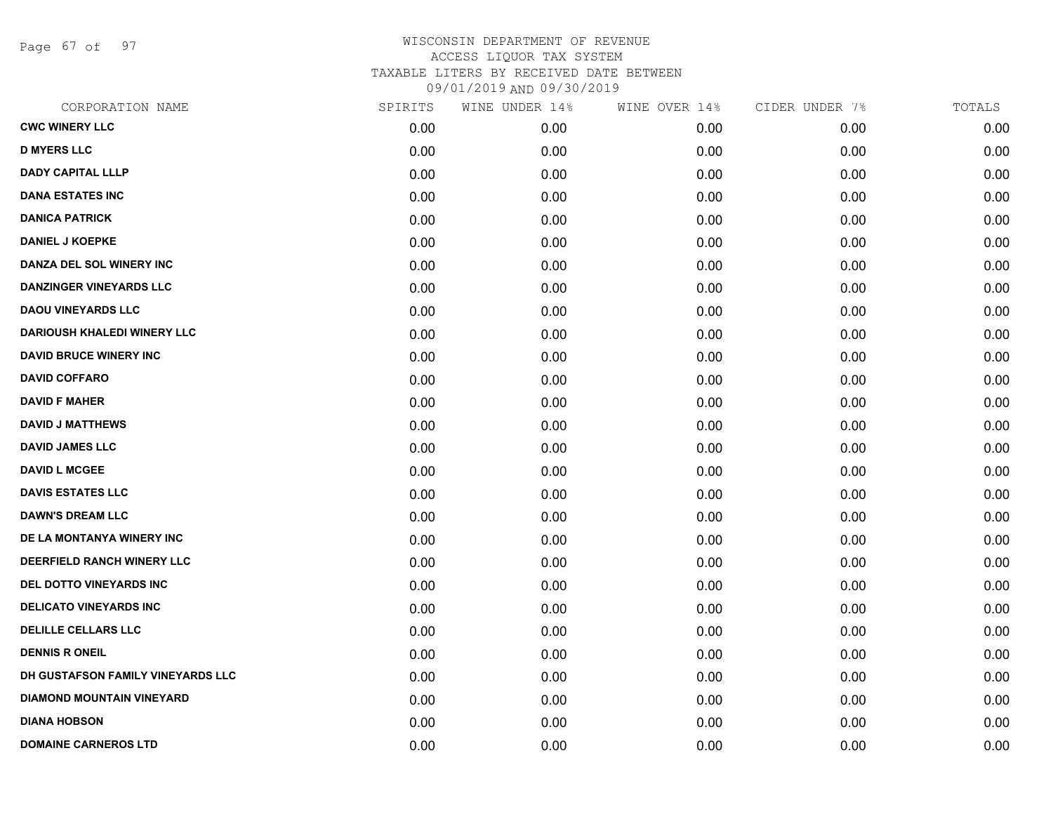# WISCONSIN DEPARTMENT OF REVENUE
## ACCESS LIQUOR TAX SYSTEM
### TAXABLE LITERS BY RECEIVED DATE BETWEEN 09/01/2019 AND 09/30/2019

| CORPORATION NAME | SPIRITS | WINE UNDER 14% | WINE OVER 14% | CIDER UNDER 7% | TOTALS |
|---|---|---|---|---|---|
| CWC WINERY LLC | 0.00 | 0.00 | 0.00 | 0.00 | 0.00 |
| D MYERS LLC | 0.00 | 0.00 | 0.00 | 0.00 | 0.00 |
| DADY CAPITAL LLLP | 0.00 | 0.00 | 0.00 | 0.00 | 0.00 |
| DANA ESTATES INC | 0.00 | 0.00 | 0.00 | 0.00 | 0.00 |
| DANICA PATRICK | 0.00 | 0.00 | 0.00 | 0.00 | 0.00 |
| DANIEL J KOEPKE | 0.00 | 0.00 | 0.00 | 0.00 | 0.00 |
| DANZA DEL SOL WINERY INC | 0.00 | 0.00 | 0.00 | 0.00 | 0.00 |
| DANZINGER VINEYARDS LLC | 0.00 | 0.00 | 0.00 | 0.00 | 0.00 |
| DAOU VINEYARDS LLC | 0.00 | 0.00 | 0.00 | 0.00 | 0.00 |
| DARIOUSH KHALEDI WINERY LLC | 0.00 | 0.00 | 0.00 | 0.00 | 0.00 |
| DAVID BRUCE WINERY INC | 0.00 | 0.00 | 0.00 | 0.00 | 0.00 |
| DAVID COFFARO | 0.00 | 0.00 | 0.00 | 0.00 | 0.00 |
| DAVID F MAHER | 0.00 | 0.00 | 0.00 | 0.00 | 0.00 |
| DAVID J MATTHEWS | 0.00 | 0.00 | 0.00 | 0.00 | 0.00 |
| DAVID JAMES LLC | 0.00 | 0.00 | 0.00 | 0.00 | 0.00 |
| DAVID L MCGEE | 0.00 | 0.00 | 0.00 | 0.00 | 0.00 |
| DAVIS ESTATES LLC | 0.00 | 0.00 | 0.00 | 0.00 | 0.00 |
| DAWN'S DREAM LLC | 0.00 | 0.00 | 0.00 | 0.00 | 0.00 |
| DE LA MONTANYA WINERY INC | 0.00 | 0.00 | 0.00 | 0.00 | 0.00 |
| DEERFIELD RANCH WINERY LLC | 0.00 | 0.00 | 0.00 | 0.00 | 0.00 |
| DEL DOTTO VINEYARDS INC | 0.00 | 0.00 | 0.00 | 0.00 | 0.00 |
| DELICATO VINEYARDS INC | 0.00 | 0.00 | 0.00 | 0.00 | 0.00 |
| DELILLE CELLARS LLC | 0.00 | 0.00 | 0.00 | 0.00 | 0.00 |
| DENNIS R ONEIL | 0.00 | 0.00 | 0.00 | 0.00 | 0.00 |
| DH GUSTAFSON FAMILY VINEYARDS LLC | 0.00 | 0.00 | 0.00 | 0.00 | 0.00 |
| DIAMOND MOUNTAIN VINEYARD | 0.00 | 0.00 | 0.00 | 0.00 | 0.00 |
| DIANA HOBSON | 0.00 | 0.00 | 0.00 | 0.00 | 0.00 |
| DOMAINE CARNEROS LTD | 0.00 | 0.00 | 0.00 | 0.00 | 0.00 |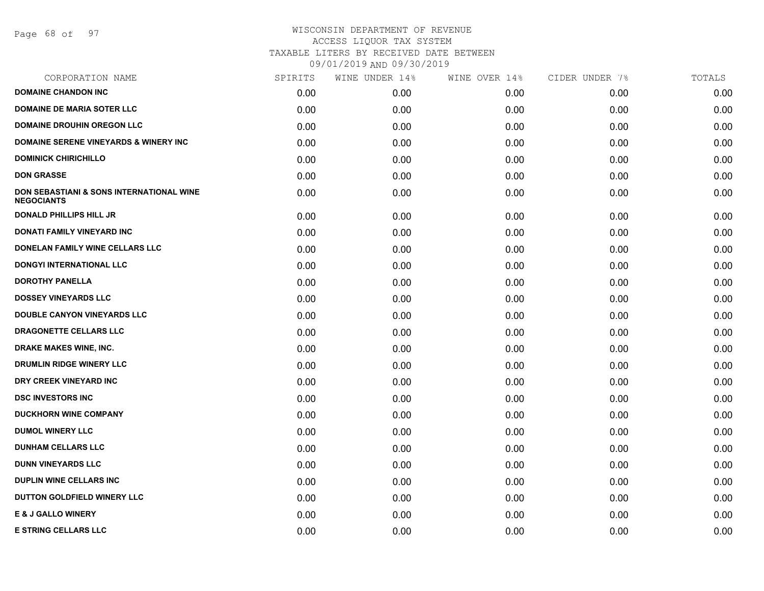# WISCONSIN DEPARTMENT OF REVENUE
ACCESS LIQUOR TAX SYSTEM
TAXABLE LITERS BY RECEIVED DATE BETWEEN
09/01/2019 AND 09/30/2019

| CORPORATION NAME | SPIRITS | WINE UNDER 14% | WINE OVER 14% | CIDER UNDER 7% | TOTALS |
|---|---|---|---|---|---|
| DOMAINE CHANDON INC | 0.00 | 0.00 | 0.00 | 0.00 | 0.00 |
| DOMAINE DE MARIA SOTER LLC | 0.00 | 0.00 | 0.00 | 0.00 | 0.00 |
| DOMAINE DROUHIN OREGON LLC | 0.00 | 0.00 | 0.00 | 0.00 | 0.00 |
| DOMAINE SERENE VINEYARDS & WINERY INC | 0.00 | 0.00 | 0.00 | 0.00 | 0.00 |
| DOMINICK CHIRICHILLO | 0.00 | 0.00 | 0.00 | 0.00 | 0.00 |
| DON GRASSE | 0.00 | 0.00 | 0.00 | 0.00 | 0.00 |
| DON SEBASTIANI & SONS INTERNATIONAL WINE NEGOCIANTS | 0.00 | 0.00 | 0.00 | 0.00 | 0.00 |
| DONALD PHILLIPS HILL JR | 0.00 | 0.00 | 0.00 | 0.00 | 0.00 |
| DONATI FAMILY VINEYARD INC | 0.00 | 0.00 | 0.00 | 0.00 | 0.00 |
| DONELAN FAMILY WINE CELLARS LLC | 0.00 | 0.00 | 0.00 | 0.00 | 0.00 |
| DONGYI INTERNATIONAL LLC | 0.00 | 0.00 | 0.00 | 0.00 | 0.00 |
| DOROTHY PANELLA | 0.00 | 0.00 | 0.00 | 0.00 | 0.00 |
| DOSSEY VINEYARDS LLC | 0.00 | 0.00 | 0.00 | 0.00 | 0.00 |
| DOUBLE CANYON VINEYARDS LLC | 0.00 | 0.00 | 0.00 | 0.00 | 0.00 |
| DRAGONETTE CELLARS LLC | 0.00 | 0.00 | 0.00 | 0.00 | 0.00 |
| DRAKE MAKES WINE, INC. | 0.00 | 0.00 | 0.00 | 0.00 | 0.00 |
| DRUMLIN RIDGE WINERY LLC | 0.00 | 0.00 | 0.00 | 0.00 | 0.00 |
| DRY CREEK VINEYARD INC | 0.00 | 0.00 | 0.00 | 0.00 | 0.00 |
| DSC INVESTORS INC | 0.00 | 0.00 | 0.00 | 0.00 | 0.00 |
| DUCKHORN WINE COMPANY | 0.00 | 0.00 | 0.00 | 0.00 | 0.00 |
| DUMOL WINERY LLC | 0.00 | 0.00 | 0.00 | 0.00 | 0.00 |
| DUNHAM CELLARS LLC | 0.00 | 0.00 | 0.00 | 0.00 | 0.00 |
| DUNN VINEYARDS LLC | 0.00 | 0.00 | 0.00 | 0.00 | 0.00 |
| DUPLIN WINE CELLARS INC | 0.00 | 0.00 | 0.00 | 0.00 | 0.00 |
| DUTTON GOLDFIELD WINERY LLC | 0.00 | 0.00 | 0.00 | 0.00 | 0.00 |
| E & J GALLO WINERY | 0.00 | 0.00 | 0.00 | 0.00 | 0.00 |
| E STRING CELLARS LLC | 0.00 | 0.00 | 0.00 | 0.00 | 0.00 |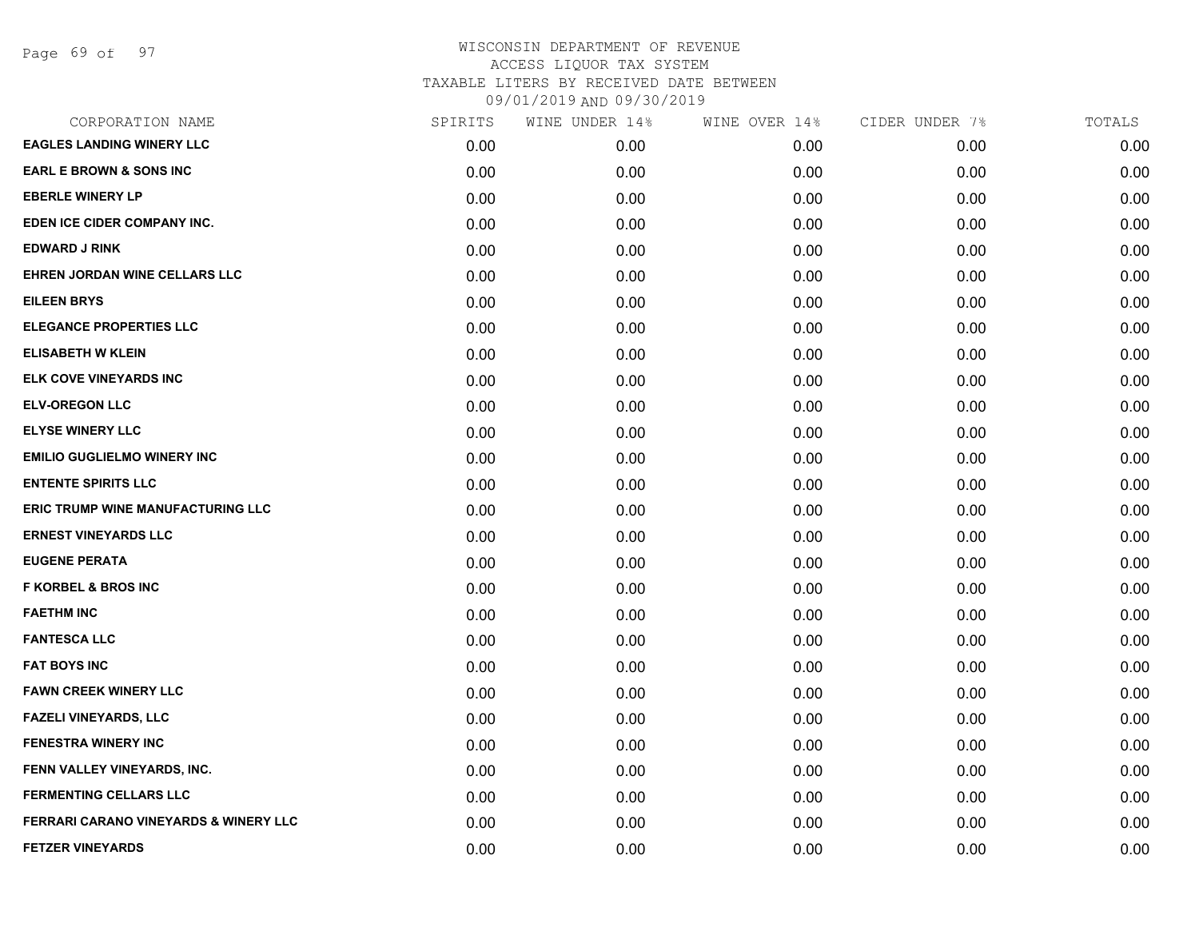# WISCONSIN DEPARTMENT OF REVENUE
## ACCESS LIQUOR TAX SYSTEM
### TAXABLE LITERS BY RECEIVED DATE BETWEEN 09/01/2019 AND 09/30/2019

| CORPORATION NAME | SPIRITS | WINE UNDER 14% | WINE OVER 14% | CIDER UNDER 7% | TOTALS |
|---|---|---|---|---|---|
| EAGLES LANDING WINERY LLC | 0.00 | 0.00 | 0.00 | 0.00 | 0.00 |
| EARL E BROWN & SONS INC | 0.00 | 0.00 | 0.00 | 0.00 | 0.00 |
| EBERLE WINERY LP | 0.00 | 0.00 | 0.00 | 0.00 | 0.00 |
| EDEN ICE CIDER COMPANY INC. | 0.00 | 0.00 | 0.00 | 0.00 | 0.00 |
| EDWARD J RINK | 0.00 | 0.00 | 0.00 | 0.00 | 0.00 |
| EHREN JORDAN WINE CELLARS LLC | 0.00 | 0.00 | 0.00 | 0.00 | 0.00 |
| EILEEN BRYS | 0.00 | 0.00 | 0.00 | 0.00 | 0.00 |
| ELEGANCE PROPERTIES LLC | 0.00 | 0.00 | 0.00 | 0.00 | 0.00 |
| ELISABETH W KLEIN | 0.00 | 0.00 | 0.00 | 0.00 | 0.00 |
| ELK COVE VINEYARDS INC | 0.00 | 0.00 | 0.00 | 0.00 | 0.00 |
| ELV-OREGON LLC | 0.00 | 0.00 | 0.00 | 0.00 | 0.00 |
| ELYSE WINERY LLC | 0.00 | 0.00 | 0.00 | 0.00 | 0.00 |
| EMILIO GUGLIELMO WINERY INC | 0.00 | 0.00 | 0.00 | 0.00 | 0.00 |
| ENTENTE SPIRITS LLC | 0.00 | 0.00 | 0.00 | 0.00 | 0.00 |
| ERIC TRUMP WINE MANUFACTURING LLC | 0.00 | 0.00 | 0.00 | 0.00 | 0.00 |
| ERNEST VINEYARDS LLC | 0.00 | 0.00 | 0.00 | 0.00 | 0.00 |
| EUGENE PERATA | 0.00 | 0.00 | 0.00 | 0.00 | 0.00 |
| F KORBEL & BROS INC | 0.00 | 0.00 | 0.00 | 0.00 | 0.00 |
| FAETHM INC | 0.00 | 0.00 | 0.00 | 0.00 | 0.00 |
| FANTESCA LLC | 0.00 | 0.00 | 0.00 | 0.00 | 0.00 |
| FAT BOYS INC | 0.00 | 0.00 | 0.00 | 0.00 | 0.00 |
| FAWN CREEK WINERY LLC | 0.00 | 0.00 | 0.00 | 0.00 | 0.00 |
| FAZELI VINEYARDS, LLC | 0.00 | 0.00 | 0.00 | 0.00 | 0.00 |
| FENESTRA WINERY INC | 0.00 | 0.00 | 0.00 | 0.00 | 0.00 |
| FENN VALLEY VINEYARDS, INC. | 0.00 | 0.00 | 0.00 | 0.00 | 0.00 |
| FERMENTING CELLARS LLC | 0.00 | 0.00 | 0.00 | 0.00 | 0.00 |
| FERRARI CARANO VINEYARDS & WINERY LLC | 0.00 | 0.00 | 0.00 | 0.00 | 0.00 |
| FETZER VINEYARDS | 0.00 | 0.00 | 0.00 | 0.00 | 0.00 |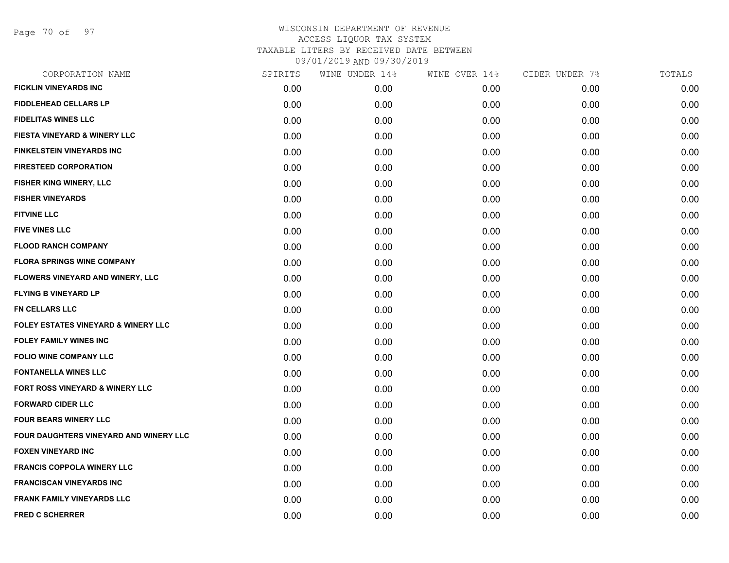WISCONSIN DEPARTMENT OF REVENUE
ACCESS LIQUOR TAX SYSTEM
TAXABLE LITERS BY RECEIVED DATE BETWEEN
09/01/2019 AND 09/30/2019

| CORPORATION NAME | SPIRITS | WINE UNDER 14% | WINE OVER 14% | CIDER UNDER 7% | TOTALS |
|---|---|---|---|---|---|
| FICKLIN VINEYARDS INC | 0.00 | 0.00 | 0.00 | 0.00 | 0.00 |
| FIDDLEHEAD CELLARS LP | 0.00 | 0.00 | 0.00 | 0.00 | 0.00 |
| FIDELITAS WINES LLC | 0.00 | 0.00 | 0.00 | 0.00 | 0.00 |
| FIESTA VINEYARD & WINERY LLC | 0.00 | 0.00 | 0.00 | 0.00 | 0.00 |
| FINKELSTEIN VINEYARDS INC | 0.00 | 0.00 | 0.00 | 0.00 | 0.00 |
| FIRESTEED CORPORATION | 0.00 | 0.00 | 0.00 | 0.00 | 0.00 |
| FISHER KING WINERY, LLC | 0.00 | 0.00 | 0.00 | 0.00 | 0.00 |
| FISHER VINEYARDS | 0.00 | 0.00 | 0.00 | 0.00 | 0.00 |
| FITVINE LLC | 0.00 | 0.00 | 0.00 | 0.00 | 0.00 |
| FIVE VINES LLC | 0.00 | 0.00 | 0.00 | 0.00 | 0.00 |
| FLOOD RANCH COMPANY | 0.00 | 0.00 | 0.00 | 0.00 | 0.00 |
| FLORA SPRINGS WINE COMPANY | 0.00 | 0.00 | 0.00 | 0.00 | 0.00 |
| FLOWERS VINEYARD AND WINERY, LLC | 0.00 | 0.00 | 0.00 | 0.00 | 0.00 |
| FLYING B VINEYARD LP | 0.00 | 0.00 | 0.00 | 0.00 | 0.00 |
| FN CELLARS LLC | 0.00 | 0.00 | 0.00 | 0.00 | 0.00 |
| FOLEY ESTATES VINEYARD & WINERY LLC | 0.00 | 0.00 | 0.00 | 0.00 | 0.00 |
| FOLEY FAMILY WINES INC | 0.00 | 0.00 | 0.00 | 0.00 | 0.00 |
| FOLIO WINE COMPANY LLC | 0.00 | 0.00 | 0.00 | 0.00 | 0.00 |
| FONTANELLA WINES LLC | 0.00 | 0.00 | 0.00 | 0.00 | 0.00 |
| FORT ROSS VINEYARD & WINERY LLC | 0.00 | 0.00 | 0.00 | 0.00 | 0.00 |
| FORWARD CIDER LLC | 0.00 | 0.00 | 0.00 | 0.00 | 0.00 |
| FOUR BEARS WINERY LLC | 0.00 | 0.00 | 0.00 | 0.00 | 0.00 |
| FOUR DAUGHTERS VINEYARD AND WINERY LLC | 0.00 | 0.00 | 0.00 | 0.00 | 0.00 |
| FOXEN VINEYARD INC | 0.00 | 0.00 | 0.00 | 0.00 | 0.00 |
| FRANCIS COPPOLA WINERY LLC | 0.00 | 0.00 | 0.00 | 0.00 | 0.00 |
| FRANCISCAN VINEYARDS INC | 0.00 | 0.00 | 0.00 | 0.00 | 0.00 |
| FRANK FAMILY VINEYARDS LLC | 0.00 | 0.00 | 0.00 | 0.00 | 0.00 |
| FRED C SCHERRER | 0.00 | 0.00 | 0.00 | 0.00 | 0.00 |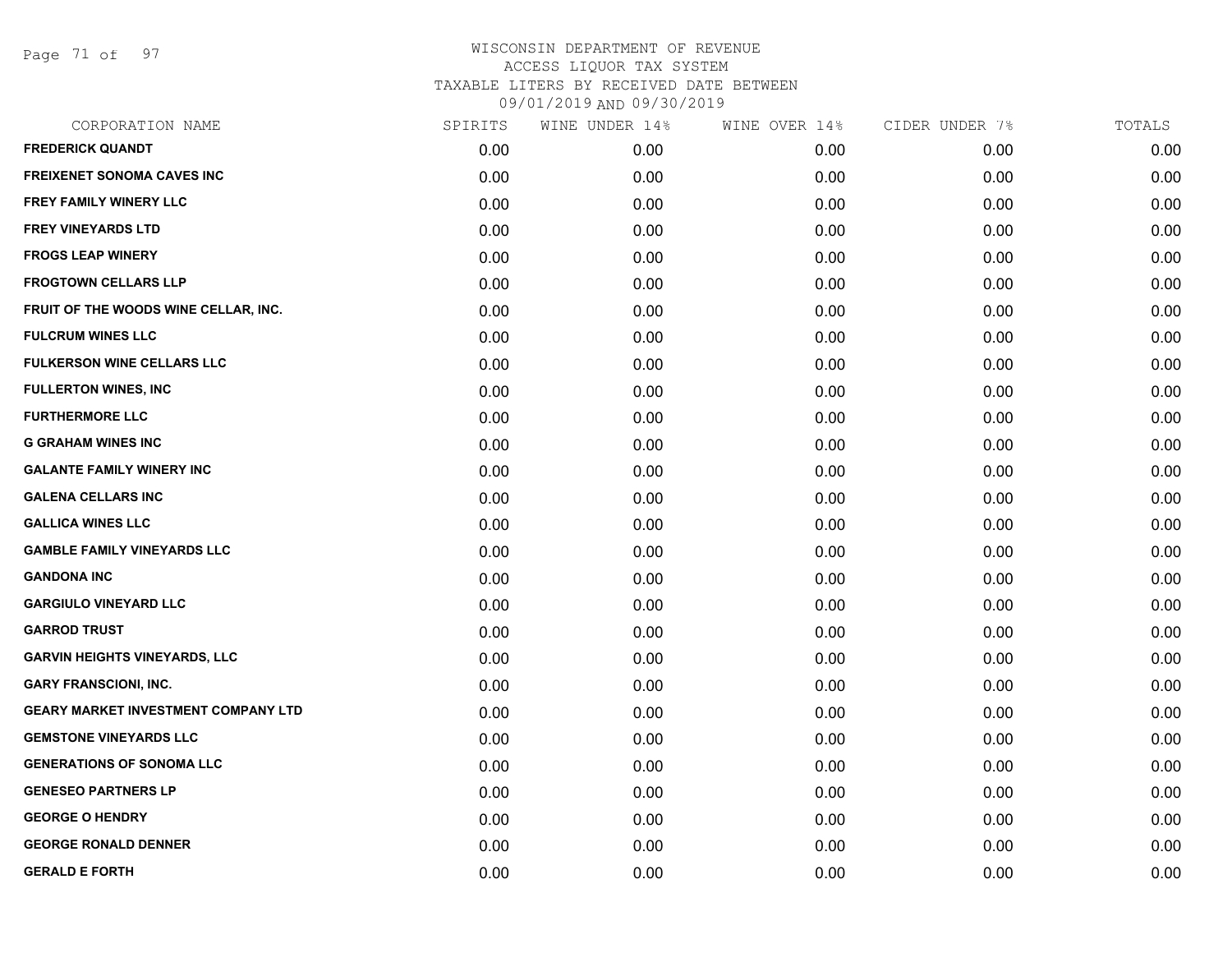WISCONSIN DEPARTMENT OF REVENUE
ACCESS LIQUOR TAX SYSTEM
TAXABLE LITERS BY RECEIVED DATE BETWEEN
09/01/2019 AND 09/30/2019

| CORPORATION NAME | SPIRITS | WINE UNDER 14% | WINE OVER 14% | CIDER UNDER 7% | TOTALS |
|---|---|---|---|---|---|
| FREDERICK QUANDT | 0.00 | 0.00 | 0.00 | 0.00 | 0.00 |
| FREIXENET SONOMA CAVES INC | 0.00 | 0.00 | 0.00 | 0.00 | 0.00 |
| FREY FAMILY WINERY LLC | 0.00 | 0.00 | 0.00 | 0.00 | 0.00 |
| FREY VINEYARDS LTD | 0.00 | 0.00 | 0.00 | 0.00 | 0.00 |
| FROGS LEAP WINERY | 0.00 | 0.00 | 0.00 | 0.00 | 0.00 |
| FROGTOWN CELLARS LLP | 0.00 | 0.00 | 0.00 | 0.00 | 0.00 |
| FRUIT OF THE WOODS WINE CELLAR, INC. | 0.00 | 0.00 | 0.00 | 0.00 | 0.00 |
| FULCRUM WINES LLC | 0.00 | 0.00 | 0.00 | 0.00 | 0.00 |
| FULKERSON WINE CELLARS LLC | 0.00 | 0.00 | 0.00 | 0.00 | 0.00 |
| FULLERTON WINES, INC | 0.00 | 0.00 | 0.00 | 0.00 | 0.00 |
| FURTHERMORE LLC | 0.00 | 0.00 | 0.00 | 0.00 | 0.00 |
| G GRAHAM WINES INC | 0.00 | 0.00 | 0.00 | 0.00 | 0.00 |
| GALANTE FAMILY WINERY INC | 0.00 | 0.00 | 0.00 | 0.00 | 0.00 |
| GALENA CELLARS INC | 0.00 | 0.00 | 0.00 | 0.00 | 0.00 |
| GALLICA WINES LLC | 0.00 | 0.00 | 0.00 | 0.00 | 0.00 |
| GAMBLE FAMILY VINEYARDS LLC | 0.00 | 0.00 | 0.00 | 0.00 | 0.00 |
| GANDONA INC | 0.00 | 0.00 | 0.00 | 0.00 | 0.00 |
| GARGIULO VINEYARD LLC | 0.00 | 0.00 | 0.00 | 0.00 | 0.00 |
| GARROD TRUST | 0.00 | 0.00 | 0.00 | 0.00 | 0.00 |
| GARVIN HEIGHTS VINEYARDS, LLC | 0.00 | 0.00 | 0.00 | 0.00 | 0.00 |
| GARY FRANSCIONI, INC. | 0.00 | 0.00 | 0.00 | 0.00 | 0.00 |
| GEARY MARKET INVESTMENT COMPANY LTD | 0.00 | 0.00 | 0.00 | 0.00 | 0.00 |
| GEMSTONE VINEYARDS LLC | 0.00 | 0.00 | 0.00 | 0.00 | 0.00 |
| GENERATIONS OF SONOMA LLC | 0.00 | 0.00 | 0.00 | 0.00 | 0.00 |
| GENESEO PARTNERS LP | 0.00 | 0.00 | 0.00 | 0.00 | 0.00 |
| GEORGE O HENDRY | 0.00 | 0.00 | 0.00 | 0.00 | 0.00 |
| GEORGE RONALD DENNER | 0.00 | 0.00 | 0.00 | 0.00 | 0.00 |
| GERALD E FORTH | 0.00 | 0.00 | 0.00 | 0.00 | 0.00 |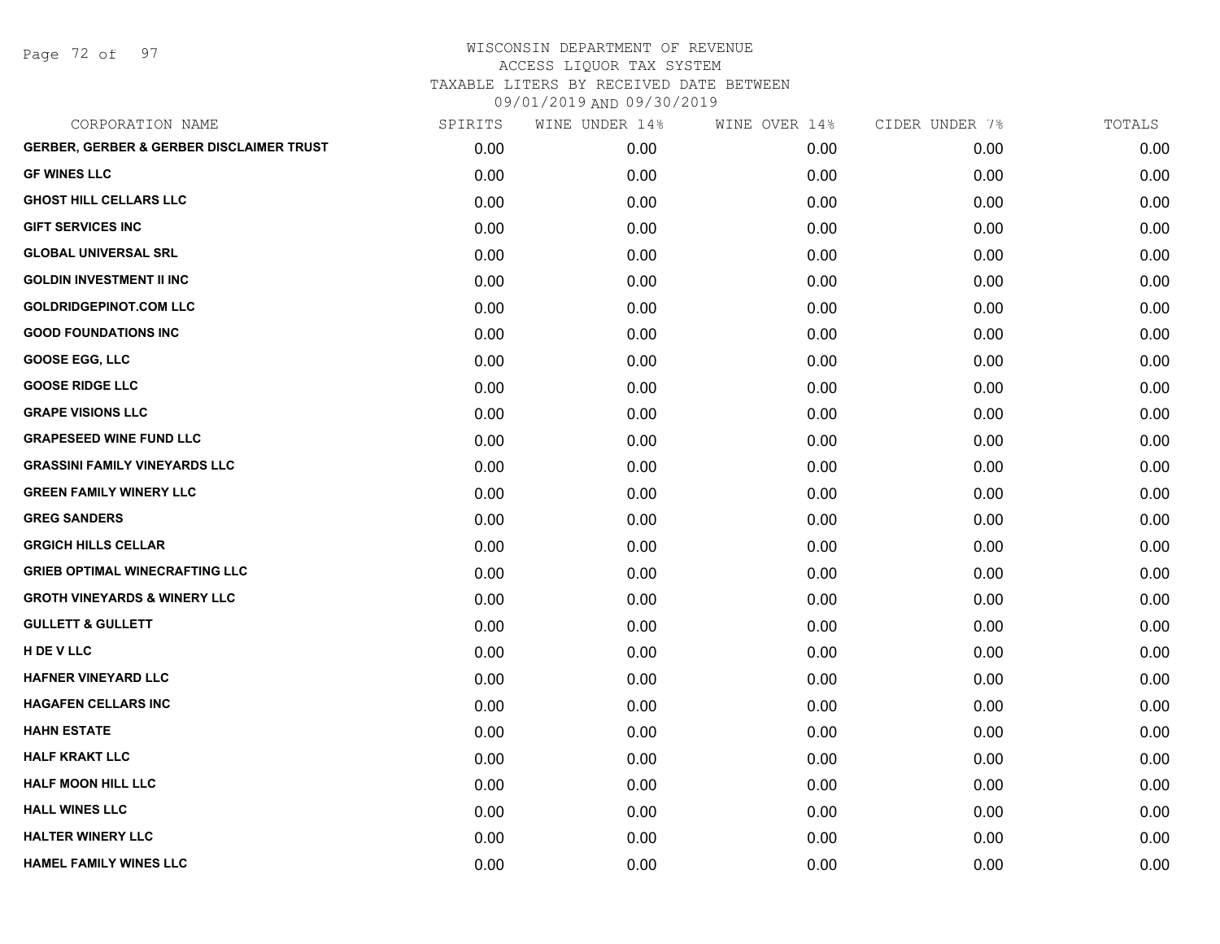WISCONSIN DEPARTMENT OF REVENUE
ACCESS LIQUOR TAX SYSTEM
TAXABLE LITERS BY RECEIVED DATE BETWEEN
09/01/2019 AND 09/30/2019

| CORPORATION NAME | SPIRITS | WINE UNDER 14% | WINE OVER 14% | CIDER UNDER 7% | TOTALS |
|---|---|---|---|---|---|
| GERBER, GERBER & GERBER DISCLAIMER TRUST | 0.00 | 0.00 | 0.00 | 0.00 | 0.00 |
| GF WINES LLC | 0.00 | 0.00 | 0.00 | 0.00 | 0.00 |
| GHOST HILL CELLARS LLC | 0.00 | 0.00 | 0.00 | 0.00 | 0.00 |
| GIFT SERVICES INC | 0.00 | 0.00 | 0.00 | 0.00 | 0.00 |
| GLOBAL UNIVERSAL SRL | 0.00 | 0.00 | 0.00 | 0.00 | 0.00 |
| GOLDIN INVESTMENT II INC | 0.00 | 0.00 | 0.00 | 0.00 | 0.00 |
| GOLDRIDGEPINOT.COM LLC | 0.00 | 0.00 | 0.00 | 0.00 | 0.00 |
| GOOD FOUNDATIONS INC | 0.00 | 0.00 | 0.00 | 0.00 | 0.00 |
| GOOSE EGG, LLC | 0.00 | 0.00 | 0.00 | 0.00 | 0.00 |
| GOOSE RIDGE LLC | 0.00 | 0.00 | 0.00 | 0.00 | 0.00 |
| GRAPE VISIONS LLC | 0.00 | 0.00 | 0.00 | 0.00 | 0.00 |
| GRAPESEED WINE FUND LLC | 0.00 | 0.00 | 0.00 | 0.00 | 0.00 |
| GRASSINI FAMILY VINEYARDS LLC | 0.00 | 0.00 | 0.00 | 0.00 | 0.00 |
| GREEN FAMILY WINERY LLC | 0.00 | 0.00 | 0.00 | 0.00 | 0.00 |
| GREG SANDERS | 0.00 | 0.00 | 0.00 | 0.00 | 0.00 |
| GRGICH HILLS CELLAR | 0.00 | 0.00 | 0.00 | 0.00 | 0.00 |
| GRIEB OPTIMAL WINECRAFTING LLC | 0.00 | 0.00 | 0.00 | 0.00 | 0.00 |
| GROTH VINEYARDS & WINERY LLC | 0.00 | 0.00 | 0.00 | 0.00 | 0.00 |
| GULLETT & GULLETT | 0.00 | 0.00 | 0.00 | 0.00 | 0.00 |
| H DE V LLC | 0.00 | 0.00 | 0.00 | 0.00 | 0.00 |
| HAFNER VINEYARD LLC | 0.00 | 0.00 | 0.00 | 0.00 | 0.00 |
| HAGAFEN CELLARS INC | 0.00 | 0.00 | 0.00 | 0.00 | 0.00 |
| HAHN ESTATE | 0.00 | 0.00 | 0.00 | 0.00 | 0.00 |
| HALF KRAKT LLC | 0.00 | 0.00 | 0.00 | 0.00 | 0.00 |
| HALF MOON HILL LLC | 0.00 | 0.00 | 0.00 | 0.00 | 0.00 |
| HALL WINES LLC | 0.00 | 0.00 | 0.00 | 0.00 | 0.00 |
| HALTER WINERY LLC | 0.00 | 0.00 | 0.00 | 0.00 | 0.00 |
| HAMEL FAMILY WINES LLC | 0.00 | 0.00 | 0.00 | 0.00 | 0.00 |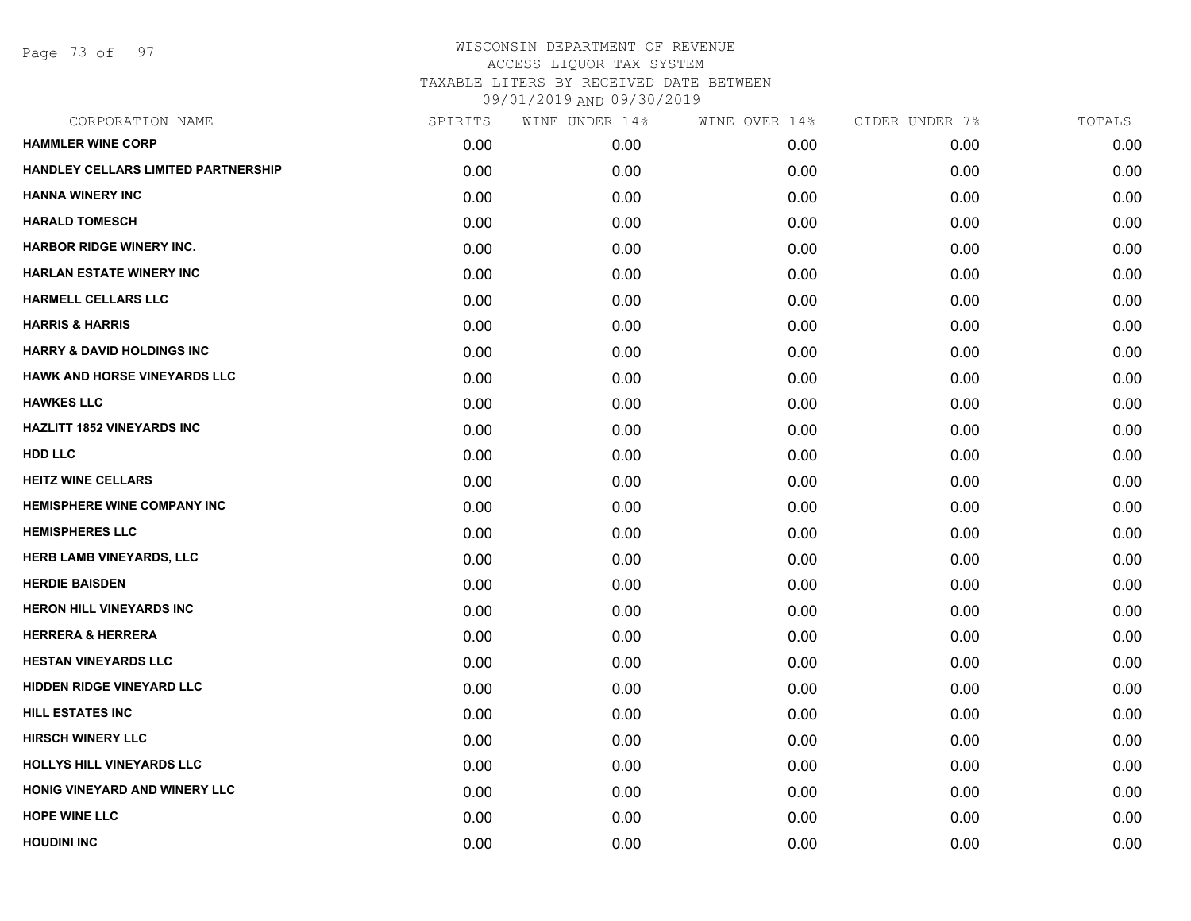WISCONSIN DEPARTMENT OF REVENUE
ACCESS LIQUOR TAX SYSTEM
TAXABLE LITERS BY RECEIVED DATE BETWEEN
09/01/2019 AND 09/30/2019

| CORPORATION NAME | SPIRITS | WINE UNDER 14% | WINE OVER 14% | CIDER UNDER 7% | TOTALS |
|---|---|---|---|---|---|
| **HAMMLER WINE CORP** | 0.00 | 0.00 | 0.00 | 0.00 | 0.00 |
| **HANDLEY CELLARS LIMITED PARTNERSHIP** | 0.00 | 0.00 | 0.00 | 0.00 | 0.00 |
| **HANNA WINERY INC** | 0.00 | 0.00 | 0.00 | 0.00 | 0.00 |
| **HARALD TOMESCH** | 0.00 | 0.00 | 0.00 | 0.00 | 0.00 |
| **HARBOR RIDGE WINERY INC.** | 0.00 | 0.00 | 0.00 | 0.00 | 0.00 |
| **HARLAN ESTATE WINERY INC** | 0.00 | 0.00 | 0.00 | 0.00 | 0.00 |
| **HARMELL CELLARS LLC** | 0.00 | 0.00 | 0.00 | 0.00 | 0.00 |
| **HARRIS & HARRIS** | 0.00 | 0.00 | 0.00 | 0.00 | 0.00 |
| **HARRY & DAVID HOLDINGS INC** | 0.00 | 0.00 | 0.00 | 0.00 | 0.00 |
| **HAWK AND HORSE VINEYARDS LLC** | 0.00 | 0.00 | 0.00 | 0.00 | 0.00 |
| **HAWKES LLC** | 0.00 | 0.00 | 0.00 | 0.00 | 0.00 |
| **HAZLITT 1852 VINEYARDS INC** | 0.00 | 0.00 | 0.00 | 0.00 | 0.00 |
| **HDD LLC** | 0.00 | 0.00 | 0.00 | 0.00 | 0.00 |
| **HEITZ WINE CELLARS** | 0.00 | 0.00 | 0.00 | 0.00 | 0.00 |
| **HEMISPHERE WINE COMPANY INC** | 0.00 | 0.00 | 0.00 | 0.00 | 0.00 |
| **HEMISPHERES LLC** | 0.00 | 0.00 | 0.00 | 0.00 | 0.00 |
| **HERB LAMB VINEYARDS, LLC** | 0.00 | 0.00 | 0.00 | 0.00 | 0.00 |
| **HERDIE BAISDEN** | 0.00 | 0.00 | 0.00 | 0.00 | 0.00 |
| **HERON HILL VINEYARDS INC** | 0.00 | 0.00 | 0.00 | 0.00 | 0.00 |
| **HERRERA & HERRERA** | 0.00 | 0.00 | 0.00 | 0.00 | 0.00 |
| **HESTAN VINEYARDS LLC** | 0.00 | 0.00 | 0.00 | 0.00 | 0.00 |
| **HIDDEN RIDGE VINEYARD LLC** | 0.00 | 0.00 | 0.00 | 0.00 | 0.00 |
| **HILL ESTATES INC** | 0.00 | 0.00 | 0.00 | 0.00 | 0.00 |
| **HIRSCH WINERY LLC** | 0.00 | 0.00 | 0.00 | 0.00 | 0.00 |
| **HOLLYS HILL VINEYARDS LLC** | 0.00 | 0.00 | 0.00 | 0.00 | 0.00 |
| **HONIG VINEYARD AND WINERY LLC** | 0.00 | 0.00 | 0.00 | 0.00 | 0.00 |
| **HOPE WINE LLC** | 0.00 | 0.00 | 0.00 | 0.00 | 0.00 |
| **HOUDINI INC** | 0.00 | 0.00 | 0.00 | 0.00 | 0.00 |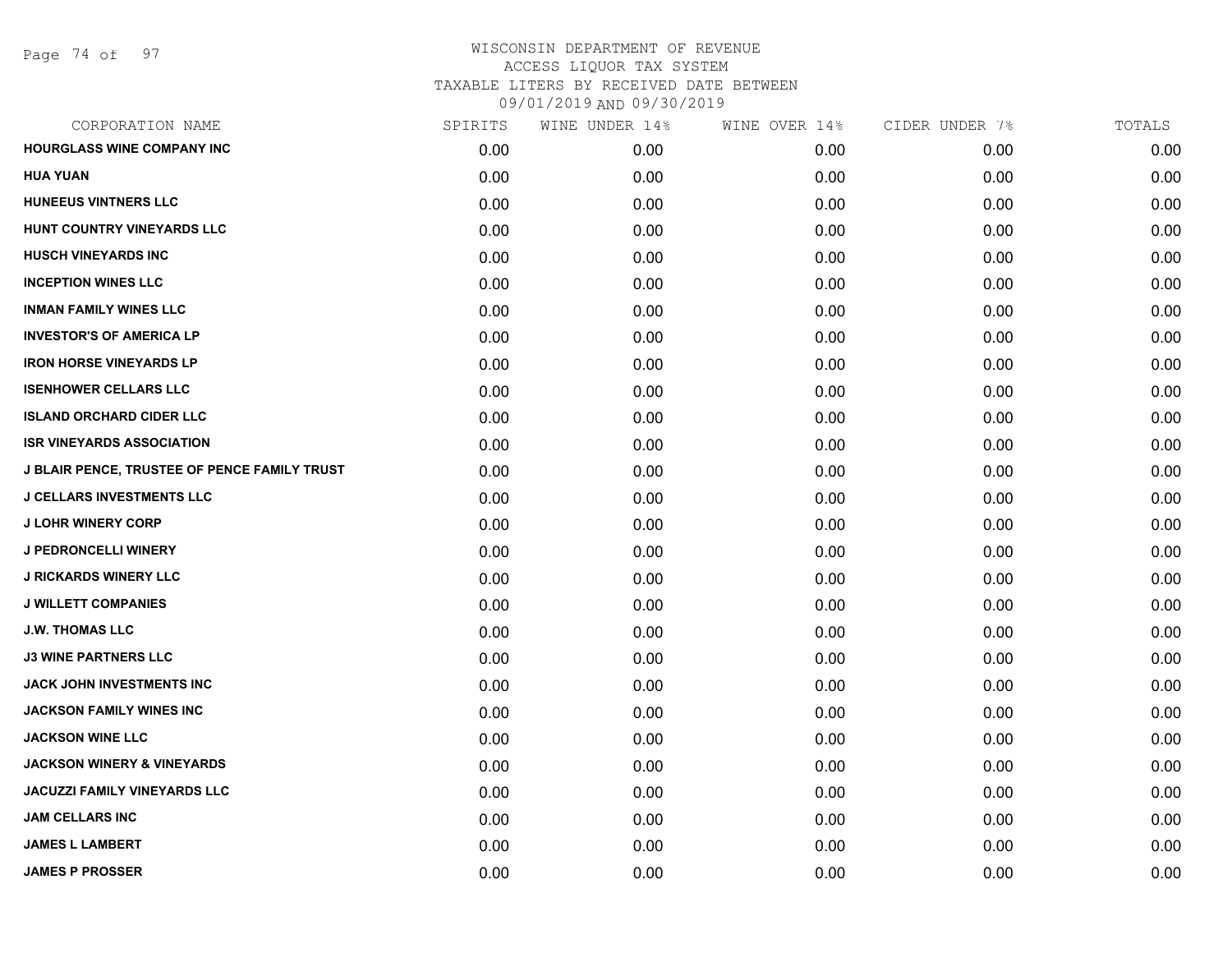WISCONSIN DEPARTMENT OF REVENUE
ACCESS LIQUOR TAX SYSTEM
TAXABLE LITERS BY RECEIVED DATE BETWEEN
09/01/2019 AND 09/30/2019

| CORPORATION NAME | SPIRITS | WINE UNDER 14% | WINE OVER 14% | CIDER UNDER 7% | TOTALS |
|---|---|---|---|---|---|
| HOURGLASS WINE COMPANY INC | 0.00 | 0.00 | 0.00 | 0.00 | 0.00 |
| HUA YUAN | 0.00 | 0.00 | 0.00 | 0.00 | 0.00 |
| HUNEEUS VINTNERS LLC | 0.00 | 0.00 | 0.00 | 0.00 | 0.00 |
| HUNT COUNTRY VINEYARDS LLC | 0.00 | 0.00 | 0.00 | 0.00 | 0.00 |
| HUSCH VINEYARDS INC | 0.00 | 0.00 | 0.00 | 0.00 | 0.00 |
| INCEPTION WINES LLC | 0.00 | 0.00 | 0.00 | 0.00 | 0.00 |
| INMAN FAMILY WINES LLC | 0.00 | 0.00 | 0.00 | 0.00 | 0.00 |
| INVESTOR'S OF AMERICA LP | 0.00 | 0.00 | 0.00 | 0.00 | 0.00 |
| IRON HORSE VINEYARDS LP | 0.00 | 0.00 | 0.00 | 0.00 | 0.00 |
| ISENHOWER CELLARS LLC | 0.00 | 0.00 | 0.00 | 0.00 | 0.00 |
| ISLAND ORCHARD CIDER LLC | 0.00 | 0.00 | 0.00 | 0.00 | 0.00 |
| ISR VINEYARDS ASSOCIATION | 0.00 | 0.00 | 0.00 | 0.00 | 0.00 |
| J BLAIR PENCE, TRUSTEE OF PENCE FAMILY TRUST | 0.00 | 0.00 | 0.00 | 0.00 | 0.00 |
| J CELLARS INVESTMENTS LLC | 0.00 | 0.00 | 0.00 | 0.00 | 0.00 |
| J LOHR WINERY CORP | 0.00 | 0.00 | 0.00 | 0.00 | 0.00 |
| J PEDRONCELLI WINERY | 0.00 | 0.00 | 0.00 | 0.00 | 0.00 |
| J RICKARDS WINERY LLC | 0.00 | 0.00 | 0.00 | 0.00 | 0.00 |
| J WILLETT COMPANIES | 0.00 | 0.00 | 0.00 | 0.00 | 0.00 |
| J.W. THOMAS LLC | 0.00 | 0.00 | 0.00 | 0.00 | 0.00 |
| J3 WINE PARTNERS LLC | 0.00 | 0.00 | 0.00 | 0.00 | 0.00 |
| JACK JOHN INVESTMENTS INC | 0.00 | 0.00 | 0.00 | 0.00 | 0.00 |
| JACKSON FAMILY WINES INC | 0.00 | 0.00 | 0.00 | 0.00 | 0.00 |
| JACKSON WINE LLC | 0.00 | 0.00 | 0.00 | 0.00 | 0.00 |
| JACKSON WINERY & VINEYARDS | 0.00 | 0.00 | 0.00 | 0.00 | 0.00 |
| JACUZZI FAMILY VINEYARDS LLC | 0.00 | 0.00 | 0.00 | 0.00 | 0.00 |
| JAM CELLARS INC | 0.00 | 0.00 | 0.00 | 0.00 | 0.00 |
| JAMES L LAMBERT | 0.00 | 0.00 | 0.00 | 0.00 | 0.00 |
| JAMES P PROSSER | 0.00 | 0.00 | 0.00 | 0.00 | 0.00 |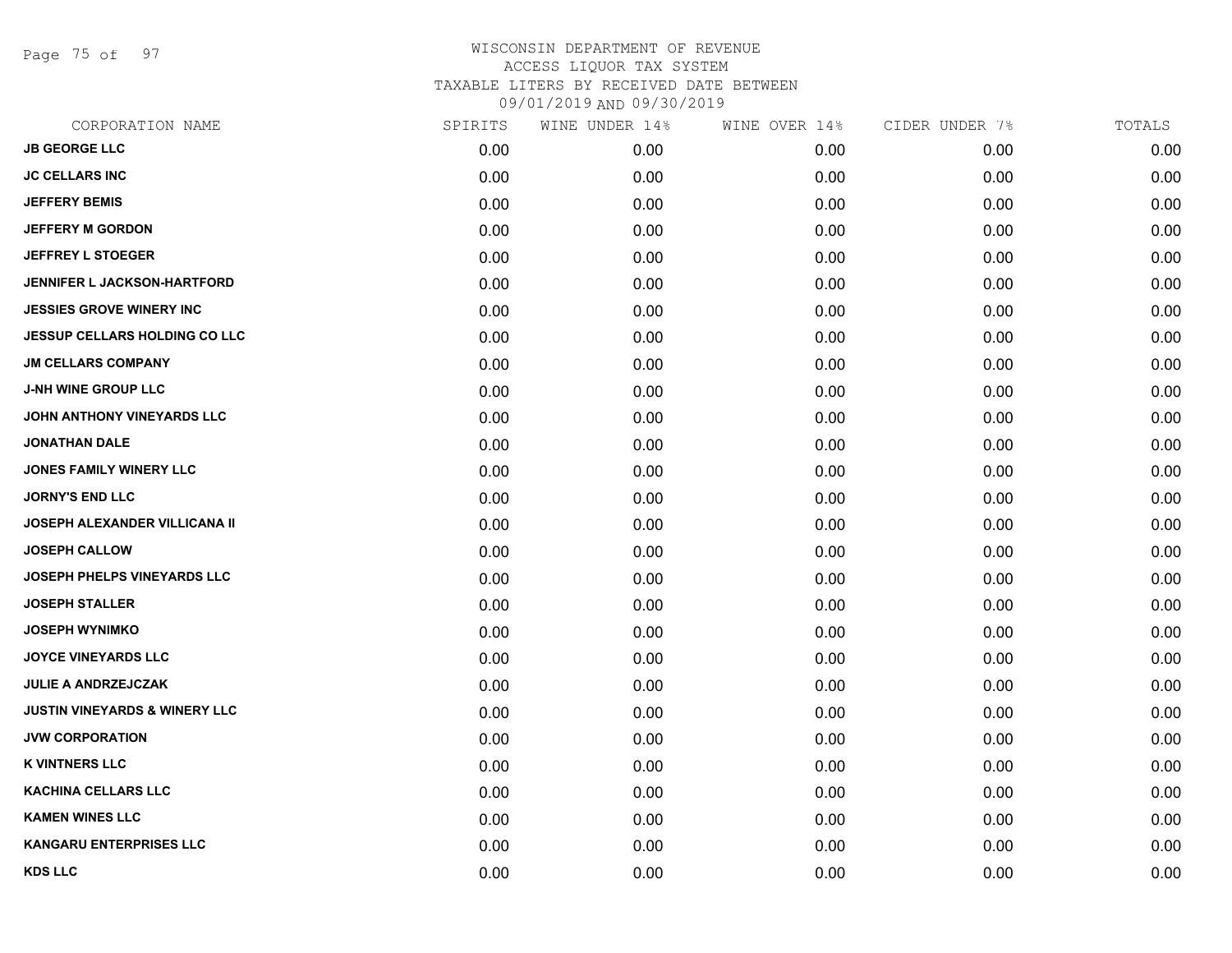# WISCONSIN DEPARTMENT OF REVENUE
## ACCESS LIQUOR TAX SYSTEM
### TAXABLE LITERS BY RECEIVED DATE BETWEEN 09/01/2019 AND 09/30/2019

| CORPORATION NAME | SPIRITS | WINE UNDER 14% | WINE OVER 14% | CIDER UNDER 7% | TOTALS |
|---|---|---|---|---|---|
| JB GEORGE LLC | 0.00 | 0.00 | 0.00 | 0.00 | 0.00 |
| JC CELLARS INC | 0.00 | 0.00 | 0.00 | 0.00 | 0.00 |
| JEFFERY BEMIS | 0.00 | 0.00 | 0.00 | 0.00 | 0.00 |
| JEFFERY M GORDON | 0.00 | 0.00 | 0.00 | 0.00 | 0.00 |
| JEFFREY L STOEGER | 0.00 | 0.00 | 0.00 | 0.00 | 0.00 |
| JENNIFER L JACKSON-HARTFORD | 0.00 | 0.00 | 0.00 | 0.00 | 0.00 |
| JESSIES GROVE WINERY INC | 0.00 | 0.00 | 0.00 | 0.00 | 0.00 |
| JESSUP CELLARS HOLDING CO LLC | 0.00 | 0.00 | 0.00 | 0.00 | 0.00 |
| JM CELLARS COMPANY | 0.00 | 0.00 | 0.00 | 0.00 | 0.00 |
| J-NH WINE GROUP LLC | 0.00 | 0.00 | 0.00 | 0.00 | 0.00 |
| JOHN ANTHONY VINEYARDS LLC | 0.00 | 0.00 | 0.00 | 0.00 | 0.00 |
| JONATHAN DALE | 0.00 | 0.00 | 0.00 | 0.00 | 0.00 |
| JONES FAMILY WINERY LLC | 0.00 | 0.00 | 0.00 | 0.00 | 0.00 |
| JORNY'S END LLC | 0.00 | 0.00 | 0.00 | 0.00 | 0.00 |
| JOSEPH ALEXANDER VILLICANA II | 0.00 | 0.00 | 0.00 | 0.00 | 0.00 |
| JOSEPH CALLOW | 0.00 | 0.00 | 0.00 | 0.00 | 0.00 |
| JOSEPH PHELPS VINEYARDS LLC | 0.00 | 0.00 | 0.00 | 0.00 | 0.00 |
| JOSEPH STALLER | 0.00 | 0.00 | 0.00 | 0.00 | 0.00 |
| JOSEPH WYNIMKO | 0.00 | 0.00 | 0.00 | 0.00 | 0.00 |
| JOYCE VINEYARDS LLC | 0.00 | 0.00 | 0.00 | 0.00 | 0.00 |
| JULIE A ANDRZEJCZAK | 0.00 | 0.00 | 0.00 | 0.00 | 0.00 |
| JUSTIN VINEYARDS & WINERY LLC | 0.00 | 0.00 | 0.00 | 0.00 | 0.00 |
| JVW CORPORATION | 0.00 | 0.00 | 0.00 | 0.00 | 0.00 |
| K VINTNERS LLC | 0.00 | 0.00 | 0.00 | 0.00 | 0.00 |
| KACHINA CELLARS LLC | 0.00 | 0.00 | 0.00 | 0.00 | 0.00 |
| KAMEN WINES LLC | 0.00 | 0.00 | 0.00 | 0.00 | 0.00 |
| KANGARU ENTERPRISES LLC | 0.00 | 0.00 | 0.00 | 0.00 | 0.00 |
| KDS LLC | 0.00 | 0.00 | 0.00 | 0.00 | 0.00 |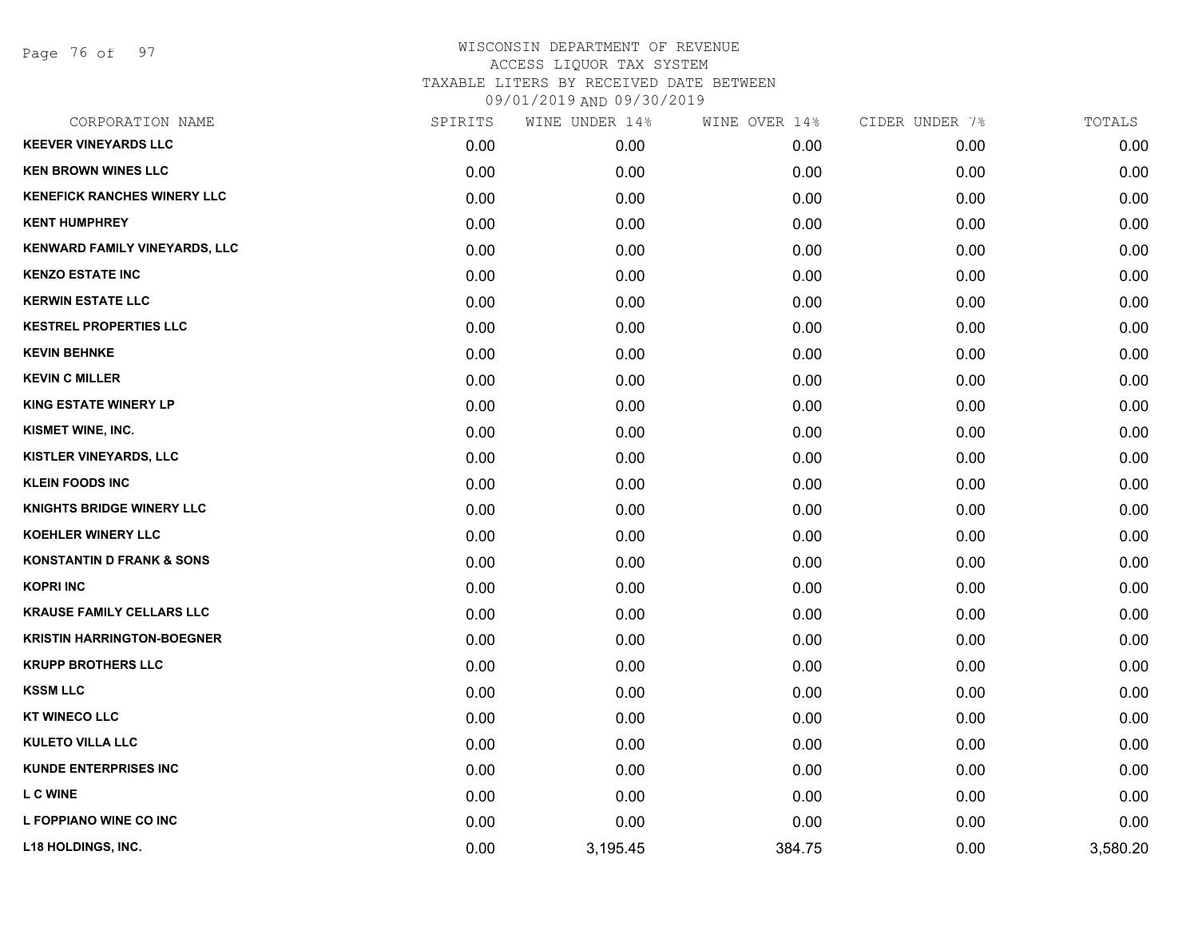# WISCONSIN DEPARTMENT OF REVENUE
## ACCESS LIQUOR TAX SYSTEM
### TAXABLE LITERS BY RECEIVED DATE BETWEEN 09/01/2019 AND 09/30/2019

| CORPORATION NAME | SPIRITS | WINE UNDER 14% | WINE OVER 14% | CIDER UNDER 7% | TOTALS |
|---|---|---|---|---|---|
| KEEVER VINEYARDS LLC | 0.00 | 0.00 | 0.00 | 0.00 | 0.00 |
| KEN BROWN WINES LLC | 0.00 | 0.00 | 0.00 | 0.00 | 0.00 |
| KENEFICK RANCHES WINERY LLC | 0.00 | 0.00 | 0.00 | 0.00 | 0.00 |
| KENT HUMPHREY | 0.00 | 0.00 | 0.00 | 0.00 | 0.00 |
| KENWARD FAMILY VINEYARDS, LLC | 0.00 | 0.00 | 0.00 | 0.00 | 0.00 |
| KENZO ESTATE INC | 0.00 | 0.00 | 0.00 | 0.00 | 0.00 |
| KERWIN ESTATE LLC | 0.00 | 0.00 | 0.00 | 0.00 | 0.00 |
| KESTREL PROPERTIES LLC | 0.00 | 0.00 | 0.00 | 0.00 | 0.00 |
| KEVIN BEHNKE | 0.00 | 0.00 | 0.00 | 0.00 | 0.00 |
| KEVIN C MILLER | 0.00 | 0.00 | 0.00 | 0.00 | 0.00 |
| KING ESTATE WINERY LP | 0.00 | 0.00 | 0.00 | 0.00 | 0.00 |
| KISMET WINE, INC. | 0.00 | 0.00 | 0.00 | 0.00 | 0.00 |
| KISTLER VINEYARDS, LLC | 0.00 | 0.00 | 0.00 | 0.00 | 0.00 |
| KLEIN FOODS INC | 0.00 | 0.00 | 0.00 | 0.00 | 0.00 |
| KNIGHTS BRIDGE WINERY LLC | 0.00 | 0.00 | 0.00 | 0.00 | 0.00 |
| KOEHLER WINERY LLC | 0.00 | 0.00 | 0.00 | 0.00 | 0.00 |
| KONSTANTIN D FRANK & SONS | 0.00 | 0.00 | 0.00 | 0.00 | 0.00 |
| KOPRI INC | 0.00 | 0.00 | 0.00 | 0.00 | 0.00 |
| KRAUSE FAMILY CELLARS LLC | 0.00 | 0.00 | 0.00 | 0.00 | 0.00 |
| KRISTIN HARRINGTON-BOEGNER | 0.00 | 0.00 | 0.00 | 0.00 | 0.00 |
| KRUPP BROTHERS LLC | 0.00 | 0.00 | 0.00 | 0.00 | 0.00 |
| KSSM LLC | 0.00 | 0.00 | 0.00 | 0.00 | 0.00 |
| KT WINECO LLC | 0.00 | 0.00 | 0.00 | 0.00 | 0.00 |
| KULETO VILLA LLC | 0.00 | 0.00 | 0.00 | 0.00 | 0.00 |
| KUNDE ENTERPRISES INC | 0.00 | 0.00 | 0.00 | 0.00 | 0.00 |
| L C WINE | 0.00 | 0.00 | 0.00 | 0.00 | 0.00 |
| L FOPPIANO WINE CO INC | 0.00 | 0.00 | 0.00 | 0.00 | 0.00 |
| L18 HOLDINGS, INC. | 0.00 | 3,195.45 | 384.75 | 0.00 | 3,580.20 |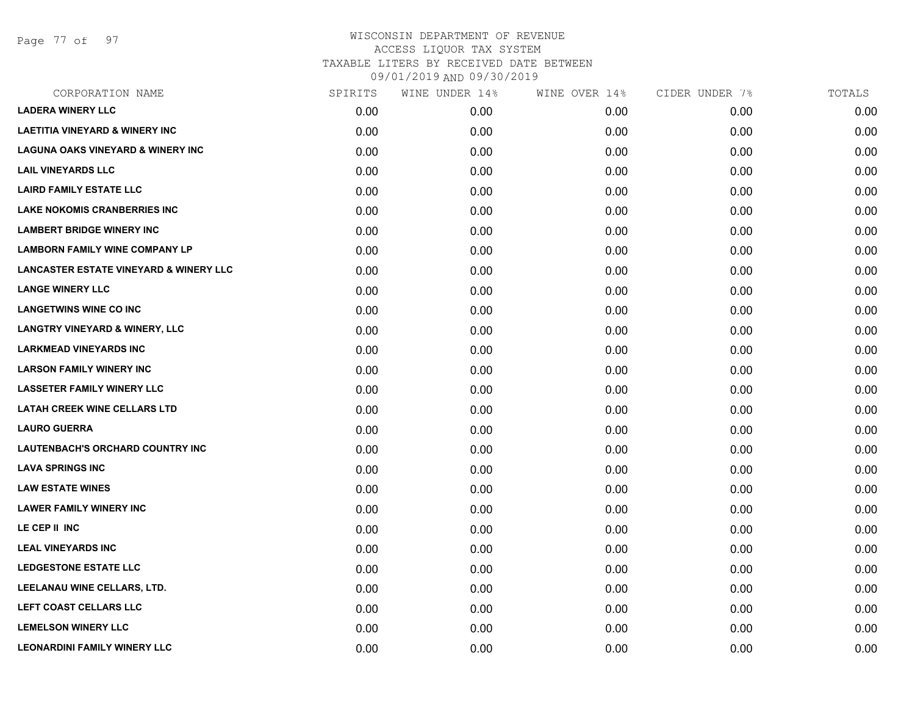# WISCONSIN DEPARTMENT OF REVENUE
## ACCESS LIQUOR TAX SYSTEM
## TAXABLE LITERS BY RECEIVED DATE BETWEEN 09/01/2019 AND 09/30/2019

| CORPORATION NAME | SPIRITS | WINE UNDER 14% | WINE OVER 14% | CIDER UNDER 7% | TOTALS |
|---|---|---|---|---|---|
| LADERA WINERY LLC | 0.00 | 0.00 | 0.00 | 0.00 | 0.00 |
| LAETITIA VINEYARD & WINERY INC | 0.00 | 0.00 | 0.00 | 0.00 | 0.00 |
| LAGUNA OAKS VINEYARD & WINERY INC | 0.00 | 0.00 | 0.00 | 0.00 | 0.00 |
| LAIL VINEYARDS LLC | 0.00 | 0.00 | 0.00 | 0.00 | 0.00 |
| LAIRD FAMILY ESTATE LLC | 0.00 | 0.00 | 0.00 | 0.00 | 0.00 |
| LAKE NOKOMIS CRANBERRIES INC | 0.00 | 0.00 | 0.00 | 0.00 | 0.00 |
| LAMBERT BRIDGE WINERY INC | 0.00 | 0.00 | 0.00 | 0.00 | 0.00 |
| LAMBORN FAMILY WINE COMPANY LP | 0.00 | 0.00 | 0.00 | 0.00 | 0.00 |
| LANCASTER ESTATE VINEYARD & WINERY LLC | 0.00 | 0.00 | 0.00 | 0.00 | 0.00 |
| LANGE WINERY LLC | 0.00 | 0.00 | 0.00 | 0.00 | 0.00 |
| LANGETWINS WINE CO INC | 0.00 | 0.00 | 0.00 | 0.00 | 0.00 |
| LANGTRY VINEYARD & WINERY, LLC | 0.00 | 0.00 | 0.00 | 0.00 | 0.00 |
| LARKMEAD VINEYARDS INC | 0.00 | 0.00 | 0.00 | 0.00 | 0.00 |
| LARSON FAMILY WINERY INC | 0.00 | 0.00 | 0.00 | 0.00 | 0.00 |
| LASSETER FAMILY WINERY LLC | 0.00 | 0.00 | 0.00 | 0.00 | 0.00 |
| LATAH CREEK WINE CELLARS LTD | 0.00 | 0.00 | 0.00 | 0.00 | 0.00 |
| LAURO GUERRA | 0.00 | 0.00 | 0.00 | 0.00 | 0.00 |
| LAUTENBACH'S ORCHARD COUNTRY INC | 0.00 | 0.00 | 0.00 | 0.00 | 0.00 |
| LAVA SPRINGS INC | 0.00 | 0.00 | 0.00 | 0.00 | 0.00 |
| LAW ESTATE WINES | 0.00 | 0.00 | 0.00 | 0.00 | 0.00 |
| LAWER FAMILY WINERY INC | 0.00 | 0.00 | 0.00 | 0.00 | 0.00 |
| LE CEP II INC | 0.00 | 0.00 | 0.00 | 0.00 | 0.00 |
| LEAL VINEYARDS INC | 0.00 | 0.00 | 0.00 | 0.00 | 0.00 |
| LEDGESTONE ESTATE LLC | 0.00 | 0.00 | 0.00 | 0.00 | 0.00 |
| LEELANAU WINE CELLARS, LTD. | 0.00 | 0.00 | 0.00 | 0.00 | 0.00 |
| LEFT COAST CELLARS LLC | 0.00 | 0.00 | 0.00 | 0.00 | 0.00 |
| LEMELSON WINERY LLC | 0.00 | 0.00 | 0.00 | 0.00 | 0.00 |
| LEONARDINI FAMILY WINERY LLC | 0.00 | 0.00 | 0.00 | 0.00 | 0.00 |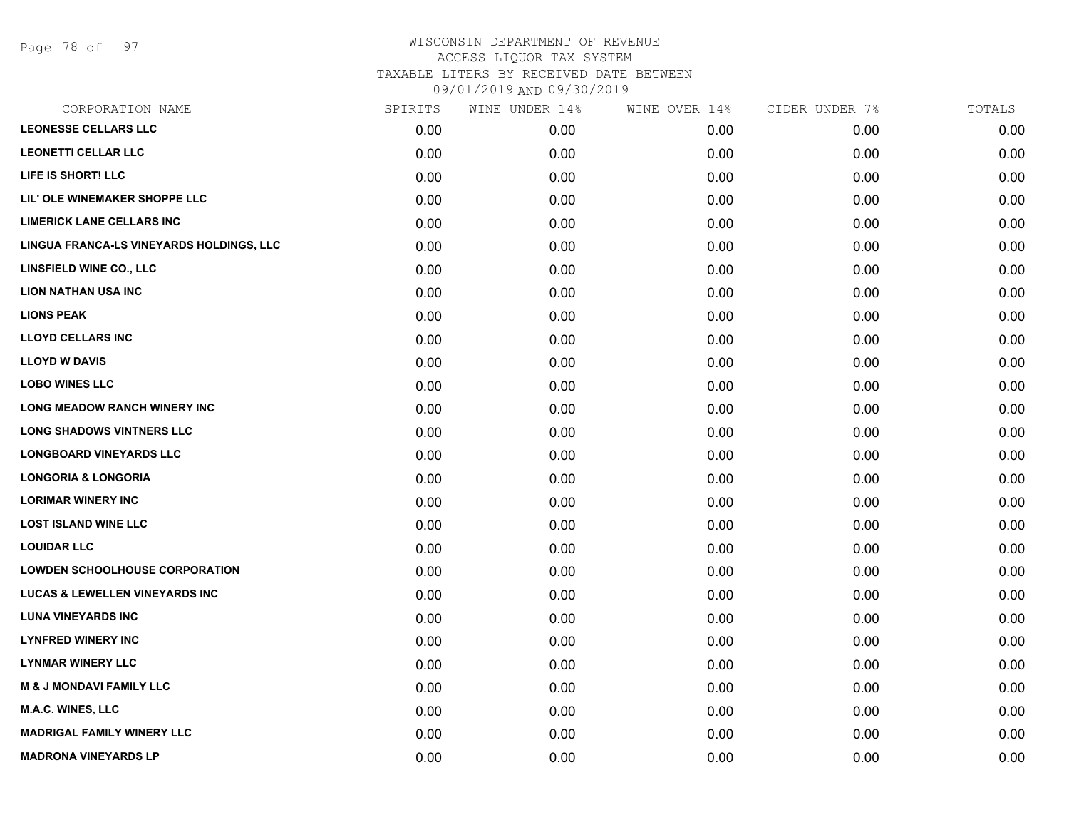# WISCONSIN DEPARTMENT OF REVENUE
## ACCESS LIQUOR TAX SYSTEM
## TAXABLE LITERS BY RECEIVED DATE BETWEEN 09/01/2019 AND 09/30/2019

| CORPORATION NAME | SPIRITS | WINE UNDER 14% | WINE OVER 14% | CIDER UNDER 7% | TOTALS |
|---|---|---|---|---|---|
| LEONESSE CELLARS LLC | 0.00 | 0.00 | 0.00 | 0.00 | 0.00 |
| LEONETTI CELLAR LLC | 0.00 | 0.00 | 0.00 | 0.00 | 0.00 |
| LIFE IS SHORT! LLC | 0.00 | 0.00 | 0.00 | 0.00 | 0.00 |
| LIL' OLE WINEMAKER SHOPPE LLC | 0.00 | 0.00 | 0.00 | 0.00 | 0.00 |
| LIMERICK LANE CELLARS INC | 0.00 | 0.00 | 0.00 | 0.00 | 0.00 |
| LINGUA FRANCA-LS VINEYARDS HOLDINGS, LLC | 0.00 | 0.00 | 0.00 | 0.00 | 0.00 |
| LINSFIELD WINE CO., LLC | 0.00 | 0.00 | 0.00 | 0.00 | 0.00 |
| LION NATHAN USA INC | 0.00 | 0.00 | 0.00 | 0.00 | 0.00 |
| LIONS PEAK | 0.00 | 0.00 | 0.00 | 0.00 | 0.00 |
| LLOYD CELLARS INC | 0.00 | 0.00 | 0.00 | 0.00 | 0.00 |
| LLOYD W DAVIS | 0.00 | 0.00 | 0.00 | 0.00 | 0.00 |
| LOBO WINES LLC | 0.00 | 0.00 | 0.00 | 0.00 | 0.00 |
| LONG MEADOW RANCH WINERY INC | 0.00 | 0.00 | 0.00 | 0.00 | 0.00 |
| LONG SHADOWS VINTNERS LLC | 0.00 | 0.00 | 0.00 | 0.00 | 0.00 |
| LONGBOARD VINEYARDS LLC | 0.00 | 0.00 | 0.00 | 0.00 | 0.00 |
| LONGORIA & LONGORIA | 0.00 | 0.00 | 0.00 | 0.00 | 0.00 |
| LORIMAR WINERY INC | 0.00 | 0.00 | 0.00 | 0.00 | 0.00 |
| LOST ISLAND WINE LLC | 0.00 | 0.00 | 0.00 | 0.00 | 0.00 |
| LOUIDAR LLC | 0.00 | 0.00 | 0.00 | 0.00 | 0.00 |
| LOWDEN SCHOOLHOUSE CORPORATION | 0.00 | 0.00 | 0.00 | 0.00 | 0.00 |
| LUCAS & LEWELLEN VINEYARDS INC | 0.00 | 0.00 | 0.00 | 0.00 | 0.00 |
| LUNA VINEYARDS INC | 0.00 | 0.00 | 0.00 | 0.00 | 0.00 |
| LYNFRED WINERY INC | 0.00 | 0.00 | 0.00 | 0.00 | 0.00 |
| LYNMAR WINERY LLC | 0.00 | 0.00 | 0.00 | 0.00 | 0.00 |
| M & J MONDAVI FAMILY LLC | 0.00 | 0.00 | 0.00 | 0.00 | 0.00 |
| M.A.C. WINES, LLC | 0.00 | 0.00 | 0.00 | 0.00 | 0.00 |
| MADRIGAL FAMILY WINERY LLC | 0.00 | 0.00 | 0.00 | 0.00 | 0.00 |
| MADRONA VINEYARDS LP | 0.00 | 0.00 | 0.00 | 0.00 | 0.00 |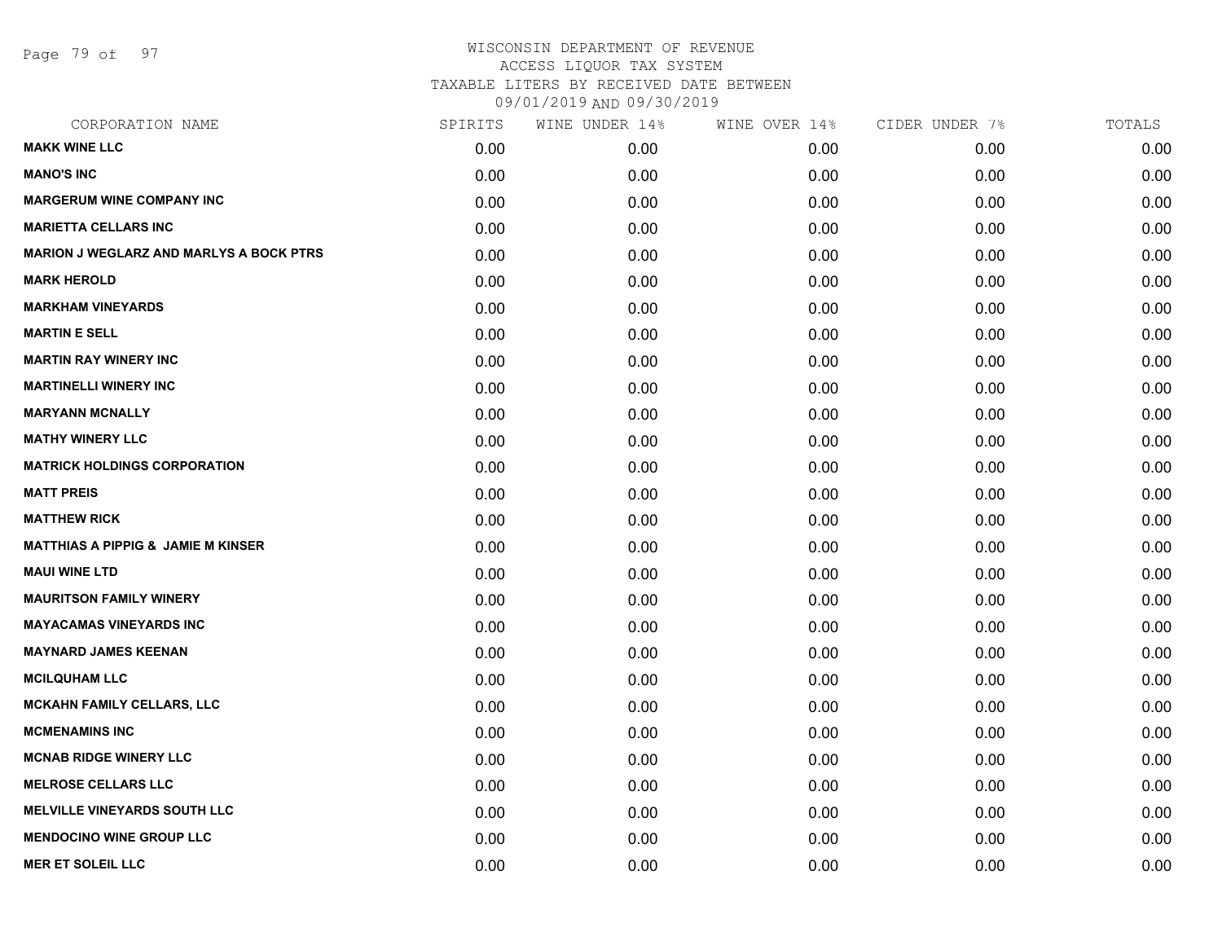WISCONSIN DEPARTMENT OF REVENUE
ACCESS LIQUOR TAX SYSTEM
TAXABLE LITERS BY RECEIVED DATE BETWEEN
09/01/2019 AND 09/30/2019

| CORPORATION NAME | SPIRITS | WINE UNDER 14% | WINE OVER 14% | CIDER UNDER 7% | TOTALS |
|---|---|---|---|---|---|
| MAKK WINE LLC | 0.00 | 0.00 | 0.00 | 0.00 | 0.00 |
| MANO'S INC | 0.00 | 0.00 | 0.00 | 0.00 | 0.00 |
| MARGERUM WINE COMPANY INC | 0.00 | 0.00 | 0.00 | 0.00 | 0.00 |
| MARIETTA CELLARS INC | 0.00 | 0.00 | 0.00 | 0.00 | 0.00 |
| MARION J WEGLARZ AND MARLYS A BOCK PTRS | 0.00 | 0.00 | 0.00 | 0.00 | 0.00 |
| MARK HEROLD | 0.00 | 0.00 | 0.00 | 0.00 | 0.00 |
| MARKHAM VINEYARDS | 0.00 | 0.00 | 0.00 | 0.00 | 0.00 |
| MARTIN E SELL | 0.00 | 0.00 | 0.00 | 0.00 | 0.00 |
| MARTIN RAY WINERY INC | 0.00 | 0.00 | 0.00 | 0.00 | 0.00 |
| MARTINELLI WINERY INC | 0.00 | 0.00 | 0.00 | 0.00 | 0.00 |
| MARYANN MCNALLY | 0.00 | 0.00 | 0.00 | 0.00 | 0.00 |
| MATHY WINERY LLC | 0.00 | 0.00 | 0.00 | 0.00 | 0.00 |
| MATRICK HOLDINGS CORPORATION | 0.00 | 0.00 | 0.00 | 0.00 | 0.00 |
| MATT PREIS | 0.00 | 0.00 | 0.00 | 0.00 | 0.00 |
| MATTHEW RICK | 0.00 | 0.00 | 0.00 | 0.00 | 0.00 |
| MATTHIAS A PIPPIG & JAMIE M KINSER | 0.00 | 0.00 | 0.00 | 0.00 | 0.00 |
| MAUI WINE LTD | 0.00 | 0.00 | 0.00 | 0.00 | 0.00 |
| MAURITSON FAMILY WINERY | 0.00 | 0.00 | 0.00 | 0.00 | 0.00 |
| MAYACAMAS VINEYARDS INC | 0.00 | 0.00 | 0.00 | 0.00 | 0.00 |
| MAYNARD JAMES KEENAN | 0.00 | 0.00 | 0.00 | 0.00 | 0.00 |
| MCILQUHAM LLC | 0.00 | 0.00 | 0.00 | 0.00 | 0.00 |
| MCKAHN FAMILY CELLARS, LLC | 0.00 | 0.00 | 0.00 | 0.00 | 0.00 |
| MCMENAMINS INC | 0.00 | 0.00 | 0.00 | 0.00 | 0.00 |
| MCNAB RIDGE WINERY LLC | 0.00 | 0.00 | 0.00 | 0.00 | 0.00 |
| MELROSE CELLARS LLC | 0.00 | 0.00 | 0.00 | 0.00 | 0.00 |
| MELVILLE VINEYARDS SOUTH LLC | 0.00 | 0.00 | 0.00 | 0.00 | 0.00 |
| MENDOCINO WINE GROUP LLC | 0.00 | 0.00 | 0.00 | 0.00 | 0.00 |
| MER ET SOLEIL LLC | 0.00 | 0.00 | 0.00 | 0.00 | 0.00 |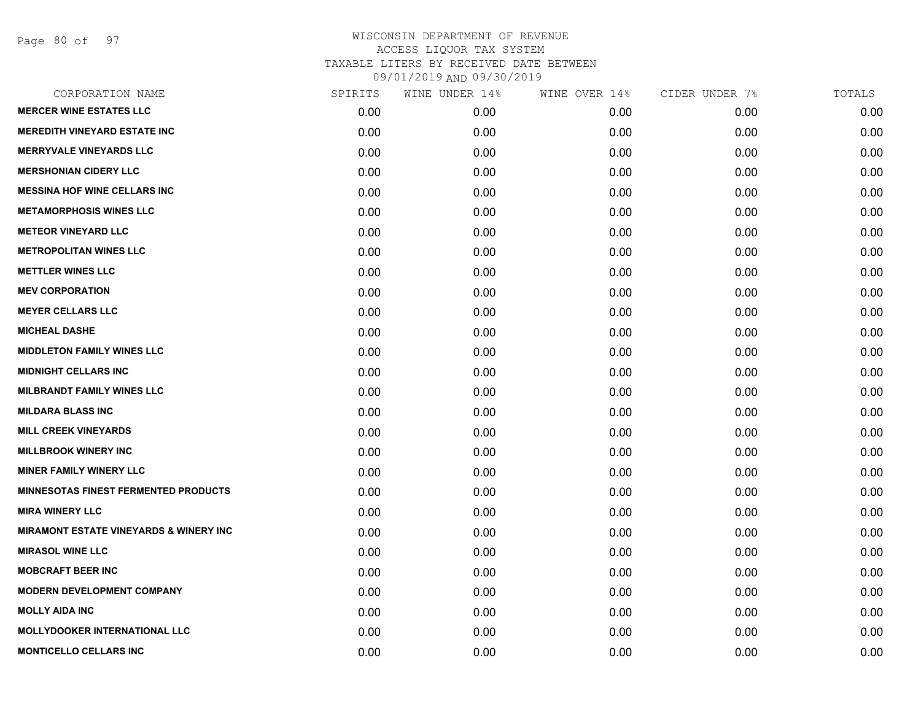# WISCONSIN DEPARTMENT OF REVENUE
## ACCESS LIQUOR TAX SYSTEM
## TAXABLE LITERS BY RECEIVED DATE BETWEEN 09/01/2019 AND 09/30/2019

| CORPORATION NAME | SPIRITS | WINE UNDER 14% | WINE OVER 14% | CIDER UNDER 7% | TOTALS |
|---|---|---|---|---|---|
| MERCER WINE ESTATES LLC | 0.00 | 0.00 | 0.00 | 0.00 | 0.00 |
| MEREDITH VINEYARD ESTATE INC | 0.00 | 0.00 | 0.00 | 0.00 | 0.00 |
| MERRYVALE VINEYARDS LLC | 0.00 | 0.00 | 0.00 | 0.00 | 0.00 |
| MERSHONIAN CIDERY LLC | 0.00 | 0.00 | 0.00 | 0.00 | 0.00 |
| MESSINA HOF WINE CELLARS INC | 0.00 | 0.00 | 0.00 | 0.00 | 0.00 |
| METAMORPHOSIS WINES LLC | 0.00 | 0.00 | 0.00 | 0.00 | 0.00 |
| METEOR VINEYARD LLC | 0.00 | 0.00 | 0.00 | 0.00 | 0.00 |
| METROPOLITAN WINES LLC | 0.00 | 0.00 | 0.00 | 0.00 | 0.00 |
| METTLER WINES LLC | 0.00 | 0.00 | 0.00 | 0.00 | 0.00 |
| MEV CORPORATION | 0.00 | 0.00 | 0.00 | 0.00 | 0.00 |
| MEYER CELLARS LLC | 0.00 | 0.00 | 0.00 | 0.00 | 0.00 |
| MICHEAL DASHE | 0.00 | 0.00 | 0.00 | 0.00 | 0.00 |
| MIDDLETON FAMILY WINES LLC | 0.00 | 0.00 | 0.00 | 0.00 | 0.00 |
| MIDNIGHT CELLARS INC | 0.00 | 0.00 | 0.00 | 0.00 | 0.00 |
| MILBRANDT FAMILY WINES LLC | 0.00 | 0.00 | 0.00 | 0.00 | 0.00 |
| MILDARA BLASS INC | 0.00 | 0.00 | 0.00 | 0.00 | 0.00 |
| MILL CREEK VINEYARDS | 0.00 | 0.00 | 0.00 | 0.00 | 0.00 |
| MILLBROOK WINERY INC | 0.00 | 0.00 | 0.00 | 0.00 | 0.00 |
| MINER FAMILY WINERY LLC | 0.00 | 0.00 | 0.00 | 0.00 | 0.00 |
| MINNESOTAS FINEST FERMENTED PRODUCTS | 0.00 | 0.00 | 0.00 | 0.00 | 0.00 |
| MIRA WINERY LLC | 0.00 | 0.00 | 0.00 | 0.00 | 0.00 |
| MIRAMONT ESTATE VINEYARDS & WINERY INC | 0.00 | 0.00 | 0.00 | 0.00 | 0.00 |
| MIRASOL WINE LLC | 0.00 | 0.00 | 0.00 | 0.00 | 0.00 |
| MOBCRAFT BEER INC | 0.00 | 0.00 | 0.00 | 0.00 | 0.00 |
| MODERN DEVELOPMENT COMPANY | 0.00 | 0.00 | 0.00 | 0.00 | 0.00 |
| MOLLY AIDA INC | 0.00 | 0.00 | 0.00 | 0.00 | 0.00 |
| MOLLYDOOKER INTERNATIONAL LLC | 0.00 | 0.00 | 0.00 | 0.00 | 0.00 |
| MONTICELLO CELLARS INC | 0.00 | 0.00 | 0.00 | 0.00 | 0.00 |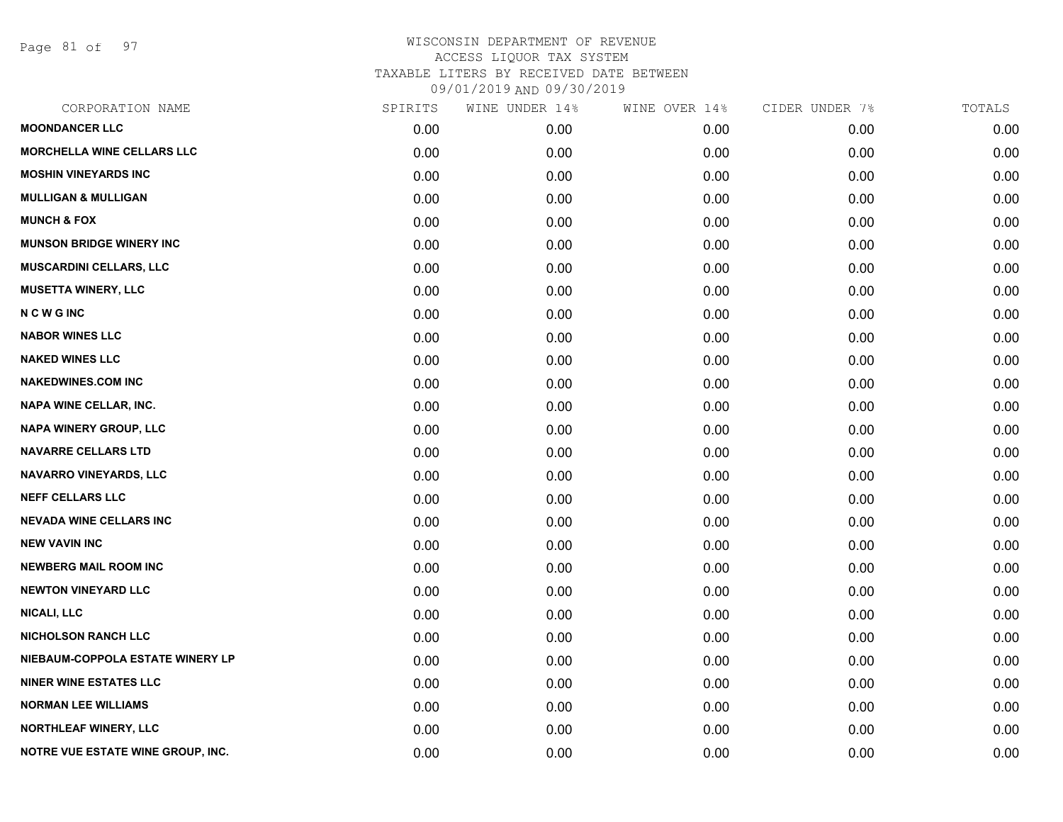# WISCONSIN DEPARTMENT OF REVENUE
ACCESS LIQUOR TAX SYSTEM
TAXABLE LITERS BY RECEIVED DATE BETWEEN
09/01/2019 AND 09/30/2019

| CORPORATION NAME | SPIRITS | WINE UNDER 14% | WINE OVER 14% | CIDER UNDER 7% | TOTALS |
|---|---|---|---|---|---|
| MOONDANCER LLC | 0.00 | 0.00 | 0.00 | 0.00 | 0.00 |
| MORCHELLA WINE CELLARS LLC | 0.00 | 0.00 | 0.00 | 0.00 | 0.00 |
| MOSHIN VINEYARDS INC | 0.00 | 0.00 | 0.00 | 0.00 | 0.00 |
| MULLIGAN & MULLIGAN | 0.00 | 0.00 | 0.00 | 0.00 | 0.00 |
| MUNCH & FOX | 0.00 | 0.00 | 0.00 | 0.00 | 0.00 |
| MUNSON BRIDGE WINERY INC | 0.00 | 0.00 | 0.00 | 0.00 | 0.00 |
| MUSCARDINI CELLARS, LLC | 0.00 | 0.00 | 0.00 | 0.00 | 0.00 |
| MUSETTA WINERY, LLC | 0.00 | 0.00 | 0.00 | 0.00 | 0.00 |
| N C W G INC | 0.00 | 0.00 | 0.00 | 0.00 | 0.00 |
| NABOR WINES LLC | 0.00 | 0.00 | 0.00 | 0.00 | 0.00 |
| NAKED WINES LLC | 0.00 | 0.00 | 0.00 | 0.00 | 0.00 |
| NAKEDWINES.COM INC | 0.00 | 0.00 | 0.00 | 0.00 | 0.00 |
| NAPA WINE CELLAR, INC. | 0.00 | 0.00 | 0.00 | 0.00 | 0.00 |
| NAPA WINERY GROUP, LLC | 0.00 | 0.00 | 0.00 | 0.00 | 0.00 |
| NAVARRE CELLARS LTD | 0.00 | 0.00 | 0.00 | 0.00 | 0.00 |
| NAVARRO VINEYARDS, LLC | 0.00 | 0.00 | 0.00 | 0.00 | 0.00 |
| NEFF CELLARS LLC | 0.00 | 0.00 | 0.00 | 0.00 | 0.00 |
| NEVADA WINE CELLARS INC | 0.00 | 0.00 | 0.00 | 0.00 | 0.00 |
| NEW VAVIN INC | 0.00 | 0.00 | 0.00 | 0.00 | 0.00 |
| NEWBERG MAIL ROOM INC | 0.00 | 0.00 | 0.00 | 0.00 | 0.00 |
| NEWTON VINEYARD LLC | 0.00 | 0.00 | 0.00 | 0.00 | 0.00 |
| NICALI, LLC | 0.00 | 0.00 | 0.00 | 0.00 | 0.00 |
| NICHOLSON RANCH LLC | 0.00 | 0.00 | 0.00 | 0.00 | 0.00 |
| NIEBAUM-COPPOLA ESTATE WINERY LP | 0.00 | 0.00 | 0.00 | 0.00 | 0.00 |
| NINER WINE ESTATES LLC | 0.00 | 0.00 | 0.00 | 0.00 | 0.00 |
| NORMAN LEE WILLIAMS | 0.00 | 0.00 | 0.00 | 0.00 | 0.00 |
| NORTHLEAF WINERY, LLC | 0.00 | 0.00 | 0.00 | 0.00 | 0.00 |
| NOTRE VUE ESTATE WINE GROUP, INC. | 0.00 | 0.00 | 0.00 | 0.00 | 0.00 |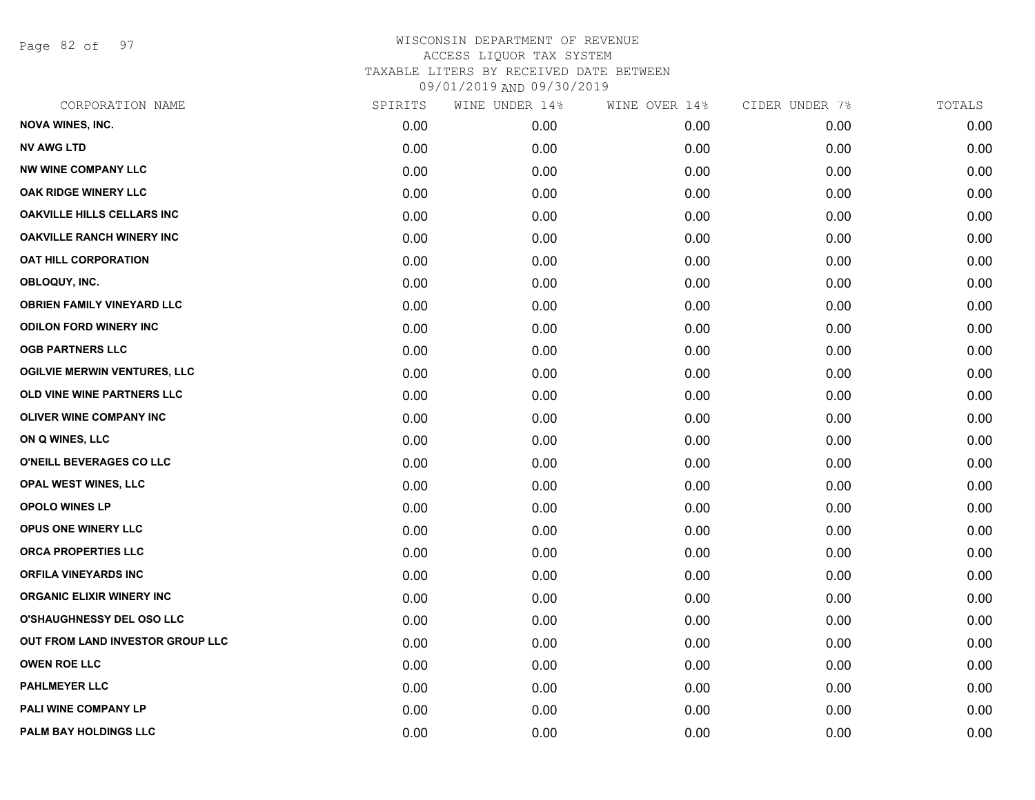# WISCONSIN DEPARTMENT OF REVENUE
## ACCESS LIQUOR TAX SYSTEM
### TAXABLE LITERS BY RECEIVED DATE BETWEEN 09/01/2019 AND 09/30/2019

| CORPORATION NAME | SPIRITS | WINE UNDER 14% | WINE OVER 14% | CIDER UNDER 7% | TOTALS |
|---|---|---|---|---|---|
| NOVA WINES, INC. | 0.00 | 0.00 | 0.00 | 0.00 | 0.00 |
| NV AWG LTD | 0.00 | 0.00 | 0.00 | 0.00 | 0.00 |
| NW WINE COMPANY LLC | 0.00 | 0.00 | 0.00 | 0.00 | 0.00 |
| OAK RIDGE WINERY LLC | 0.00 | 0.00 | 0.00 | 0.00 | 0.00 |
| OAKVILLE HILLS CELLARS INC | 0.00 | 0.00 | 0.00 | 0.00 | 0.00 |
| OAKVILLE RANCH WINERY INC | 0.00 | 0.00 | 0.00 | 0.00 | 0.00 |
| OAT HILL CORPORATION | 0.00 | 0.00 | 0.00 | 0.00 | 0.00 |
| OBLOQUY, INC. | 0.00 | 0.00 | 0.00 | 0.00 | 0.00 |
| OBRIEN FAMILY VINEYARD LLC | 0.00 | 0.00 | 0.00 | 0.00 | 0.00 |
| ODILON FORD WINERY INC | 0.00 | 0.00 | 0.00 | 0.00 | 0.00 |
| OGB PARTNERS LLC | 0.00 | 0.00 | 0.00 | 0.00 | 0.00 |
| OGILVIE MERWIN VENTURES, LLC | 0.00 | 0.00 | 0.00 | 0.00 | 0.00 |
| OLD VINE WINE PARTNERS LLC | 0.00 | 0.00 | 0.00 | 0.00 | 0.00 |
| OLIVER WINE COMPANY INC | 0.00 | 0.00 | 0.00 | 0.00 | 0.00 |
| ON Q WINES, LLC | 0.00 | 0.00 | 0.00 | 0.00 | 0.00 |
| O'NEILL BEVERAGES CO LLC | 0.00 | 0.00 | 0.00 | 0.00 | 0.00 |
| OPAL WEST WINES, LLC | 0.00 | 0.00 | 0.00 | 0.00 | 0.00 |
| OPOLO WINES LP | 0.00 | 0.00 | 0.00 | 0.00 | 0.00 |
| OPUS ONE WINERY LLC | 0.00 | 0.00 | 0.00 | 0.00 | 0.00 |
| ORCA PROPERTIES LLC | 0.00 | 0.00 | 0.00 | 0.00 | 0.00 |
| ORFILA VINEYARDS INC | 0.00 | 0.00 | 0.00 | 0.00 | 0.00 |
| ORGANIC ELIXIR WINERY INC | 0.00 | 0.00 | 0.00 | 0.00 | 0.00 |
| O'SHAUGHNESSY DEL OSO LLC | 0.00 | 0.00 | 0.00 | 0.00 | 0.00 |
| OUT FROM LAND INVESTOR GROUP LLC | 0.00 | 0.00 | 0.00 | 0.00 | 0.00 |
| OWEN ROE LLC | 0.00 | 0.00 | 0.00 | 0.00 | 0.00 |
| PAHLMEYER LLC | 0.00 | 0.00 | 0.00 | 0.00 | 0.00 |
| PALI WINE COMPANY LP | 0.00 | 0.00 | 0.00 | 0.00 | 0.00 |
| PALM BAY HOLDINGS LLC | 0.00 | 0.00 | 0.00 | 0.00 | 0.00 |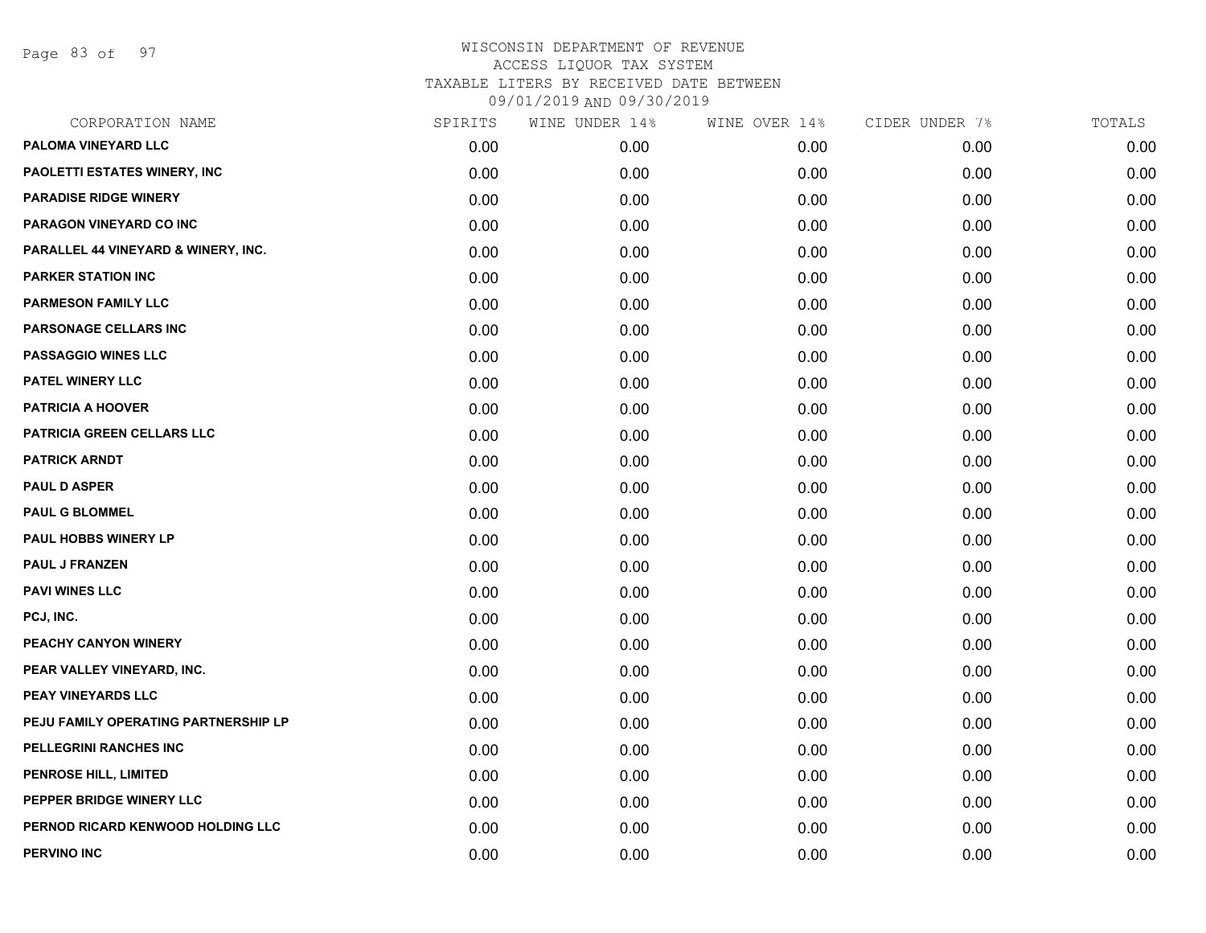WISCONSIN DEPARTMENT OF REVENUE
ACCESS LIQUOR TAX SYSTEM
TAXABLE LITERS BY RECEIVED DATE BETWEEN
09/01/2019 AND 09/30/2019

| CORPORATION NAME | SPIRITS | WINE UNDER 14% | WINE OVER 14% | CIDER UNDER 7% | TOTALS |
|---|---|---|---|---|---|
| PALOMA VINEYARD LLC | 0.00 | 0.00 | 0.00 | 0.00 | 0.00 |
| PAOLETTI ESTATES WINERY, INC | 0.00 | 0.00 | 0.00 | 0.00 | 0.00 |
| PARADISE RIDGE WINERY | 0.00 | 0.00 | 0.00 | 0.00 | 0.00 |
| PARAGON VINEYARD CO INC | 0.00 | 0.00 | 0.00 | 0.00 | 0.00 |
| PARALLEL 44 VINEYARD & WINERY, INC. | 0.00 | 0.00 | 0.00 | 0.00 | 0.00 |
| PARKER STATION INC | 0.00 | 0.00 | 0.00 | 0.00 | 0.00 |
| PARMESON FAMILY LLC | 0.00 | 0.00 | 0.00 | 0.00 | 0.00 |
| PARSONAGE CELLARS INC | 0.00 | 0.00 | 0.00 | 0.00 | 0.00 |
| PASSAGGIO WINES LLC | 0.00 | 0.00 | 0.00 | 0.00 | 0.00 |
| PATEL WINERY LLC | 0.00 | 0.00 | 0.00 | 0.00 | 0.00 |
| PATRICIA A HOOVER | 0.00 | 0.00 | 0.00 | 0.00 | 0.00 |
| PATRICIA GREEN CELLARS LLC | 0.00 | 0.00 | 0.00 | 0.00 | 0.00 |
| PATRICK ARNDT | 0.00 | 0.00 | 0.00 | 0.00 | 0.00 |
| PAUL D ASPER | 0.00 | 0.00 | 0.00 | 0.00 | 0.00 |
| PAUL G BLOMMEL | 0.00 | 0.00 | 0.00 | 0.00 | 0.00 |
| PAUL HOBBS WINERY LP | 0.00 | 0.00 | 0.00 | 0.00 | 0.00 |
| PAUL J FRANZEN | 0.00 | 0.00 | 0.00 | 0.00 | 0.00 |
| PAVI WINES LLC | 0.00 | 0.00 | 0.00 | 0.00 | 0.00 |
| PCJ, INC. | 0.00 | 0.00 | 0.00 | 0.00 | 0.00 |
| PEACHY CANYON WINERY | 0.00 | 0.00 | 0.00 | 0.00 | 0.00 |
| PEAR VALLEY VINEYARD, INC. | 0.00 | 0.00 | 0.00 | 0.00 | 0.00 |
| PEAY VINEYARDS LLC | 0.00 | 0.00 | 0.00 | 0.00 | 0.00 |
| PEJU FAMILY OPERATING PARTNERSHIP LP | 0.00 | 0.00 | 0.00 | 0.00 | 0.00 |
| PELLEGRINI RANCHES INC | 0.00 | 0.00 | 0.00 | 0.00 | 0.00 |
| PENROSE HILL, LIMITED | 0.00 | 0.00 | 0.00 | 0.00 | 0.00 |
| PEPPER BRIDGE WINERY LLC | 0.00 | 0.00 | 0.00 | 0.00 | 0.00 |
| PERNOD RICARD KENWOOD HOLDING LLC | 0.00 | 0.00 | 0.00 | 0.00 | 0.00 |
| PERVINO INC | 0.00 | 0.00 | 0.00 | 0.00 | 0.00 |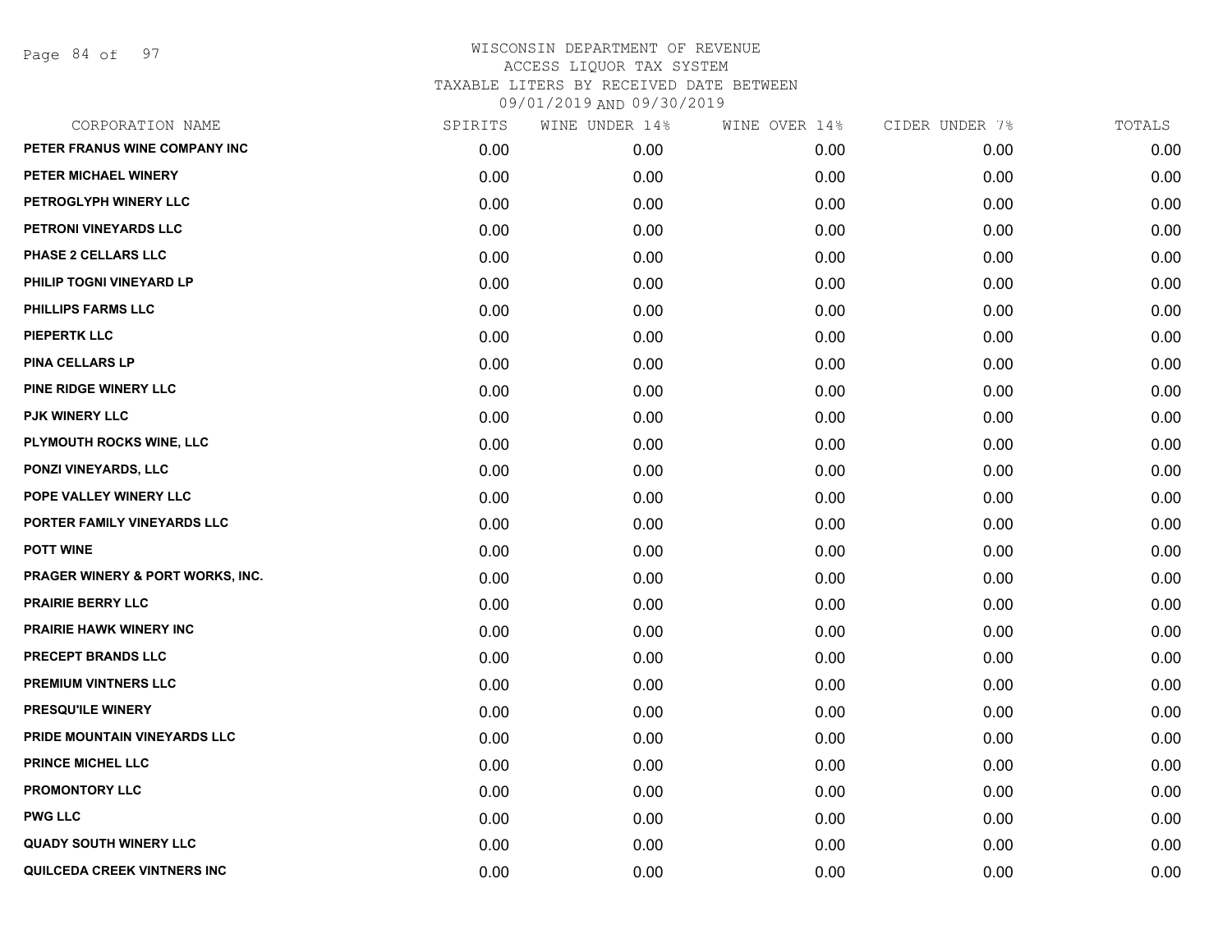WISCONSIN DEPARTMENT OF REVENUE
ACCESS LIQUOR TAX SYSTEM
TAXABLE LITERS BY RECEIVED DATE BETWEEN
09/01/2019 AND 09/30/2019

| CORPORATION NAME | SPIRITS | WINE UNDER 14% | WINE OVER 14% | CIDER UNDER 7% | TOTALS |
|---|---|---|---|---|---|
| PETER FRANUS WINE COMPANY INC | 0.00 | 0.00 | 0.00 | 0.00 | 0.00 |
| PETER MICHAEL WINERY | 0.00 | 0.00 | 0.00 | 0.00 | 0.00 |
| PETROGLYPH WINERY LLC | 0.00 | 0.00 | 0.00 | 0.00 | 0.00 |
| PETRONI VINEYARDS LLC | 0.00 | 0.00 | 0.00 | 0.00 | 0.00 |
| PHASE 2 CELLARS LLC | 0.00 | 0.00 | 0.00 | 0.00 | 0.00 |
| PHILIP TOGNI VINEYARD LP | 0.00 | 0.00 | 0.00 | 0.00 | 0.00 |
| PHILLIPS FARMS LLC | 0.00 | 0.00 | 0.00 | 0.00 | 0.00 |
| PIEPERTK LLC | 0.00 | 0.00 | 0.00 | 0.00 | 0.00 |
| PINA CELLARS LP | 0.00 | 0.00 | 0.00 | 0.00 | 0.00 |
| PINE RIDGE WINERY LLC | 0.00 | 0.00 | 0.00 | 0.00 | 0.00 |
| PJK WINERY LLC | 0.00 | 0.00 | 0.00 | 0.00 | 0.00 |
| PLYMOUTH ROCKS WINE, LLC | 0.00 | 0.00 | 0.00 | 0.00 | 0.00 |
| PONZI VINEYARDS, LLC | 0.00 | 0.00 | 0.00 | 0.00 | 0.00 |
| POPE VALLEY WINERY LLC | 0.00 | 0.00 | 0.00 | 0.00 | 0.00 |
| PORTER FAMILY VINEYARDS LLC | 0.00 | 0.00 | 0.00 | 0.00 | 0.00 |
| POTT WINE | 0.00 | 0.00 | 0.00 | 0.00 | 0.00 |
| PRAGER WINERY & PORT WORKS, INC. | 0.00 | 0.00 | 0.00 | 0.00 | 0.00 |
| PRAIRIE BERRY LLC | 0.00 | 0.00 | 0.00 | 0.00 | 0.00 |
| PRAIRIE HAWK WINERY INC | 0.00 | 0.00 | 0.00 | 0.00 | 0.00 |
| PRECEPT BRANDS LLC | 0.00 | 0.00 | 0.00 | 0.00 | 0.00 |
| PREMIUM VINTNERS LLC | 0.00 | 0.00 | 0.00 | 0.00 | 0.00 |
| PRESQU'ILE WINERY | 0.00 | 0.00 | 0.00 | 0.00 | 0.00 |
| PRIDE MOUNTAIN VINEYARDS LLC | 0.00 | 0.00 | 0.00 | 0.00 | 0.00 |
| PRINCE MICHEL LLC | 0.00 | 0.00 | 0.00 | 0.00 | 0.00 |
| PROMONTORY LLC | 0.00 | 0.00 | 0.00 | 0.00 | 0.00 |
| PWG LLC | 0.00 | 0.00 | 0.00 | 0.00 | 0.00 |
| QUADY SOUTH WINERY LLC | 0.00 | 0.00 | 0.00 | 0.00 | 0.00 |
| QUILCEDA CREEK VINTNERS INC | 0.00 | 0.00 | 0.00 | 0.00 | 0.00 |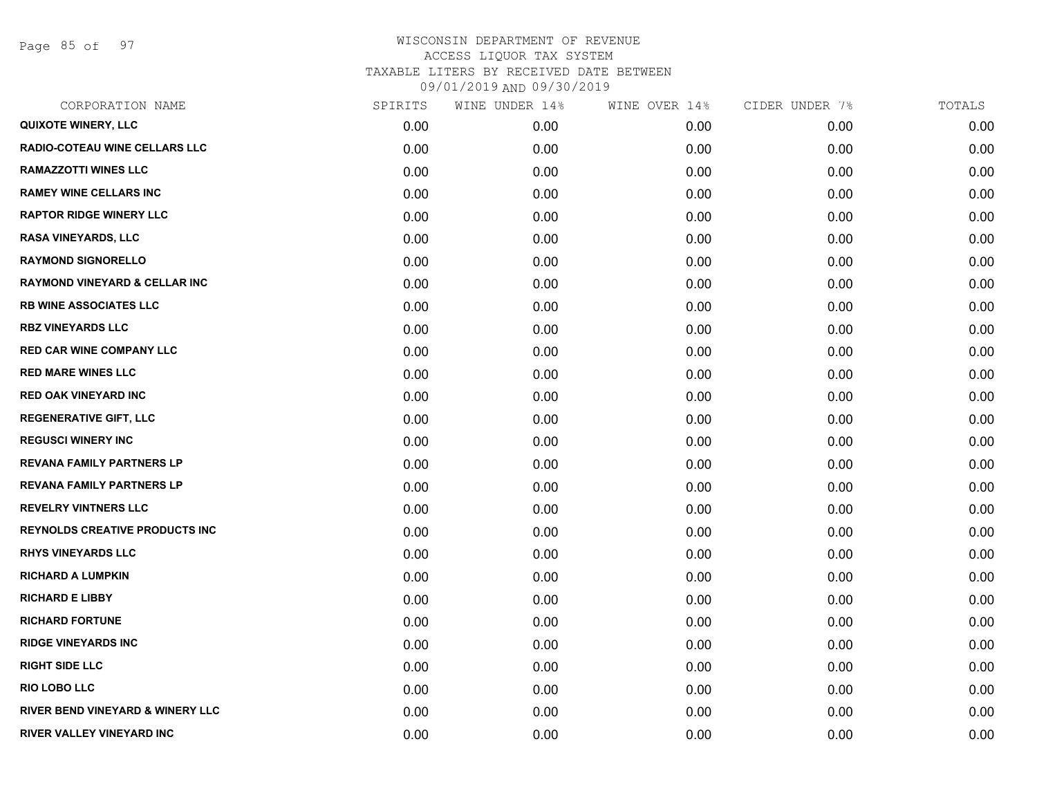# WISCONSIN DEPARTMENT OF REVENUE
## ACCESS LIQUOR TAX SYSTEM
## TAXABLE LITERS BY RECEIVED DATE BETWEEN
## 09/01/2019 AND 09/30/2019

| CORPORATION NAME | SPIRITS | WINE UNDER 14% | WINE OVER 14% | CIDER UNDER 7% | TOTALS |
|---|---|---|---|---|---|
| QUIXOTE WINERY, LLC | 0.00 | 0.00 | 0.00 | 0.00 | 0.00 |
| RADIO-COTEAU WINE CELLARS LLC | 0.00 | 0.00 | 0.00 | 0.00 | 0.00 |
| RAMAZZOTTI WINES LLC | 0.00 | 0.00 | 0.00 | 0.00 | 0.00 |
| RAMEY WINE CELLARS INC | 0.00 | 0.00 | 0.00 | 0.00 | 0.00 |
| RAPTOR RIDGE WINERY LLC | 0.00 | 0.00 | 0.00 | 0.00 | 0.00 |
| RASA VINEYARDS, LLC | 0.00 | 0.00 | 0.00 | 0.00 | 0.00 |
| RAYMOND SIGNORELLO | 0.00 | 0.00 | 0.00 | 0.00 | 0.00 |
| RAYMOND VINEYARD & CELLAR INC | 0.00 | 0.00 | 0.00 | 0.00 | 0.00 |
| RB WINE ASSOCIATES LLC | 0.00 | 0.00 | 0.00 | 0.00 | 0.00 |
| RBZ VINEYARDS LLC | 0.00 | 0.00 | 0.00 | 0.00 | 0.00 |
| RED CAR WINE COMPANY LLC | 0.00 | 0.00 | 0.00 | 0.00 | 0.00 |
| RED MARE WINES LLC | 0.00 | 0.00 | 0.00 | 0.00 | 0.00 |
| RED OAK VINEYARD INC | 0.00 | 0.00 | 0.00 | 0.00 | 0.00 |
| REGENERATIVE GIFT, LLC | 0.00 | 0.00 | 0.00 | 0.00 | 0.00 |
| REGUSCI WINERY INC | 0.00 | 0.00 | 0.00 | 0.00 | 0.00 |
| REVANA FAMILY PARTNERS LP | 0.00 | 0.00 | 0.00 | 0.00 | 0.00 |
| REVANA FAMILY PARTNERS LP | 0.00 | 0.00 | 0.00 | 0.00 | 0.00 |
| REVELRY VINTNERS LLC | 0.00 | 0.00 | 0.00 | 0.00 | 0.00 |
| REYNOLDS CREATIVE PRODUCTS INC | 0.00 | 0.00 | 0.00 | 0.00 | 0.00 |
| RHYS VINEYARDS LLC | 0.00 | 0.00 | 0.00 | 0.00 | 0.00 |
| RICHARD A LUMPKIN | 0.00 | 0.00 | 0.00 | 0.00 | 0.00 |
| RICHARD E LIBBY | 0.00 | 0.00 | 0.00 | 0.00 | 0.00 |
| RICHARD FORTUNE | 0.00 | 0.00 | 0.00 | 0.00 | 0.00 |
| RIDGE VINEYARDS INC | 0.00 | 0.00 | 0.00 | 0.00 | 0.00 |
| RIGHT SIDE LLC | 0.00 | 0.00 | 0.00 | 0.00 | 0.00 |
| RIO LOBO LLC | 0.00 | 0.00 | 0.00 | 0.00 | 0.00 |
| RIVER BEND VINEYARD & WINERY LLC | 0.00 | 0.00 | 0.00 | 0.00 | 0.00 |
| RIVER VALLEY VINEYARD INC | 0.00 | 0.00 | 0.00 | 0.00 | 0.00 |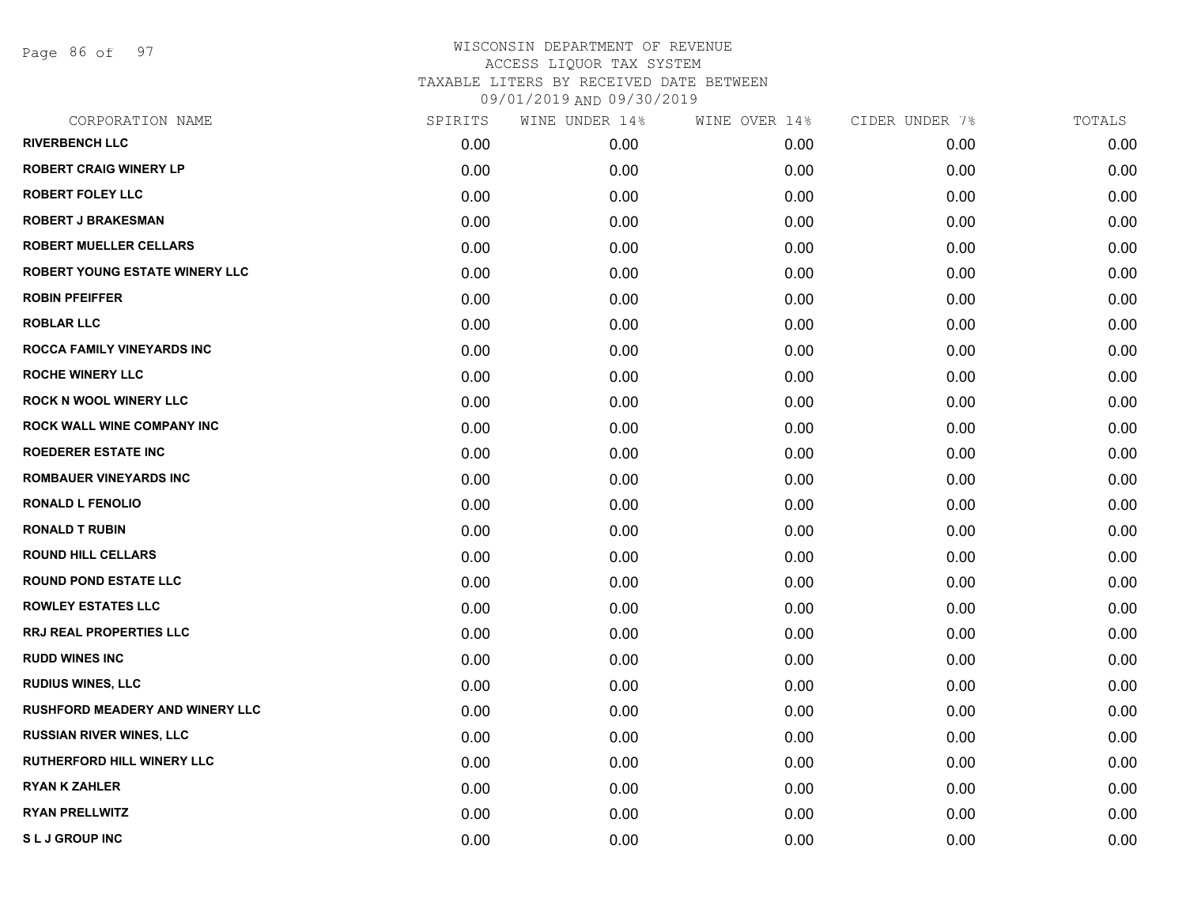WISCONSIN DEPARTMENT OF REVENUE
ACCESS LIQUOR TAX SYSTEM
TAXABLE LITERS BY RECEIVED DATE BETWEEN
09/01/2019 AND 09/30/2019

| CORPORATION NAME | SPIRITS | WINE UNDER 14% | WINE OVER 14% | CIDER UNDER 7% | TOTALS |
|---|---|---|---|---|---|
| RIVERBENCH LLC | 0.00 | 0.00 | 0.00 | 0.00 | 0.00 |
| ROBERT CRAIG WINERY LP | 0.00 | 0.00 | 0.00 | 0.00 | 0.00 |
| ROBERT FOLEY LLC | 0.00 | 0.00 | 0.00 | 0.00 | 0.00 |
| ROBERT J BRAKESMAN | 0.00 | 0.00 | 0.00 | 0.00 | 0.00 |
| ROBERT MUELLER CELLARS | 0.00 | 0.00 | 0.00 | 0.00 | 0.00 |
| ROBERT YOUNG ESTATE WINERY LLC | 0.00 | 0.00 | 0.00 | 0.00 | 0.00 |
| ROBIN PFEIFFER | 0.00 | 0.00 | 0.00 | 0.00 | 0.00 |
| ROBLAR LLC | 0.00 | 0.00 | 0.00 | 0.00 | 0.00 |
| ROCCA FAMILY VINEYARDS INC | 0.00 | 0.00 | 0.00 | 0.00 | 0.00 |
| ROCHE WINERY LLC | 0.00 | 0.00 | 0.00 | 0.00 | 0.00 |
| ROCK N WOOL WINERY LLC | 0.00 | 0.00 | 0.00 | 0.00 | 0.00 |
| ROCK WALL WINE COMPANY INC | 0.00 | 0.00 | 0.00 | 0.00 | 0.00 |
| ROEDERER ESTATE INC | 0.00 | 0.00 | 0.00 | 0.00 | 0.00 |
| ROMBAUER VINEYARDS INC | 0.00 | 0.00 | 0.00 | 0.00 | 0.00 |
| RONALD L FENOLIO | 0.00 | 0.00 | 0.00 | 0.00 | 0.00 |
| RONALD T RUBIN | 0.00 | 0.00 | 0.00 | 0.00 | 0.00 |
| ROUND HILL CELLARS | 0.00 | 0.00 | 0.00 | 0.00 | 0.00 |
| ROUND POND ESTATE LLC | 0.00 | 0.00 | 0.00 | 0.00 | 0.00 |
| ROWLEY ESTATES LLC | 0.00 | 0.00 | 0.00 | 0.00 | 0.00 |
| RRJ REAL PROPERTIES LLC | 0.00 | 0.00 | 0.00 | 0.00 | 0.00 |
| RUDD WINES INC | 0.00 | 0.00 | 0.00 | 0.00 | 0.00 |
| RUDIUS WINES, LLC | 0.00 | 0.00 | 0.00 | 0.00 | 0.00 |
| RUSHFORD MEADERY AND WINERY LLC | 0.00 | 0.00 | 0.00 | 0.00 | 0.00 |
| RUSSIAN RIVER WINES, LLC | 0.00 | 0.00 | 0.00 | 0.00 | 0.00 |
| RUTHERFORD HILL WINERY LLC | 0.00 | 0.00 | 0.00 | 0.00 | 0.00 |
| RYAN K ZAHLER | 0.00 | 0.00 | 0.00 | 0.00 | 0.00 |
| RYAN PRELLWITZ | 0.00 | 0.00 | 0.00 | 0.00 | 0.00 |
| S L J GROUP INC | 0.00 | 0.00 | 0.00 | 0.00 | 0.00 |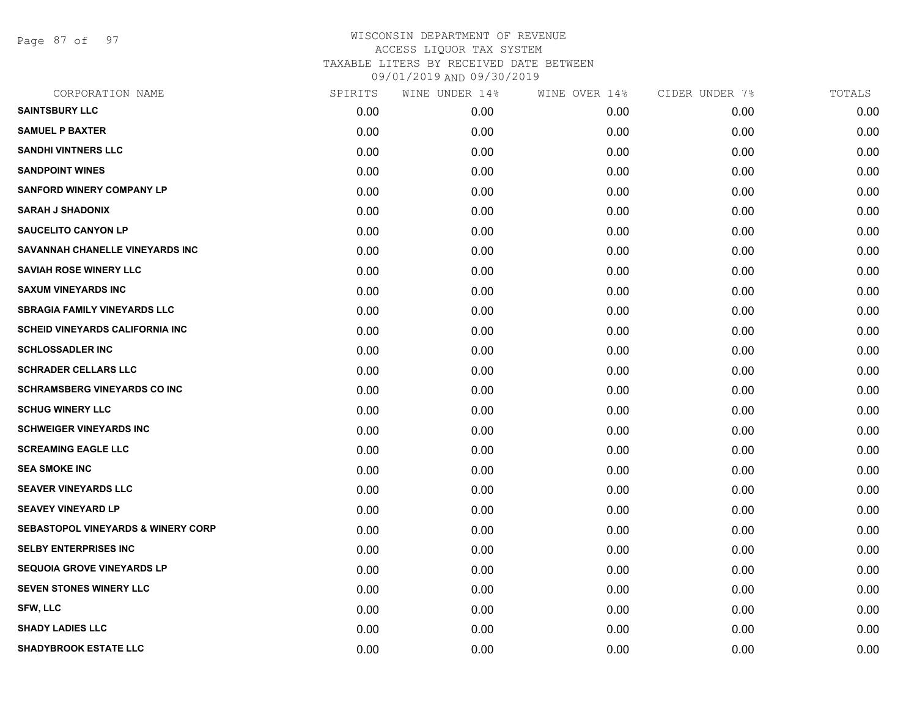WISCONSIN DEPARTMENT OF REVENUE
ACCESS LIQUOR TAX SYSTEM
TAXABLE LITERS BY RECEIVED DATE BETWEEN
09/01/2019 AND 09/30/2019

| CORPORATION NAME | SPIRITS | WINE UNDER 14% | WINE OVER 14% | CIDER UNDER 7% | TOTALS |
|---|---|---|---|---|---|
| SAINTSBURY LLC | 0.00 | 0.00 | 0.00 | 0.00 | 0.00 |
| SAMUEL P BAXTER | 0.00 | 0.00 | 0.00 | 0.00 | 0.00 |
| SANDHI VINTNERS LLC | 0.00 | 0.00 | 0.00 | 0.00 | 0.00 |
| SANDPOINT WINES | 0.00 | 0.00 | 0.00 | 0.00 | 0.00 |
| SANFORD WINERY COMPANY LP | 0.00 | 0.00 | 0.00 | 0.00 | 0.00 |
| SARAH J SHADONIX | 0.00 | 0.00 | 0.00 | 0.00 | 0.00 |
| SAUCELITO CANYON LP | 0.00 | 0.00 | 0.00 | 0.00 | 0.00 |
| SAVANNAH CHANELLE VINEYARDS INC | 0.00 | 0.00 | 0.00 | 0.00 | 0.00 |
| SAVIAH ROSE WINERY LLC | 0.00 | 0.00 | 0.00 | 0.00 | 0.00 |
| SAXUM VINEYARDS INC | 0.00 | 0.00 | 0.00 | 0.00 | 0.00 |
| SBRAGIA FAMILY VINEYARDS LLC | 0.00 | 0.00 | 0.00 | 0.00 | 0.00 |
| SCHEID VINEYARDS CALIFORNIA INC | 0.00 | 0.00 | 0.00 | 0.00 | 0.00 |
| SCHLOSSADLER INC | 0.00 | 0.00 | 0.00 | 0.00 | 0.00 |
| SCHRADER CELLARS LLC | 0.00 | 0.00 | 0.00 | 0.00 | 0.00 |
| SCHRAMSBERG VINEYARDS CO INC | 0.00 | 0.00 | 0.00 | 0.00 | 0.00 |
| SCHUG WINERY LLC | 0.00 | 0.00 | 0.00 | 0.00 | 0.00 |
| SCHWEIGER VINEYARDS INC | 0.00 | 0.00 | 0.00 | 0.00 | 0.00 |
| SCREAMING EAGLE LLC | 0.00 | 0.00 | 0.00 | 0.00 | 0.00 |
| SEA SMOKE INC | 0.00 | 0.00 | 0.00 | 0.00 | 0.00 |
| SEAVER VINEYARDS LLC | 0.00 | 0.00 | 0.00 | 0.00 | 0.00 |
| SEAVEY VINEYARD LP | 0.00 | 0.00 | 0.00 | 0.00 | 0.00 |
| SEBASTOPOL VINEYARDS & WINERY CORP | 0.00 | 0.00 | 0.00 | 0.00 | 0.00 |
| SELBY ENTERPRISES INC | 0.00 | 0.00 | 0.00 | 0.00 | 0.00 |
| SEQUOIA GROVE VINEYARDS LP | 0.00 | 0.00 | 0.00 | 0.00 | 0.00 |
| SEVEN STONES WINERY LLC | 0.00 | 0.00 | 0.00 | 0.00 | 0.00 |
| SFW, LLC | 0.00 | 0.00 | 0.00 | 0.00 | 0.00 |
| SHADY LADIES LLC | 0.00 | 0.00 | 0.00 | 0.00 | 0.00 |
| SHADYBROOK ESTATE LLC | 0.00 | 0.00 | 0.00 | 0.00 | 0.00 |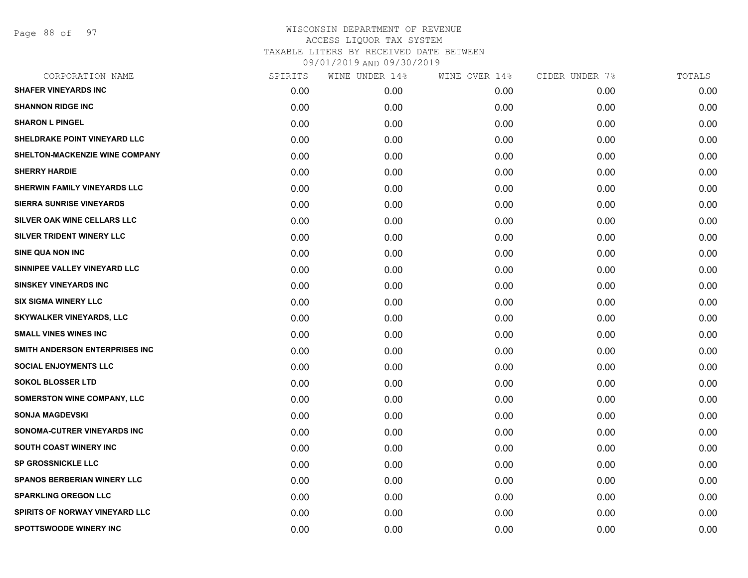WISCONSIN DEPARTMENT OF REVENUE
ACCESS LIQUOR TAX SYSTEM
TAXABLE LITERS BY RECEIVED DATE BETWEEN
09/01/2019 AND 09/30/2019

| CORPORATION NAME | SPIRITS | WINE UNDER 14% | WINE OVER 14% | CIDER UNDER 7% | TOTALS |
|---|---|---|---|---|---|
| SHAFER VINEYARDS INC | 0.00 | 0.00 | 0.00 | 0.00 | 0.00 |
| SHANNON RIDGE INC | 0.00 | 0.00 | 0.00 | 0.00 | 0.00 |
| SHARON L PINGEL | 0.00 | 0.00 | 0.00 | 0.00 | 0.00 |
| SHELDRAKE POINT VINEYARD LLC | 0.00 | 0.00 | 0.00 | 0.00 | 0.00 |
| SHELTON-MACKENZIE WINE COMPANY | 0.00 | 0.00 | 0.00 | 0.00 | 0.00 |
| SHERRY HARDIE | 0.00 | 0.00 | 0.00 | 0.00 | 0.00 |
| SHERWIN FAMILY VINEYARDS LLC | 0.00 | 0.00 | 0.00 | 0.00 | 0.00 |
| SIERRA SUNRISE VINEYARDS | 0.00 | 0.00 | 0.00 | 0.00 | 0.00 |
| SILVER OAK WINE CELLARS LLC | 0.00 | 0.00 | 0.00 | 0.00 | 0.00 |
| SILVER TRIDENT WINERY LLC | 0.00 | 0.00 | 0.00 | 0.00 | 0.00 |
| SINE QUA NON INC | 0.00 | 0.00 | 0.00 | 0.00 | 0.00 |
| SINNIPEE VALLEY VINEYARD LLC | 0.00 | 0.00 | 0.00 | 0.00 | 0.00 |
| SINSKEY VINEYARDS INC | 0.00 | 0.00 | 0.00 | 0.00 | 0.00 |
| SIX SIGMA WINERY LLC | 0.00 | 0.00 | 0.00 | 0.00 | 0.00 |
| SKYWALKER VINEYARDS, LLC | 0.00 | 0.00 | 0.00 | 0.00 | 0.00 |
| SMALL VINES WINES INC | 0.00 | 0.00 | 0.00 | 0.00 | 0.00 |
| SMITH ANDERSON ENTERPRISES INC | 0.00 | 0.00 | 0.00 | 0.00 | 0.00 |
| SOCIAL ENJOYMENTS LLC | 0.00 | 0.00 | 0.00 | 0.00 | 0.00 |
| SOKOL BLOSSER LTD | 0.00 | 0.00 | 0.00 | 0.00 | 0.00 |
| SOMERSTON WINE COMPANY, LLC | 0.00 | 0.00 | 0.00 | 0.00 | 0.00 |
| SONJA MAGDEVSKI | 0.00 | 0.00 | 0.00 | 0.00 | 0.00 |
| SONOMA-CUTRER VINEYARDS INC | 0.00 | 0.00 | 0.00 | 0.00 | 0.00 |
| SOUTH COAST WINERY INC | 0.00 | 0.00 | 0.00 | 0.00 | 0.00 |
| SP GROSSNICKLE LLC | 0.00 | 0.00 | 0.00 | 0.00 | 0.00 |
| SPANOS BERBERIAN WINERY LLC | 0.00 | 0.00 | 0.00 | 0.00 | 0.00 |
| SPARKLING OREGON LLC | 0.00 | 0.00 | 0.00 | 0.00 | 0.00 |
| SPIRITS OF NORWAY VINEYARD LLC | 0.00 | 0.00 | 0.00 | 0.00 | 0.00 |
| SPOTTSWOODE WINERY INC | 0.00 | 0.00 | 0.00 | 0.00 | 0.00 |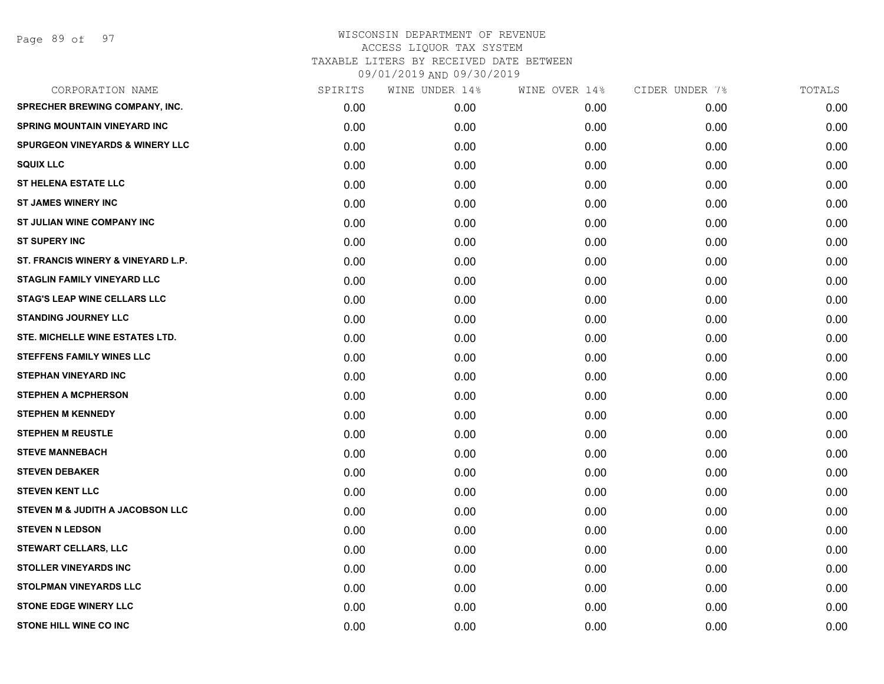WISCONSIN DEPARTMENT OF REVENUE
ACCESS LIQUOR TAX SYSTEM
TAXABLE LITERS BY RECEIVED DATE BETWEEN
09/01/2019 AND 09/30/2019

| CORPORATION NAME | SPIRITS | WINE UNDER 14% | WINE OVER 14% | CIDER UNDER 7% | TOTALS |
|---|---|---|---|---|---|
| SPRECHER BREWING COMPANY, INC. | 0.00 | 0.00 | 0.00 | 0.00 | 0.00 |
| SPRING MOUNTAIN VINEYARD INC | 0.00 | 0.00 | 0.00 | 0.00 | 0.00 |
| SPURGEON VINEYARDS & WINERY LLC | 0.00 | 0.00 | 0.00 | 0.00 | 0.00 |
| SQUIX LLC | 0.00 | 0.00 | 0.00 | 0.00 | 0.00 |
| ST HELENA ESTATE LLC | 0.00 | 0.00 | 0.00 | 0.00 | 0.00 |
| ST JAMES WINERY INC | 0.00 | 0.00 | 0.00 | 0.00 | 0.00 |
| ST JULIAN WINE COMPANY INC | 0.00 | 0.00 | 0.00 | 0.00 | 0.00 |
| ST SUPERY INC | 0.00 | 0.00 | 0.00 | 0.00 | 0.00 |
| ST. FRANCIS WINERY & VINEYARD L.P. | 0.00 | 0.00 | 0.00 | 0.00 | 0.00 |
| STAGLIN FAMILY VINEYARD LLC | 0.00 | 0.00 | 0.00 | 0.00 | 0.00 |
| STAG'S LEAP WINE CELLARS LLC | 0.00 | 0.00 | 0.00 | 0.00 | 0.00 |
| STANDING JOURNEY LLC | 0.00 | 0.00 | 0.00 | 0.00 | 0.00 |
| STE. MICHELLE WINE ESTATES LTD. | 0.00 | 0.00 | 0.00 | 0.00 | 0.00 |
| STEFFENS FAMILY WINES LLC | 0.00 | 0.00 | 0.00 | 0.00 | 0.00 |
| STEPHAN VINEYARD INC | 0.00 | 0.00 | 0.00 | 0.00 | 0.00 |
| STEPHEN A MCPHERSON | 0.00 | 0.00 | 0.00 | 0.00 | 0.00 |
| STEPHEN M KENNEDY | 0.00 | 0.00 | 0.00 | 0.00 | 0.00 |
| STEPHEN M REUSTLE | 0.00 | 0.00 | 0.00 | 0.00 | 0.00 |
| STEVE MANNEBACH | 0.00 | 0.00 | 0.00 | 0.00 | 0.00 |
| STEVEN DEBAKER | 0.00 | 0.00 | 0.00 | 0.00 | 0.00 |
| STEVEN KENT LLC | 0.00 | 0.00 | 0.00 | 0.00 | 0.00 |
| STEVEN M & JUDITH A JACOBSON LLC | 0.00 | 0.00 | 0.00 | 0.00 | 0.00 |
| STEVEN N LEDSON | 0.00 | 0.00 | 0.00 | 0.00 | 0.00 |
| STEWART CELLARS, LLC | 0.00 | 0.00 | 0.00 | 0.00 | 0.00 |
| STOLLER VINEYARDS INC | 0.00 | 0.00 | 0.00 | 0.00 | 0.00 |
| STOLPMAN VINEYARDS LLC | 0.00 | 0.00 | 0.00 | 0.00 | 0.00 |
| STONE EDGE WINERY LLC | 0.00 | 0.00 | 0.00 | 0.00 | 0.00 |
| STONE HILL WINE CO INC | 0.00 | 0.00 | 0.00 | 0.00 | 0.00 |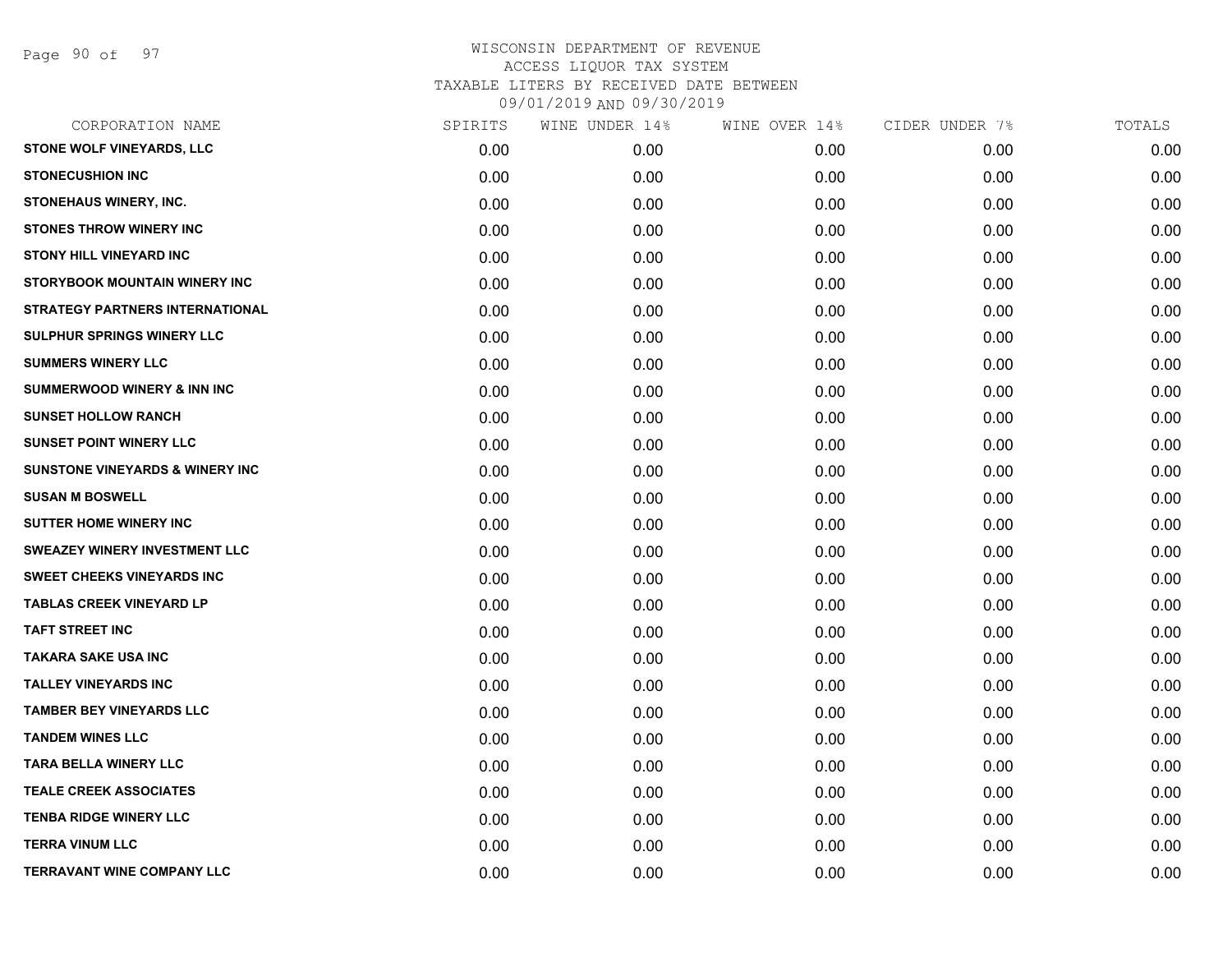WISCONSIN DEPARTMENT OF REVENUE
ACCESS LIQUOR TAX SYSTEM
TAXABLE LITERS BY RECEIVED DATE BETWEEN
09/01/2019 AND 09/30/2019

| CORPORATION NAME | SPIRITS | WINE UNDER 14% | WINE OVER 14% | CIDER UNDER 7% | TOTALS |
|---|---|---|---|---|---|
| STONE WOLF VINEYARDS, LLC | 0.00 | 0.00 | 0.00 | 0.00 | 0.00 |
| STONECUSHION INC | 0.00 | 0.00 | 0.00 | 0.00 | 0.00 |
| STONEHAUS WINERY, INC. | 0.00 | 0.00 | 0.00 | 0.00 | 0.00 |
| STONES THROW WINERY INC | 0.00 | 0.00 | 0.00 | 0.00 | 0.00 |
| STONY HILL VINEYARD INC | 0.00 | 0.00 | 0.00 | 0.00 | 0.00 |
| STORYBOOK MOUNTAIN WINERY INC | 0.00 | 0.00 | 0.00 | 0.00 | 0.00 |
| STRATEGY PARTNERS INTERNATIONAL | 0.00 | 0.00 | 0.00 | 0.00 | 0.00 |
| SULPHUR SPRINGS WINERY LLC | 0.00 | 0.00 | 0.00 | 0.00 | 0.00 |
| SUMMERS WINERY LLC | 0.00 | 0.00 | 0.00 | 0.00 | 0.00 |
| SUMMERWOOD WINERY & INN INC | 0.00 | 0.00 | 0.00 | 0.00 | 0.00 |
| SUNSET HOLLOW RANCH | 0.00 | 0.00 | 0.00 | 0.00 | 0.00 |
| SUNSET POINT WINERY LLC | 0.00 | 0.00 | 0.00 | 0.00 | 0.00 |
| SUNSTONE VINEYARDS & WINERY INC | 0.00 | 0.00 | 0.00 | 0.00 | 0.00 |
| SUSAN M BOSWELL | 0.00 | 0.00 | 0.00 | 0.00 | 0.00 |
| SUTTER HOME WINERY INC | 0.00 | 0.00 | 0.00 | 0.00 | 0.00 |
| SWEAZEY WINERY INVESTMENT LLC | 0.00 | 0.00 | 0.00 | 0.00 | 0.00 |
| SWEET CHEEKS VINEYARDS INC | 0.00 | 0.00 | 0.00 | 0.00 | 0.00 |
| TABLAS CREEK VINEYARD LP | 0.00 | 0.00 | 0.00 | 0.00 | 0.00 |
| TAFT STREET INC | 0.00 | 0.00 | 0.00 | 0.00 | 0.00 |
| TAKARA SAKE USA INC | 0.00 | 0.00 | 0.00 | 0.00 | 0.00 |
| TALLEY VINEYARDS INC | 0.00 | 0.00 | 0.00 | 0.00 | 0.00 |
| TAMBER BEY VINEYARDS LLC | 0.00 | 0.00 | 0.00 | 0.00 | 0.00 |
| TANDEM WINES LLC | 0.00 | 0.00 | 0.00 | 0.00 | 0.00 |
| TARA BELLA WINERY LLC | 0.00 | 0.00 | 0.00 | 0.00 | 0.00 |
| TEALE CREEK ASSOCIATES | 0.00 | 0.00 | 0.00 | 0.00 | 0.00 |
| TENBA RIDGE WINERY LLC | 0.00 | 0.00 | 0.00 | 0.00 | 0.00 |
| TERRA VINUM LLC | 0.00 | 0.00 | 0.00 | 0.00 | 0.00 |
| TERRAVANT WINE COMPANY LLC | 0.00 | 0.00 | 0.00 | 0.00 | 0.00 |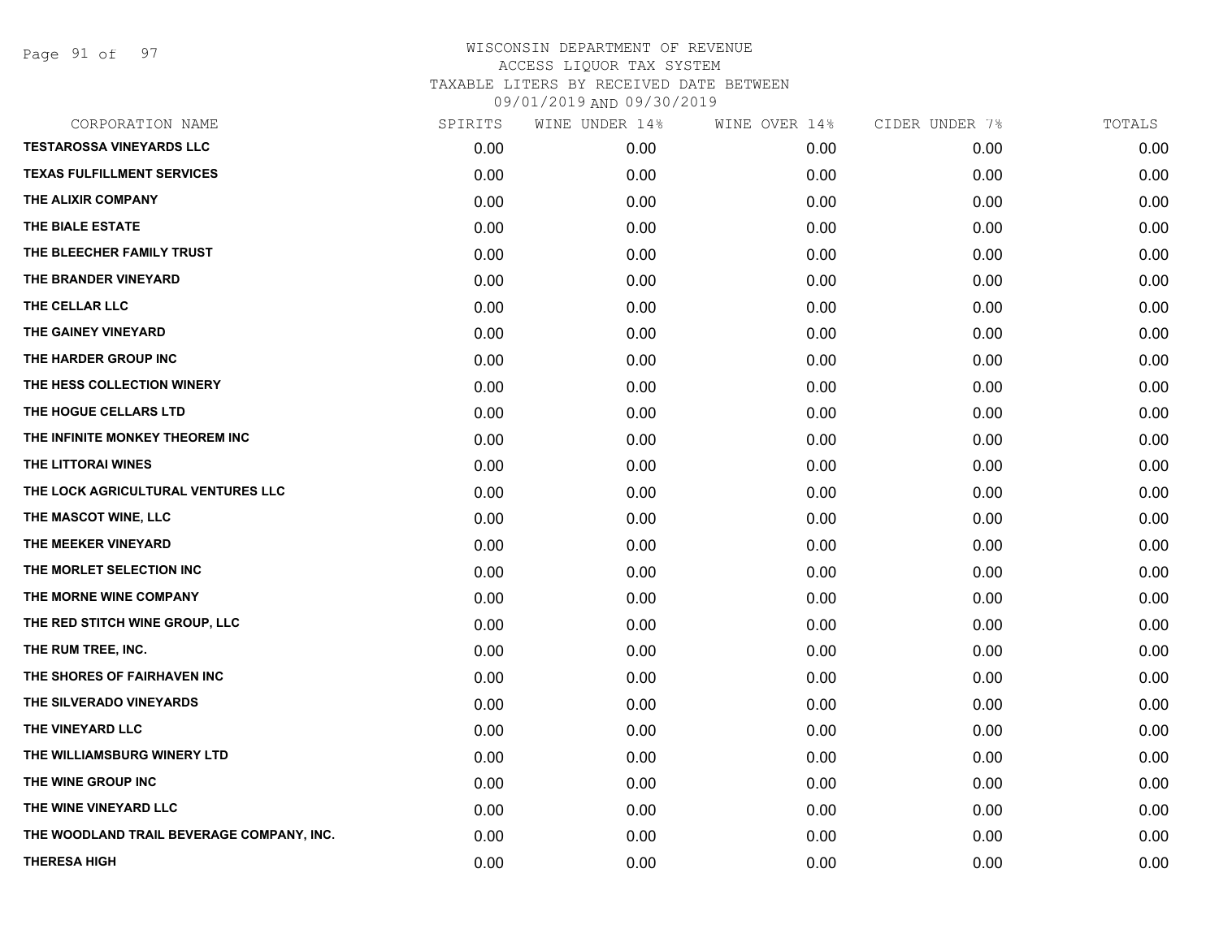WISCONSIN DEPARTMENT OF REVENUE
ACCESS LIQUOR TAX SYSTEM
TAXABLE LITERS BY RECEIVED DATE BETWEEN
09/01/2019 AND 09/30/2019

| CORPORATION NAME | SPIRITS | WINE UNDER 14% | WINE OVER 14% | CIDER UNDER 7% | TOTALS |
|---|---|---|---|---|---|
| TESTAROSSA VINEYARDS LLC | 0.00 | 0.00 | 0.00 | 0.00 | 0.00 |
| TEXAS FULFILLMENT SERVICES | 0.00 | 0.00 | 0.00 | 0.00 | 0.00 |
| THE ALIXIR COMPANY | 0.00 | 0.00 | 0.00 | 0.00 | 0.00 |
| THE BIALE ESTATE | 0.00 | 0.00 | 0.00 | 0.00 | 0.00 |
| THE BLEECHER FAMILY TRUST | 0.00 | 0.00 | 0.00 | 0.00 | 0.00 |
| THE BRANDER VINEYARD | 0.00 | 0.00 | 0.00 | 0.00 | 0.00 |
| THE CELLAR LLC | 0.00 | 0.00 | 0.00 | 0.00 | 0.00 |
| THE GAINEY VINEYARD | 0.00 | 0.00 | 0.00 | 0.00 | 0.00 |
| THE HARDER GROUP INC | 0.00 | 0.00 | 0.00 | 0.00 | 0.00 |
| THE HESS COLLECTION WINERY | 0.00 | 0.00 | 0.00 | 0.00 | 0.00 |
| THE HOGUE CELLARS LTD | 0.00 | 0.00 | 0.00 | 0.00 | 0.00 |
| THE INFINITE MONKEY THEOREM INC | 0.00 | 0.00 | 0.00 | 0.00 | 0.00 |
| THE LITTORAI WINES | 0.00 | 0.00 | 0.00 | 0.00 | 0.00 |
| THE LOCK AGRICULTURAL VENTURES LLC | 0.00 | 0.00 | 0.00 | 0.00 | 0.00 |
| THE MASCOT WINE, LLC | 0.00 | 0.00 | 0.00 | 0.00 | 0.00 |
| THE MEEKER VINEYARD | 0.00 | 0.00 | 0.00 | 0.00 | 0.00 |
| THE MORLET SELECTION INC | 0.00 | 0.00 | 0.00 | 0.00 | 0.00 |
| THE MORNE WINE COMPANY | 0.00 | 0.00 | 0.00 | 0.00 | 0.00 |
| THE RED STITCH WINE GROUP, LLC | 0.00 | 0.00 | 0.00 | 0.00 | 0.00 |
| THE RUM TREE, INC. | 0.00 | 0.00 | 0.00 | 0.00 | 0.00 |
| THE SHORES OF FAIRHAVEN INC | 0.00 | 0.00 | 0.00 | 0.00 | 0.00 |
| THE SILVERADO VINEYARDS | 0.00 | 0.00 | 0.00 | 0.00 | 0.00 |
| THE VINEYARD LLC | 0.00 | 0.00 | 0.00 | 0.00 | 0.00 |
| THE WILLIAMSBURG WINERY LTD | 0.00 | 0.00 | 0.00 | 0.00 | 0.00 |
| THE WINE GROUP INC | 0.00 | 0.00 | 0.00 | 0.00 | 0.00 |
| THE WINE VINEYARD LLC | 0.00 | 0.00 | 0.00 | 0.00 | 0.00 |
| THE WOODLAND TRAIL BEVERAGE COMPANY, INC. | 0.00 | 0.00 | 0.00 | 0.00 | 0.00 |
| THERESA HIGH | 0.00 | 0.00 | 0.00 | 0.00 | 0.00 |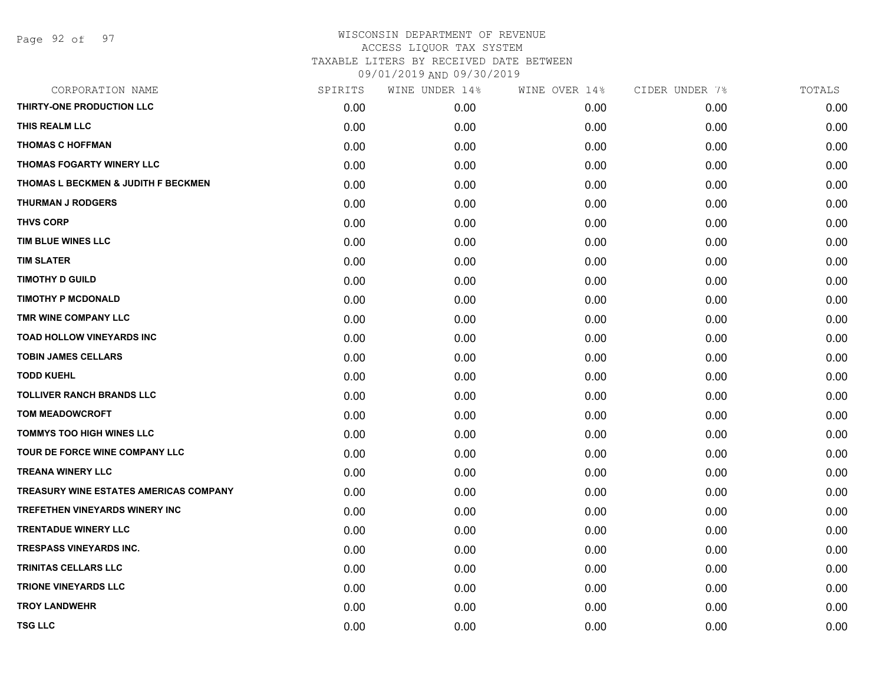# WISCONSIN DEPARTMENT OF REVENUE
## ACCESS LIQUOR TAX SYSTEM
### TAXABLE LITERS BY RECEIVED DATE BETWEEN 09/01/2019 AND 09/30/2019

| CORPORATION NAME | SPIRITS | WINE UNDER 14% | WINE OVER 14% | CIDER UNDER 7% | TOTALS |
|---|---|---|---|---|---|
| THIRTY-ONE PRODUCTION LLC | 0.00 | 0.00 | 0.00 | 0.00 | 0.00 |
| THIS REALM LLC | 0.00 | 0.00 | 0.00 | 0.00 | 0.00 |
| THOMAS C HOFFMAN | 0.00 | 0.00 | 0.00 | 0.00 | 0.00 |
| THOMAS FOGARTY WINERY LLC | 0.00 | 0.00 | 0.00 | 0.00 | 0.00 |
| THOMAS L BECKMEN & JUDITH F BECKMEN | 0.00 | 0.00 | 0.00 | 0.00 | 0.00 |
| THURMAN J RODGERS | 0.00 | 0.00 | 0.00 | 0.00 | 0.00 |
| THVS CORP | 0.00 | 0.00 | 0.00 | 0.00 | 0.00 |
| TIM BLUE WINES LLC | 0.00 | 0.00 | 0.00 | 0.00 | 0.00 |
| TIM SLATER | 0.00 | 0.00 | 0.00 | 0.00 | 0.00 |
| TIMOTHY D GUILD | 0.00 | 0.00 | 0.00 | 0.00 | 0.00 |
| TIMOTHY P MCDONALD | 0.00 | 0.00 | 0.00 | 0.00 | 0.00 |
| TMR WINE COMPANY LLC | 0.00 | 0.00 | 0.00 | 0.00 | 0.00 |
| TOAD HOLLOW VINEYARDS INC | 0.00 | 0.00 | 0.00 | 0.00 | 0.00 |
| TOBIN JAMES CELLARS | 0.00 | 0.00 | 0.00 | 0.00 | 0.00 |
| TODD KUEHL | 0.00 | 0.00 | 0.00 | 0.00 | 0.00 |
| TOLLIVER RANCH BRANDS LLC | 0.00 | 0.00 | 0.00 | 0.00 | 0.00 |
| TOM MEADOWCROFT | 0.00 | 0.00 | 0.00 | 0.00 | 0.00 |
| TOMMYS TOO HIGH WINES LLC | 0.00 | 0.00 | 0.00 | 0.00 | 0.00 |
| TOUR DE FORCE WINE COMPANY LLC | 0.00 | 0.00 | 0.00 | 0.00 | 0.00 |
| TREANA WINERY LLC | 0.00 | 0.00 | 0.00 | 0.00 | 0.00 |
| TREASURY WINE ESTATES AMERICAS COMPANY | 0.00 | 0.00 | 0.00 | 0.00 | 0.00 |
| TREFETHEN VINEYARDS WINERY INC | 0.00 | 0.00 | 0.00 | 0.00 | 0.00 |
| TRENTADUE WINERY LLC | 0.00 | 0.00 | 0.00 | 0.00 | 0.00 |
| TRESPASS VINEYARDS INC. | 0.00 | 0.00 | 0.00 | 0.00 | 0.00 |
| TRINITAS CELLARS LLC | 0.00 | 0.00 | 0.00 | 0.00 | 0.00 |
| TRIONE VINEYARDS LLC | 0.00 | 0.00 | 0.00 | 0.00 | 0.00 |
| TROY LANDWEHR | 0.00 | 0.00 | 0.00 | 0.00 | 0.00 |
| TSG LLC | 0.00 | 0.00 | 0.00 | 0.00 | 0.00 |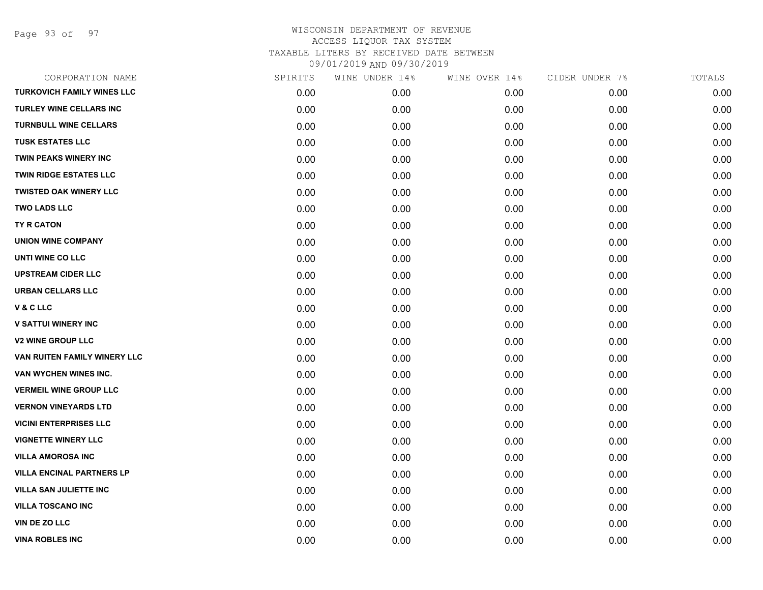WISCONSIN DEPARTMENT OF REVENUE
ACCESS LIQUOR TAX SYSTEM
TAXABLE LITERS BY RECEIVED DATE BETWEEN
09/01/2019 AND 09/30/2019

| CORPORATION NAME | SPIRITS | WINE UNDER 14% | WINE OVER 14% | CIDER UNDER 7% | TOTALS |
|---|---|---|---|---|---|
| TURKOVICH FAMILY WINES LLC | 0.00 | 0.00 | 0.00 | 0.00 | 0.00 |
| TURLEY WINE CELLARS INC | 0.00 | 0.00 | 0.00 | 0.00 | 0.00 |
| TURNBULL WINE CELLARS | 0.00 | 0.00 | 0.00 | 0.00 | 0.00 |
| TUSK ESTATES LLC | 0.00 | 0.00 | 0.00 | 0.00 | 0.00 |
| TWIN PEAKS WINERY INC | 0.00 | 0.00 | 0.00 | 0.00 | 0.00 |
| TWIN RIDGE ESTATES LLC | 0.00 | 0.00 | 0.00 | 0.00 | 0.00 |
| TWISTED OAK WINERY LLC | 0.00 | 0.00 | 0.00 | 0.00 | 0.00 |
| TWO LADS LLC | 0.00 | 0.00 | 0.00 | 0.00 | 0.00 |
| TY R CATON | 0.00 | 0.00 | 0.00 | 0.00 | 0.00 |
| UNION WINE COMPANY | 0.00 | 0.00 | 0.00 | 0.00 | 0.00 |
| UNTI WINE CO LLC | 0.00 | 0.00 | 0.00 | 0.00 | 0.00 |
| UPSTREAM CIDER LLC | 0.00 | 0.00 | 0.00 | 0.00 | 0.00 |
| URBAN CELLARS LLC | 0.00 | 0.00 | 0.00 | 0.00 | 0.00 |
| V & C LLC | 0.00 | 0.00 | 0.00 | 0.00 | 0.00 |
| V SATTUI WINERY INC | 0.00 | 0.00 | 0.00 | 0.00 | 0.00 |
| V2 WINE GROUP LLC | 0.00 | 0.00 | 0.00 | 0.00 | 0.00 |
| VAN RUITEN FAMILY WINERY LLC | 0.00 | 0.00 | 0.00 | 0.00 | 0.00 |
| VAN WYCHEN WINES INC. | 0.00 | 0.00 | 0.00 | 0.00 | 0.00 |
| VERMEIL WINE GROUP LLC | 0.00 | 0.00 | 0.00 | 0.00 | 0.00 |
| VERNON VINEYARDS LTD | 0.00 | 0.00 | 0.00 | 0.00 | 0.00 |
| VICINI ENTERPRISES LLC | 0.00 | 0.00 | 0.00 | 0.00 | 0.00 |
| VIGNETTE WINERY LLC | 0.00 | 0.00 | 0.00 | 0.00 | 0.00 |
| VILLA AMOROSA INC | 0.00 | 0.00 | 0.00 | 0.00 | 0.00 |
| VILLA ENCINAL PARTNERS LP | 0.00 | 0.00 | 0.00 | 0.00 | 0.00 |
| VILLA SAN JULIETTE INC | 0.00 | 0.00 | 0.00 | 0.00 | 0.00 |
| VILLA TOSCANO INC | 0.00 | 0.00 | 0.00 | 0.00 | 0.00 |
| VIN DE ZO LLC | 0.00 | 0.00 | 0.00 | 0.00 | 0.00 |
| VINA ROBLES INC | 0.00 | 0.00 | 0.00 | 0.00 | 0.00 |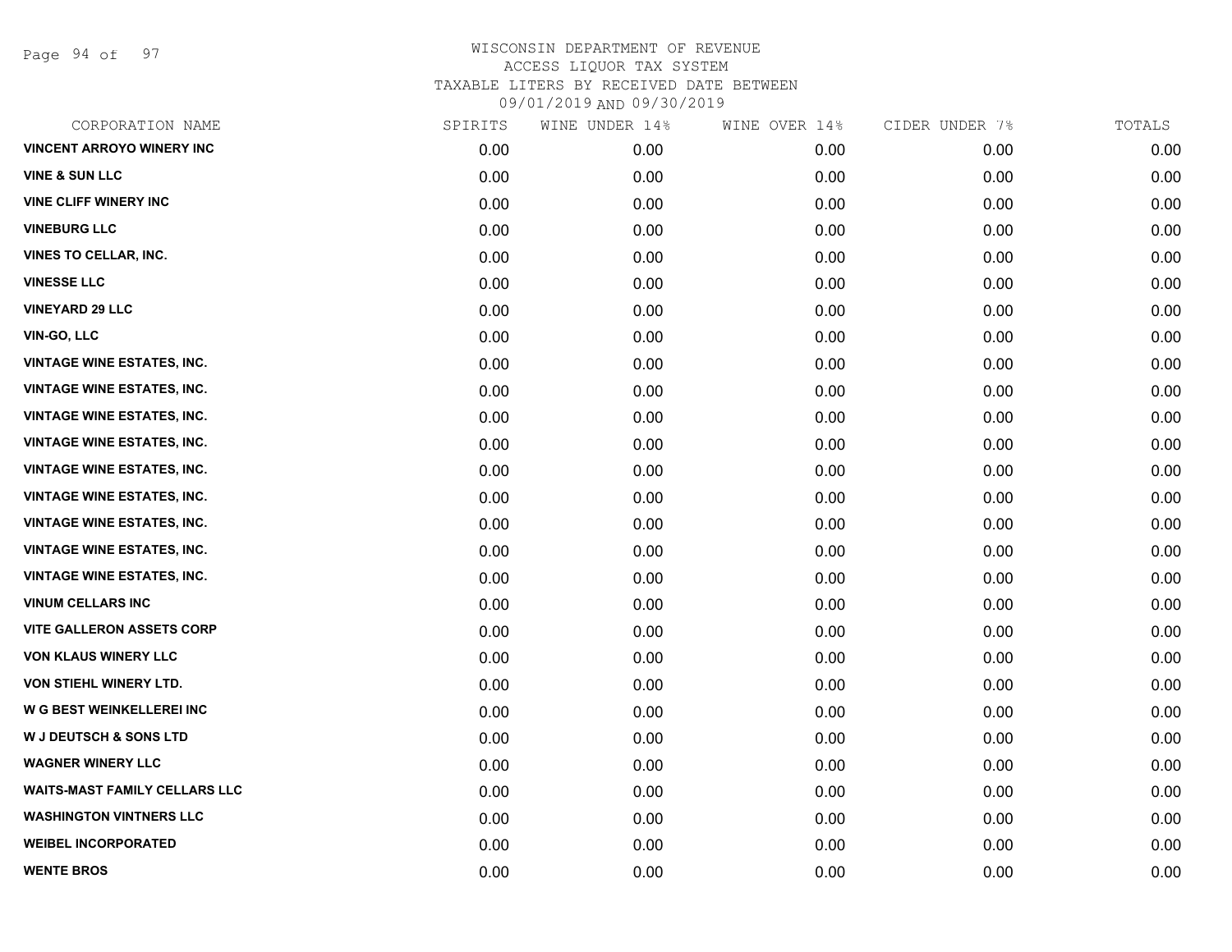WISCONSIN DEPARTMENT OF REVENUE
ACCESS LIQUOR TAX SYSTEM
TAXABLE LITERS BY RECEIVED DATE BETWEEN
09/01/2019 AND 09/30/2019

| CORPORATION NAME | SPIRITS | WINE UNDER 14% | WINE OVER 14% | CIDER UNDER 7% | TOTALS |
|---|---|---|---|---|---|
| VINCENT ARROYO WINERY INC | 0.00 | 0.00 | 0.00 | 0.00 | 0.00 |
| VINE & SUN LLC | 0.00 | 0.00 | 0.00 | 0.00 | 0.00 |
| VINE CLIFF WINERY INC | 0.00 | 0.00 | 0.00 | 0.00 | 0.00 |
| VINEBURG LLC | 0.00 | 0.00 | 0.00 | 0.00 | 0.00 |
| VINES TO CELLAR, INC. | 0.00 | 0.00 | 0.00 | 0.00 | 0.00 |
| VINESSE LLC | 0.00 | 0.00 | 0.00 | 0.00 | 0.00 |
| VINEYARD 29 LLC | 0.00 | 0.00 | 0.00 | 0.00 | 0.00 |
| VIN-GO, LLC | 0.00 | 0.00 | 0.00 | 0.00 | 0.00 |
| VINTAGE WINE ESTATES, INC. | 0.00 | 0.00 | 0.00 | 0.00 | 0.00 |
| VINTAGE WINE ESTATES, INC. | 0.00 | 0.00 | 0.00 | 0.00 | 0.00 |
| VINTAGE WINE ESTATES, INC. | 0.00 | 0.00 | 0.00 | 0.00 | 0.00 |
| VINTAGE WINE ESTATES, INC. | 0.00 | 0.00 | 0.00 | 0.00 | 0.00 |
| VINTAGE WINE ESTATES, INC. | 0.00 | 0.00 | 0.00 | 0.00 | 0.00 |
| VINTAGE WINE ESTATES, INC. | 0.00 | 0.00 | 0.00 | 0.00 | 0.00 |
| VINTAGE WINE ESTATES, INC. | 0.00 | 0.00 | 0.00 | 0.00 | 0.00 |
| VINTAGE WINE ESTATES, INC. | 0.00 | 0.00 | 0.00 | 0.00 | 0.00 |
| VINTAGE WINE ESTATES, INC. | 0.00 | 0.00 | 0.00 | 0.00 | 0.00 |
| VINUM CELLARS INC | 0.00 | 0.00 | 0.00 | 0.00 | 0.00 |
| VITE GALLERON ASSETS CORP | 0.00 | 0.00 | 0.00 | 0.00 | 0.00 |
| VON KLAUS WINERY LLC | 0.00 | 0.00 | 0.00 | 0.00 | 0.00 |
| VON STIEHL WINERY LTD. | 0.00 | 0.00 | 0.00 | 0.00 | 0.00 |
| W G BEST WEINKELLEREI INC | 0.00 | 0.00 | 0.00 | 0.00 | 0.00 |
| W J DEUTSCH & SONS LTD | 0.00 | 0.00 | 0.00 | 0.00 | 0.00 |
| WAGNER WINERY LLC | 0.00 | 0.00 | 0.00 | 0.00 | 0.00 |
| WAITS-MAST FAMILY CELLARS LLC | 0.00 | 0.00 | 0.00 | 0.00 | 0.00 |
| WASHINGTON VINTNERS LLC | 0.00 | 0.00 | 0.00 | 0.00 | 0.00 |
| WEIBEL INCORPORATED | 0.00 | 0.00 | 0.00 | 0.00 | 0.00 |
| WENTE BROS | 0.00 | 0.00 | 0.00 | 0.00 | 0.00 |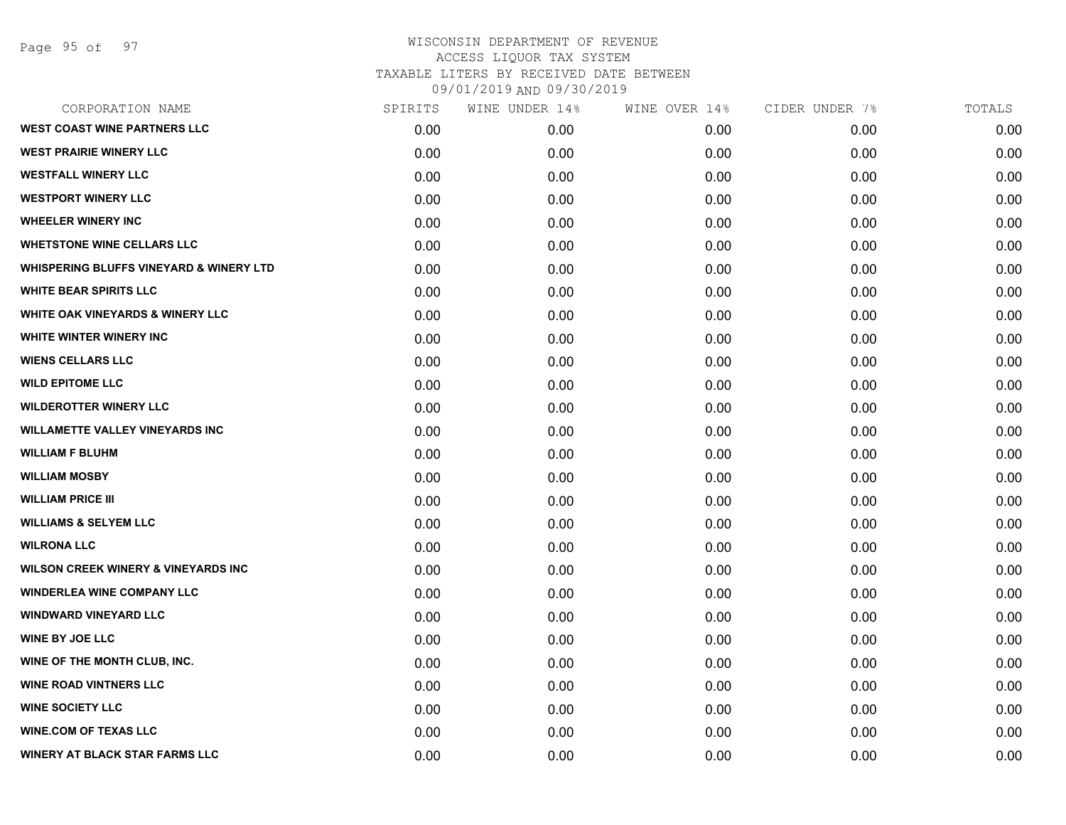WISCONSIN DEPARTMENT OF REVENUE
ACCESS LIQUOR TAX SYSTEM
TAXABLE LITERS BY RECEIVED DATE BETWEEN
09/01/2019 AND 09/30/2019

| CORPORATION NAME | SPIRITS | WINE UNDER 14% | WINE OVER 14% | CIDER UNDER 7% | TOTALS |
|---|---|---|---|---|---|
| WEST COAST WINE PARTNERS LLC | 0.00 | 0.00 | 0.00 | 0.00 | 0.00 |
| WEST PRAIRIE WINERY LLC | 0.00 | 0.00 | 0.00 | 0.00 | 0.00 |
| WESTFALL WINERY LLC | 0.00 | 0.00 | 0.00 | 0.00 | 0.00 |
| WESTPORT WINERY LLC | 0.00 | 0.00 | 0.00 | 0.00 | 0.00 |
| WHEELER WINERY INC | 0.00 | 0.00 | 0.00 | 0.00 | 0.00 |
| WHETSTONE WINE CELLARS LLC | 0.00 | 0.00 | 0.00 | 0.00 | 0.00 |
| WHISPERING BLUFFS VINEYARD & WINERY LTD | 0.00 | 0.00 | 0.00 | 0.00 | 0.00 |
| WHITE BEAR SPIRITS LLC | 0.00 | 0.00 | 0.00 | 0.00 | 0.00 |
| WHITE OAK VINEYARDS & WINERY LLC | 0.00 | 0.00 | 0.00 | 0.00 | 0.00 |
| WHITE WINTER WINERY INC | 0.00 | 0.00 | 0.00 | 0.00 | 0.00 |
| WIENS CELLARS LLC | 0.00 | 0.00 | 0.00 | 0.00 | 0.00 |
| WILD EPITOME LLC | 0.00 | 0.00 | 0.00 | 0.00 | 0.00 |
| WILDEROTTER WINERY LLC | 0.00 | 0.00 | 0.00 | 0.00 | 0.00 |
| WILLAMETTE VALLEY VINEYARDS INC | 0.00 | 0.00 | 0.00 | 0.00 | 0.00 |
| WILLIAM F BLUHM | 0.00 | 0.00 | 0.00 | 0.00 | 0.00 |
| WILLIAM MOSBY | 0.00 | 0.00 | 0.00 | 0.00 | 0.00 |
| WILLIAM PRICE III | 0.00 | 0.00 | 0.00 | 0.00 | 0.00 |
| WILLIAMS & SELYEM LLC | 0.00 | 0.00 | 0.00 | 0.00 | 0.00 |
| WILRONA LLC | 0.00 | 0.00 | 0.00 | 0.00 | 0.00 |
| WILSON CREEK WINERY & VINEYARDS INC | 0.00 | 0.00 | 0.00 | 0.00 | 0.00 |
| WINDERLEA WINE COMPANY LLC | 0.00 | 0.00 | 0.00 | 0.00 | 0.00 |
| WINDWARD VINEYARD LLC | 0.00 | 0.00 | 0.00 | 0.00 | 0.00 |
| WINE BY JOE LLC | 0.00 | 0.00 | 0.00 | 0.00 | 0.00 |
| WINE OF THE MONTH CLUB, INC. | 0.00 | 0.00 | 0.00 | 0.00 | 0.00 |
| WINE ROAD VINTNERS LLC | 0.00 | 0.00 | 0.00 | 0.00 | 0.00 |
| WINE SOCIETY LLC | 0.00 | 0.00 | 0.00 | 0.00 | 0.00 |
| WINE.COM OF TEXAS LLC | 0.00 | 0.00 | 0.00 | 0.00 | 0.00 |
| WINERY AT BLACK STAR FARMS LLC | 0.00 | 0.00 | 0.00 | 0.00 | 0.00 |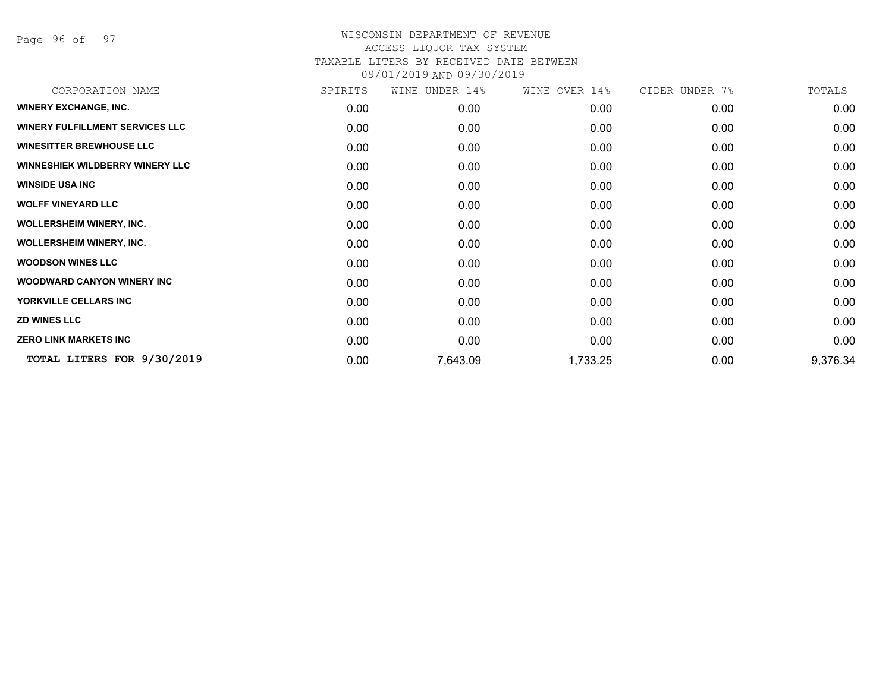WISCONSIN DEPARTMENT OF REVENUE
ACCESS LIQUOR TAX SYSTEM
TAXABLE LITERS BY RECEIVED DATE BETWEEN
09/01/2019 AND 09/30/2019

| CORPORATION NAME | SPIRITS | WINE UNDER 14% | WINE OVER 14% | CIDER UNDER 7% | TOTALS |
|---|---|---|---|---|---|
| **WINERY EXCHANGE, INC.** | 0.00 | 0.00 | 0.00 | 0.00 | 0.00 |
| **WINERY FULFILLMENT SERVICES LLC** | 0.00 | 0.00 | 0.00 | 0.00 | 0.00 |
| **WINESITTER BREWHOUSE LLC** | 0.00 | 0.00 | 0.00 | 0.00 | 0.00 |
| **WINNESHIEK WILDBERRY WINERY LLC** | 0.00 | 0.00 | 0.00 | 0.00 | 0.00 |
| **WINSIDE USA INC** | 0.00 | 0.00 | 0.00 | 0.00 | 0.00 |
| **WOLFF VINEYARD LLC** | 0.00 | 0.00 | 0.00 | 0.00 | 0.00 |
| **WOLLERSHEIM WINERY, INC.** | 0.00 | 0.00 | 0.00 | 0.00 | 0.00 |
| **WOLLERSHEIM WINERY, INC.** | 0.00 | 0.00 | 0.00 | 0.00 | 0.00 |
| **WOODSON WINES LLC** | 0.00 | 0.00 | 0.00 | 0.00 | 0.00 |
| **WOODWARD CANYON WINERY INC** | 0.00 | 0.00 | 0.00 | 0.00 | 0.00 |
| **YORKVILLE CELLARS INC** | 0.00 | 0.00 | 0.00 | 0.00 | 0.00 |
| **ZD WINES LLC** | 0.00 | 0.00 | 0.00 | 0.00 | 0.00 |
| **ZERO LINK MARKETS INC** | 0.00 | 0.00 | 0.00 | 0.00 | 0.00 |
| **TOTAL LITERS FOR 9/30/2019** | 0.00 | 7,643.09 | 1,733.25 | 0.00 | 9,376.34 |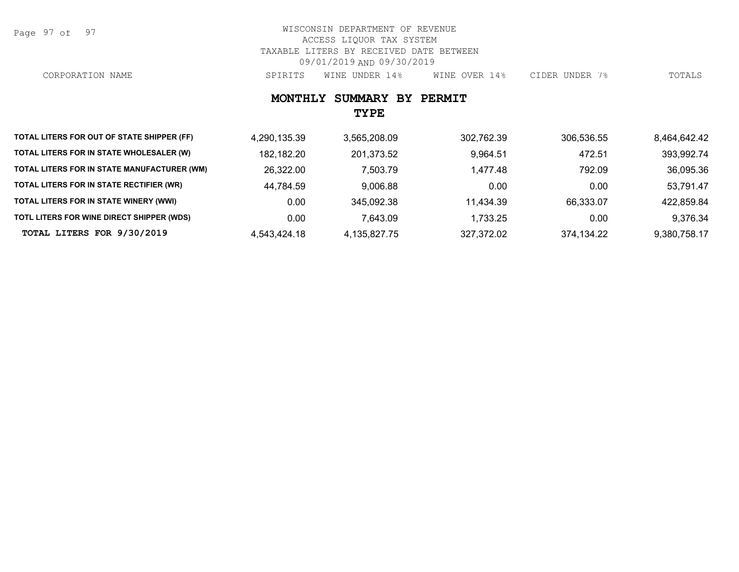WISCONSIN DEPARTMENT OF REVENUE
ACCESS LIQUOR TAX SYSTEM
TAXABLE LITERS BY RECEIVED DATE BETWEEN
09/01/2019 AND 09/30/2019

## MONTHLY SUMMARY BY PERMIT TYPE

| CORPORATION NAME | SPIRITS | WINE UNDER 14% | WINE OVER 14% | CIDER UNDER 7% | TOTALS |
|---|---|---|---|---|---|
| **TOTAL LITERS FOR OUT OF STATE SHIPPER (FF)** | 4,290,135.39 | 3,565,208.09 | 302,762.39 | 306,536.55 | 8,464,642.42 |
| **TOTAL LITERS FOR IN STATE WHOLESALER (W)** | 182,182.20 | 201,373.52 | 9,964.51 | 472.51 | 393,992.74 |
| **TOTAL LITERS FOR IN STATE MANUFACTURER (WM)** | 26,322.00 | 7,503.79 | 1,477.48 | 792.09 | 36,095.36 |
| **TOTAL LITERS FOR IN STATE RECTIFIER (WR)** | 44,784.59 | 9,006.88 | 0.00 | 0.00 | 53,791.47 |
| **TOTAL LITERS FOR IN STATE WINERY (WWI)** | 0.00 | 345,092.38 | 11,434.39 | 66,333.07 | 422,859.84 |
| **TOTL LITERS FOR WINE DIRECT SHIPPER (WDS)** | 0.00 | 7,643.09 | 1,733.25 | 0.00 | 9,376.34 |
| **TOTAL LITERS FOR 9/30/2019** | 4,543,424.18 | 4,135,827.75 | 327,372.02 | 374,134.22 | 9,380,758.17 |